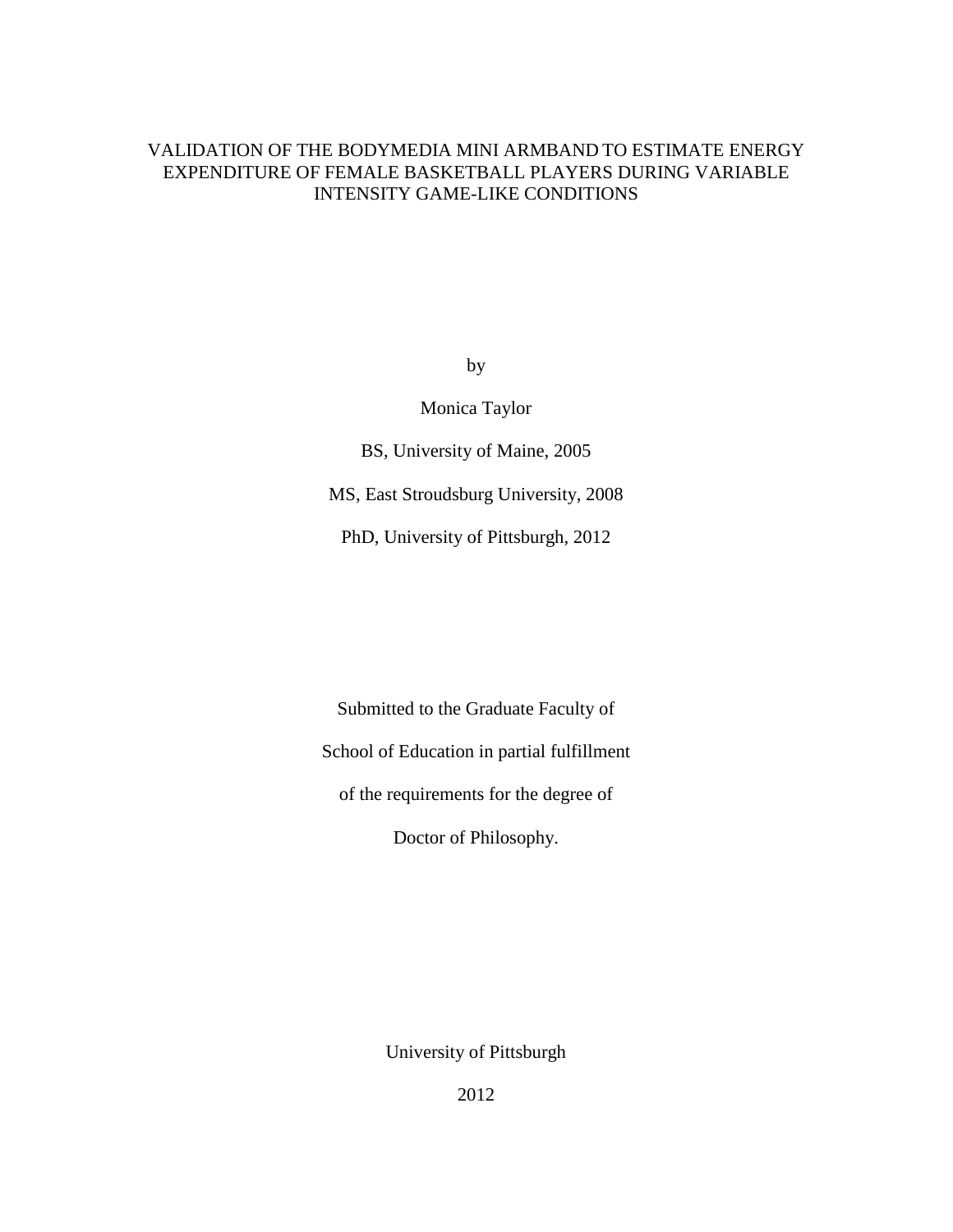# VALIDATION OF THE BODYMEDIA MINI ARMBAND TO ESTIMATE ENERGY EXPENDITURE OF FEMALE BASKETBALL PLAYERS DURING VARIABLE INTENSITY GAME-LIKE CONDITIONS

by

Monica Taylor

BS, University of Maine, 2005

MS, East Stroudsburg University, 2008

PhD, University of Pittsburgh, 2012

Submitted to the Graduate Faculty of

School of Education in partial fulfillment

of the requirements for the degree of

Doctor of Philosophy.

University of Pittsburgh

2012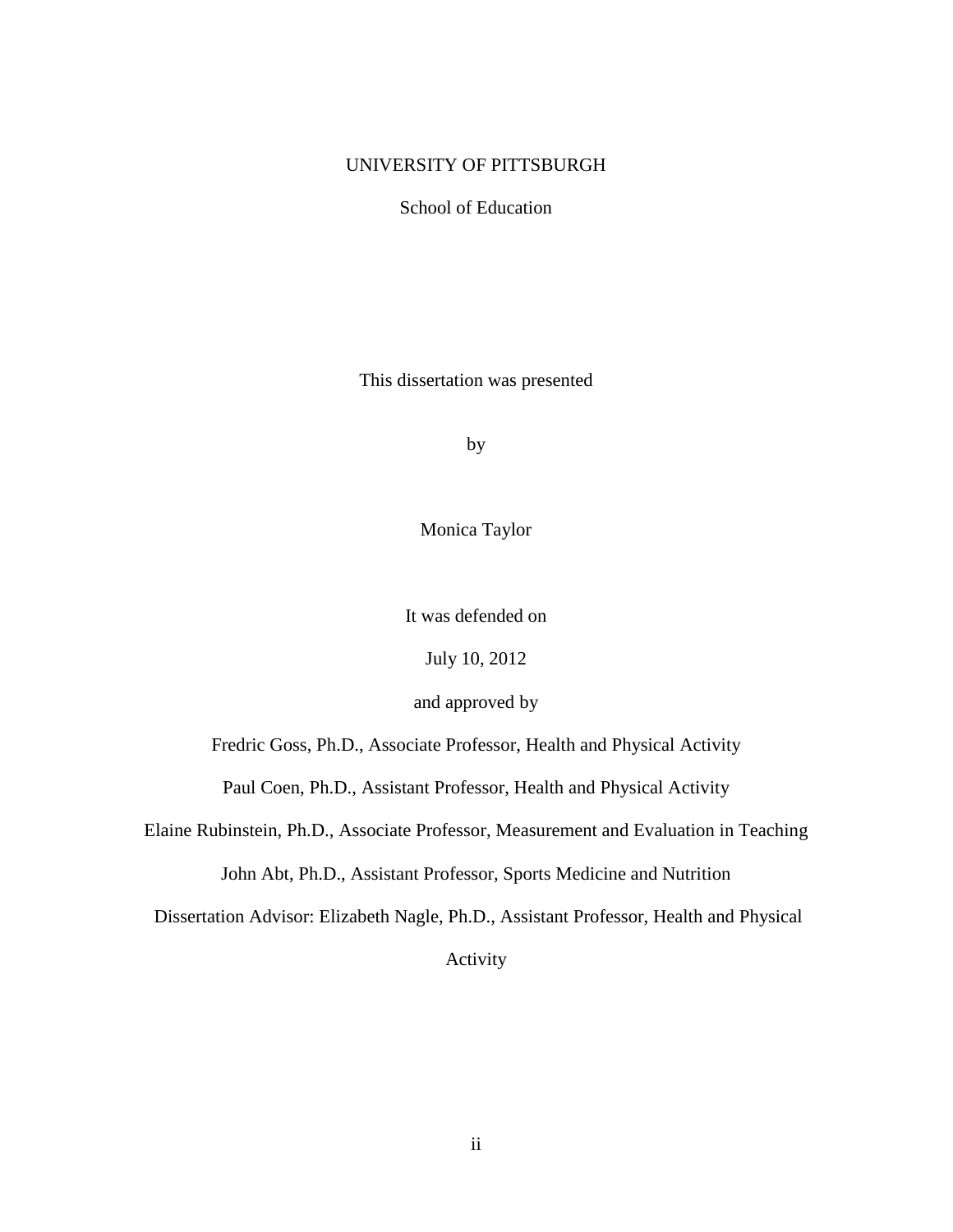UNIVERSITY OF PITTSBURGH

School of Education

This dissertation was presented

by

Monica Taylor

It was defended on

July 10, 2012

and approved by

Fredric Goss, Ph.D., Associate Professor, Health and Physical Activity

Paul Coen, Ph.D., Assistant Professor, Health and Physical Activity

Elaine Rubinstein, Ph.D., Associate Professor, Measurement and Evaluation in Teaching

John Abt, Ph.D., Assistant Professor, Sports Medicine and Nutrition

Dissertation Advisor: Elizabeth Nagle, Ph.D., Assistant Professor, Health and Physical Activity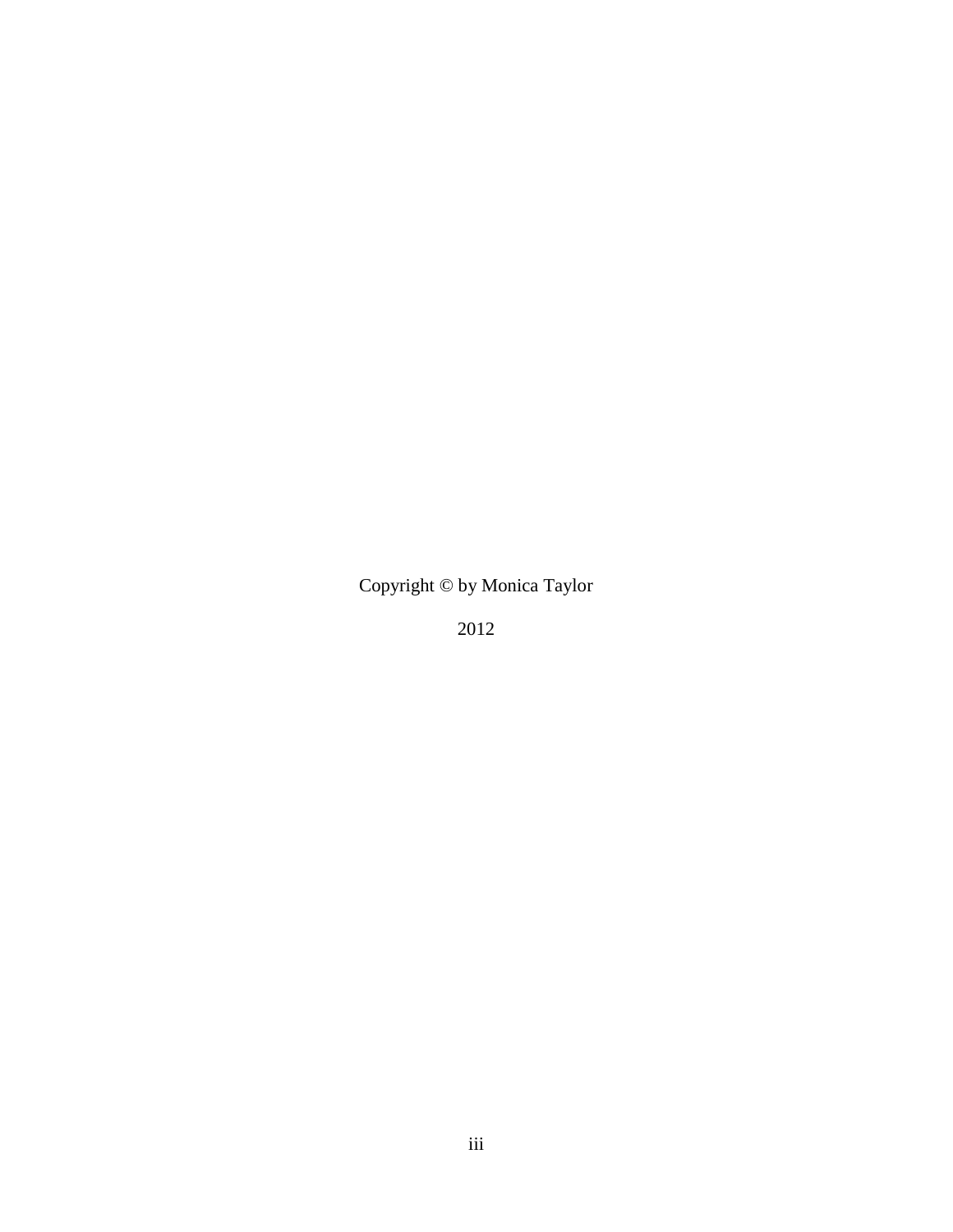Copyright © by Monica Taylor

2012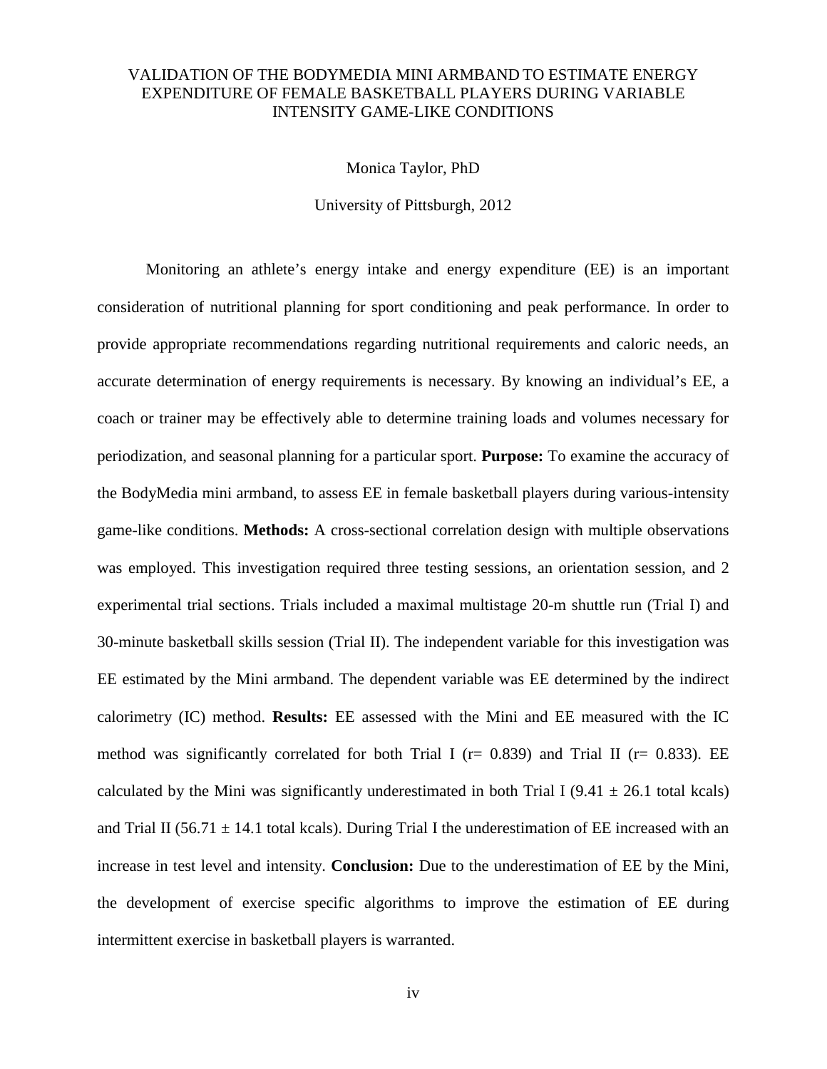# VALIDATION OF THE BODYMEDIA MINI ARMBAND TO ESTIMATE ENERGY EXPENDITURE OF FEMALE BASKETBALL PLAYERS DURING VARIABLE INTENSITY GAME-LIKE CONDITIONS

Monica Taylor, PhD

University of Pittsburgh, 2012

Monitoring an athlete's energy intake and energy expenditure (EE) is an important consideration of nutritional planning for sport conditioning and peak performance. In order to provide appropriate recommendations regarding nutritional requirements and caloric needs, an accurate determination of energy requirements is necessary. By knowing an individual's EE, a coach or trainer may be effectively able to determine training loads and volumes necessary for periodization, and seasonal planning for a particular sport. **Purpose:** To examine the accuracy of the BodyMedia mini armband, to assess EE in female basketball players during various-intensity game-like conditions. **Methods:** A cross-sectional correlation design with multiple observations was employed. This investigation required three testing sessions, an orientation session, and 2 experimental trial sections. Trials included a maximal multistage 20-m shuttle run (Trial I) and 30-minute basketball skills session (Trial II). The independent variable for this investigation was EE estimated by the Mini armband. The dependent variable was EE determined by the indirect calorimetry (IC) method. **Results:** EE assessed with the Mini and EE measured with the IC method was significantly correlated for both Trial I ($r = 0.839$) and Trial II ($r = 0.833$). EE calculated by the Mini was significantly underestimated in both Trial I ($9.41 \pm 26.1$ total kcals) and Trial II ($56.71 \pm 14.1$ total kcals). During Trial I the underestimation of EE increased with an increase in test level and intensity. **Conclusion:** Due to the underestimation of EE by the Mini, the development of exercise specific algorithms to improve the estimation of EE during intermittent exercise in basketball players is warranted.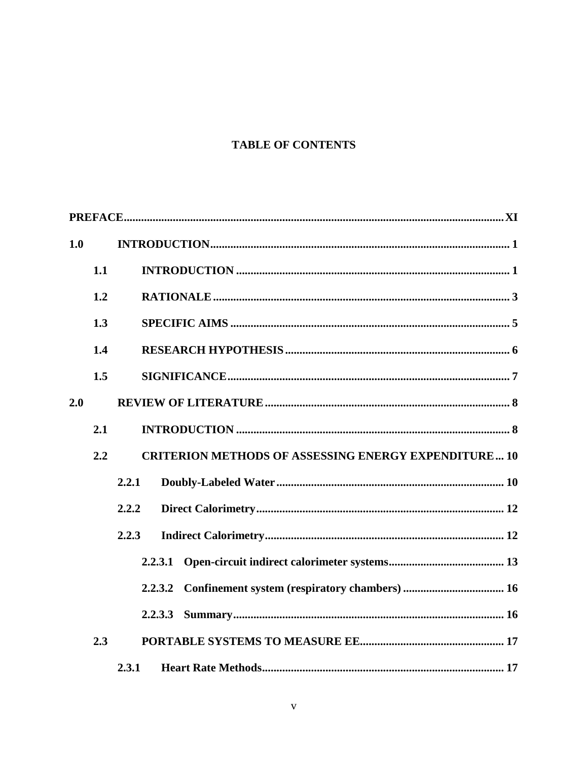# TABLE OF CONTENTS

**PREFACE** ............................................................ **XI**

**1.0 INTRODUCTION** ............................................................ **1**

- **1.1 INTRODUCTION** ............................................................ **1**
- **1.2 RATIONALE** ............................................................ **3**
- **1.3 SPECIFIC AIMS** ............................................................ **5**
- **1.4 RESEARCH HYPOTHESIS** ............................................................ **6**
- **1.5 SIGNIFICANCE** ............................................................ **7**

**2.0 REVIEW OF LITERATURE** ............................................................ **8**

- **2.1 INTRODUCTION** ............................................................ **8**
- **2.2 CRITERION METHODS OF ASSESSING ENERGY EXPENDITURE** ... **10**
  - **2.2.1 Doubly-Labeled Water** ............................................................ **10**
  - **2.2.2 Direct Calorimetry** ............................................................ **12**
  - **2.2.3 Indirect Calorimetry** ............................................................ **12**
    - **2.2.3.1 Open-circuit indirect calorimeter systems** ............................................................ **13**
    - **2.2.3.2 Confinement system (respiratory chambers)** ............................................................ **16**
    - **2.2.3.3 Summary** ............................................................ **16**
- **2.3 PORTABLE SYSTEMS TO MEASURE EE** ............................................................ **17**
  - **2.3.1 Heart Rate Methods** ............................................................ **17**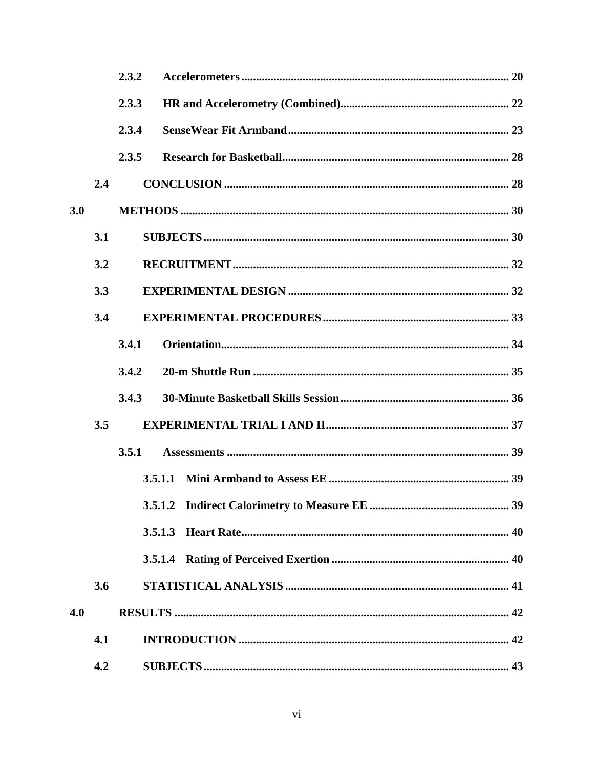2.3.2 **Accelerometers** ........................................................................................... 20

2.3.3 **HR and Accelerometry (Combined)**........................................................ 22

2.3.4 **SenseWear Fit Armband**.......................................................................... 23

2.3.5 **Research for Basketball**............................................................................ 28

2.4 **CONCLUSION** ................................................................................................ 28

3.0 **METHODS** ................................................................................................................ 30

3.1 **SUBJECTS** ....................................................................................................... 30

3.2 **RECRUITMENT** ............................................................................................. 32

3.3 **EXPERIMENTAL DESIGN** ........................................................................... 32

3.4 **EXPERIMENTAL PROCEDURES** ............................................................... 33

3.4.1 **Orientation**.................................................................................................. 34

3.4.2 **20-m Shuttle Run** ....................................................................................... 35

3.4.3 **30-Minute Basketball Skills Session**......................................................... 36

3.5 **EXPERIMENTAL TRIAL I AND II**.............................................................. 37

3.5.1 **Assessments** ................................................................................................ 39

3.5.1.1 **Mini Armband to Assess EE** ............................................................. 39

3.5.1.2 **Indirect Calorimetry to Measure EE** ............................................... 39

3.5.1.3 **Heart Rate**........................................................................................... 40

3.5.1.4 **Rating of Perceived Exertion** ............................................................ 40

3.6 **STATISTICAL ANALYSIS** ............................................................................ 41

4.0 **RESULTS** .................................................................................................................. 42

4.1 **INTRODUCTION** ............................................................................................ 42

4.2 **SUBJECTS** ....................................................................................................... 43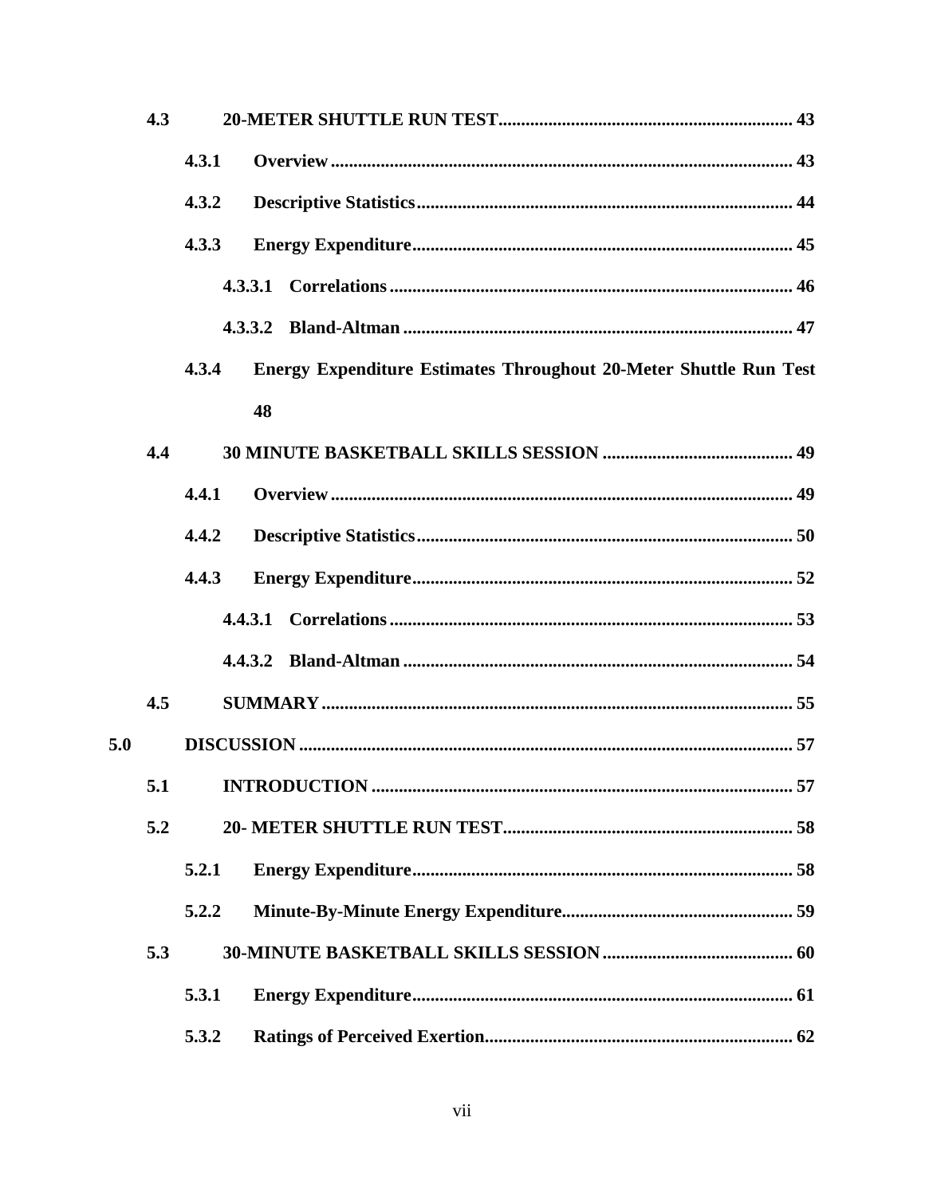- 4.3 20-METER SHUTTLE RUN TEST ........ 43
  - 4.3.1 Overview ........ 43
  - 4.3.2 Descriptive Statistics ........ 44
  - 4.3.3 Energy Expenditure ........ 45
    - 4.3.3.1 Correlations ........ 46
    - 4.3.3.2 Bland-Altman ........ 47
  - 4.3.4 Energy Expenditure Estimates Throughout 20-Meter Shuttle Run Test ........ 48
- 4.4 30 MINUTE BASKETBALL SKILLS SESSION ........ 49
  - 4.4.1 Overview ........ 49
  - 4.4.2 Descriptive Statistics ........ 50
  - 4.4.3 Energy Expenditure ........ 52
    - 4.4.3.1 Correlations ........ 53
    - 4.4.3.2 Bland-Altman ........ 54
- 4.5 SUMMARY ........ 55

5.0 DISCUSSION ........ 57

- 5.1 INTRODUCTION ........ 57
- 5.2 20- METER SHUTTLE RUN TEST ........ 58
  - 5.2.1 Energy Expenditure ........ 58
  - 5.2.2 Minute-By-Minute Energy Expenditure ........ 59
- 5.3 30-MINUTE BASKETBALL SKILLS SESSION ........ 60
  - 5.3.1 Energy Expenditure ........ 61
  - 5.3.2 Ratings of Perceived Exertion ........ 62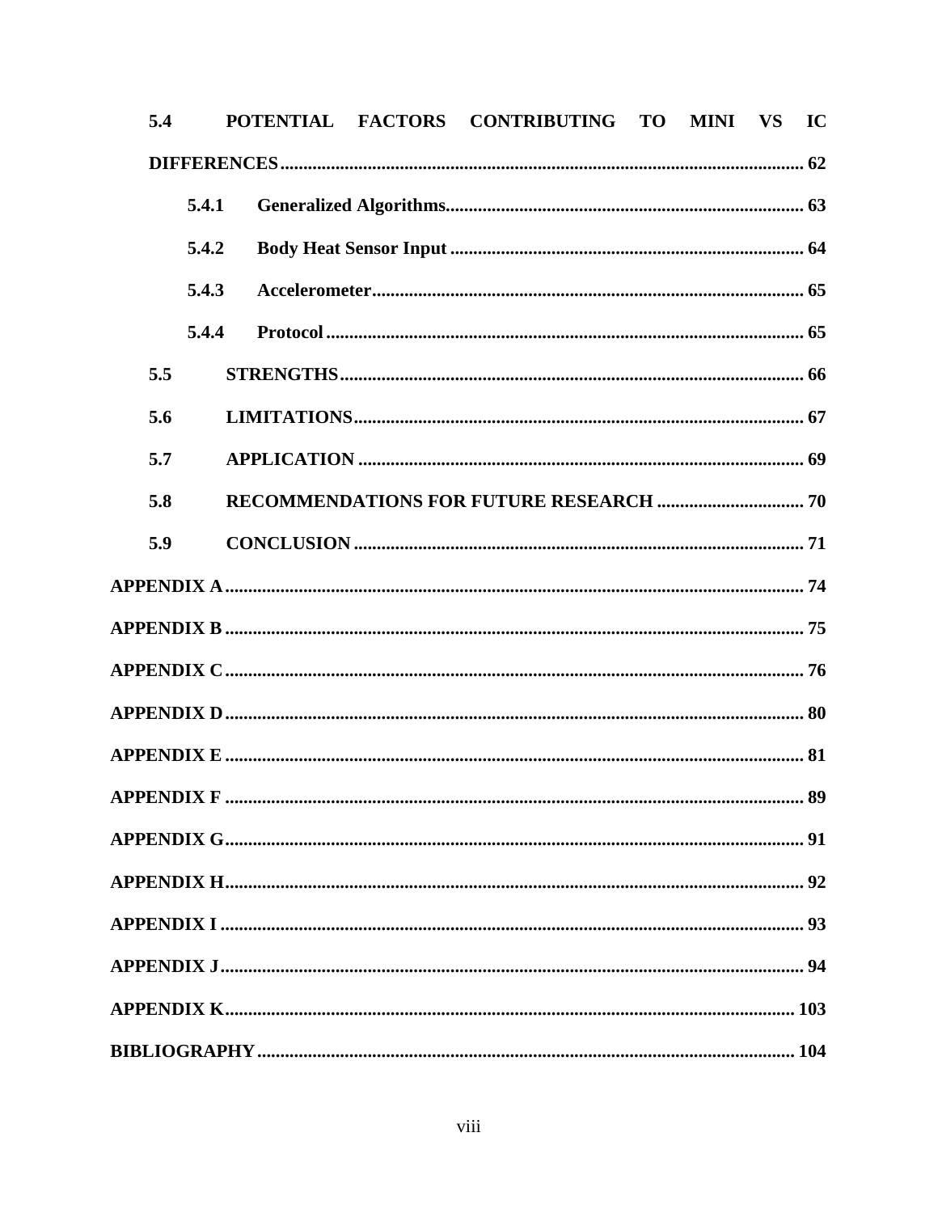**5.4 POTENTIAL FACTORS CONTRIBUTING TO MINI VS IC DIFFERENCES** ........ 62

- **5.4.1 Generalized Algorithms** ........ 63
- **5.4.2 Body Heat Sensor Input** ........ 64
- **5.4.3 Accelerometer** ........ 65
- **5.4.4 Protocol** ........ 65

**5.5 STRENGTHS** ........ 66

**5.6 LIMITATIONS** ........ 67

**5.7 APPLICATION** ........ 69

**5.8 RECOMMENDATIONS FOR FUTURE RESEARCH** ........ 70

**5.9 CONCLUSION** ........ 71

**APPENDIX A** ........ 74

**APPENDIX B** ........ 75

**APPENDIX C** ........ 76

**APPENDIX D** ........ 80

**APPENDIX E** ........ 81

**APPENDIX F** ........ 89

**APPENDIX G** ........ 91

**APPENDIX H** ........ 92

**APPENDIX I** ........ 93

**APPENDIX J** ........ 94

**APPENDIX K** ........ 103

**BIBLIOGRAPHY** ........ 104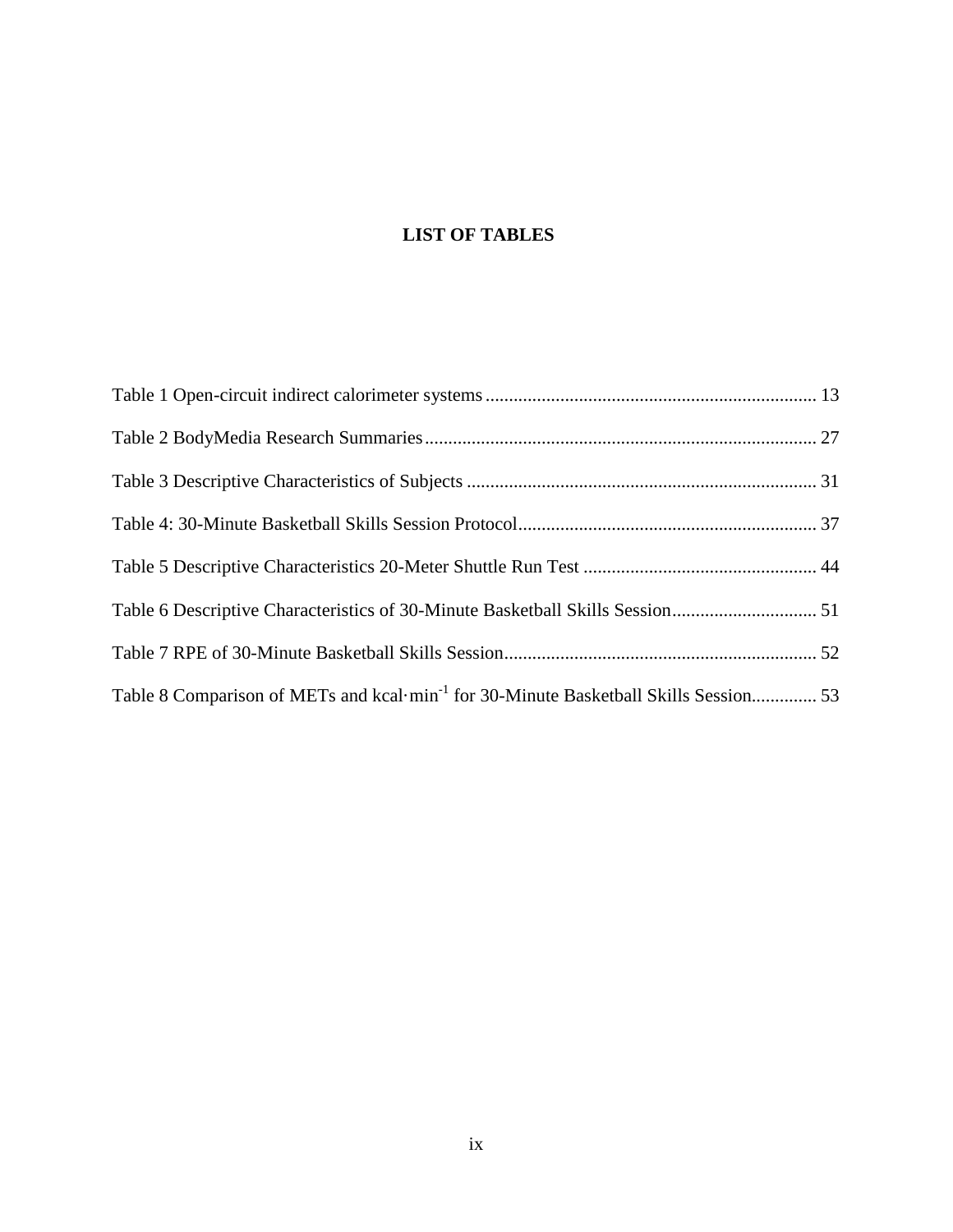# LIST OF TABLES

Table 1 Open-circuit indirect calorimeter systems ........................................................................ 13

Table 2 BodyMedia Research Summaries ........................................................................................ 27

Table 3 Descriptive Characteristics of Subjects ............................................................................. 31

Table 4: 30-Minute Basketball Skills Session Protocol .................................................................. 37

Table 5 Descriptive Characteristics 20-Meter Shuttle Run Test .................................................. 44

Table 6 Descriptive Characteristics of 30-Minute Basketball Skills Session ................................ 51

Table 7 RPE of 30-Minute Basketball Skills Session ..................................................................... 52

Table 8 Comparison of METs and kcal·min$^{-1}$ for 30-Minute Basketball Skills Session .............. 53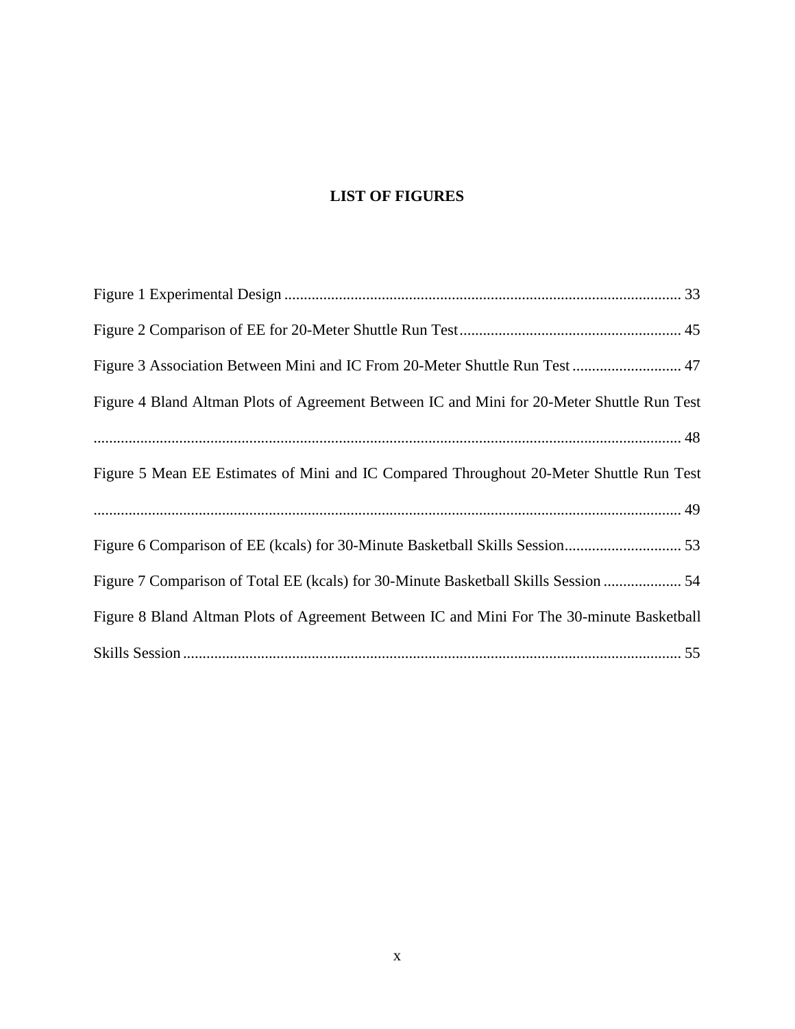# LIST OF FIGURES

Figure 1 Experimental Design ..................................................................................................... 33

Figure 2 Comparison of EE for 20-Meter Shuttle Run Test......................................................... 45

Figure 3 Association Between Mini and IC From 20-Meter Shuttle Run Test ............................ 47

Figure 4 Bland Altman Plots of Agreement Between IC and Mini for 20-Meter Shuttle Run Test ...................................................................................................................................... 48

Figure 5 Mean EE Estimates of Mini and IC Compared Throughout 20-Meter Shuttle Run Test ...................................................................................................................................... 49

Figure 6 Comparison of EE (kcals) for 30-Minute Basketball Skills Session.............................. 53

Figure 7 Comparison of Total EE (kcals) for 30-Minute Basketball Skills Session .................... 54

Figure 8 Bland Altman Plots of Agreement Between IC and Mini For The 30-minute Basketball Skills Session ............................................................................................................... 55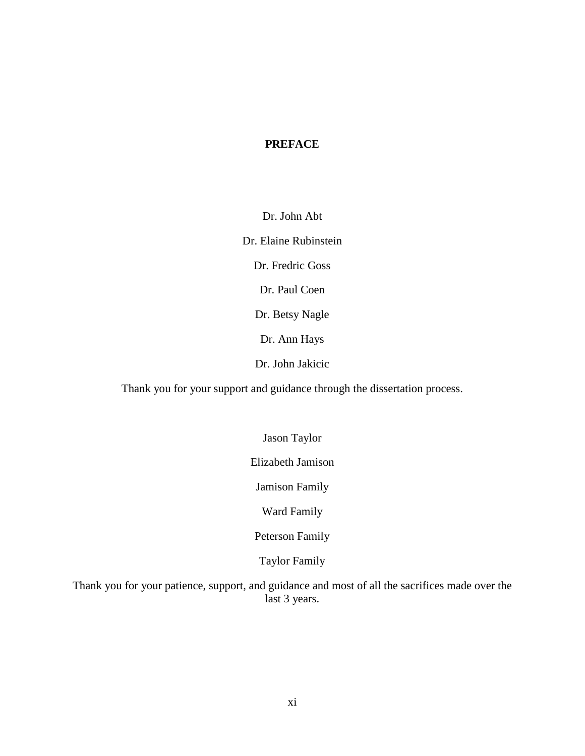# PREFACE

Dr. John Abt

Dr. Elaine Rubinstein

Dr. Fredric Goss

Dr. Paul Coen

Dr. Betsy Nagle

Dr. Ann Hays

Dr. John Jakicic

Thank you for your support and guidance through the dissertation process.

Jason Taylor

Elizabeth Jamison

Jamison Family

Ward Family

Peterson Family

Taylor Family

Thank you for your patience, support, and guidance and most of all the sacrifices made over the last 3 years.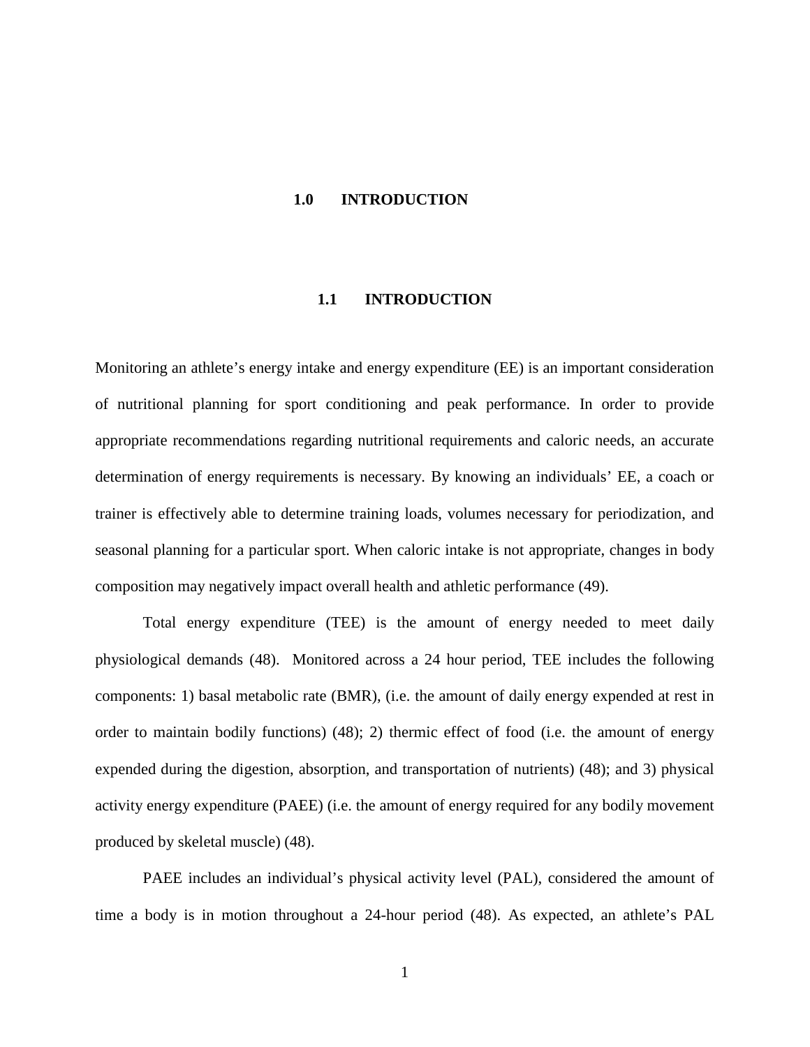# 1.0 INTRODUCTION

## 1.1 INTRODUCTION

Monitoring an athlete's energy intake and energy expenditure (EE) is an important consideration of nutritional planning for sport conditioning and peak performance. In order to provide appropriate recommendations regarding nutritional requirements and caloric needs, an accurate determination of energy requirements is necessary. By knowing an individuals' EE, a coach or trainer is effectively able to determine training loads, volumes necessary for periodization, and seasonal planning for a particular sport. When caloric intake is not appropriate, changes in body composition may negatively impact overall health and athletic performance (49).

Total energy expenditure (TEE) is the amount of energy needed to meet daily physiological demands (48). Monitored across a 24 hour period, TEE includes the following components: 1) basal metabolic rate (BMR), (i.e. the amount of daily energy expended at rest in order to maintain bodily functions) (48); 2) thermic effect of food (i.e. the amount of energy expended during the digestion, absorption, and transportation of nutrients) (48); and 3) physical activity energy expenditure (PAEE) (i.e. the amount of energy required for any bodily movement produced by skeletal muscle) (48).

PAEE includes an individual's physical activity level (PAL), considered the amount of time a body is in motion throughout a 24-hour period (48). As expected, an athlete's PAL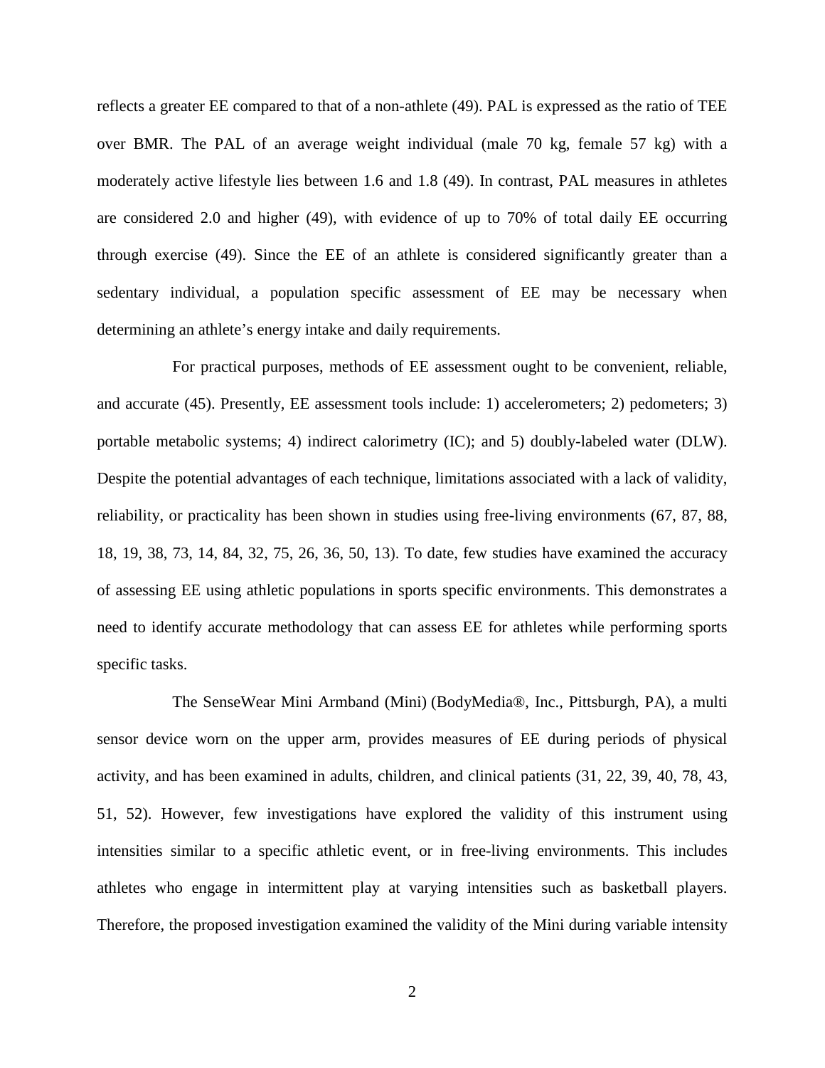reflects a greater EE compared to that of a non-athlete (49). PAL is expressed as the ratio of TEE over BMR. The PAL of an average weight individual (male 70 kg, female 57 kg) with a moderately active lifestyle lies between 1.6 and 1.8 (49). In contrast, PAL measures in athletes are considered 2.0 and higher (49), with evidence of up to 70% of total daily EE occurring through exercise (49). Since the EE of an athlete is considered significantly greater than a sedentary individual, a population specific assessment of EE may be necessary when determining an athlete's energy intake and daily requirements.

For practical purposes, methods of EE assessment ought to be convenient, reliable, and accurate (45). Presently, EE assessment tools include: 1) accelerometers; 2) pedometers; 3) portable metabolic systems; 4) indirect calorimetry (IC); and 5) doubly-labeled water (DLW). Despite the potential advantages of each technique, limitations associated with a lack of validity, reliability, or practicality has been shown in studies using free-living environments (67, 87, 88, 18, 19, 38, 73, 14, 84, 32, 75, 26, 36, 50, 13). To date, few studies have examined the accuracy of assessing EE using athletic populations in sports specific environments. This demonstrates a need to identify accurate methodology that can assess EE for athletes while performing sports specific tasks.

The SenseWear Mini Armband (Mini) (BodyMedia®, Inc., Pittsburgh, PA), a multi sensor device worn on the upper arm, provides measures of EE during periods of physical activity, and has been examined in adults, children, and clinical patients (31, 22, 39, 40, 78, 43, 51, 52). However, few investigations have explored the validity of this instrument using intensities similar to a specific athletic event, or in free-living environments. This includes athletes who engage in intermittent play at varying intensities such as basketball players. Therefore, the proposed investigation examined the validity of the Mini during variable intensity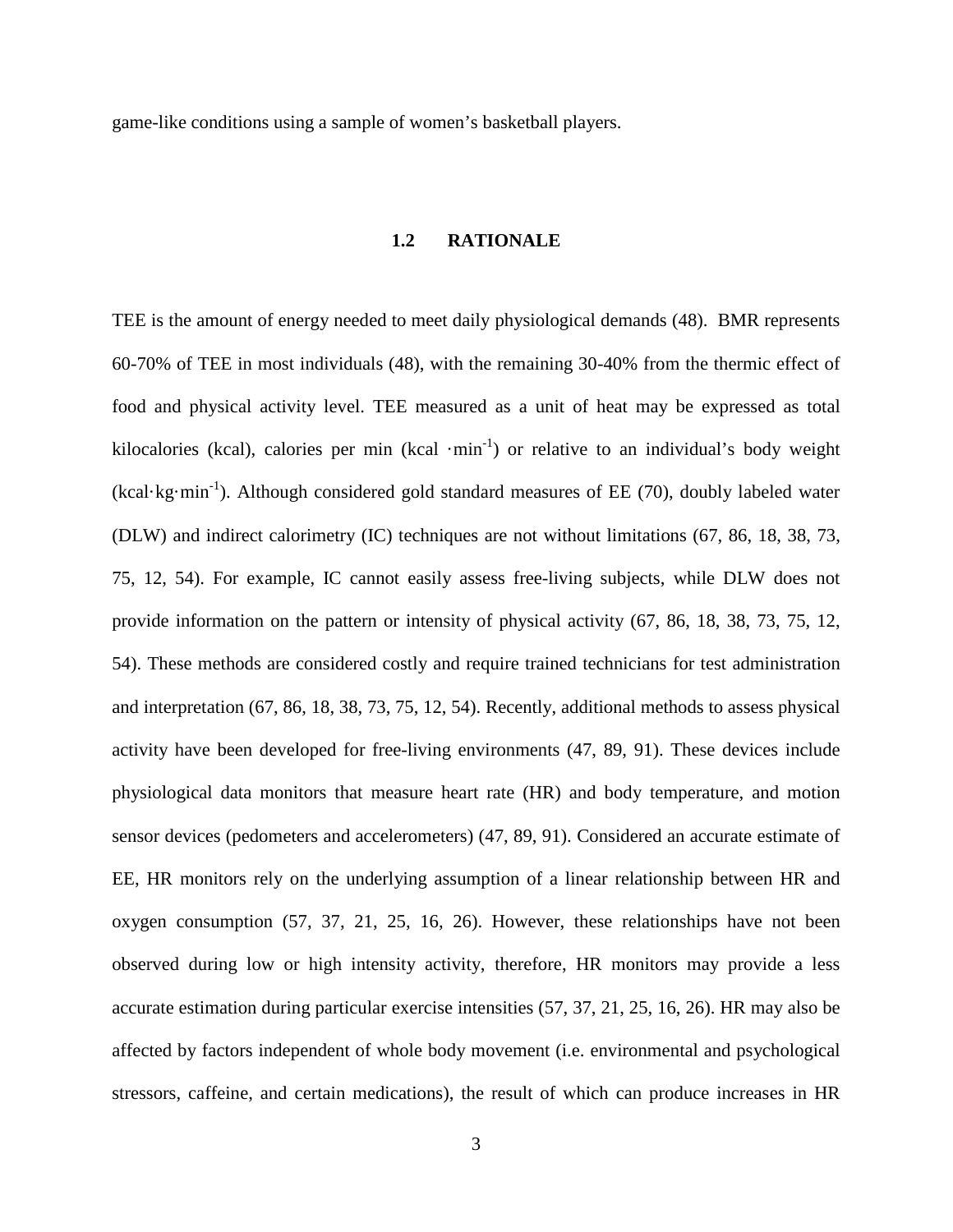game-like conditions using a sample of women's basketball players.

## 1.2 RATIONALE

TEE is the amount of energy needed to meet daily physiological demands (48). BMR represents 60-70% of TEE in most individuals (48), with the remaining 30-40% from the thermic effect of food and physical activity level. TEE measured as a unit of heat may be expressed as total kilocalories (kcal), calories per min (kcal $\cdot min^{-1}$) or relative to an individual's body weight (kcal$\cdot$kg$\cdot min^{-1}$). Although considered gold standard measures of EE (70), doubly labeled water (DLW) and indirect calorimetry (IC) techniques are not without limitations (67, 86, 18, 38, 73, 75, 12, 54). For example, IC cannot easily assess free-living subjects, while DLW does not provide information on the pattern or intensity of physical activity (67, 86, 18, 38, 73, 75, 12, 54). These methods are considered costly and require trained technicians for test administration and interpretation (67, 86, 18, 38, 73, 75, 12, 54). Recently, additional methods to assess physical activity have been developed for free-living environments (47, 89, 91). These devices include physiological data monitors that measure heart rate (HR) and body temperature, and motion sensor devices (pedometers and accelerometers) (47, 89, 91). Considered an accurate estimate of EE, HR monitors rely on the underlying assumption of a linear relationship between HR and oxygen consumption (57, 37, 21, 25, 16, 26). However, these relationships have not been observed during low or high intensity activity, therefore, HR monitors may provide a less accurate estimation during particular exercise intensities (57, 37, 21, 25, 16, 26). HR may also be affected by factors independent of whole body movement (i.e. environmental and psychological stressors, caffeine, and certain medications), the result of which can produce increases in HR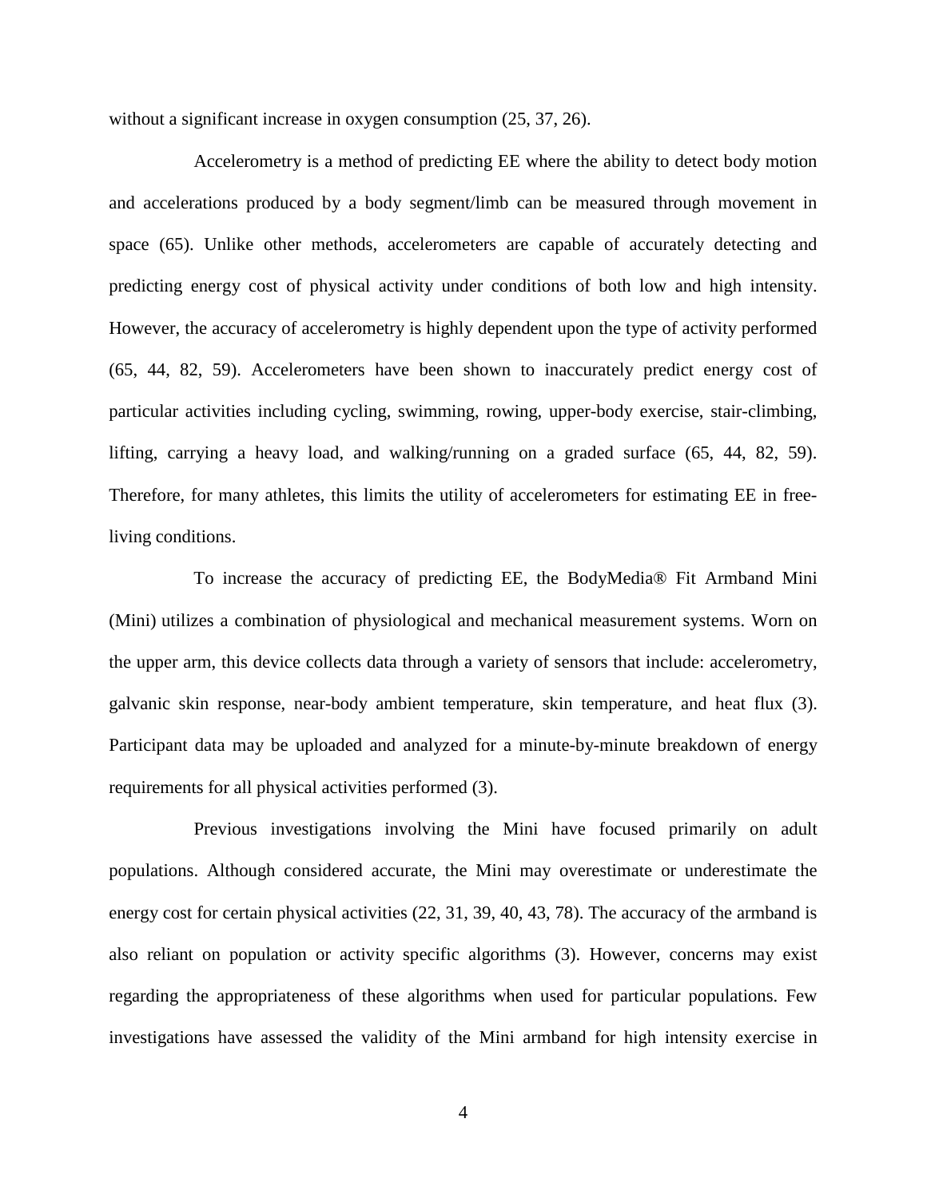without a significant increase in oxygen consumption (25, 37, 26).

Accelerometry is a method of predicting EE where the ability to detect body motion and accelerations produced by a body segment/limb can be measured through movement in space (65). Unlike other methods, accelerometers are capable of accurately detecting and predicting energy cost of physical activity under conditions of both low and high intensity. However, the accuracy of accelerometry is highly dependent upon the type of activity performed (65, 44, 82, 59). Accelerometers have been shown to inaccurately predict energy cost of particular activities including cycling, swimming, rowing, upper-body exercise, stair-climbing, lifting, carrying a heavy load, and walking/running on a graded surface (65, 44, 82, 59). Therefore, for many athletes, this limits the utility of accelerometers for estimating EE in free-living conditions.

To increase the accuracy of predicting EE, the BodyMedia® Fit Armband Mini (Mini) utilizes a combination of physiological and mechanical measurement systems. Worn on the upper arm, this device collects data through a variety of sensors that include: accelerometry, galvanic skin response, near-body ambient temperature, skin temperature, and heat flux (3). Participant data may be uploaded and analyzed for a minute-by-minute breakdown of energy requirements for all physical activities performed (3).

Previous investigations involving the Mini have focused primarily on adult populations. Although considered accurate, the Mini may overestimate or underestimate the energy cost for certain physical activities (22, 31, 39, 40, 43, 78). The accuracy of the armband is also reliant on population or activity specific algorithms (3). However, concerns may exist regarding the appropriateness of these algorithms when used for particular populations. Few investigations have assessed the validity of the Mini armband for high intensity exercise in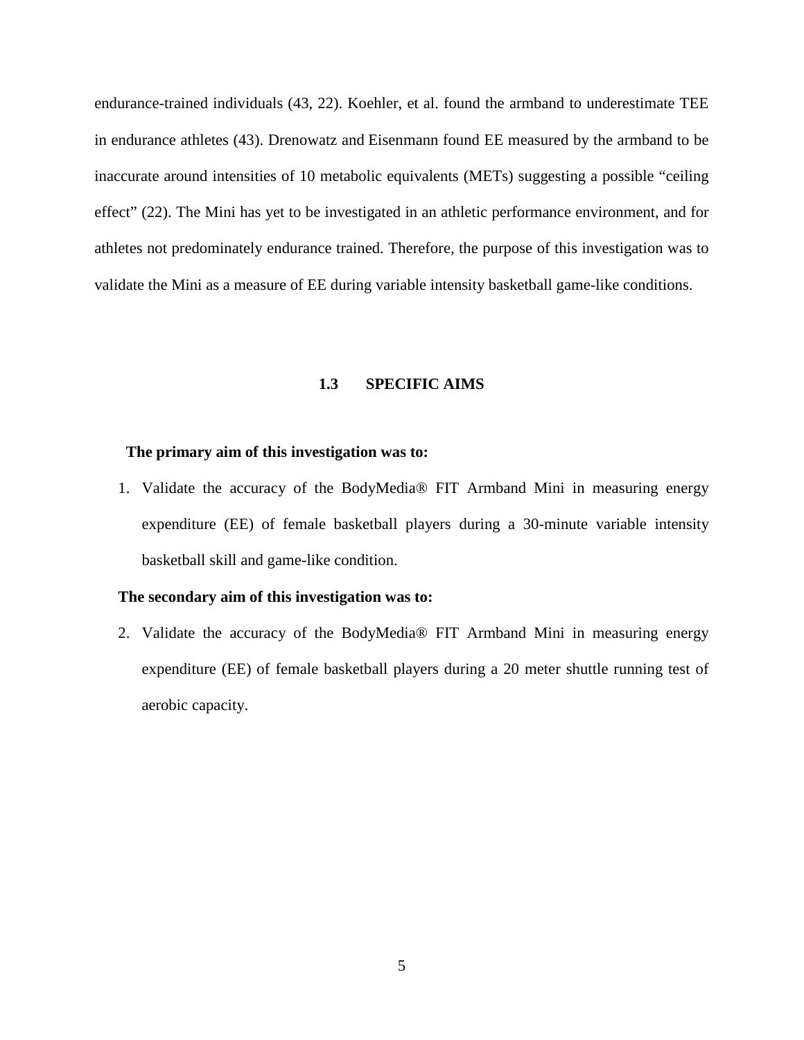endurance-trained individuals (43, 22). Koehler, et al. found the armband to underestimate TEE in endurance athletes (43). Drenowatz and Eisenmann found EE measured by the armband to be inaccurate around intensities of 10 metabolic equivalents (METs) suggesting a possible "ceiling effect" (22). The Mini has yet to be investigated in an athletic performance environment, and for athletes not predominately endurance trained. Therefore, the purpose of this investigation was to validate the Mini as a measure of EE during variable intensity basketball game-like conditions.

## 1.3 SPECIFIC AIMS

**The primary aim of this investigation was to:**

1. Validate the accuracy of the BodyMedia® FIT Armband Mini in measuring energy expenditure (EE) of female basketball players during a 30-minute variable intensity basketball skill and game-like condition.

**The secondary aim of this investigation was to:**

2. Validate the accuracy of the BodyMedia® FIT Armband Mini in measuring energy expenditure (EE) of female basketball players during a 20 meter shuttle running test of aerobic capacity.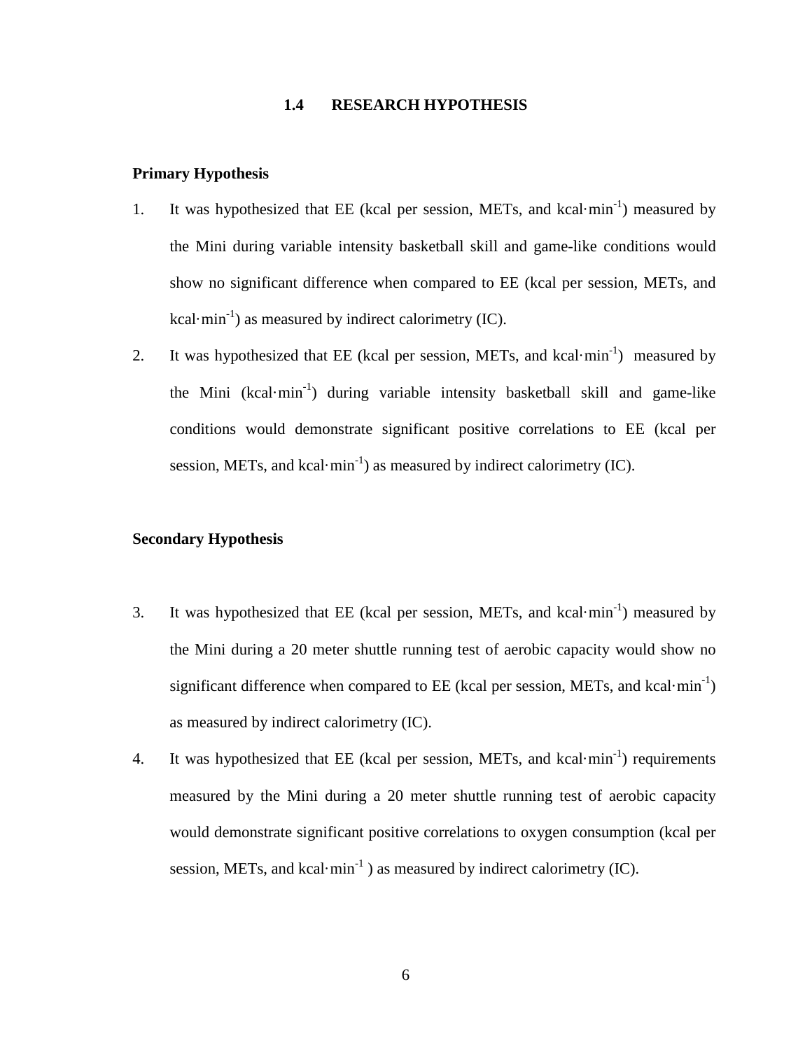## 1.4 RESEARCH HYPOTHESIS

**Primary Hypothesis**

1. It was hypothesized that EE (kcal per session, METs, and kcal·min$^{-1}$) measured by the Mini during variable intensity basketball skill and game-like conditions would show no significant difference when compared to EE (kcal per session, METs, and kcal·min$^{-1}$) as measured by indirect calorimetry (IC).

2. It was hypothesized that EE (kcal per session, METs, and kcal·min$^{-1}$) measured by the Mini (kcal·min$^{-1}$) during variable intensity basketball skill and game-like conditions would demonstrate significant positive correlations to EE (kcal per session, METs, and kcal·min$^{-1}$) as measured by indirect calorimetry (IC).

**Secondary Hypothesis**

3. It was hypothesized that EE (kcal per session, METs, and kcal·min$^{-1}$) measured by the Mini during a 20 meter shuttle running test of aerobic capacity would show no significant difference when compared to EE (kcal per session, METs, and kcal·min$^{-1}$) as measured by indirect calorimetry (IC).

4. It was hypothesized that EE (kcal per session, METs, and kcal·min$^{-1}$) requirements measured by the Mini during a 20 meter shuttle running test of aerobic capacity would demonstrate significant positive correlations to oxygen consumption (kcal per session, METs, and kcal·min$^{-1}$ ) as measured by indirect calorimetry (IC).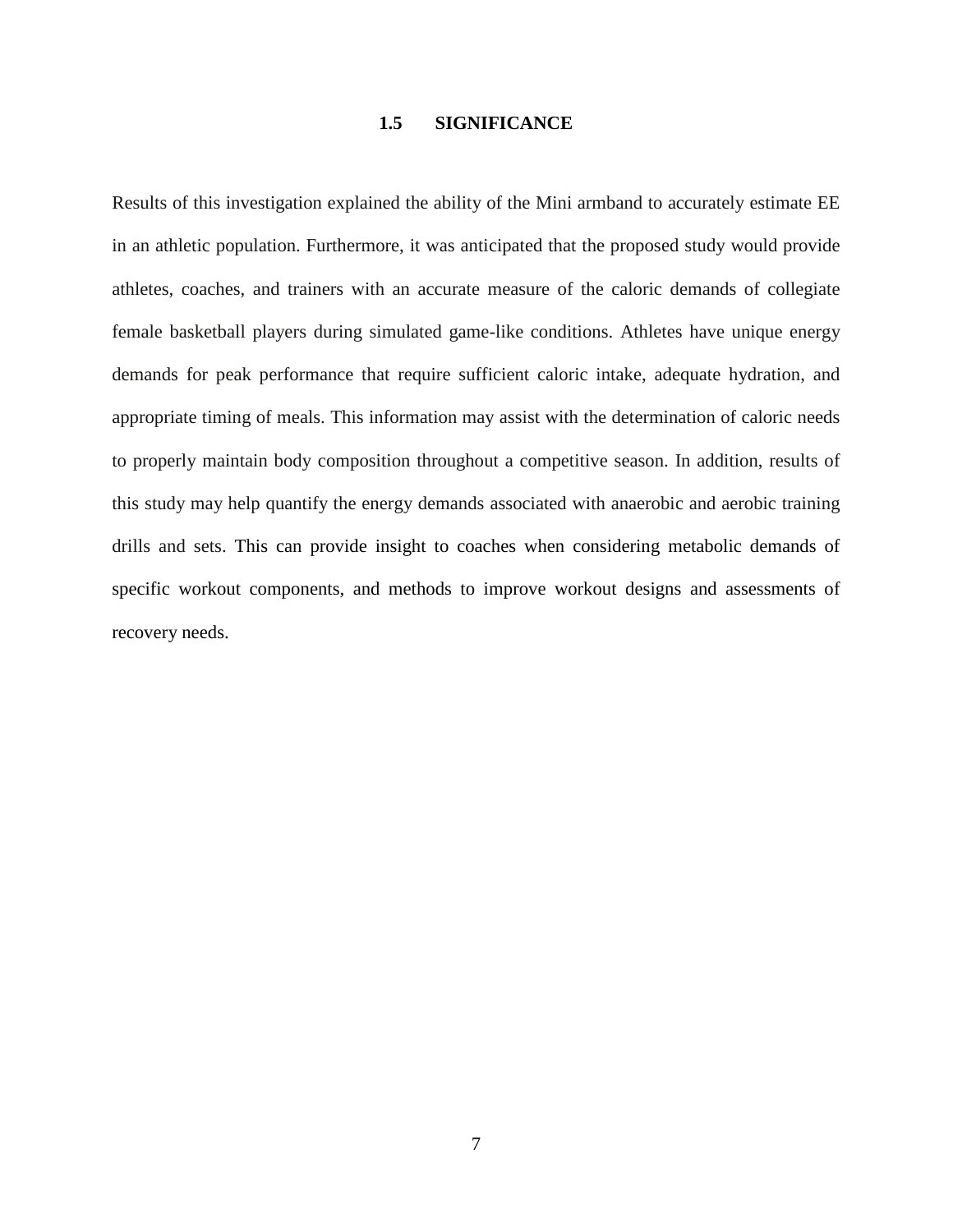## 1.5 SIGNIFICANCE

Results of this investigation explained the ability of the Mini armband to accurately estimate EE in an athletic population. Furthermore, it was anticipated that the proposed study would provide athletes, coaches, and trainers with an accurate measure of the caloric demands of collegiate female basketball players during simulated game-like conditions. Athletes have unique energy demands for peak performance that require sufficient caloric intake, adequate hydration, and appropriate timing of meals. This information may assist with the determination of caloric needs to properly maintain body composition throughout a competitive season. In addition, results of this study may help quantify the energy demands associated with anaerobic and aerobic training drills and sets. This can provide insight to coaches when considering metabolic demands of specific workout components, and methods to improve workout designs and assessments of recovery needs.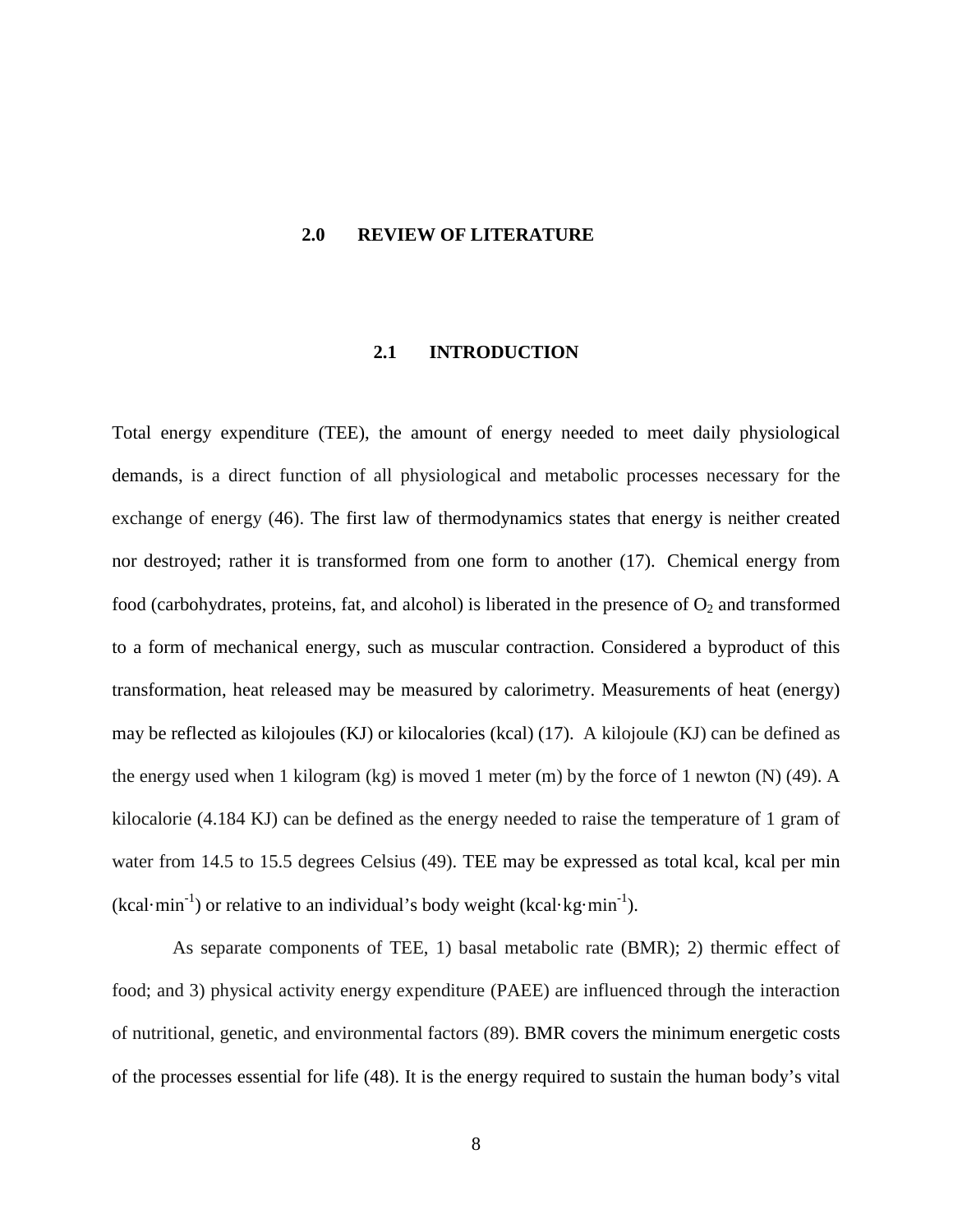# 2.0 REVIEW OF LITERATURE

## 2.1 INTRODUCTION

Total energy expenditure (TEE), the amount of energy needed to meet daily physiological demands, is a direct function of all physiological and metabolic processes necessary for the exchange of energy (46). The first law of thermodynamics states that energy is neither created nor destroyed; rather it is transformed from one form to another (17). Chemical energy from food (carbohydrates, proteins, fat, and alcohol) is liberated in the presence of $O_2$ and transformed to a form of mechanical energy, such as muscular contraction. Considered a byproduct of this transformation, heat released may be measured by calorimetry. Measurements of heat (energy) may be reflected as kilojoules (KJ) or kilocalories (kcal) (17). A kilojoule (KJ) can be defined as the energy used when 1 kilogram (kg) is moved 1 meter (m) by the force of 1 newton (N) (49). A kilocalorie (4.184 KJ) can be defined as the energy needed to raise the temperature of 1 gram of water from 14.5 to 15.5 degrees Celsius (49). TEE may be expressed as total kcal, kcal per min ($kcal \cdot min^{-1}$) or relative to an individual's body weight ($kcal \cdot kg \cdot min^{-1}$).

As separate components of TEE, 1) basal metabolic rate (BMR); 2) thermic effect of food; and 3) physical activity energy expenditure (PAEE) are influenced through the interaction of nutritional, genetic, and environmental factors (89). BMR covers the minimum energetic costs of the processes essential for life (48). It is the energy required to sustain the human body's vital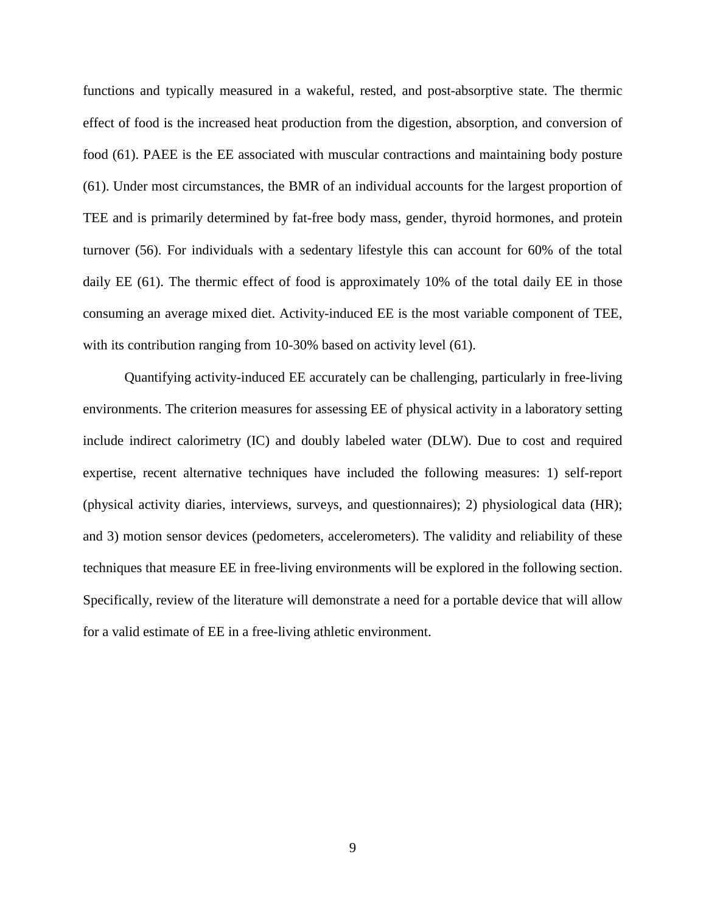functions and typically measured in a wakeful, rested, and post-absorptive state. The thermic effect of food is the increased heat production from the digestion, absorption, and conversion of food (61). PAEE is the EE associated with muscular contractions and maintaining body posture (61). Under most circumstances, the BMR of an individual accounts for the largest proportion of TEE and is primarily determined by fat-free body mass, gender, thyroid hormones, and protein turnover (56). For individuals with a sedentary lifestyle this can account for 60% of the total daily EE (61). The thermic effect of food is approximately 10% of the total daily EE in those consuming an average mixed diet. Activity-induced EE is the most variable component of TEE, with its contribution ranging from 10-30% based on activity level (61).

Quantifying activity-induced EE accurately can be challenging, particularly in free-living environments. The criterion measures for assessing EE of physical activity in a laboratory setting include indirect calorimetry (IC) and doubly labeled water (DLW). Due to cost and required expertise, recent alternative techniques have included the following measures: 1) self-report (physical activity diaries, interviews, surveys, and questionnaires); 2) physiological data (HR); and 3) motion sensor devices (pedometers, accelerometers). The validity and reliability of these techniques that measure EE in free-living environments will be explored in the following section. Specifically, review of the literature will demonstrate a need for a portable device that will allow for a valid estimate of EE in a free-living athletic environment.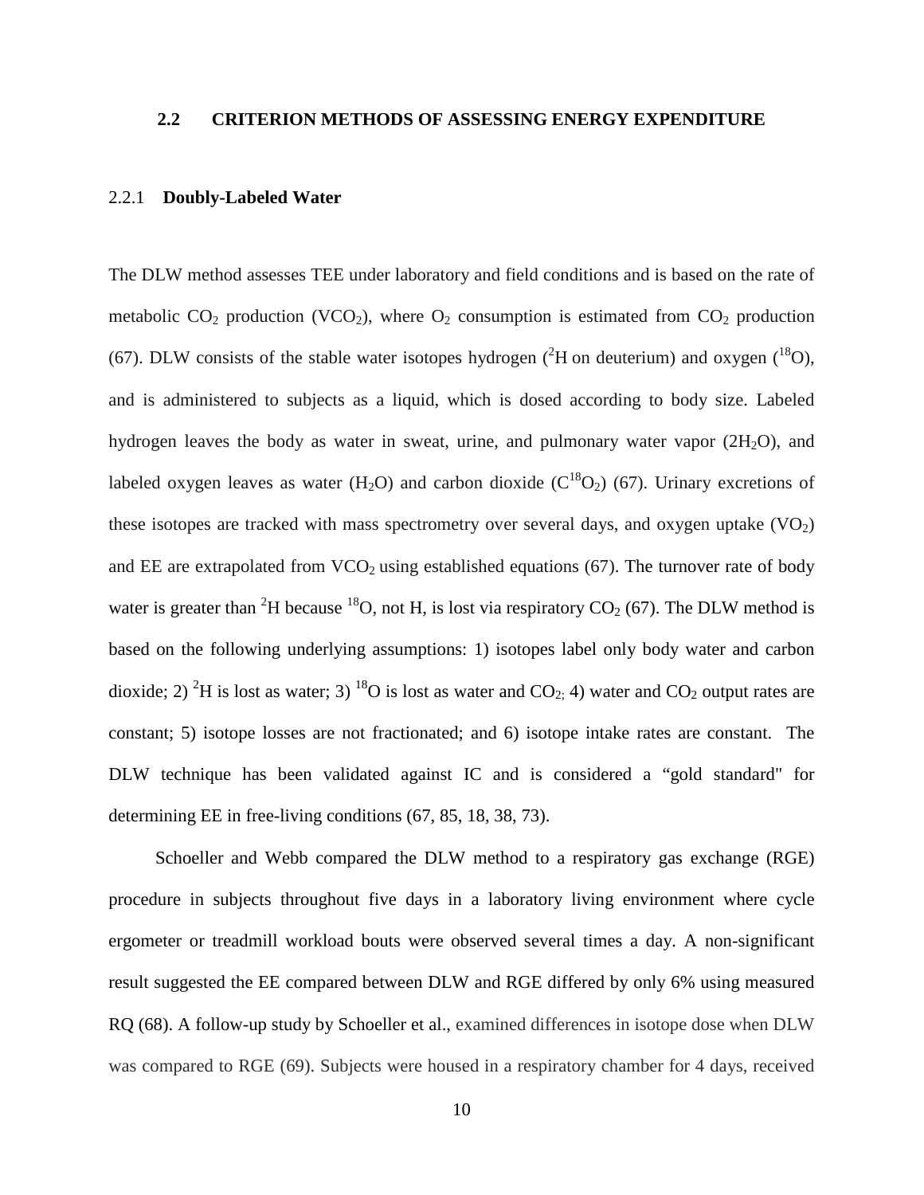## 2.2 CRITERION METHODS OF ASSESSING ENERGY EXPENDITURE

### 2.2.1 Doubly-Labeled Water

The DLW method assesses TEE under laboratory and field conditions and is based on the rate of metabolic $CO_2$ production ($VCO_2$), where $O_2$ consumption is estimated from $CO_2$ production (67). DLW consists of the stable water isotopes hydrogen ($^2H$ on deuterium) and oxygen ($^{18}O$), and is administered to subjects as a liquid, which is dosed according to body size. Labeled hydrogen leaves the body as water in sweat, urine, and pulmonary water vapor ($2H_2O$), and labeled oxygen leaves as water ($H_2O$) and carbon dioxide ($C^{18}O_2$) (67). Urinary excretions of these isotopes are tracked with mass spectrometry over several days, and oxygen uptake ($VO_2$) and EE are extrapolated from $VCO_2$ using established equations (67). The turnover rate of body water is greater than $^2H$ because $^{18}O$, not H, is lost via respiratory $CO_2$ (67). The DLW method is based on the following underlying assumptions: 1) isotopes label only body water and carbon dioxide; 2) $^2H$ is lost as water; 3) $^{18}O$ is lost as water and $CO_2$; 4) water and $CO_2$ output rates are constant; 5) isotope losses are not fractionated; and 6) isotope intake rates are constant. The DLW technique has been validated against IC and is considered a "gold standard" for determining EE in free-living conditions (67, 85, 18, 38, 73).

Schoeller and Webb compared the DLW method to a respiratory gas exchange (RGE) procedure in subjects throughout five days in a laboratory living environment where cycle ergometer or treadmill workload bouts were observed several times a day. A non-significant result suggested the EE compared between DLW and RGE differed by only 6% using measured RQ (68). A follow-up study by Schoeller et al., examined differences in isotope dose when DLW was compared to RGE (69). Subjects were housed in a respiratory chamber for 4 days, received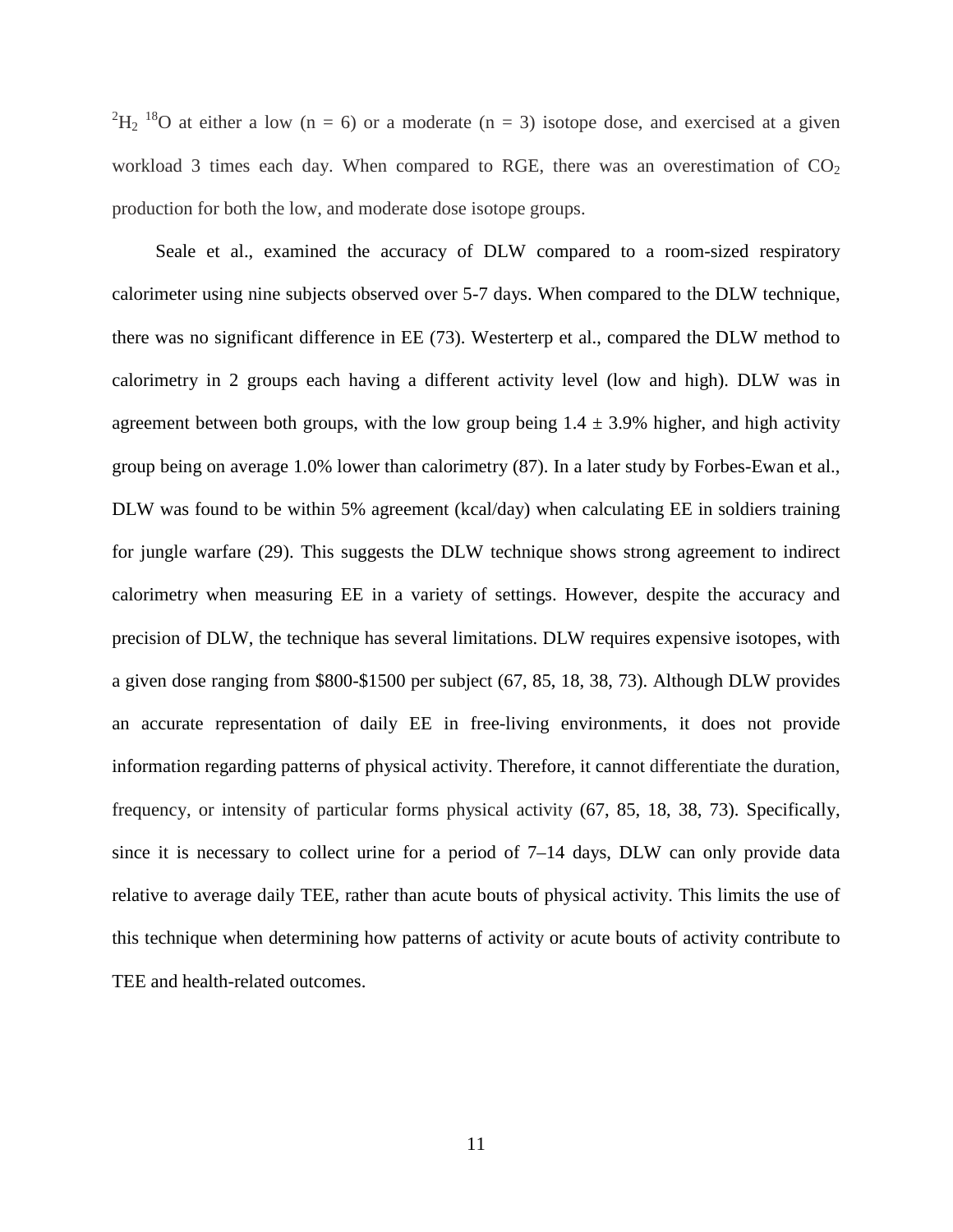$^2H_2\ ^{18}O$ at either a low (n = 6) or a moderate (n = 3) isotope dose, and exercised at a given workload 3 times each day. When compared to RGE, there was an overestimation of $CO_2$ production for both the low, and moderate dose isotope groups.

Seale et al., examined the accuracy of DLW compared to a room-sized respiratory calorimeter using nine subjects observed over 5-7 days. When compared to the DLW technique, there was no significant difference in EE (73). Westerterp et al., compared the DLW method to calorimetry in 2 groups each having a different activity level (low and high). DLW was in agreement between both groups, with the low group being $1.4 \pm 3.9\%$ higher, and high activity group being on average 1.0% lower than calorimetry (87). In a later study by Forbes-Ewan et al., DLW was found to be within 5% agreement (kcal/day) when calculating EE in soldiers training for jungle warfare (29). This suggests the DLW technique shows strong agreement to indirect calorimetry when measuring EE in a variety of settings. However, despite the accuracy and precision of DLW, the technique has several limitations. DLW requires expensive isotopes, with a given dose ranging from $800-$1500 per subject (67, 85, 18, 38, 73). Although DLW provides an accurate representation of daily EE in free-living environments, it does not provide information regarding patterns of physical activity. Therefore, it cannot differentiate the duration, frequency, or intensity of particular forms physical activity (67, 85, 18, 38, 73). Specifically, since it is necessary to collect urine for a period of 7–14 days, DLW can only provide data relative to average daily TEE, rather than acute bouts of physical activity. This limits the use of this technique when determining how patterns of activity or acute bouts of activity contribute to TEE and health-related outcomes.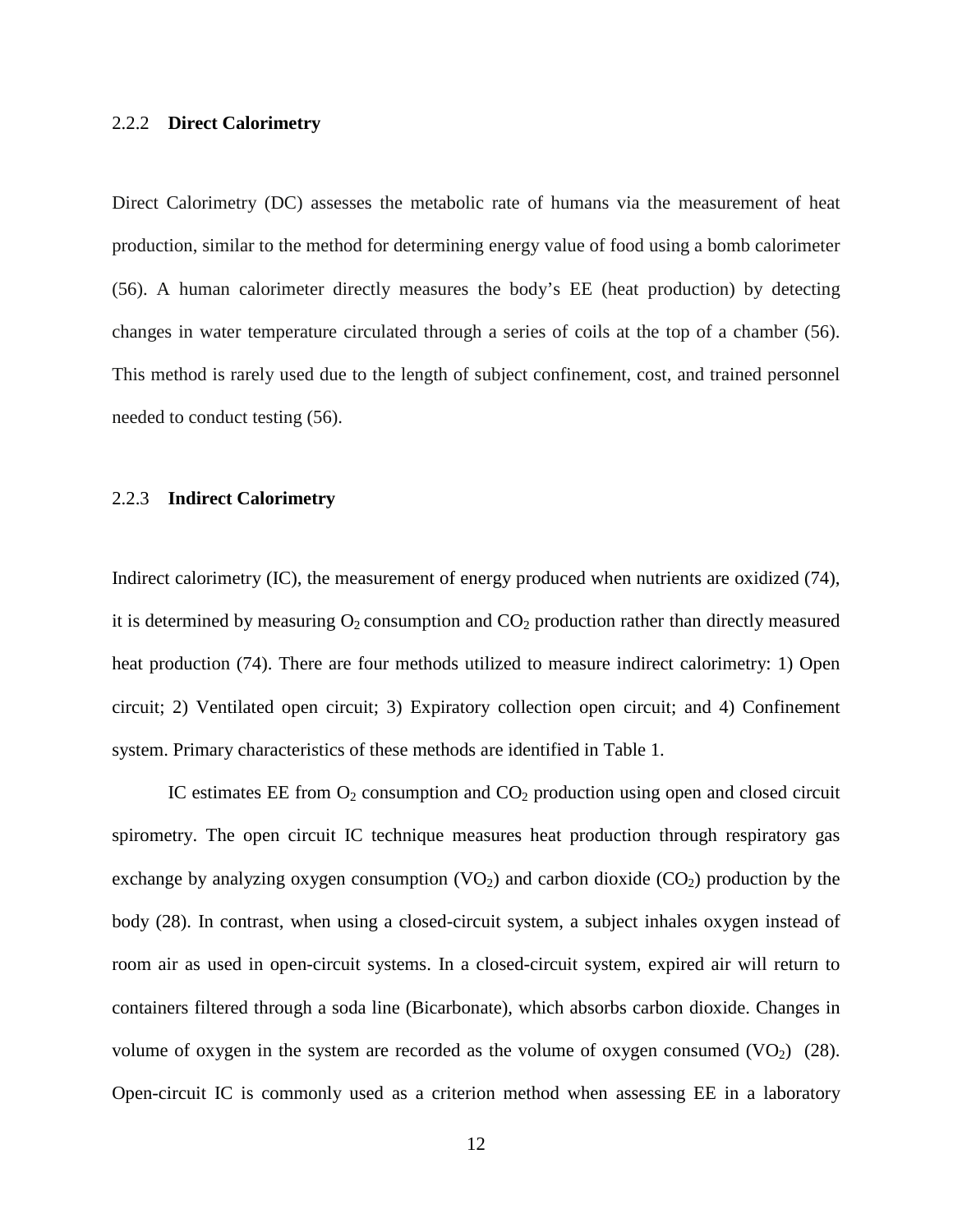### 2.2.2 **Direct Calorimetry**

Direct Calorimetry (DC) assesses the metabolic rate of humans via the measurement of heat production, similar to the method for determining energy value of food using a bomb calorimeter (56). A human calorimeter directly measures the body's EE (heat production) by detecting changes in water temperature circulated through a series of coils at the top of a chamber (56). This method is rarely used due to the length of subject confinement, cost, and trained personnel needed to conduct testing (56).

### 2.2.3 **Indirect Calorimetry**

Indirect calorimetry (IC), the measurement of energy produced when nutrients are oxidized (74), it is determined by measuring $O_2$ consumption and $CO_2$ production rather than directly measured heat production (74). There are four methods utilized to measure indirect calorimetry: 1) Open circuit; 2) Ventilated open circuit; 3) Expiratory collection open circuit; and 4) Confinement system. Primary characteristics of these methods are identified in Table 1.

IC estimates EE from $O_2$ consumption and $CO_2$ production using open and closed circuit spirometry. The open circuit IC technique measures heat production through respiratory gas exchange by analyzing oxygen consumption ($VO_2$) and carbon dioxide ($CO_2$) production by the body (28). In contrast, when using a closed-circuit system, a subject inhales oxygen instead of room air as used in open-circuit systems. In a closed-circuit system, expired air will return to containers filtered through a soda line (Bicarbonate), which absorbs carbon dioxide. Changes in volume of oxygen in the system are recorded as the volume of oxygen consumed ($VO_2$) (28). Open-circuit IC is commonly used as a criterion method when assessing EE in a laboratory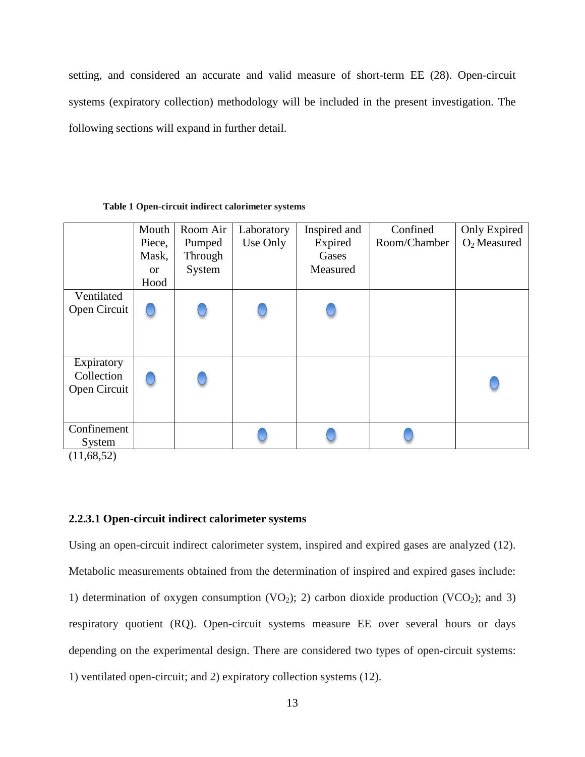setting, and considered an accurate and valid measure of short-term EE (28). Open-circuit systems (expiratory collection) methodology will be included in the present investigation. The following sections will expand in further detail.

**Table 1 Open-circuit indirect calorimeter systems**

| | Mouth Piece, Mask, or Hood | Room Air Pumped Through System | Laboratory Use Only | Inspired and Expired Gases Measured | Confined Room/Chamber | Only Expired $O_2$ Measured |
|---|---|---|---|---|---|---|
| Ventilated Open Circuit | ● | ● | ● | ● | | |
| Expiratory Collection Open Circuit | ● | ● | | | | ● |
| Confinement System | | | ● | ● | ● | |

(11,68,52)

### 2.2.3.1 Open-circuit indirect calorimeter systems

Using an open-circuit indirect calorimeter system, inspired and expired gases are analyzed (12). Metabolic measurements obtained from the determination of inspired and expired gases include: 1) determination of oxygen consumption ($VO_2$); 2) carbon dioxide production ($VCO_2$); and 3) respiratory quotient (RQ). Open-circuit systems measure EE over several hours or days depending on the experimental design. There are considered two types of open-circuit systems: 1) ventilated open-circuit; and 2) expiratory collection systems (12).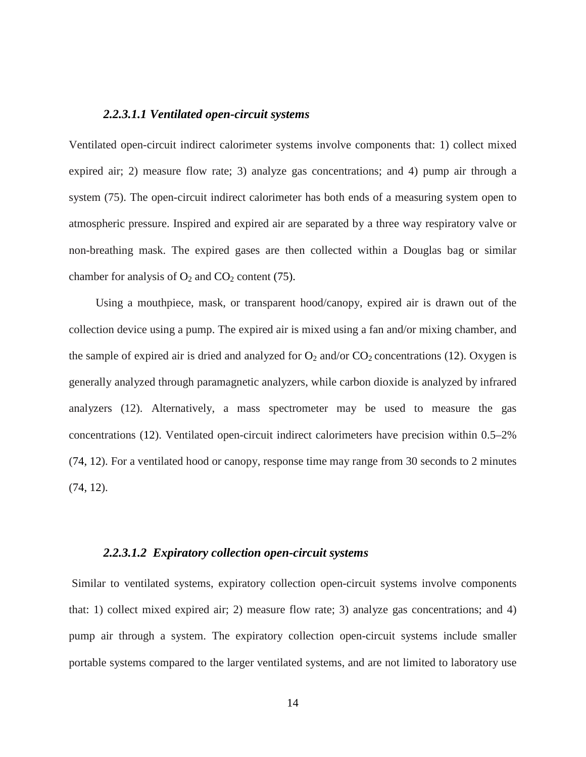#### *2.2.3.1.1 Ventilated open-circuit systems*

Ventilated open-circuit indirect calorimeter systems involve components that: 1) collect mixed expired air; 2) measure flow rate; 3) analyze gas concentrations; and 4) pump air through a system (75). The open-circuit indirect calorimeter has both ends of a measuring system open to atmospheric pressure. Inspired and expired air are separated by a three way respiratory valve or non-breathing mask. The expired gases are then collected within a Douglas bag or similar chamber for analysis of $O_2$ and $CO_2$ content (75).

Using a mouthpiece, mask, or transparent hood/canopy, expired air is drawn out of the collection device using a pump. The expired air is mixed using a fan and/or mixing chamber, and the sample of expired air is dried and analyzed for $O_2$ and/or $CO_2$ concentrations (12). Oxygen is generally analyzed through paramagnetic analyzers, while carbon dioxide is analyzed by infrared analyzers (12). Alternatively, a mass spectrometer may be used to measure the gas concentrations (12). Ventilated open-circuit indirect calorimeters have precision within 0.5–2% (74, 12). For a ventilated hood or canopy, response time may range from 30 seconds to 2 minutes (74, 12).

#### *2.2.3.1.2 Expiratory collection open-circuit systems*

Similar to ventilated systems, expiratory collection open-circuit systems involve components that: 1) collect mixed expired air; 2) measure flow rate; 3) analyze gas concentrations; and 4) pump air through a system. The expiratory collection open-circuit systems include smaller portable systems compared to the larger ventilated systems, and are not limited to laboratory use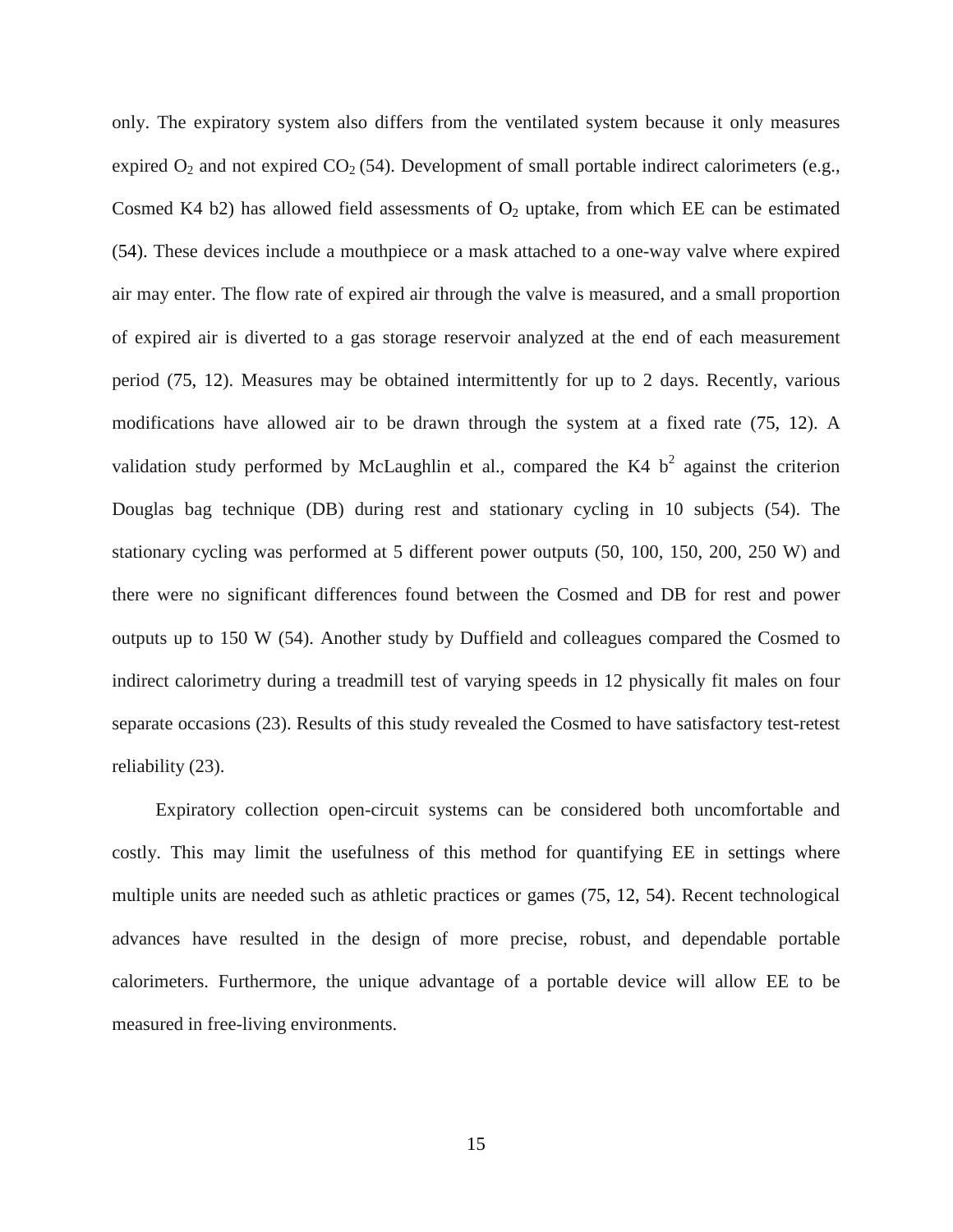only. The expiratory system also differs from the ventilated system because it only measures expired $O_2$ and not expired $CO_2$ (54). Development of small portable indirect calorimeters (e.g., Cosmed K4 b2) has allowed field assessments of $O_2$ uptake, from which EE can be estimated (54). These devices include a mouthpiece or a mask attached to a one-way valve where expired air may enter. The flow rate of expired air through the valve is measured, and a small proportion of expired air is diverted to a gas storage reservoir analyzed at the end of each measurement period (75, 12). Measures may be obtained intermittently for up to 2 days. Recently, various modifications have allowed air to be drawn through the system at a fixed rate (75, 12). A validation study performed by McLaughlin et al., compared the K4 $b^2$ against the criterion Douglas bag technique (DB) during rest and stationary cycling in 10 subjects (54). The stationary cycling was performed at 5 different power outputs (50, 100, 150, 200, 250 W) and there were no significant differences found between the Cosmed and DB for rest and power outputs up to 150 W (54). Another study by Duffield and colleagues compared the Cosmed to indirect calorimetry during a treadmill test of varying speeds in 12 physically fit males on four separate occasions (23). Results of this study revealed the Cosmed to have satisfactory test-retest reliability (23).

Expiratory collection open-circuit systems can be considered both uncomfortable and costly. This may limit the usefulness of this method for quantifying EE in settings where multiple units are needed such as athletic practices or games (75, 12, 54). Recent technological advances have resulted in the design of more precise, robust, and dependable portable calorimeters. Furthermore, the unique advantage of a portable device will allow EE to be measured in free-living environments.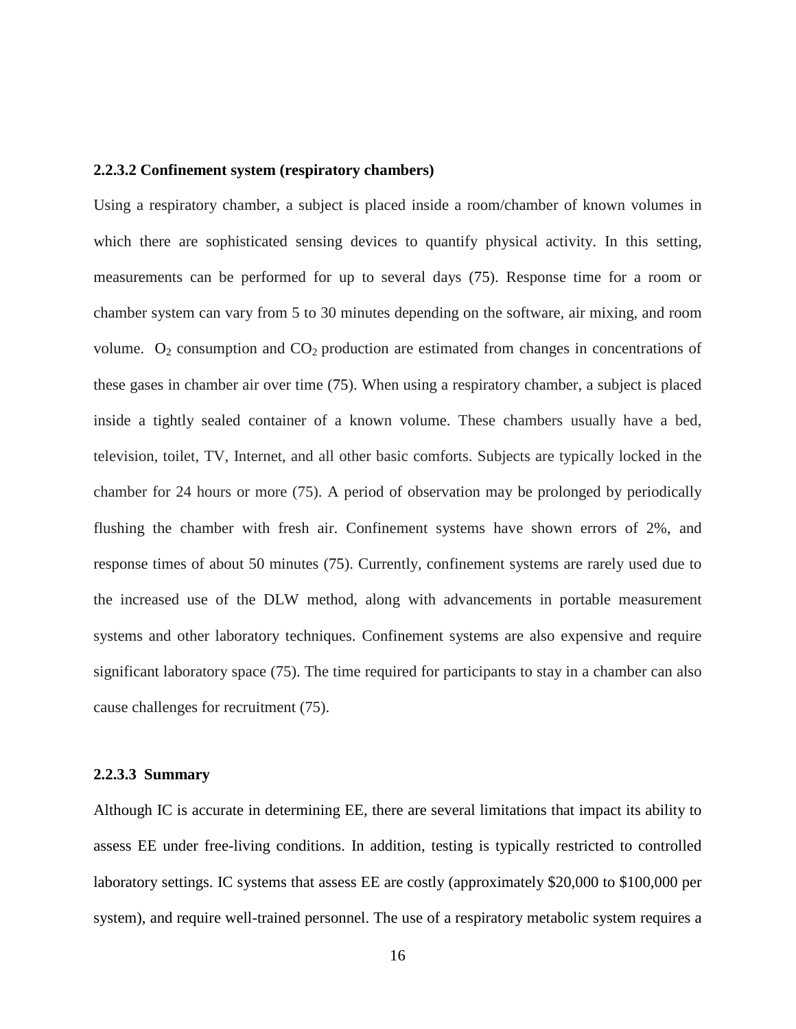#### 2.2.3.2 Confinement system (respiratory chambers)

Using a respiratory chamber, a subject is placed inside a room/chamber of known volumes in which there are sophisticated sensing devices to quantify physical activity. In this setting, measurements can be performed for up to several days (75). Response time for a room or chamber system can vary from 5 to 30 minutes depending on the software, air mixing, and room volume. $O_2$ consumption and $CO_2$ production are estimated from changes in concentrations of these gases in chamber air over time (75). When using a respiratory chamber, a subject is placed inside a tightly sealed container of a known volume. These chambers usually have a bed, television, toilet, TV, Internet, and all other basic comforts. Subjects are typically locked in the chamber for 24 hours or more (75). A period of observation may be prolonged by periodically flushing the chamber with fresh air. Confinement systems have shown errors of 2%, and response times of about 50 minutes (75). Currently, confinement systems are rarely used due to the increased use of the DLW method, along with advancements in portable measurement systems and other laboratory techniques. Confinement systems are also expensive and require significant laboratory space (75). The time required for participants to stay in a chamber can also cause challenges for recruitment (75).

#### 2.2.3.3 Summary

Although IC is accurate in determining EE, there are several limitations that impact its ability to assess EE under free-living conditions. In addition, testing is typically restricted to controlled laboratory settings. IC systems that assess EE are costly (approximately \$20,000 to \$100,000 per system), and require well-trained personnel. The use of a respiratory metabolic system requires a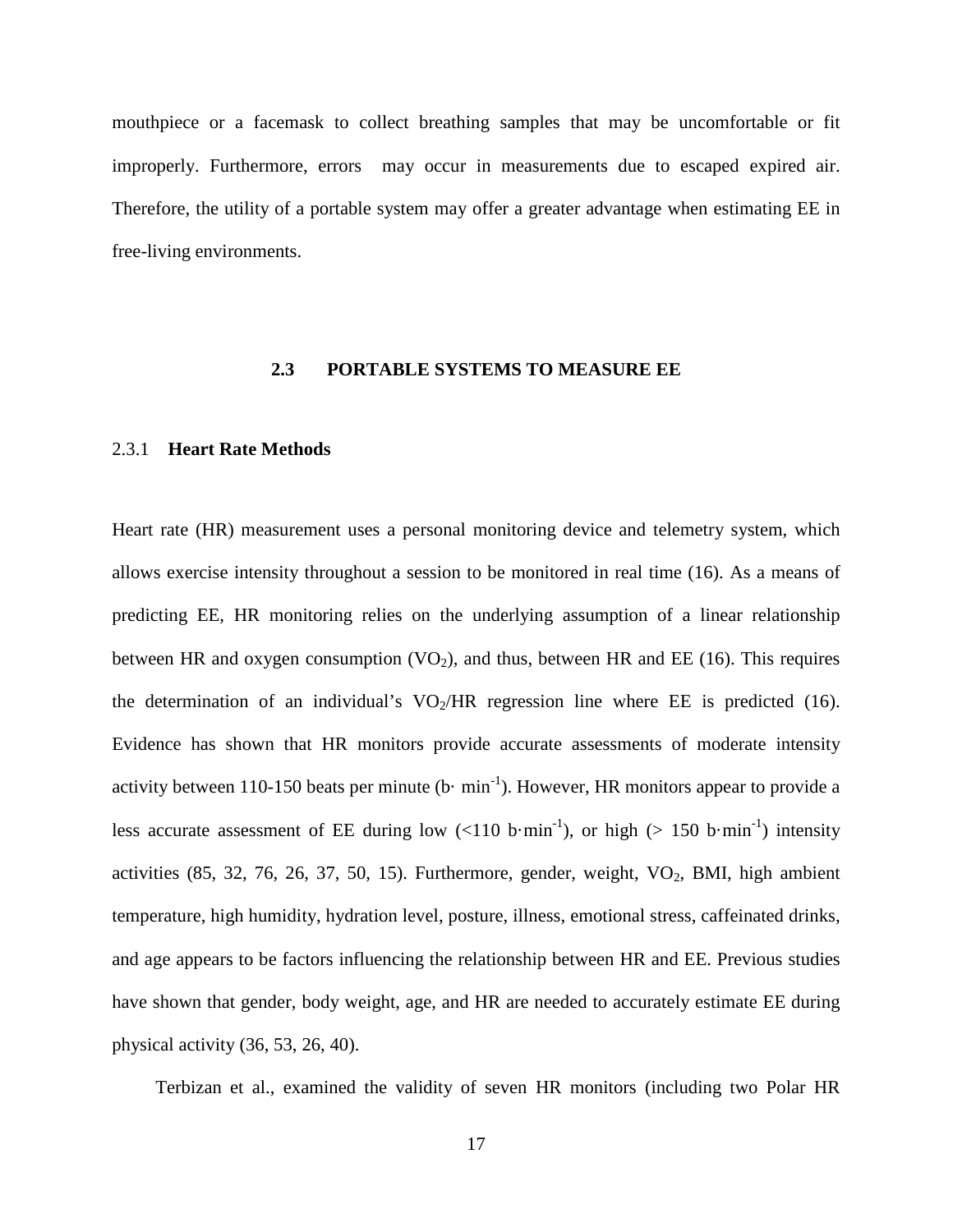mouthpiece or a facemask to collect breathing samples that may be uncomfortable or fit improperly. Furthermore, errors may occur in measurements due to escaped expired air. Therefore, the utility of a portable system may offer a greater advantage when estimating EE in free-living environments.

## 2.3 PORTABLE SYSTEMS TO MEASURE EE

### 2.3.1 Heart Rate Methods

Heart rate (HR) measurement uses a personal monitoring device and telemetry system, which allows exercise intensity throughout a session to be monitored in real time (16). As a means of predicting EE, HR monitoring relies on the underlying assumption of a linear relationship between HR and oxygen consumption ($VO_2$), and thus, between HR and EE (16). This requires the determination of an individual's $VO_2$/HR regression line where EE is predicted (16). Evidence has shown that HR monitors provide accurate assessments of moderate intensity activity between 110-150 beats per minute ($b \cdot min^{-1}$). However, HR monitors appear to provide a less accurate assessment of EE during low ($<110\ b \cdot min^{-1}$), or high ($> 150\ b \cdot min^{-1}$) intensity activities (85, 32, 76, 26, 37, 50, 15). Furthermore, gender, weight, $VO_2$, BMI, high ambient temperature, high humidity, hydration level, posture, illness, emotional stress, caffeinated drinks, and age appears to be factors influencing the relationship between HR and EE. Previous studies have shown that gender, body weight, age, and HR are needed to accurately estimate EE during physical activity (36, 53, 26, 40).

Terbizan et al., examined the validity of seven HR monitors (including two Polar HR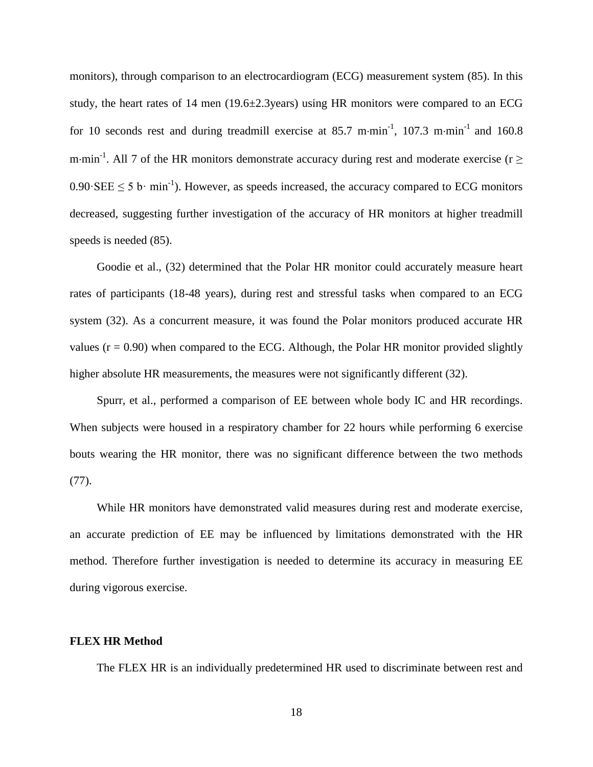monitors), through comparison to an electrocardiogram (ECG) measurement system (85). In this study, the heart rates of 14 men (19.6±2.3years) using HR monitors were compared to an ECG for 10 seconds rest and during treadmill exercise at 85.7 $m \cdot min^{-1}$, 107.3 $m \cdot min^{-1}$ and 160.8 $m \cdot min^{-1}$. All 7 of the HR monitors demonstrate accuracy during rest and moderate exercise ($r \geq 0.90 \cdot SEE \leq 5$ $b \cdot min^{-1}$). However, as speeds increased, the accuracy compared to ECG monitors decreased, suggesting further investigation of the accuracy of HR monitors at higher treadmill speeds is needed (85).

Goodie et al., (32) determined that the Polar HR monitor could accurately measure heart rates of participants (18-48 years), during rest and stressful tasks when compared to an ECG system (32). As a concurrent measure, it was found the Polar monitors produced accurate HR values ($r = 0.90$) when compared to the ECG. Although, the Polar HR monitor provided slightly higher absolute HR measurements, the measures were not significantly different (32).

Spurr, et al., performed a comparison of EE between whole body IC and HR recordings. When subjects were housed in a respiratory chamber for 22 hours while performing 6 exercise bouts wearing the HR monitor, there was no significant difference between the two methods (77).

While HR monitors have demonstrated valid measures during rest and moderate exercise, an accurate prediction of EE may be influenced by limitations demonstrated with the HR method. Therefore further investigation is needed to determine its accuracy in measuring EE during vigorous exercise.

**FLEX HR Method**

The FLEX HR is an individually predetermined HR used to discriminate between rest and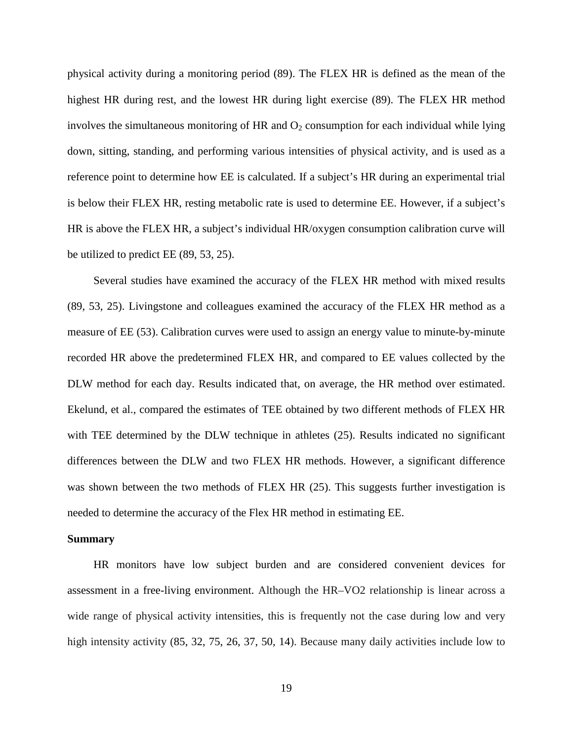physical activity during a monitoring period (89). The FLEX HR is defined as the mean of the highest HR during rest, and the lowest HR during light exercise (89). The FLEX HR method involves the simultaneous monitoring of HR and $O_2$ consumption for each individual while lying down, sitting, standing, and performing various intensities of physical activity, and is used as a reference point to determine how EE is calculated. If a subject's HR during an experimental trial is below their FLEX HR, resting metabolic rate is used to determine EE. However, if a subject's HR is above the FLEX HR, a subject's individual HR/oxygen consumption calibration curve will be utilized to predict EE (89, 53, 25).

Several studies have examined the accuracy of the FLEX HR method with mixed results (89, 53, 25). Livingstone and colleagues examined the accuracy of the FLEX HR method as a measure of EE (53). Calibration curves were used to assign an energy value to minute-by-minute recorded HR above the predetermined FLEX HR, and compared to EE values collected by the DLW method for each day. Results indicated that, on average, the HR method over estimated. Ekelund, et al., compared the estimates of TEE obtained by two different methods of FLEX HR with TEE determined by the DLW technique in athletes (25). Results indicated no significant differences between the DLW and two FLEX HR methods. However, a significant difference was shown between the two methods of FLEX HR (25). This suggests further investigation is needed to determine the accuracy of the Flex HR method in estimating EE.

**Summary**

HR monitors have low subject burden and are considered convenient devices for assessment in a free-living environment. Although the HR–VO2 relationship is linear across a wide range of physical activity intensities, this is frequently not the case during low and very high intensity activity (85, 32, 75, 26, 37, 50, 14). Because many daily activities include low to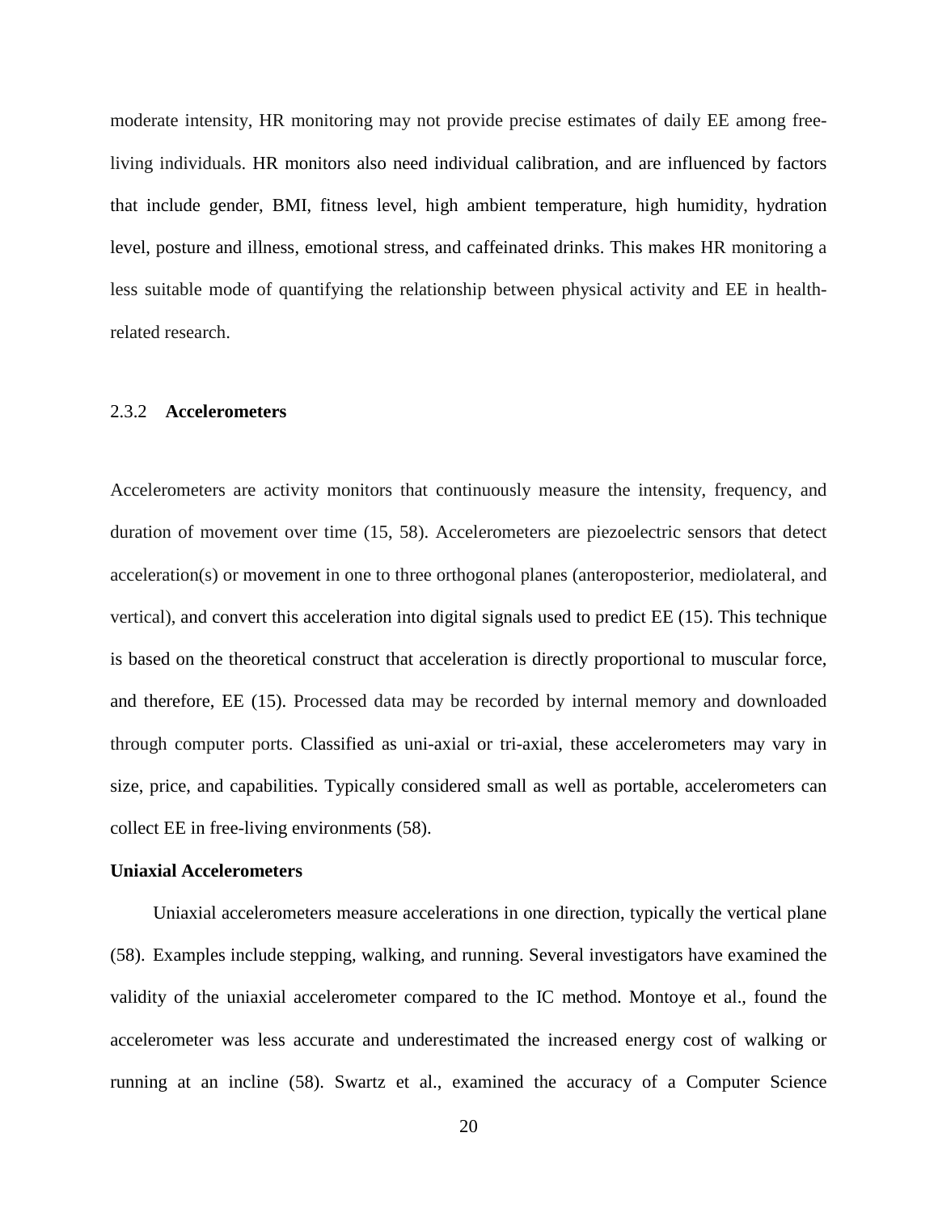moderate intensity, HR monitoring may not provide precise estimates of daily EE among free-living individuals. HR monitors also need individual calibration, and are influenced by factors that include gender, BMI, fitness level, high ambient temperature, high humidity, hydration level, posture and illness, emotional stress, and caffeinated drinks. This makes HR monitoring a less suitable mode of quantifying the relationship between physical activity and EE in health-related research.

### 2.3.2 **Accelerometers**

Accelerometers are activity monitors that continuously measure the intensity, frequency, and duration of movement over time (15, 58). Accelerometers are piezoelectric sensors that detect acceleration(s) or movement in one to three orthogonal planes (anteroposterior, mediolateral, and vertical), and convert this acceleration into digital signals used to predict EE (15). This technique is based on the theoretical construct that acceleration is directly proportional to muscular force, and therefore, EE (15). Processed data may be recorded by internal memory and downloaded through computer ports. Classified as uni-axial or tri-axial, these accelerometers may vary in size, price, and capabilities. Typically considered small as well as portable, accelerometers can collect EE in free-living environments (58).

**Uniaxial Accelerometers**

Uniaxial accelerometers measure accelerations in one direction, typically the vertical plane (58). Examples include stepping, walking, and running. Several investigators have examined the validity of the uniaxial accelerometer compared to the IC method. Montoye et al., found the accelerometer was less accurate and underestimated the increased energy cost of walking or running at an incline (58). Swartz et al., examined the accuracy of a Computer Science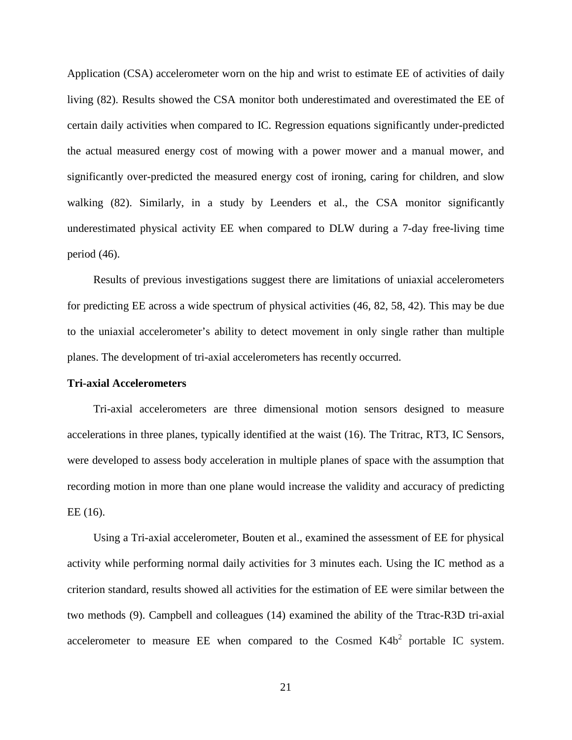Application (CSA) accelerometer worn on the hip and wrist to estimate EE of activities of daily living (82). Results showed the CSA monitor both underestimated and overestimated the EE of certain daily activities when compared to IC. Regression equations significantly under-predicted the actual measured energy cost of mowing with a power mower and a manual mower, and significantly over-predicted the measured energy cost of ironing, caring for children, and slow walking (82). Similarly, in a study by Leenders et al., the CSA monitor significantly underestimated physical activity EE when compared to DLW during a 7-day free-living time period (46).

Results of previous investigations suggest there are limitations of uniaxial accelerometers for predicting EE across a wide spectrum of physical activities (46, 82, 58, 42). This may be due to the uniaxial accelerometer's ability to detect movement in only single rather than multiple planes. The development of tri-axial accelerometers has recently occurred.

**Tri-axial Accelerometers**

Tri-axial accelerometers are three dimensional motion sensors designed to measure accelerations in three planes, typically identified at the waist (16). The Tritrac, RT3, IC Sensors, were developed to assess body acceleration in multiple planes of space with the assumption that recording motion in more than one plane would increase the validity and accuracy of predicting EE (16).

Using a Tri-axial accelerometer, Bouten et al., examined the assessment of EE for physical activity while performing normal daily activities for 3 minutes each. Using the IC method as a criterion standard, results showed all activities for the estimation of EE were similar between the two methods (9). Campbell and colleagues (14) examined the ability of the Ttrac-R3D tri-axial accelerometer to measure EE when compared to the Cosmed $K4b^2$ portable IC system.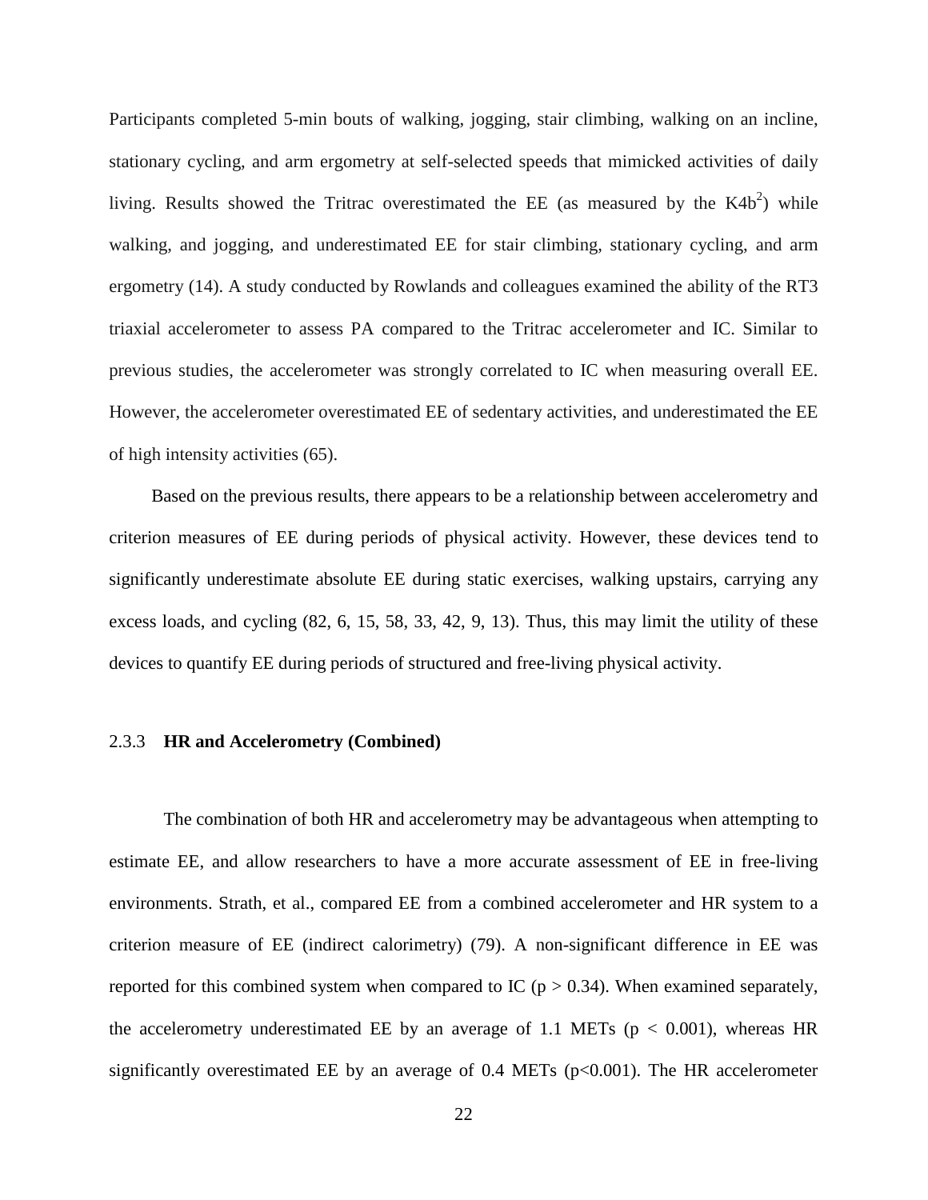Participants completed 5-min bouts of walking, jogging, stair climbing, walking on an incline, stationary cycling, and arm ergometry at self-selected speeds that mimicked activities of daily living. Results showed the Tritrac overestimated the EE (as measured by the $K4b^2$) while walking, and jogging, and underestimated EE for stair climbing, stationary cycling, and arm ergometry (14). A study conducted by Rowlands and colleagues examined the ability of the RT3 triaxial accelerometer to assess PA compared to the Tritrac accelerometer and IC. Similar to previous studies, the accelerometer was strongly correlated to IC when measuring overall EE. However, the accelerometer overestimated EE of sedentary activities, and underestimated the EE of high intensity activities (65).

Based on the previous results, there appears to be a relationship between accelerometry and criterion measures of EE during periods of physical activity. However, these devices tend to significantly underestimate absolute EE during static exercises, walking upstairs, carrying any excess loads, and cycling (82, 6, 15, 58, 33, 42, 9, 13). Thus, this may limit the utility of these devices to quantify EE during periods of structured and free-living physical activity.

### 2.3.3 **HR and Accelerometry (Combined)**

The combination of both HR and accelerometry may be advantageous when attempting to estimate EE, and allow researchers to have a more accurate assessment of EE in free-living environments. Strath, et al., compared EE from a combined accelerometer and HR system to a criterion measure of EE (indirect calorimetry) (79). A non-significant difference in EE was reported for this combined system when compared to IC ($p > 0.34$). When examined separately, the accelerometry underestimated EE by an average of 1.1 METs ($p < 0.001$), whereas HR significantly overestimated EE by an average of 0.4 METs ($p<0.001$). The HR accelerometer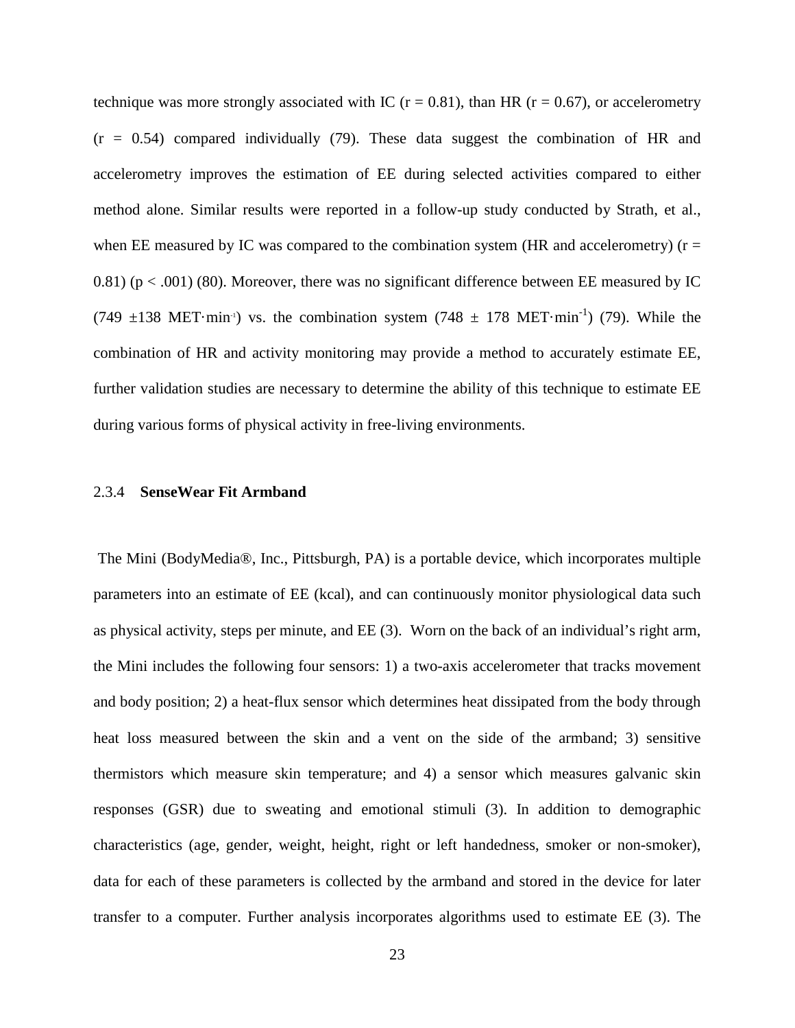technique was more strongly associated with IC ($r = 0.81$), than HR ($r = 0.67$), or accelerometry ($r = 0.54$) compared individually (79). These data suggest the combination of HR and accelerometry improves the estimation of EE during selected activities compared to either method alone. Similar results were reported in a follow-up study conducted by Strath, et al., when EE measured by IC was compared to the combination system (HR and accelerometry) ($r = 0.81$) ($p < .001$) (80). Moreover, there was no significant difference between EE measured by IC ($749 \pm 138$ MET·min$^{-1}$) vs. the combination system ($748 \pm 178$ MET·min$^{-1}$) (79). While the combination of HR and activity monitoring may provide a method to accurately estimate EE, further validation studies are necessary to determine the ability of this technique to estimate EE during various forms of physical activity in free-living environments.

### 2.3.4 **SenseWear Fit Armband**

The Mini (BodyMedia®, Inc., Pittsburgh, PA) is a portable device, which incorporates multiple parameters into an estimate of EE (kcal), and can continuously monitor physiological data such as physical activity, steps per minute, and EE (3). Worn on the back of an individual's right arm, the Mini includes the following four sensors: 1) a two-axis accelerometer that tracks movement and body position; 2) a heat-flux sensor which determines heat dissipated from the body through heat loss measured between the skin and a vent on the side of the armband; 3) sensitive thermistors which measure skin temperature; and 4) a sensor which measures galvanic skin responses (GSR) due to sweating and emotional stimuli (3). In addition to demographic characteristics (age, gender, weight, height, right or left handedness, smoker or non-smoker), data for each of these parameters is collected by the armband and stored in the device for later transfer to a computer. Further analysis incorporates algorithms used to estimate EE (3). The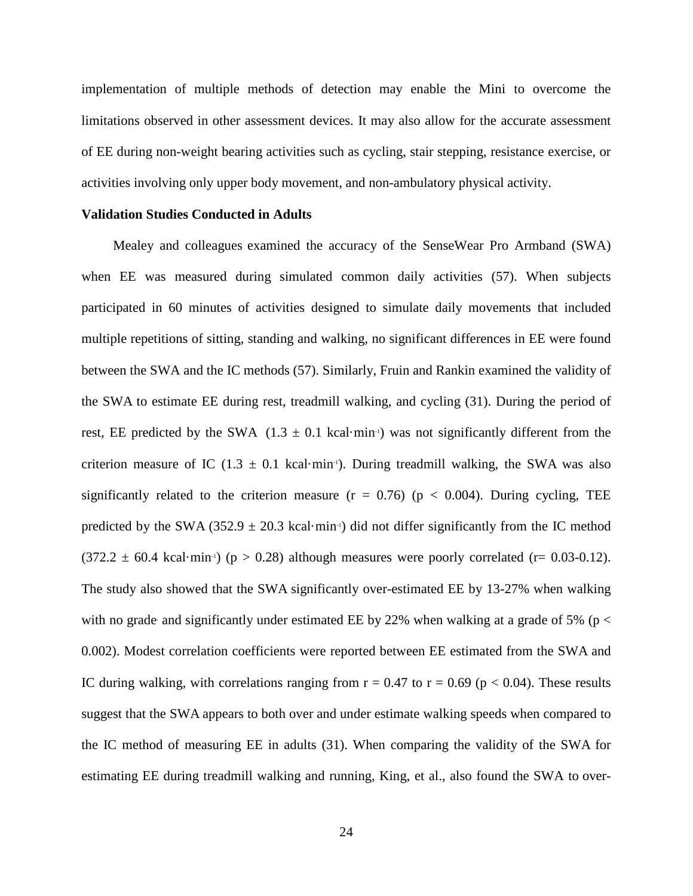implementation of multiple methods of detection may enable the Mini to overcome the limitations observed in other assessment devices. It may also allow for the accurate assessment of EE during non-weight bearing activities such as cycling, stair stepping, resistance exercise, or activities involving only upper body movement, and non-ambulatory physical activity.

**Validation Studies Conducted in Adults**

Mealey and colleagues examined the accuracy of the SenseWear Pro Armband (SWA) when EE was measured during simulated common daily activities (57). When subjects participated in 60 minutes of activities designed to simulate daily movements that included multiple repetitions of sitting, standing and walking, no significant differences in EE were found between the SWA and the IC methods (57). Similarly, Fruin and Rankin examined the validity of the SWA to estimate EE during rest, treadmill walking, and cycling (31). During the period of rest, EE predicted by the SWA ($1.3 \pm 0.1$ kcal·min$^{-1}$) was not significantly different from the criterion measure of IC ($1.3 \pm 0.1$ kcal·min$^{-1}$). During treadmill walking, the SWA was also significantly related to the criterion measure ($r = 0.76$) ($p < 0.004$). During cycling, TEE predicted by the SWA ($352.9 \pm 20.3$ kcal·min$^{-1}$) did not differ significantly from the IC method ($372.2 \pm 60.4$ kcal·min$^{-1}$) ($p > 0.28$) although measures were poorly correlated (r= 0.03-0.12). The study also showed that the SWA significantly over-estimated EE by 13-27% when walking with no grade, and significantly under estimated EE by 22% when walking at a grade of 5% ($p < 0.002$). Modest correlation coefficients were reported between EE estimated from the SWA and IC during walking, with correlations ranging from $r = 0.47$ to $r = 0.69$ ($p < 0.04$). These results suggest that the SWA appears to both over and under estimate walking speeds when compared to the IC method of measuring EE in adults (31). When comparing the validity of the SWA for estimating EE during treadmill walking and running, King, et al., also found the SWA to over-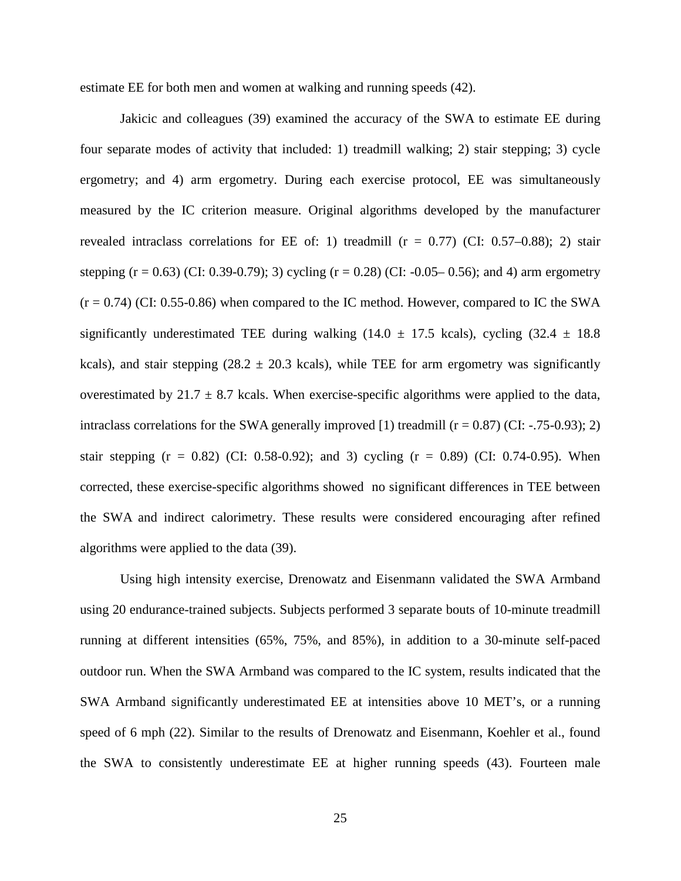estimate EE for both men and women at walking and running speeds (42).

Jakicic and colleagues (39) examined the accuracy of the SWA to estimate EE during four separate modes of activity that included: 1) treadmill walking; 2) stair stepping; 3) cycle ergometry; and 4) arm ergometry. During each exercise protocol, EE was simultaneously measured by the IC criterion measure. Original algorithms developed by the manufacturer revealed intraclass correlations for EE of: 1) treadmill (r = 0.77) (CI: 0.57–0.88); 2) stair stepping (r = 0.63) (CI: 0.39-0.79); 3) cycling (r = 0.28) (CI: -0.05– 0.56); and 4) arm ergometry (r = 0.74) (CI: 0.55-0.86) when compared to the IC method. However, compared to IC the SWA significantly underestimated TEE during walking (14.0 ± 17.5 kcals), cycling (32.4 ± 18.8 kcals), and stair stepping (28.2 ± 20.3 kcals), while TEE for arm ergometry was significantly overestimated by 21.7 ± 8.7 kcals. When exercise-specific algorithms were applied to the data, intraclass correlations for the SWA generally improved [1) treadmill (r = 0.87) (CI: -.75-0.93); 2) stair stepping (r = 0.82) (CI: 0.58-0.92); and 3) cycling (r = 0.89) (CI: 0.74-0.95). When corrected, these exercise-specific algorithms showed no significant differences in TEE between the SWA and indirect calorimetry. These results were considered encouraging after refined algorithms were applied to the data (39).

Using high intensity exercise, Drenowatz and Eisenmann validated the SWA Armband using 20 endurance-trained subjects. Subjects performed 3 separate bouts of 10-minute treadmill running at different intensities (65%, 75%, and 85%), in addition to a 30-minute self-paced outdoor run. When the SWA Armband was compared to the IC system, results indicated that the SWA Armband significantly underestimated EE at intensities above 10 MET's, or a running speed of 6 mph (22). Similar to the results of Drenowatz and Eisenmann, Koehler et al., found the SWA to consistently underestimate EE at higher running speeds (43). Fourteen male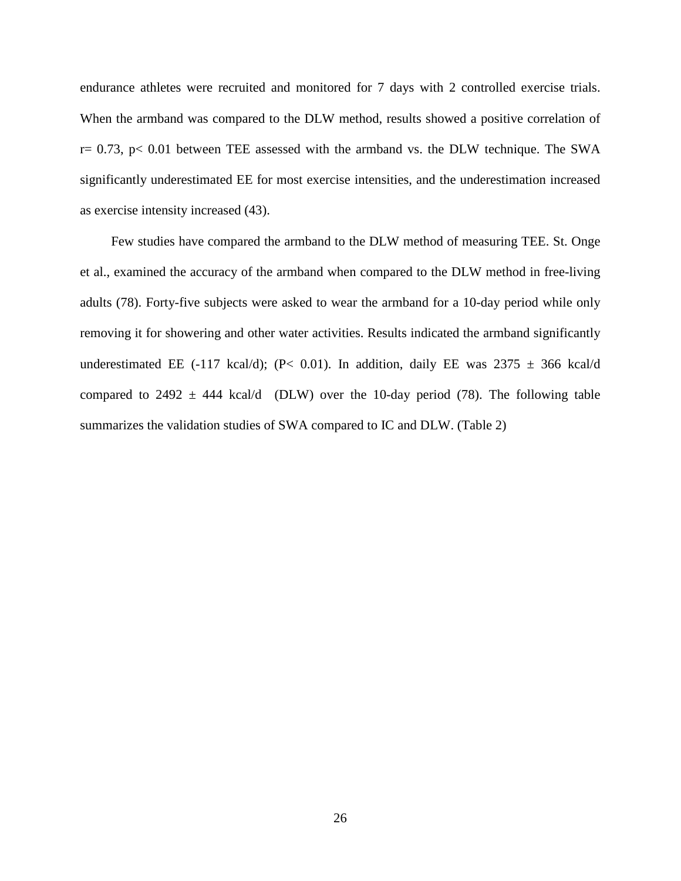endurance athletes were recruited and monitored for 7 days with 2 controlled exercise trials. When the armband was compared to the DLW method, results showed a positive correlation of $r = 0.73$, $p < 0.01$ between TEE assessed with the armband vs. the DLW technique. The SWA significantly underestimated EE for most exercise intensities, and the underestimation increased as exercise intensity increased (43).

Few studies have compared the armband to the DLW method of measuring TEE. St. Onge et al., examined the accuracy of the armband when compared to the DLW method in free-living adults (78). Forty-five subjects were asked to wear the armband for a 10-day period while only removing it for showering and other water activities. Results indicated the armband significantly underestimated EE (-117 kcal/d); ($P < 0.01$). In addition, daily EE was $2375 \pm 366$ kcal/d compared to $2492 \pm 444$ kcal/d (DLW) over the 10-day period (78). The following table summarizes the validation studies of SWA compared to IC and DLW. (Table 2)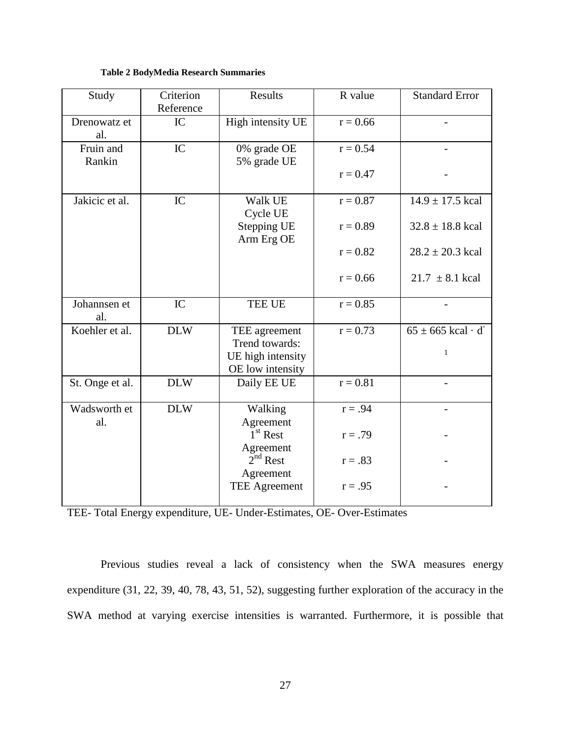**Table 2 BodyMedia Research Summaries**

| Study | Criterion Reference | Results | R value | Standard Error |
|---|---|---|---|---|
| Drenowatz et al. | IC | High intensity UE | r = 0.66 | - |
| Fruin and Rankin | IC | 0% grade OE<br>5% grade UE | r = 0.54<br>r = 0.47 | -<br>- |
| Jakicic et al. | IC | Walk UE<br>Cycle UE<br>Stepping UE<br>Arm Erg OE | r = 0.87<br>r = 0.89<br>r = 0.82<br>r = 0.66 | 14.9 ± 17.5 kcal<br>32.8 ± 18.8 kcal<br>28.2 ± 20.3 kcal<br>21.7 ± 8.1 kcal |
| Johannsen et al. | IC | TEE UE | r = 0.85 | - |
| Koehler et al. | DLW | TEE agreement<br>Trend towards:<br>UE high intensity<br>OE low intensity | r = 0.73 | 65 ± 665 kcal · $d^{-1}$ |
| St. Onge et al. | DLW | Daily EE UE | r = 0.81 | - |
| Wadsworth et al. | DLW | Walking Agreement<br>1st Rest Agreement<br>2nd Rest Agreement<br>TEE Agreement | r = .94<br>r = .79<br>r = .83<br>r = .95 | -<br>-<br>-<br>- |

TEE- Total Energy expenditure, UE- Under-Estimates, OE- Over-Estimates

Previous studies reveal a lack of consistency when the SWA measures energy expenditure (31, 22, 39, 40, 78, 43, 51, 52), suggesting further exploration of the accuracy in the SWA method at varying exercise intensities is warranted. Furthermore, it is possible that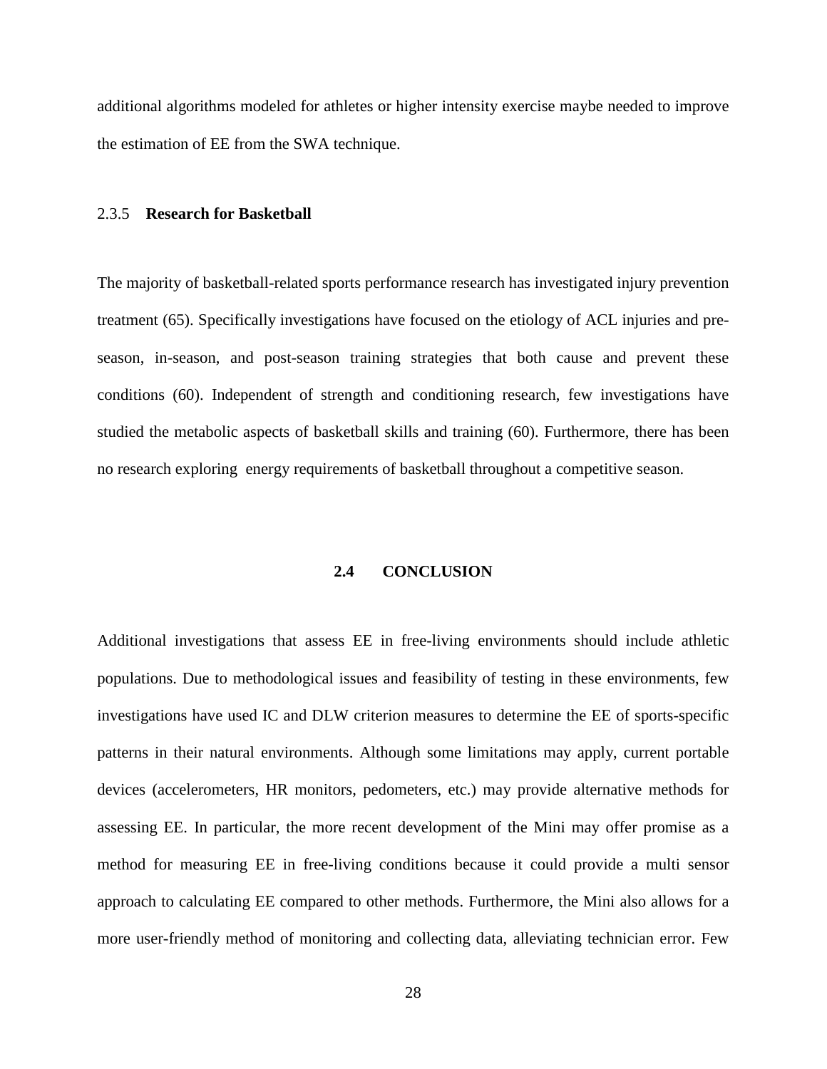additional algorithms modeled for athletes or higher intensity exercise maybe needed to improve the estimation of EE from the SWA technique.

### 2.3.5 **Research for Basketball**

The majority of basketball-related sports performance research has investigated injury prevention treatment (65). Specifically investigations have focused on the etiology of ACL injuries and pre-season, in-season, and post-season training strategies that both cause and prevent these conditions (60). Independent of strength and conditioning research, few investigations have studied the metabolic aspects of basketball skills and training (60). Furthermore, there has been no research exploring energy requirements of basketball throughout a competitive season.

## 2.4 CONCLUSION

Additional investigations that assess EE in free-living environments should include athletic populations. Due to methodological issues and feasibility of testing in these environments, few investigations have used IC and DLW criterion measures to determine the EE of sports-specific patterns in their natural environments. Although some limitations may apply, current portable devices (accelerometers, HR monitors, pedometers, etc.) may provide alternative methods for assessing EE. In particular, the more recent development of the Mini may offer promise as a method for measuring EE in free-living conditions because it could provide a multi sensor approach to calculating EE compared to other methods. Furthermore, the Mini also allows for a more user-friendly method of monitoring and collecting data, alleviating technician error. Few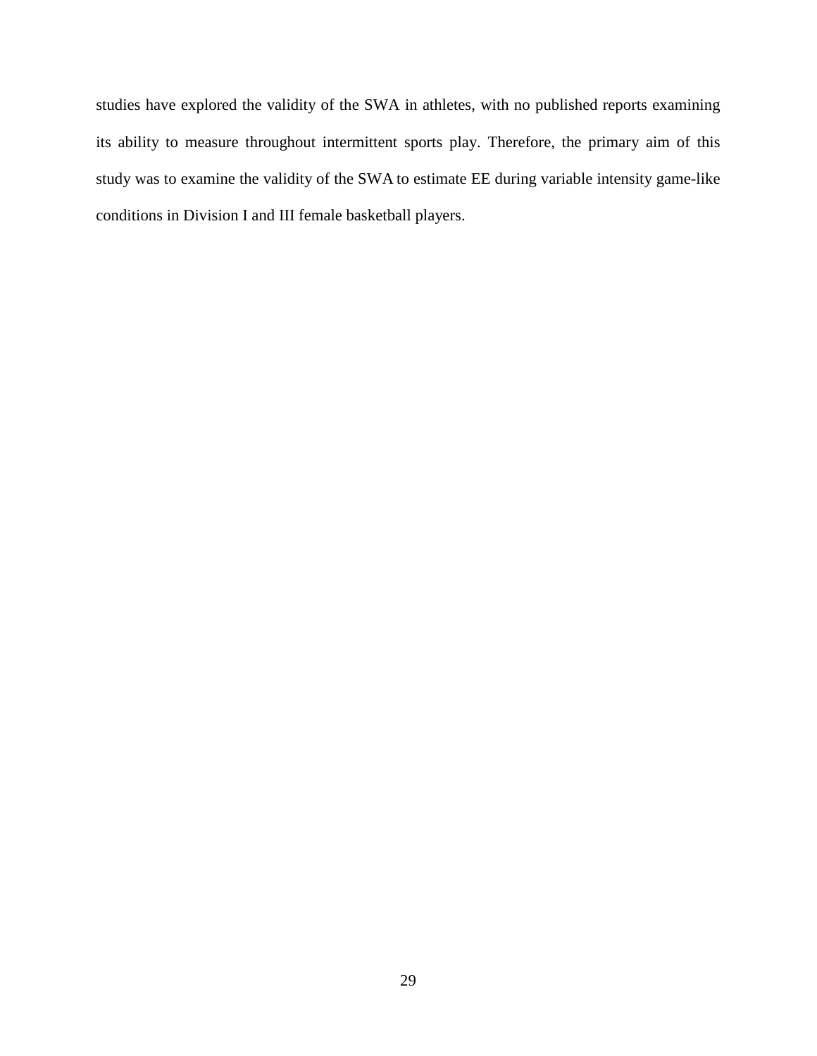studies have explored the validity of the SWA in athletes, with no published reports examining its ability to measure throughout intermittent sports play. Therefore, the primary aim of this study was to examine the validity of the SWA to estimate EE during variable intensity game-like conditions in Division I and III female basketball players.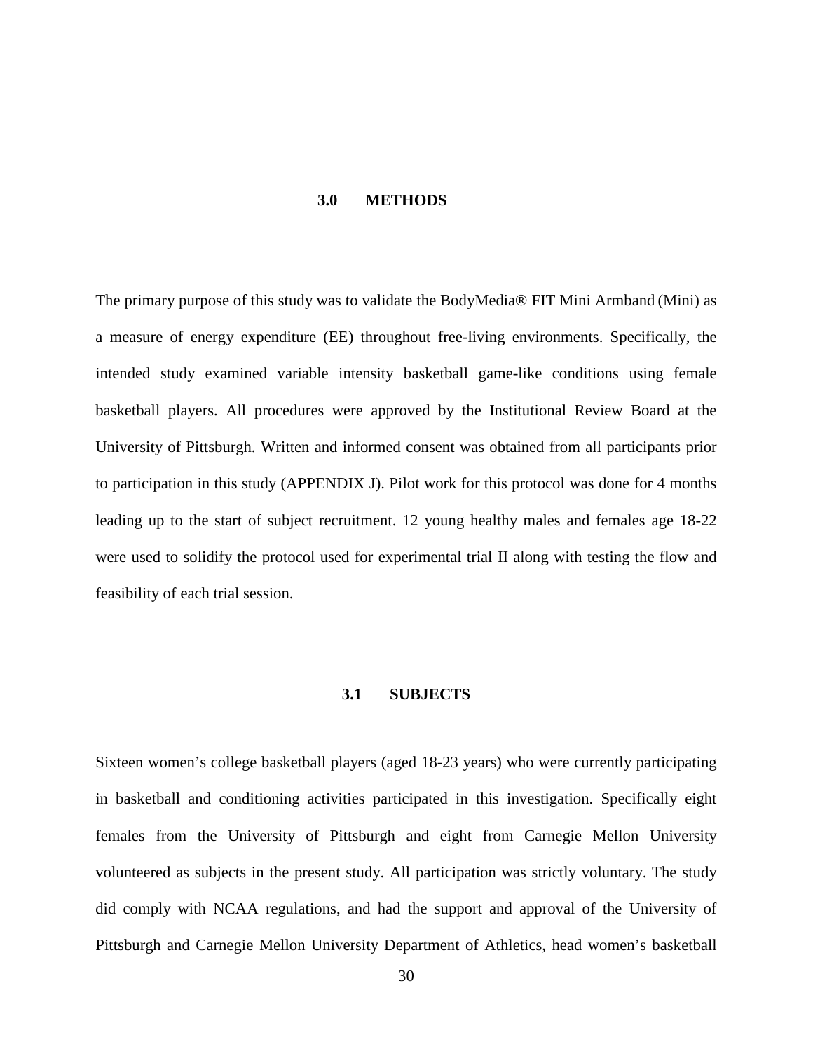# 3.0 METHODS

The primary purpose of this study was to validate the BodyMedia® FIT Mini Armband (Mini) as a measure of energy expenditure (EE) throughout free-living environments. Specifically, the intended study examined variable intensity basketball game-like conditions using female basketball players. All procedures were approved by the Institutional Review Board at the University of Pittsburgh. Written and informed consent was obtained from all participants prior to participation in this study (APPENDIX J). Pilot work for this protocol was done for 4 months leading up to the start of subject recruitment. 12 young healthy males and females age 18-22 were used to solidify the protocol used for experimental trial II along with testing the flow and feasibility of each trial session.

## 3.1 SUBJECTS

Sixteen women's college basketball players (aged 18-23 years) who were currently participating in basketball and conditioning activities participated in this investigation. Specifically eight females from the University of Pittsburgh and eight from Carnegie Mellon University volunteered as subjects in the present study. All participation was strictly voluntary. The study did comply with NCAA regulations, and had the support and approval of the University of Pittsburgh and Carnegie Mellon University Department of Athletics, head women's basketball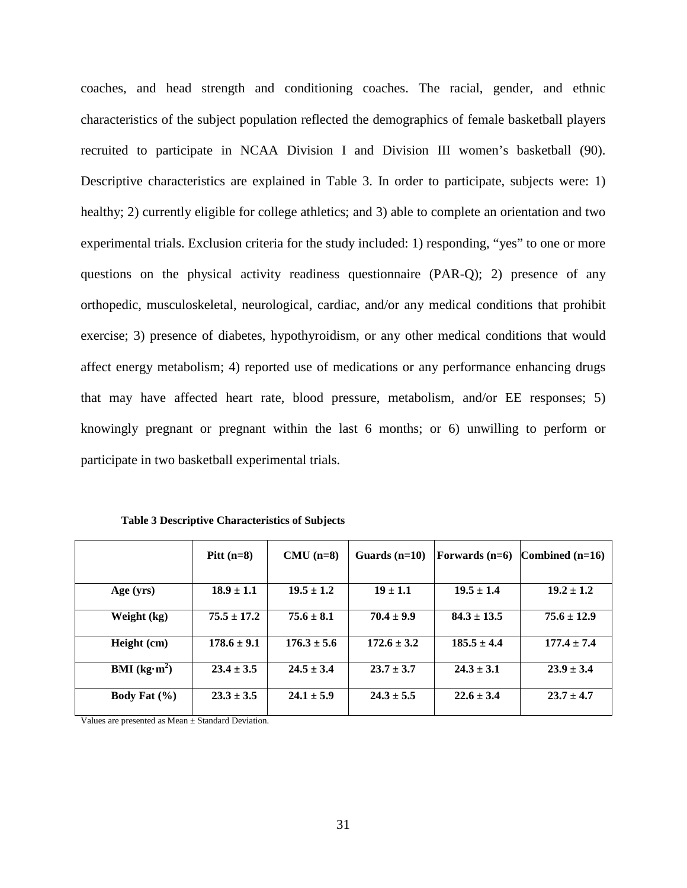coaches, and head strength and conditioning coaches. The racial, gender, and ethnic characteristics of the subject population reflected the demographics of female basketball players recruited to participate in NCAA Division I and Division III women's basketball (90). Descriptive characteristics are explained in Table 3. In order to participate, subjects were: 1) healthy; 2) currently eligible for college athletics; and 3) able to complete an orientation and two experimental trials. Exclusion criteria for the study included: 1) responding, "yes" to one or more questions on the physical activity readiness questionnaire (PAR-Q); 2) presence of any orthopedic, musculoskeletal, neurological, cardiac, and/or any medical conditions that prohibit exercise; 3) presence of diabetes, hypothyroidism, or any other medical conditions that would affect energy metabolism; 4) reported use of medications or any performance enhancing drugs that may have affected heart rate, blood pressure, metabolism, and/or EE responses; 5) knowingly pregnant or pregnant within the last 6 months; or 6) unwilling to perform or participate in two basketball experimental trials.

**Table 3 Descriptive Characteristics of Subjects**

| | **Pitt (n=8)** | **CMU (n=8)** | **Guards (n=10)** | **Forwards (n=6)** | **Combined (n=16)** |
|---|---|---|---|---|---|
| **Age (yrs)** | **18.9 ± 1.1** | **19.5 ± 1.2** | **19 ± 1.1** | **19.5 ± 1.4** | **19.2 ± 1.2** |
| **Weight (kg)** | **75.5 ± 17.2** | **75.6 ± 8.1** | **70.4 ± 9.9** | **84.3 ± 13.5** | **75.6 ± 12.9** |
| **Height (cm)** | **178.6 ± 9.1** | **176.3 ± 5.6** | **172.6 ± 3.2** | **185.5 ± 4.4** | **177.4 ± 7.4** |
| **BMI ($kg \cdot m^2$)** | **23.4 ± 3.5** | **24.5 ± 3.4** | **23.7 ± 3.7** | **24.3 ± 3.1** | **23.9 ± 3.4** |
| **Body Fat (%)** | **23.3 ± 3.5** | **24.1 ± 5.9** | **24.3 ± 5.5** | **22.6 ± 3.4** | **23.7 ± 4.7** |

Values are presented as Mean ± Standard Deviation.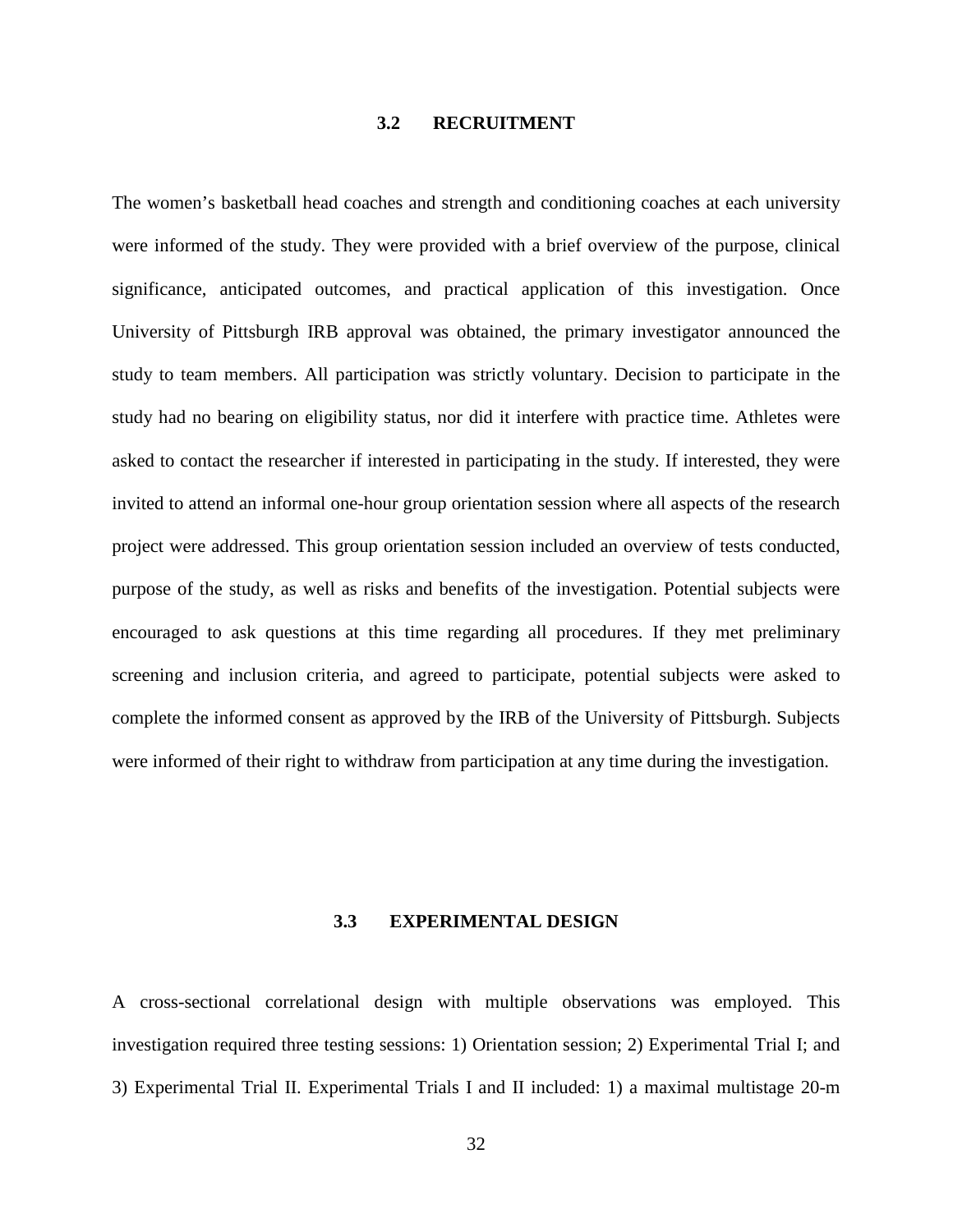### 3.2 RECRUITMENT

The women's basketball head coaches and strength and conditioning coaches at each university were informed of the study. They were provided with a brief overview of the purpose, clinical significance, anticipated outcomes, and practical application of this investigation. Once University of Pittsburgh IRB approval was obtained, the primary investigator announced the study to team members. All participation was strictly voluntary. Decision to participate in the study had no bearing on eligibility status, nor did it interfere with practice time. Athletes were asked to contact the researcher if interested in participating in the study. If interested, they were invited to attend an informal one-hour group orientation session where all aspects of the research project were addressed. This group orientation session included an overview of tests conducted, purpose of the study, as well as risks and benefits of the investigation. Potential subjects were encouraged to ask questions at this time regarding all procedures. If they met preliminary screening and inclusion criteria, and agreed to participate, potential subjects were asked to complete the informed consent as approved by the IRB of the University of Pittsburgh. Subjects were informed of their right to withdraw from participation at any time during the investigation.

### 3.3 EXPERIMENTAL DESIGN

A cross-sectional correlational design with multiple observations was employed. This investigation required three testing sessions: 1) Orientation session; 2) Experimental Trial I; and 3) Experimental Trial II. Experimental Trials I and II included: 1) a maximal multistage 20-m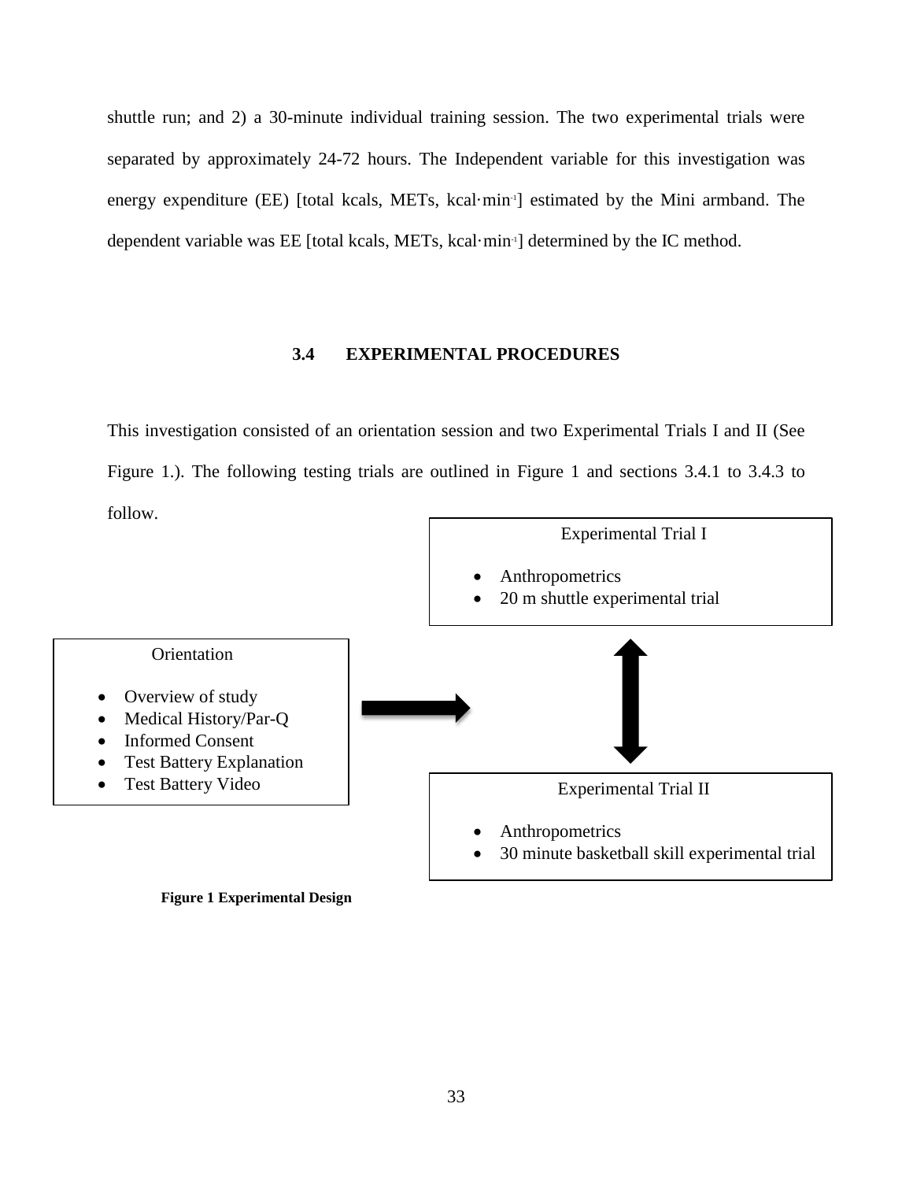shuttle run; and 2) a 30-minute individual training session. The two experimental trials were separated by approximately 24-72 hours. The Independent variable for this investigation was energy expenditure (EE) [total kcals, METs, kcal·min$^{-1}$] estimated by the Mini armband. The dependent variable was EE [total kcals, METs, kcal·min$^{-1}$] determined by the IC method.

### 3.4 EXPERIMENTAL PROCEDURES

This investigation consisted of an orientation session and two Experimental Trials I and II (See Figure 1.). The following testing trials are outlined in Figure 1 and sections 3.4.1 to 3.4.3 to follow.

Orientation

- Overview of study
- Medical History/Par-Q
- Informed Consent
- Test Battery Explanation
- Test Battery Video

Experimental Trial I

- Anthropometrics
- 20 m shuttle experimental trial

Experimental Trial II

- Anthropometrics
- 30 minute basketball skill experimental trial

**Figure 1 Experimental Design**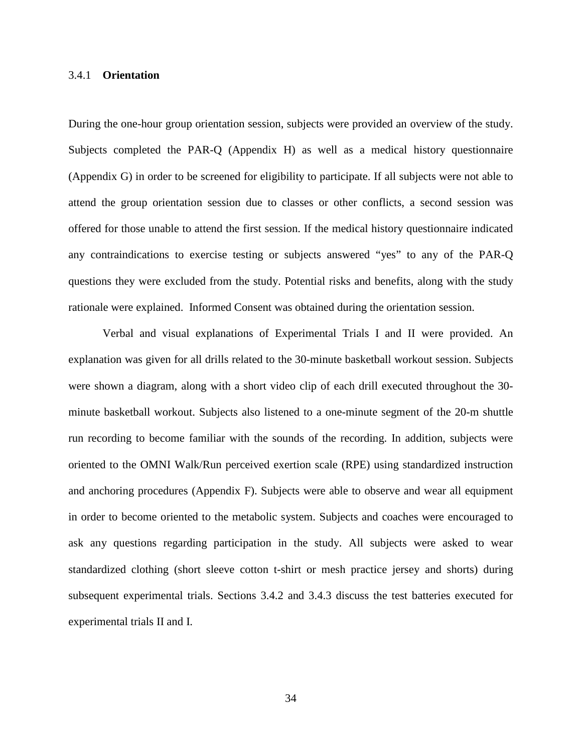### 3.4.1 **Orientation**

During the one-hour group orientation session, subjects were provided an overview of the study. Subjects completed the PAR-Q (Appendix H) as well as a medical history questionnaire (Appendix G) in order to be screened for eligibility to participate. If all subjects were not able to attend the group orientation session due to classes or other conflicts, a second session was offered for those unable to attend the first session. If the medical history questionnaire indicated any contraindications to exercise testing or subjects answered "yes" to any of the PAR-Q questions they were excluded from the study. Potential risks and benefits, along with the study rationale were explained. Informed Consent was obtained during the orientation session.

Verbal and visual explanations of Experimental Trials I and II were provided. An explanation was given for all drills related to the 30-minute basketball workout session. Subjects were shown a diagram, along with a short video clip of each drill executed throughout the 30-minute basketball workout. Subjects also listened to a one-minute segment of the 20-m shuttle run recording to become familiar with the sounds of the recording. In addition, subjects were oriented to the OMNI Walk/Run perceived exertion scale (RPE) using standardized instruction and anchoring procedures (Appendix F). Subjects were able to observe and wear all equipment in order to become oriented to the metabolic system. Subjects and coaches were encouraged to ask any questions regarding participation in the study. All subjects were asked to wear standardized clothing (short sleeve cotton t-shirt or mesh practice jersey and shorts) during subsequent experimental trials. Sections 3.4.2 and 3.4.3 discuss the test batteries executed for experimental trials II and I.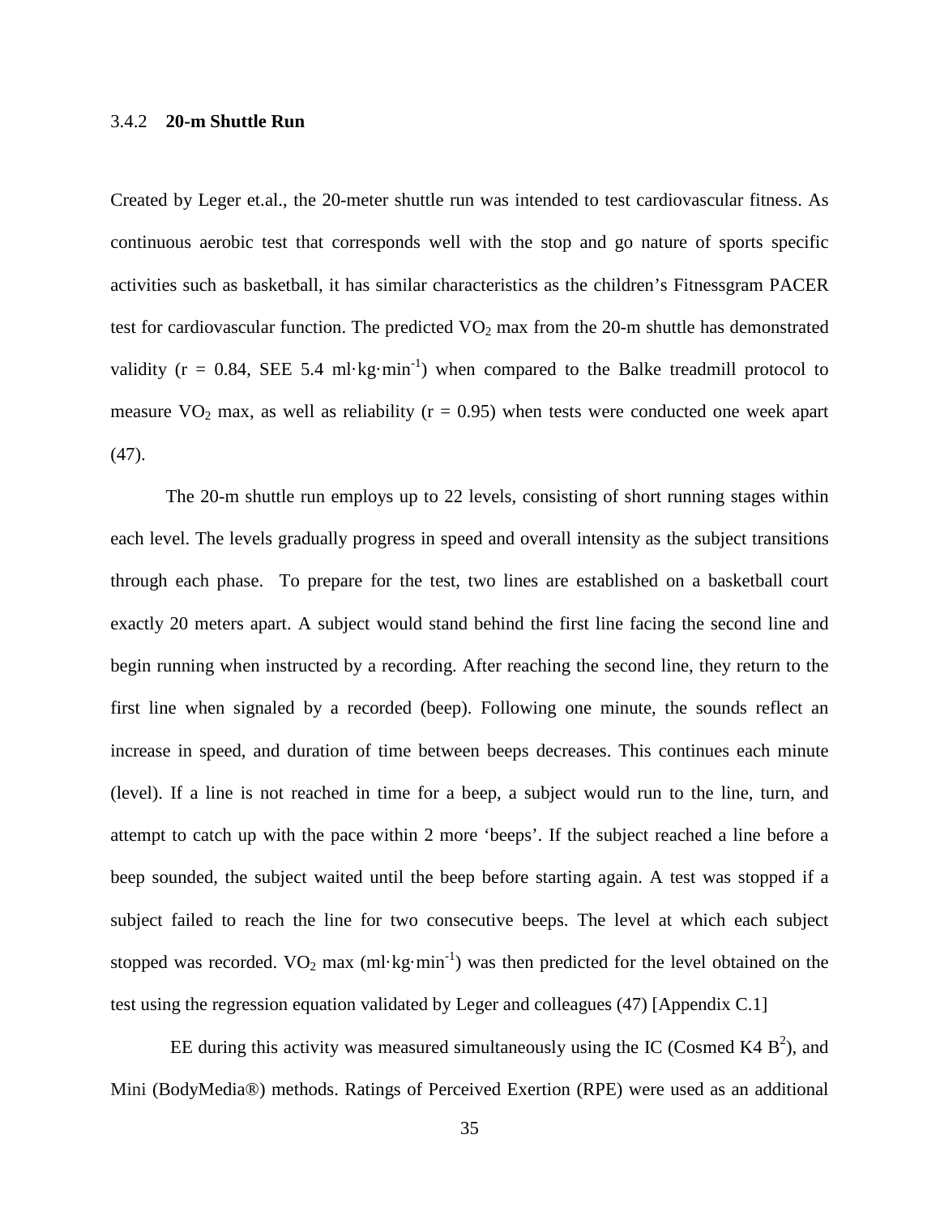### 3.4.2 20-m Shuttle Run

Created by Leger et.al., the 20-meter shuttle run was intended to test cardiovascular fitness. As continuous aerobic test that corresponds well with the stop and go nature of sports specific activities such as basketball, it has similar characteristics as the children's Fitnessgram PACER test for cardiovascular function. The predicted $VO_2$ max from the 20-m shuttle has demonstrated validity ($r = 0.84$, SEE 5.4 $ml \cdot kg \cdot min^{-1}$) when compared to the Balke treadmill protocol to measure $VO_2$ max, as well as reliability ($r = 0.95$) when tests were conducted one week apart (47).

The 20-m shuttle run employs up to 22 levels, consisting of short running stages within each level. The levels gradually progress in speed and overall intensity as the subject transitions through each phase. To prepare for the test, two lines are established on a basketball court exactly 20 meters apart. A subject would stand behind the first line facing the second line and begin running when instructed by a recording. After reaching the second line, they return to the first line when signaled by a recorded (beep). Following one minute, the sounds reflect an increase in speed, and duration of time between beeps decreases. This continues each minute (level). If a line is not reached in time for a beep, a subject would run to the line, turn, and attempt to catch up with the pace within 2 more 'beeps'. If the subject reached a line before a beep sounded, the subject waited until the beep before starting again. A test was stopped if a subject failed to reach the line for two consecutive beeps. The level at which each subject stopped was recorded. $VO_2$ max ($ml \cdot kg \cdot min^{-1}$) was then predicted for the level obtained on the test using the regression equation validated by Leger and colleagues (47) [Appendix C.1]

EE during this activity was measured simultaneously using the IC (Cosmed K4 $B^2$), and Mini (BodyMedia®) methods. Ratings of Perceived Exertion (RPE) were used as an additional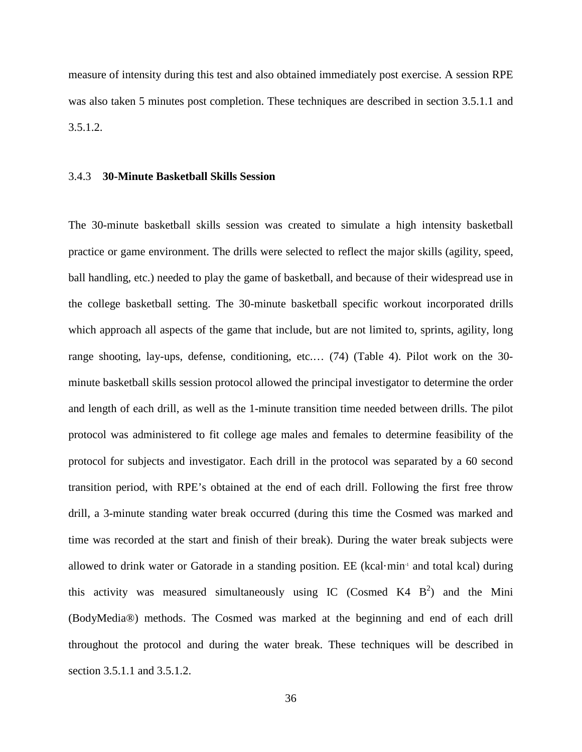measure of intensity during this test and also obtained immediately post exercise. A session RPE was also taken 5 minutes post completion. These techniques are described in section 3.5.1.1 and 3.5.1.2.

### 3.4.3 **30-Minute Basketball Skills Session**

The 30-minute basketball skills session was created to simulate a high intensity basketball practice or game environment. The drills were selected to reflect the major skills (agility, speed, ball handling, etc.) needed to play the game of basketball, and because of their widespread use in the college basketball setting. The 30-minute basketball specific workout incorporated drills which approach all aspects of the game that include, but are not limited to, sprints, agility, long range shooting, lay-ups, defense, conditioning, etc.… (74) (Table 4). Pilot work on the 30-minute basketball skills session protocol allowed the principal investigator to determine the order and length of each drill, as well as the 1-minute transition time needed between drills. The pilot protocol was administered to fit college age males and females to determine feasibility of the protocol for subjects and investigator. Each drill in the protocol was separated by a 60 second transition period, with RPE's obtained at the end of each drill. Following the first free throw drill, a 3-minute standing water break occurred (during this time the Cosmed was marked and time was recorded at the start and finish of their break). During the water break subjects were allowed to drink water or Gatorade in a standing position. EE (kcal·min$^{-1}$ and total kcal) during this activity was measured simultaneously using IC (Cosmed K4 $B^2$) and the Mini (BodyMedia®) methods. The Cosmed was marked at the beginning and end of each drill throughout the protocol and during the water break. These techniques will be described in section 3.5.1.1 and 3.5.1.2.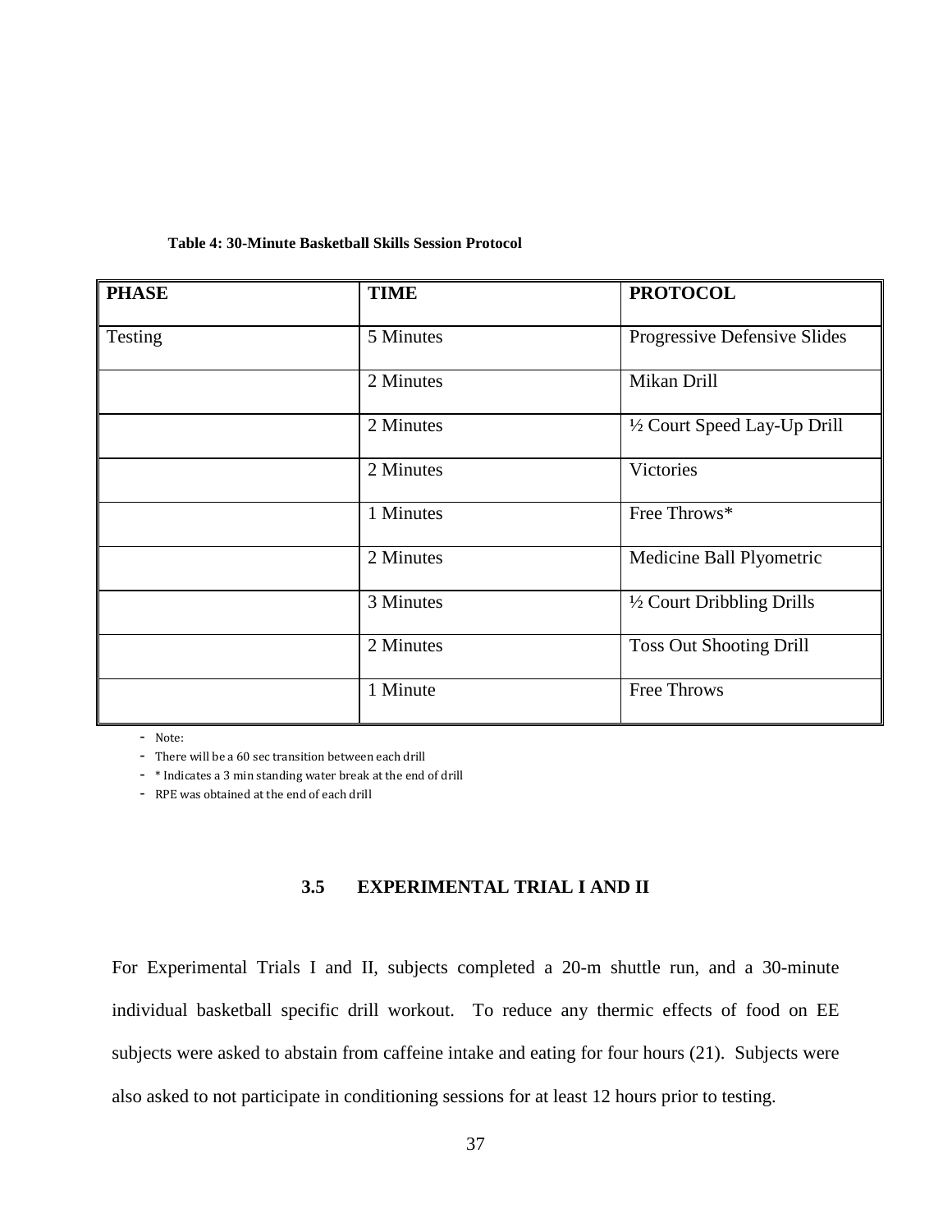**Table 4: 30-Minute Basketball Skills Session Protocol**

| PHASE | TIME | PROTOCOL |
| --- | --- | --- |
| Testing | 5 Minutes | Progressive Defensive Slides |
| | 2 Minutes | Mikan Drill |
| | 2 Minutes | ½ Court Speed Lay-Up Drill |
| | 2 Minutes | Victories |
| | 1 Minutes | Free Throws* |
| | 2 Minutes | Medicine Ball Plyometric |
| | 3 Minutes | ½ Court Dribbling Drills |
| | 2 Minutes | Toss Out Shooting Drill |
| | 1 Minute | Free Throws |

- Note:
- There will be a 60 sec transition between each drill
- * Indicates a 3 min standing water break at the end of drill
- RPE was obtained at the end of each drill

### 3.5 EXPERIMENTAL TRIAL I AND II

For Experimental Trials I and II, subjects completed a 20-m shuttle run, and a 30-minute individual basketball specific drill workout. To reduce any thermic effects of food on EE subjects were asked to abstain from caffeine intake and eating for four hours (21). Subjects were also asked to not participate in conditioning sessions for at least 12 hours prior to testing.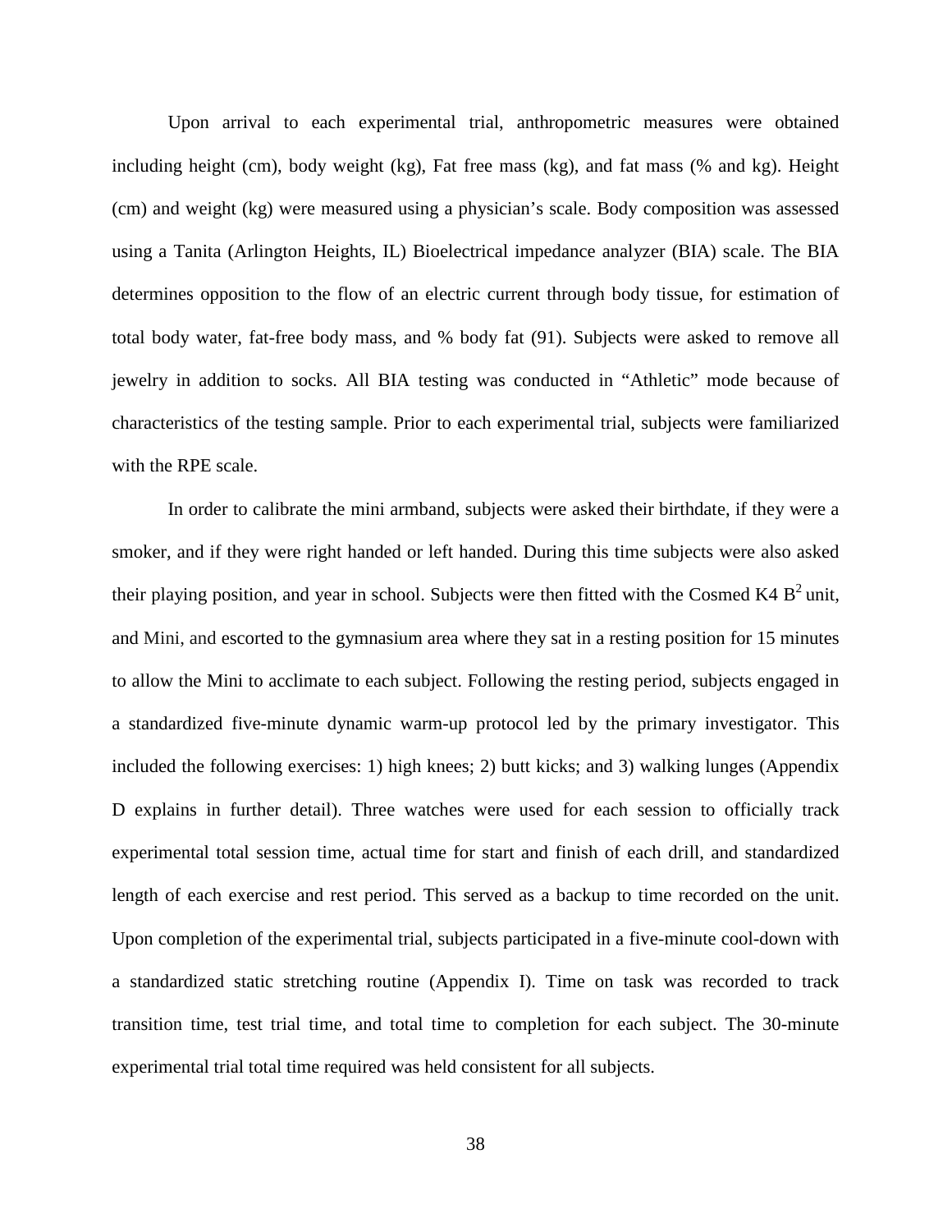Upon arrival to each experimental trial, anthropometric measures were obtained including height (cm), body weight (kg), Fat free mass (kg), and fat mass (% and kg). Height (cm) and weight (kg) were measured using a physician's scale. Body composition was assessed using a Tanita (Arlington Heights, IL) Bioelectrical impedance analyzer (BIA) scale. The BIA determines opposition to the flow of an electric current through body tissue, for estimation of total body water, fat-free body mass, and % body fat (91). Subjects were asked to remove all jewelry in addition to socks. All BIA testing was conducted in "Athletic" mode because of characteristics of the testing sample. Prior to each experimental trial, subjects were familiarized with the RPE scale.

In order to calibrate the mini armband, subjects were asked their birthdate, if they were a smoker, and if they were right handed or left handed. During this time subjects were also asked their playing position, and year in school. Subjects were then fitted with the Cosmed K4 $B^2$ unit, and Mini, and escorted to the gymnasium area where they sat in a resting position for 15 minutes to allow the Mini to acclimate to each subject. Following the resting period, subjects engaged in a standardized five-minute dynamic warm-up protocol led by the primary investigator. This included the following exercises: 1) high knees; 2) butt kicks; and 3) walking lunges (Appendix D explains in further detail). Three watches were used for each session to officially track experimental total session time, actual time for start and finish of each drill, and standardized length of each exercise and rest period. This served as a backup to time recorded on the unit. Upon completion of the experimental trial, subjects participated in a five-minute cool-down with a standardized static stretching routine (Appendix I). Time on task was recorded to track transition time, test trial time, and total time to completion for each subject. The 30-minute experimental trial total time required was held consistent for all subjects.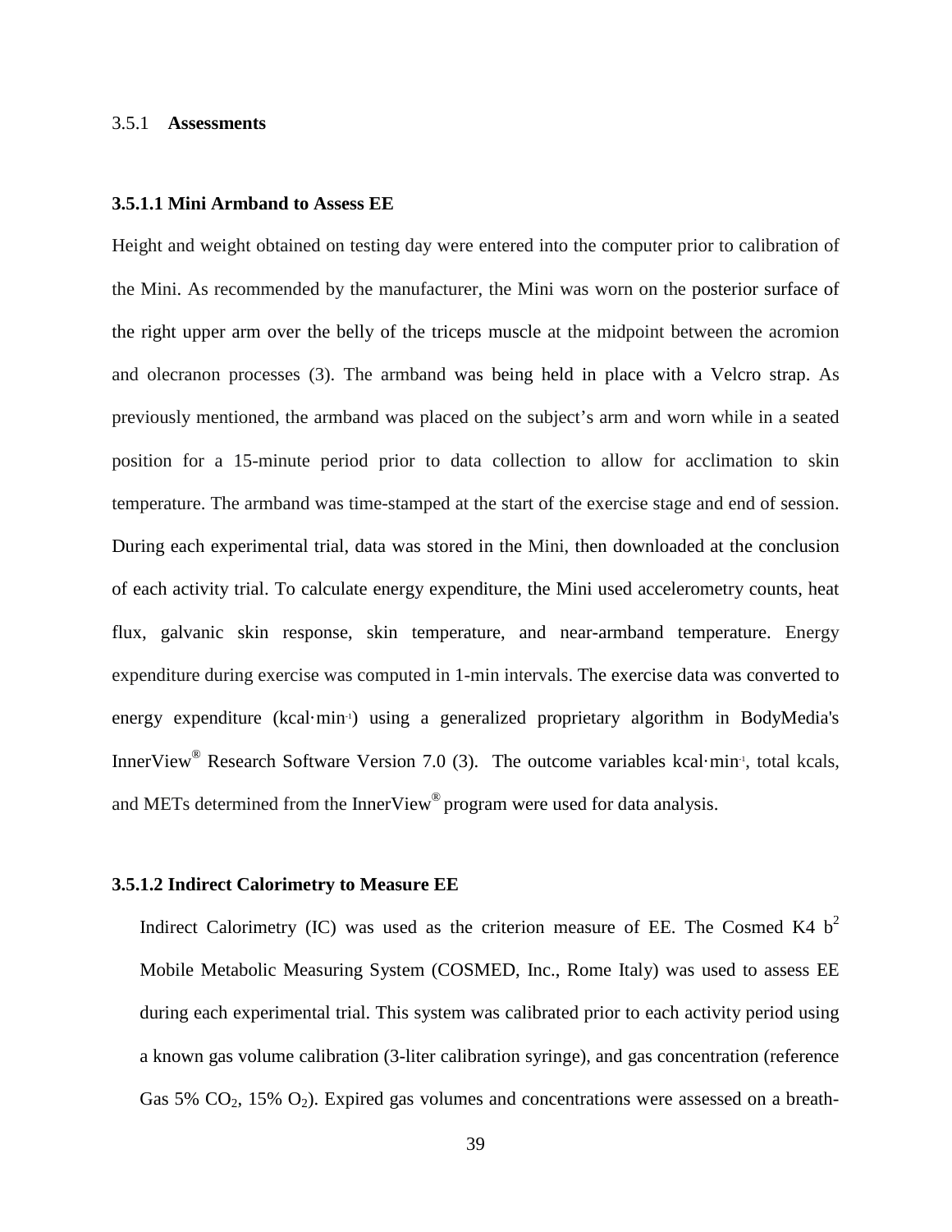### 3.5.1 **Assessments**

#### 3.5.1.1 Mini Armband to Assess EE

Height and weight obtained on testing day were entered into the computer prior to calibration of the Mini. As recommended by the manufacturer, the Mini was worn on the posterior surface of the right upper arm over the belly of the triceps muscle at the midpoint between the acromion and olecranon processes (3). The armband was being held in place with a Velcro strap. As previously mentioned, the armband was placed on the subject's arm and worn while in a seated position for a 15-minute period prior to data collection to allow for acclimation to skin temperature. The armband was time-stamped at the start of the exercise stage and end of session. During each experimental trial, data was stored in the Mini, then downloaded at the conclusion of each activity trial. To calculate energy expenditure, the Mini used accelerometry counts, heat flux, galvanic skin response, skin temperature, and near-armband temperature. Energy expenditure during exercise was computed in 1-min intervals. The exercise data was converted to energy expenditure ($kcal \cdot min^{-1}$) using a generalized proprietary algorithm in BodyMedia's InnerView® Research Software Version 7.0 (3). The outcome variables $kcal \cdot min^{-1}$, total kcals, and METs determined from the InnerView® program were used for data analysis.

#### 3.5.1.2 Indirect Calorimetry to Measure EE

Indirect Calorimetry (IC) was used as the criterion measure of EE. The Cosmed K4 $b^2$ Mobile Metabolic Measuring System (COSMED, Inc., Rome Italy) was used to assess EE during each experimental trial. This system was calibrated prior to each activity period using a known gas volume calibration (3-liter calibration syringe), and gas concentration (reference Gas 5% $CO_2$, 15% $O_2$). Expired gas volumes and concentrations were assessed on a breath-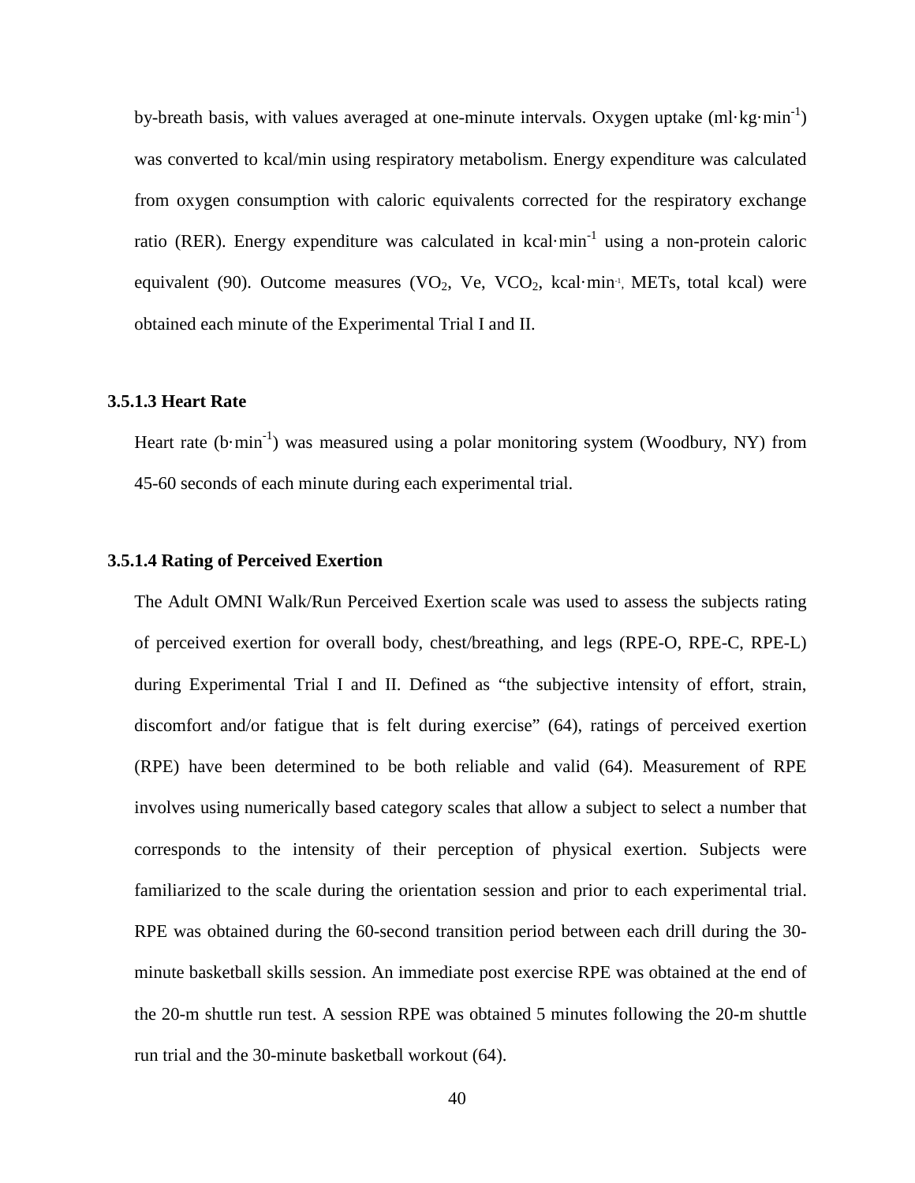by-breath basis, with values averaged at one-minute intervals. Oxygen uptake (ml·kg·min$^{-1}$) was converted to kcal/min using respiratory metabolism. Energy expenditure was calculated from oxygen consumption with caloric equivalents corrected for the respiratory exchange ratio (RER). Energy expenditure was calculated in kcal·min$^{-1}$ using a non-protein caloric equivalent (90). Outcome measures ($VO_2$, Ve, $VCO_2$, kcal·min$^{-1}$, METs, total kcal) were obtained each minute of the Experimental Trial I and II.

### 3.5.1.3 Heart Rate

Heart rate (b·min$^{-1}$) was measured using a polar monitoring system (Woodbury, NY) from 45-60 seconds of each minute during each experimental trial.

### 3.5.1.4 Rating of Perceived Exertion

The Adult OMNI Walk/Run Perceived Exertion scale was used to assess the subjects rating of perceived exertion for overall body, chest/breathing, and legs (RPE-O, RPE-C, RPE-L) during Experimental Trial I and II. Defined as "the subjective intensity of effort, strain, discomfort and/or fatigue that is felt during exercise" (64), ratings of perceived exertion (RPE) have been determined to be both reliable and valid (64). Measurement of RPE involves using numerically based category scales that allow a subject to select a number that corresponds to the intensity of their perception of physical exertion. Subjects were familiarized to the scale during the orientation session and prior to each experimental trial. RPE was obtained during the 60-second transition period between each drill during the 30-minute basketball skills session. An immediate post exercise RPE was obtained at the end of the 20-m shuttle run test. A session RPE was obtained 5 minutes following the 20-m shuttle run trial and the 30-minute basketball workout (64).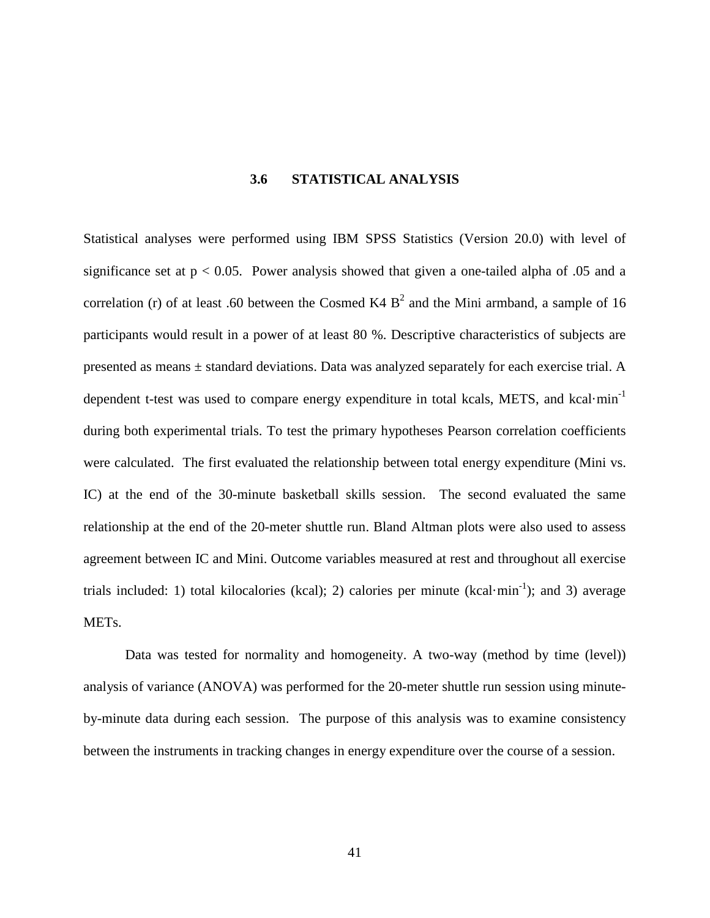### 3.6 STATISTICAL ANALYSIS

Statistical analyses were performed using IBM SPSS Statistics (Version 20.0) with level of significance set at $p < 0.05$. Power analysis showed that given a one-tailed alpha of .05 and a correlation (r) of at least .60 between the Cosmed K4 $B^2$ and the Mini armband, a sample of 16 participants would result in a power of at least 80 %. Descriptive characteristics of subjects are presented as means ± standard deviations. Data was analyzed separately for each exercise trial. A dependent t-test was used to compare energy expenditure in total kcals, METS, and $kcal \cdot min^{-1}$ during both experimental trials. To test the primary hypotheses Pearson correlation coefficients were calculated. The first evaluated the relationship between total energy expenditure (Mini vs. IC) at the end of the 30-minute basketball skills session. The second evaluated the same relationship at the end of the 20-meter shuttle run. Bland Altman plots were also used to assess agreement between IC and Mini. Outcome variables measured at rest and throughout all exercise trials included: 1) total kilocalories (kcal); 2) calories per minute ($kcal \cdot min^{-1}$); and 3) average METs.

Data was tested for normality and homogeneity. A two-way (method by time (level)) analysis of variance (ANOVA) was performed for the 20-meter shuttle run session using minute-by-minute data during each session. The purpose of this analysis was to examine consistency between the instruments in tracking changes in energy expenditure over the course of a session.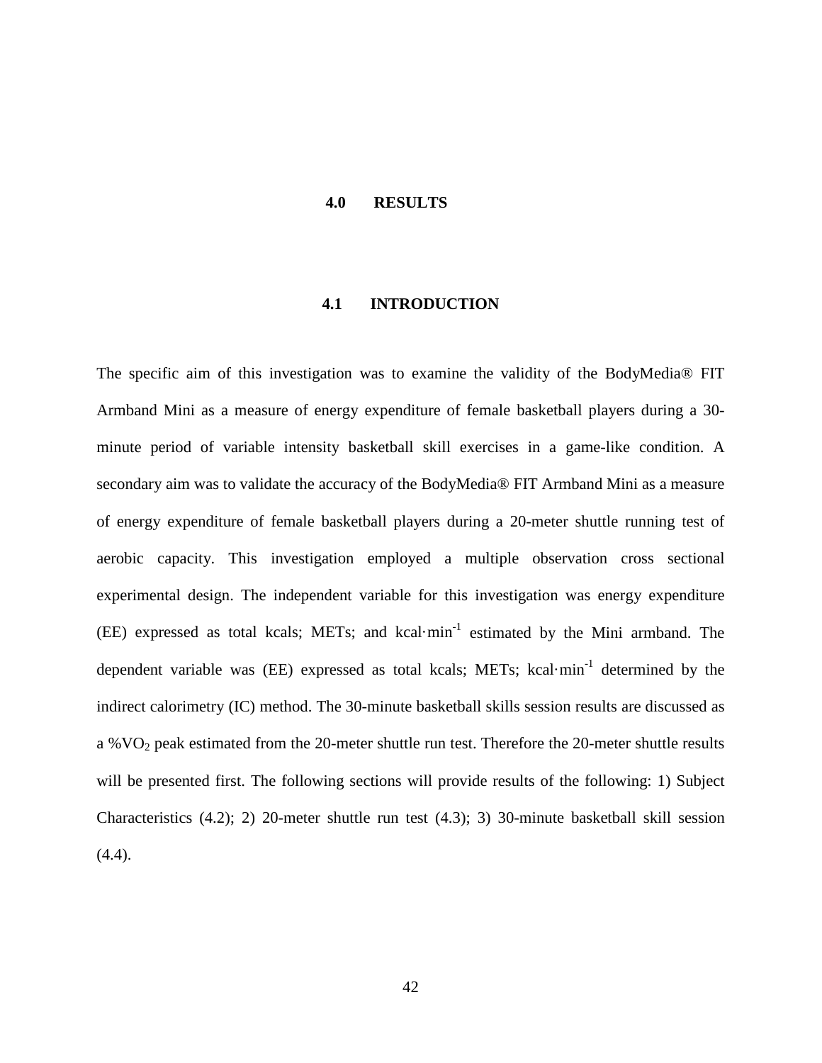# 4.0 RESULTS

## 4.1 INTRODUCTION

The specific aim of this investigation was to examine the validity of the BodyMedia® FIT Armband Mini as a measure of energy expenditure of female basketball players during a 30-minute period of variable intensity basketball skill exercises in a game-like condition. A secondary aim was to validate the accuracy of the BodyMedia® FIT Armband Mini as a measure of energy expenditure of female basketball players during a 20-meter shuttle running test of aerobic capacity. This investigation employed a multiple observation cross sectional experimental design. The independent variable for this investigation was energy expenditure (EE) expressed as total kcals; METs; and $kcal \cdot min^{-1}$ estimated by the Mini armband. The dependent variable was (EE) expressed as total kcals; METs; $kcal \cdot min^{-1}$ determined by the indirect calorimetry (IC) method. The 30-minute basketball skills session results are discussed as a $\%VO_2$ peak estimated from the 20-meter shuttle run test. Therefore the 20-meter shuttle results will be presented first. The following sections will provide results of the following: 1) Subject Characteristics (4.2); 2) 20-meter shuttle run test (4.3); 3) 30-minute basketball skill session (4.4).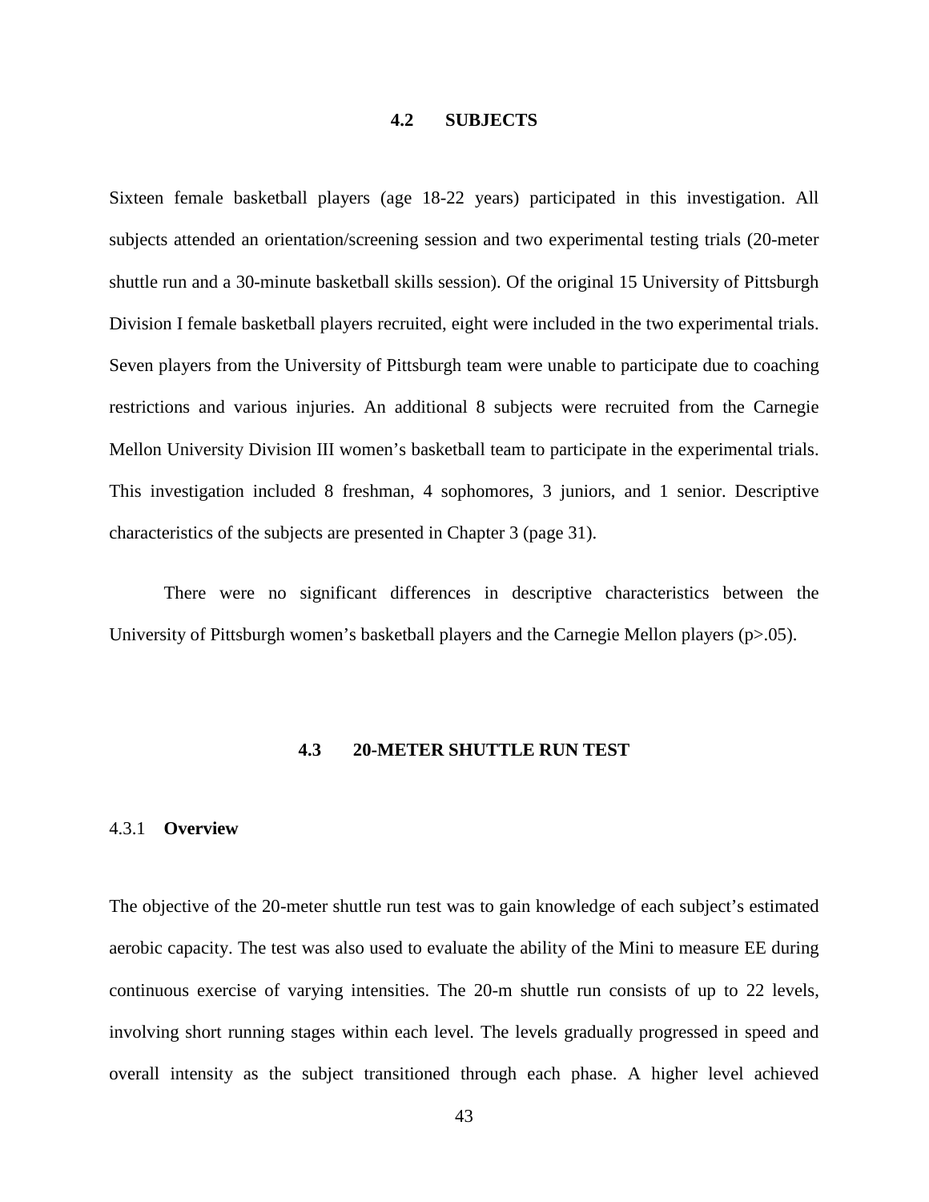## 4.2 SUBJECTS

Sixteen female basketball players (age 18-22 years) participated in this investigation. All subjects attended an orientation/screening session and two experimental testing trials (20-meter shuttle run and a 30-minute basketball skills session). Of the original 15 University of Pittsburgh Division I female basketball players recruited, eight were included in the two experimental trials. Seven players from the University of Pittsburgh team were unable to participate due to coaching restrictions and various injuries. An additional 8 subjects were recruited from the Carnegie Mellon University Division III women's basketball team to participate in the experimental trials. This investigation included 8 freshman, 4 sophomores, 3 juniors, and 1 senior. Descriptive characteristics of the subjects are presented in Chapter 3 (page 31).

There were no significant differences in descriptive characteristics between the University of Pittsburgh women's basketball players and the Carnegie Mellon players ($p>.05$).

## 4.3 20-METER SHUTTLE RUN TEST

### 4.3.1 **Overview**

The objective of the 20-meter shuttle run test was to gain knowledge of each subject's estimated aerobic capacity. The test was also used to evaluate the ability of the Mini to measure EE during continuous exercise of varying intensities. The 20-m shuttle run consists of up to 22 levels, involving short running stages within each level. The levels gradually progressed in speed and overall intensity as the subject transitioned through each phase. A higher level achieved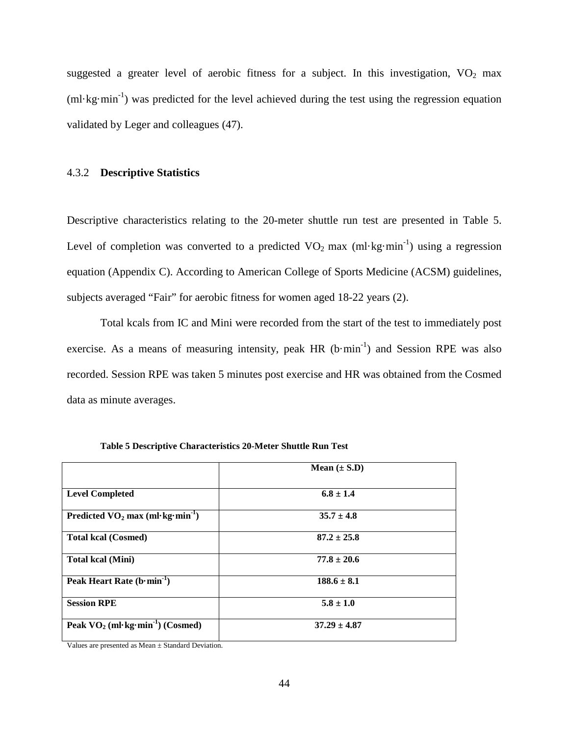suggested a greater level of aerobic fitness for a subject. In this investigation, $VO_2$ max ($ml \cdot kg \cdot min^{-1}$) was predicted for the level achieved during the test using the regression equation validated by Leger and colleagues (47).

### 4.3.2 **Descriptive Statistics**

Descriptive characteristics relating to the 20-meter shuttle run test are presented in Table 5. Level of completion was converted to a predicted $VO_2$ max ($ml \cdot kg \cdot min^{-1}$) using a regression equation (Appendix C). According to American College of Sports Medicine (ACSM) guidelines, subjects averaged "Fair" for aerobic fitness for women aged 18-22 years (2).

Total kcals from IC and Mini were recorded from the start of the test to immediately post exercise. As a means of measuring intensity, peak HR ($b \cdot min^{-1}$) and Session RPE was also recorded. Session RPE was taken 5 minutes post exercise and HR was obtained from the Cosmed data as minute averages.

**Table 5 Descriptive Characteristics 20-Meter Shuttle Run Test**

| | **Mean (± S.D)** |
|---|---|
| **Level Completed** | **6.8 ± 1.4** |
| **Predicted $VO_2$ max ($ml \cdot kg \cdot min^{-1}$)** | **35.7 ± 4.8** |
| **Total kcal (Cosmed)** | **87.2 ± 25.8** |
| **Total kcal (Mini)** | **77.8 ± 20.6** |
| **Peak Heart Rate ($b \cdot min^{-1}$)** | **188.6 ± 8.1** |
| **Session RPE** | **5.8 ± 1.0** |
| **Peak $VO_2$ ($ml \cdot kg \cdot min^{-1}$) (Cosmed)** | **37.29 ± 4.87** |

Values are presented as Mean ± Standard Deviation.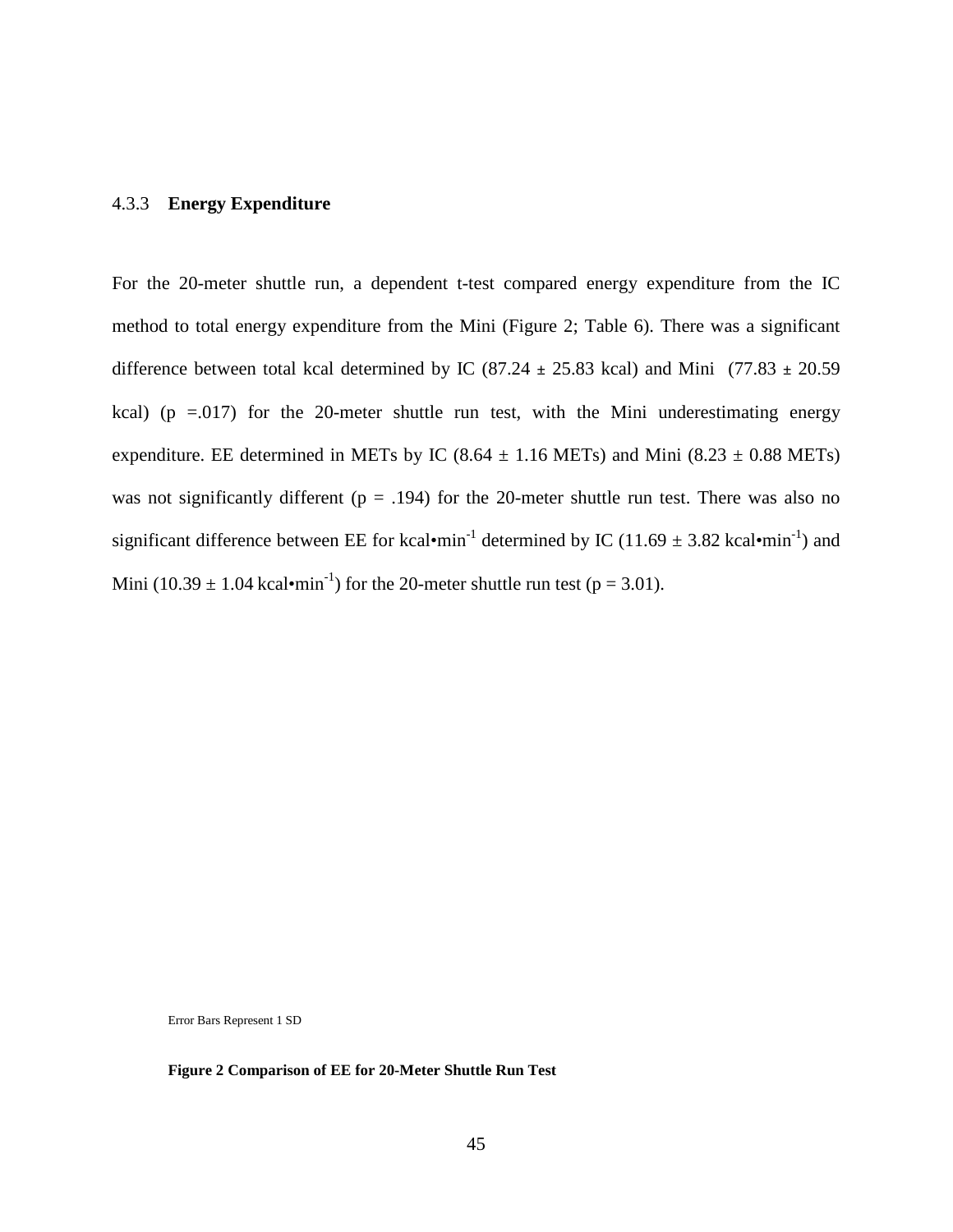### 4.3.3 **Energy Expenditure**

For the 20-meter shuttle run, a dependent t-test compared energy expenditure from the IC method to total energy expenditure from the Mini (Figure 2; Table 6). There was a significant difference between total kcal determined by IC (87.24 ± 25.83 kcal) and Mini (77.83 ± 20.59 kcal) (p =.017) for the 20-meter shuttle run test, with the Mini underestimating energy expenditure. EE determined in METs by IC (8.64 ± 1.16 METs) and Mini (8.23 ± 0.88 METs) was not significantly different (p = .194) for the 20-meter shuttle run test. There was also no significant difference between EE for kcal•min$^{-1}$ determined by IC (11.69 ± 3.82 kcal•min$^{-1}$) and Mini (10.39 ± 1.04 kcal•min$^{-1}$) for the 20-meter shuttle run test (p = 3.01).

Error Bars Represent 1 SD

**Figure 2 Comparison of EE for 20-Meter Shuttle Run Test**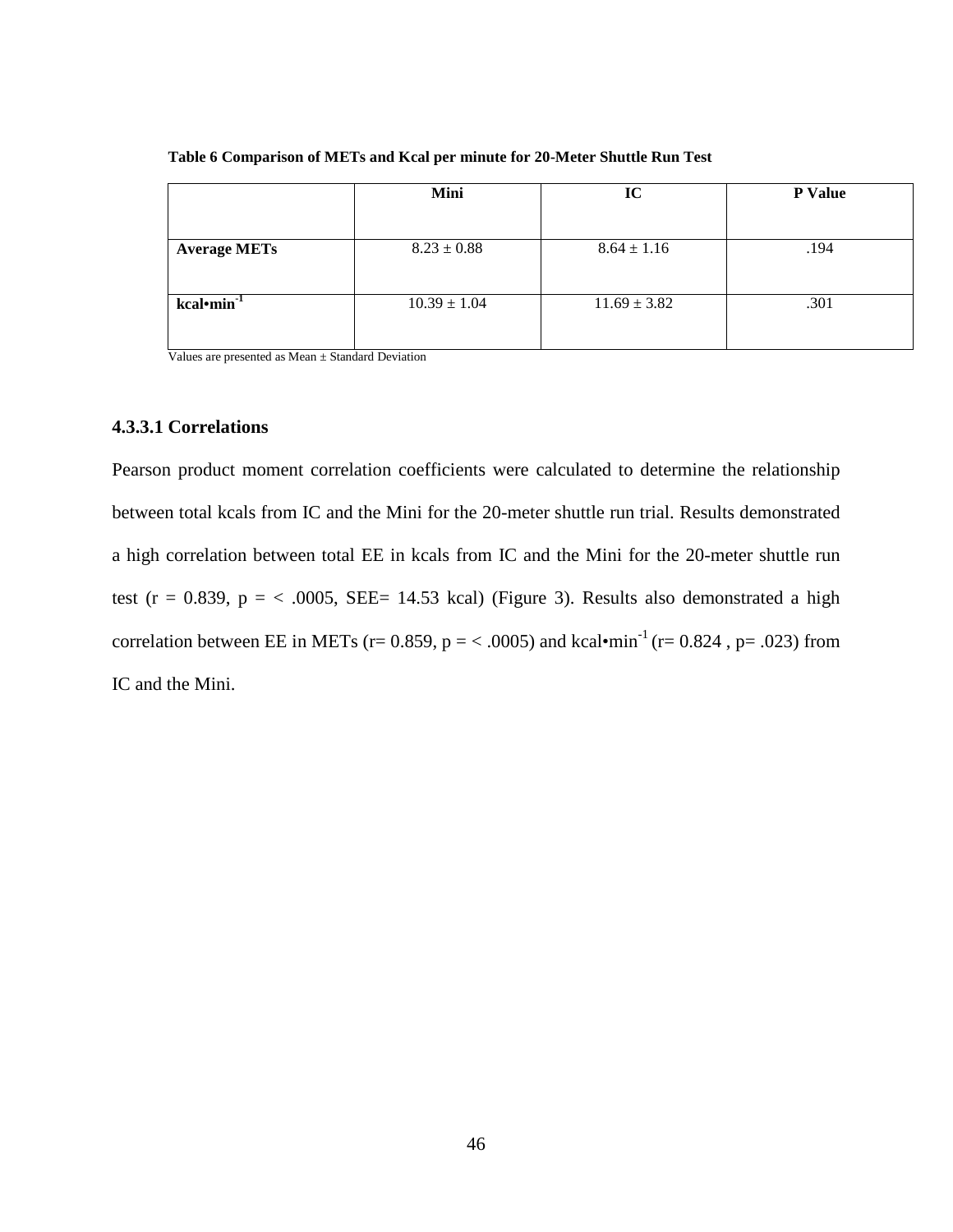**Table 6 Comparison of METs and Kcal per minute for 20-Meter Shuttle Run Test**

| | Mini | IC | P Value |
|---|---|---|---|
| **Average METs** | 8.23 ± 0.88 | 8.64 ± 1.16 | .194 |
| **kcal•min$^{-1}$** | 10.39 ± 1.04 | 11.69 ± 3.82 | .301 |

Values are presented as Mean ± Standard Deviation

#### 4.3.3.1 Correlations

Pearson product moment correlation coefficients were calculated to determine the relationship between total kcals from IC and the Mini for the 20-meter shuttle run trial. Results demonstrated a high correlation between total EE in kcals from IC and the Mini for the 20-meter shuttle run test (r = 0.839, p = < .0005, SEE= 14.53 kcal) (Figure 3). Results also demonstrated a high correlation between EE in METs (r= 0.859, p = < .0005) and kcal•min$^{-1}$ (r= 0.824 , p= .023) from IC and the Mini.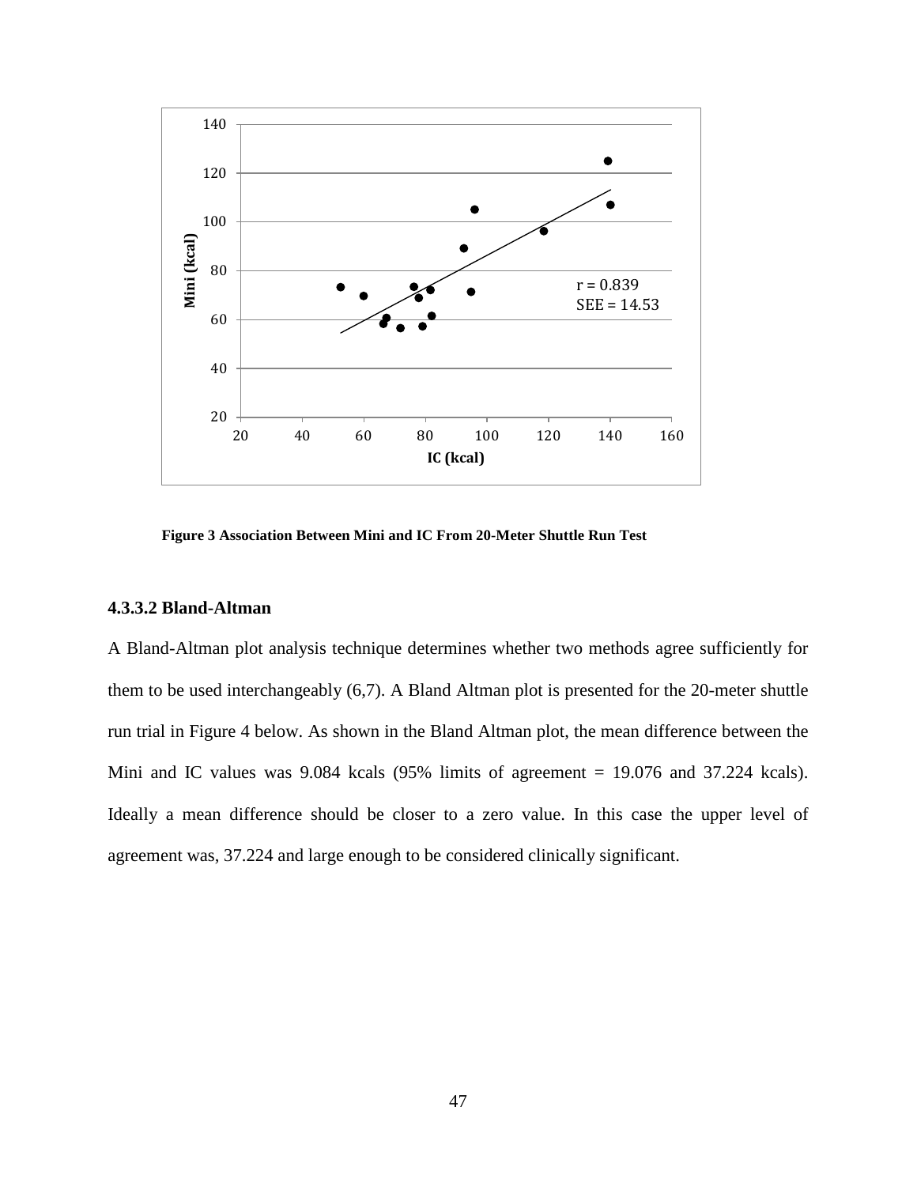Figure 3 Association Between Mini and IC From 20-Meter Shuttle Run Test

#### 4.3.3.2 Bland-Altman

A Bland-Altman plot analysis technique determines whether two methods agree sufficiently for them to be used interchangeably (6,7). A Bland Altman plot is presented for the 20-meter shuttle run trial in Figure 4 below. As shown in the Bland Altman plot, the mean difference between the Mini and IC values was 9.084 kcals (95% limits of agreement = 19.076 and 37.224 kcals). Ideally a mean difference should be closer to a zero value. In this case the upper level of agreement was, 37.224 and large enough to be considered clinically significant.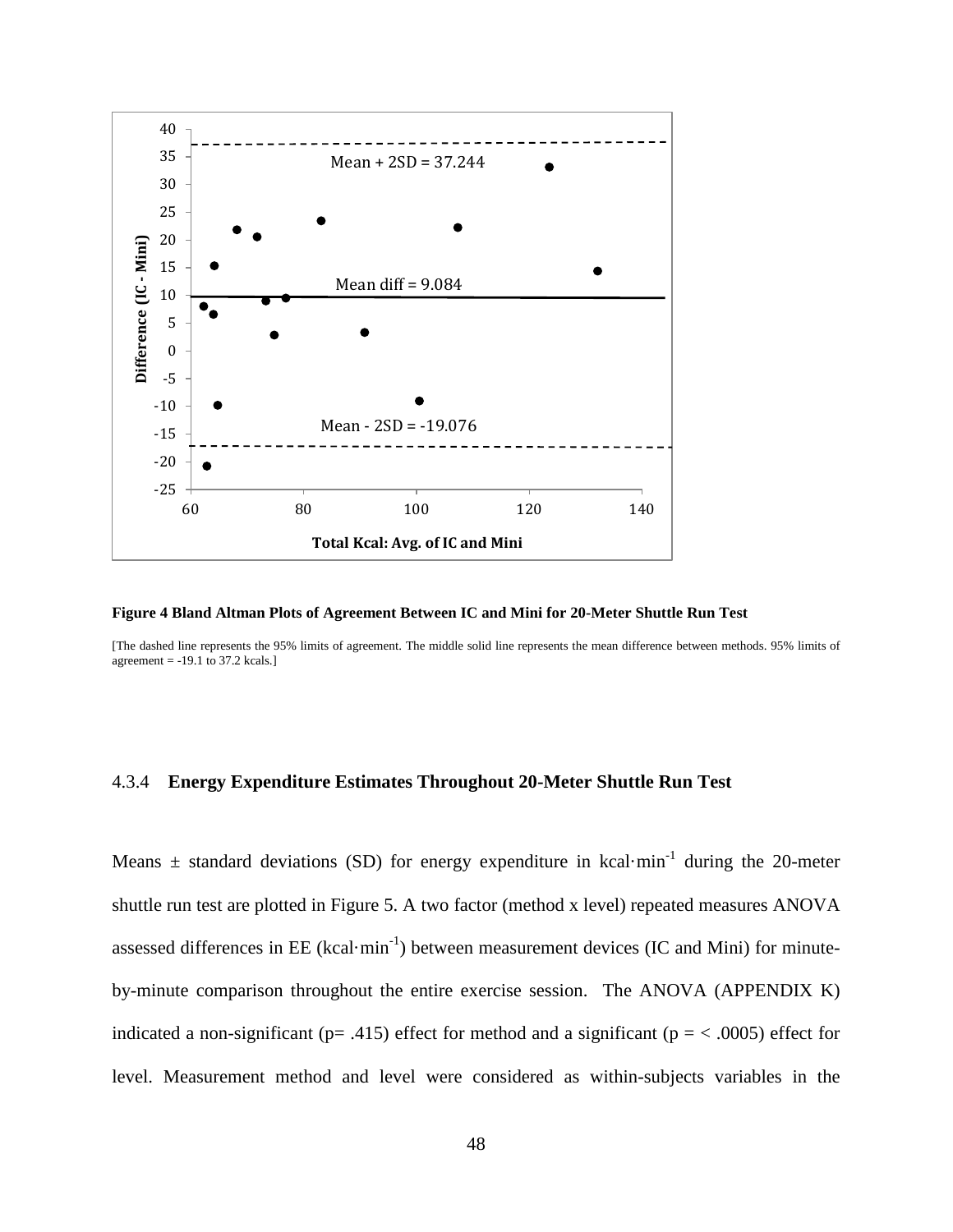**Figure 4 Bland Altman Plots of Agreement Between IC and Mini for 20-Meter Shuttle Run Test**

[The dashed line represents the 95% limits of agreement. The middle solid line represents the mean difference between methods. 95% limits of agreement = -19.1 to 37.2 kcals.]

### 4.3.4 Energy Expenditure Estimates Throughout 20-Meter Shuttle Run Test

Means ± standard deviations (SD) for energy expenditure in kcal·min$^{-1}$ during the 20-meter shuttle run test are plotted in Figure 5. A two factor (method x level) repeated measures ANOVA assessed differences in EE (kcal·min$^{-1}$) between measurement devices (IC and Mini) for minute-by-minute comparison throughout the entire exercise session. The ANOVA (APPENDIX K) indicated a non-significant ($p = .415$) effect for method and a significant ($p = < .0005$) effect for level. Measurement method and level were considered as within-subjects variables in the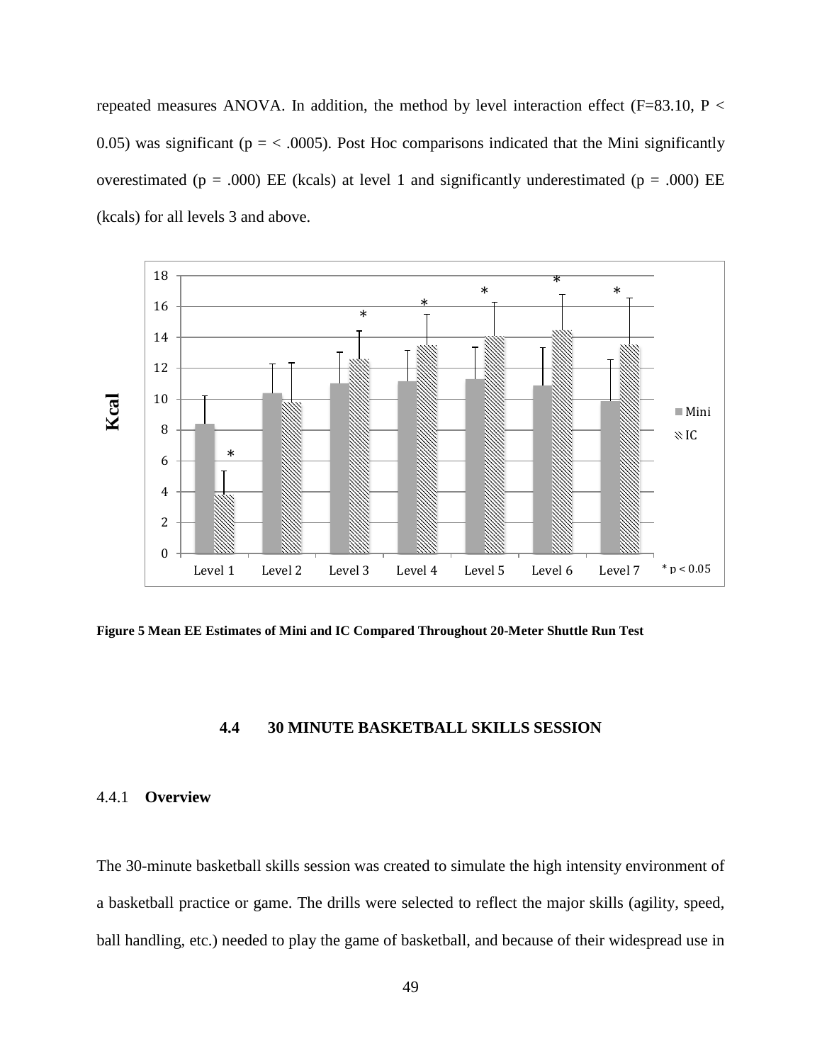repeated measures ANOVA. In addition, the method by level interaction effect ($F=83.10$, $P < 0.05$) was significant ($p = < .0005$). Post Hoc comparisons indicated that the Mini significantly overestimated ($p = .000$) EE (kcals) at level 1 and significantly underestimated ($p = .000$) EE (kcals) for all levels 3 and above.

**Figure 5 Mean EE Estimates of Mini and IC Compared Throughout 20-Meter Shuttle Run Test**

## 4.4 30 MINUTE BASKETBALL SKILLS SESSION

### 4.4.1 Overview

The 30-minute basketball skills session was created to simulate the high intensity environment of a basketball practice or game. The drills were selected to reflect the major skills (agility, speed, ball handling, etc.) needed to play the game of basketball, and because of their widespread use in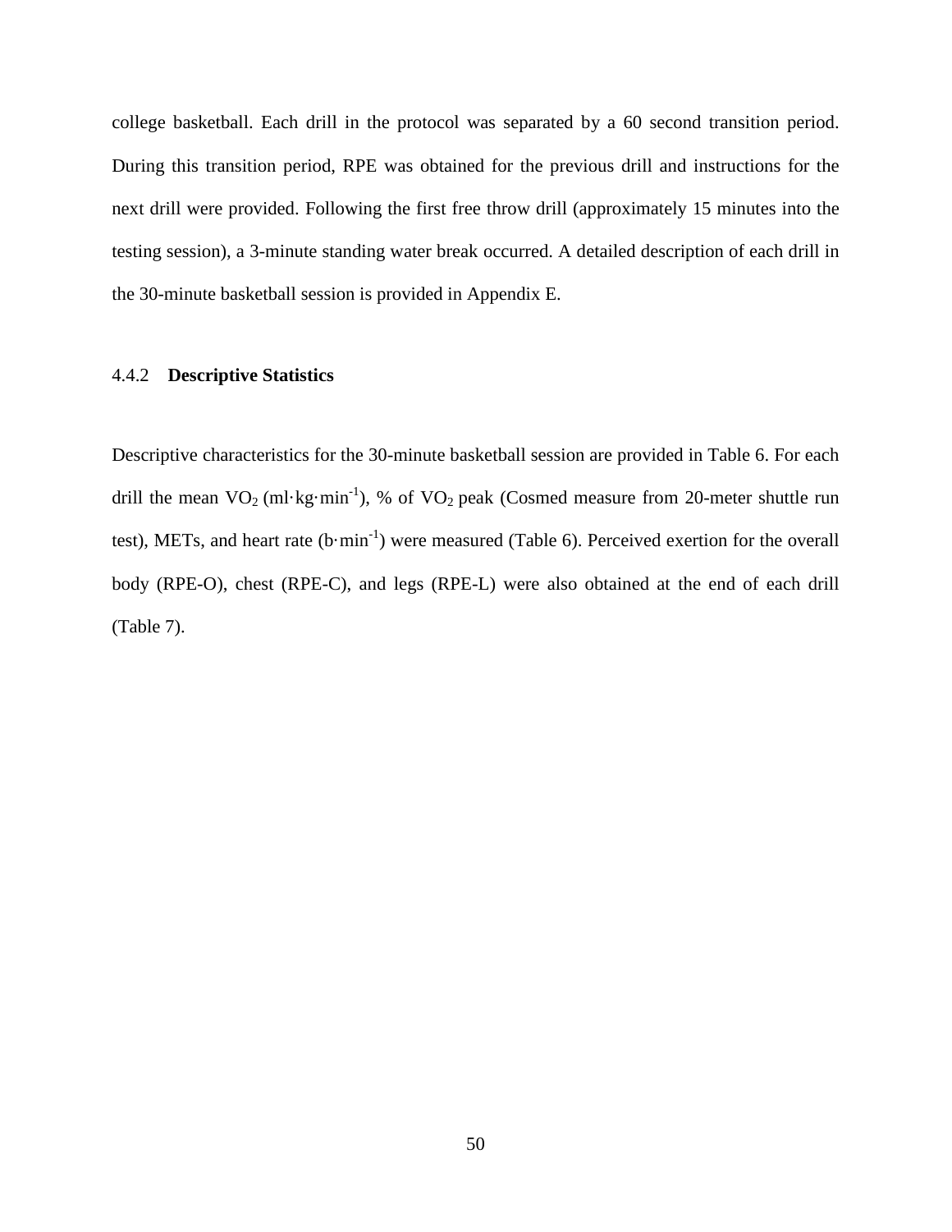college basketball. Each drill in the protocol was separated by a 60 second transition period. During this transition period, RPE was obtained for the previous drill and instructions for the next drill were provided. Following the first free throw drill (approximately 15 minutes into the testing session), a 3-minute standing water break occurred. A detailed description of each drill in the 30-minute basketball session is provided in Appendix E.

### 4.4.2 **Descriptive Statistics**

Descriptive characteristics for the 30-minute basketball session are provided in Table 6. For each drill the mean $VO_2$ ($ml \cdot kg \cdot min^{-1}$), % of $VO_2$ peak (Cosmed measure from 20-meter shuttle run test), METs, and heart rate ($b \cdot min^{-1}$) were measured (Table 6). Perceived exertion for the overall body (RPE-O), chest (RPE-C), and legs (RPE-L) were also obtained at the end of each drill (Table 7).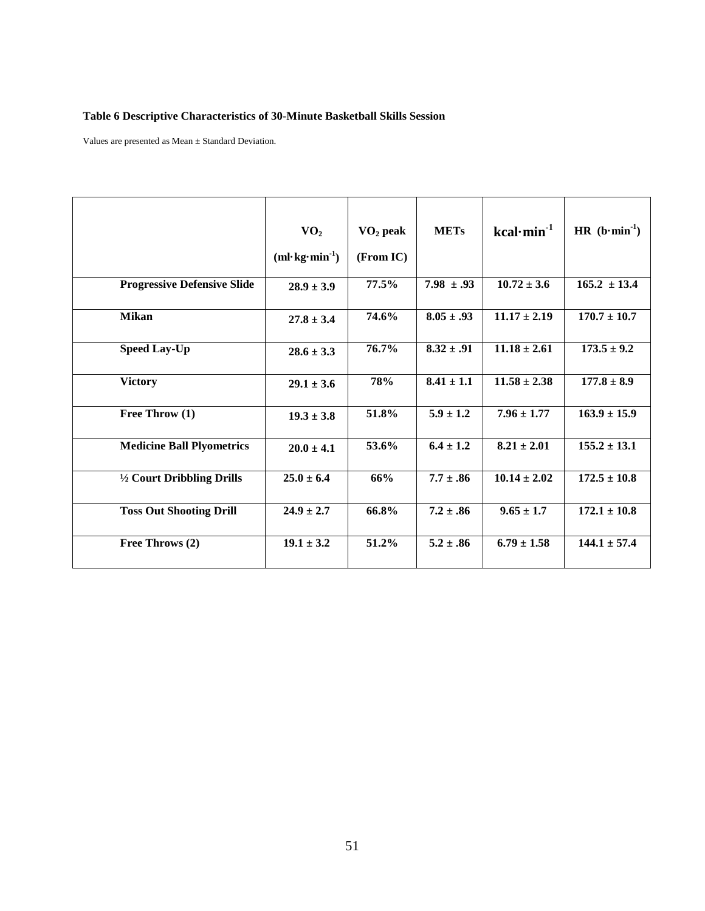**Table 6 Descriptive Characteristics of 30-Minute Basketball Skills Session**

Values are presented as Mean ± Standard Deviation.

| | $VO_2$ ($ml \cdot kg \cdot min^{-1}$) | $VO_2$ peak (From IC) | METs | $kcal \cdot min^{-1}$ | HR ($b \cdot min^{-1}$) |
|---|---|---|---|---|---|
| **Progressive Defensive Slide** | **28.9 ± 3.9** | **77.5%** | **7.98 ± .93** | **10.72 ± 3.6** | **165.2 ± 13.4** |
| **Mikan** | **27.8 ± 3.4** | **74.6%** | **8.05 ± .93** | **11.17 ± 2.19** | **170.7 ± 10.7** |
| **Speed Lay-Up** | **28.6 ± 3.3** | **76.7%** | **8.32 ± .91** | **11.18 ± 2.61** | **173.5 ± 9.2** |
| **Victory** | **29.1 ± 3.6** | **78%** | **8.41 ± 1.1** | **11.58 ± 2.38** | **177.8 ± 8.9** |
| **Free Throw (1)** | **19.3 ± 3.8** | **51.8%** | **5.9 ± 1.2** | **7.96 ± 1.77** | **163.9 ± 15.9** |
| **Medicine Ball Plyometrics** | **20.0 ± 4.1** | **53.6%** | **6.4 ± 1.2** | **8.21 ± 2.01** | **155.2 ± 13.1** |
| **½ Court Dribbling Drills** | **25.0 ± 6.4** | **66%** | **7.7 ± .86** | **10.14 ± 2.02** | **172.5 ± 10.8** |
| **Toss Out Shooting Drill** | **24.9 ± 2.7** | **66.8%** | **7.2 ± .86** | **9.65 ± 1.7** | **172.1 ± 10.8** |
| **Free Throws (2)** | **19.1 ± 3.2** | **51.2%** | **5.2 ± .86** | **6.79 ± 1.58** | **144.1 ± 57.4** |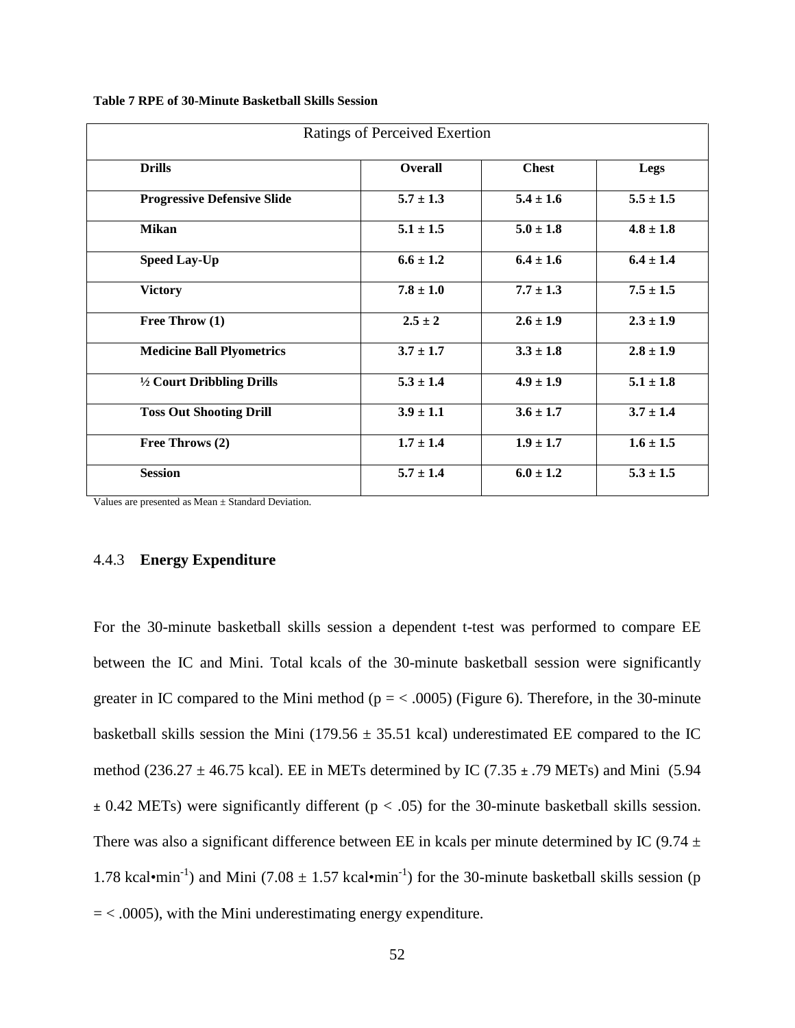**Table 7 RPE of 30-Minute Basketball Skills Session**

| Ratings of Perceived Exertion | | | |
|---|---|---|---|
| **Drills** | **Overall** | **Chest** | **Legs** |
| **Progressive Defensive Slide** | **5.7 ± 1.3** | **5.4 ± 1.6** | **5.5 ± 1.5** |
| **Mikan** | **5.1 ± 1.5** | **5.0 ± 1.8** | **4.8 ± 1.8** |
| **Speed Lay-Up** | **6.6 ± 1.2** | **6.4 ± 1.6** | **6.4 ± 1.4** |
| **Victory** | **7.8 ± 1.0** | **7.7 ± 1.3** | **7.5 ± 1.5** |
| **Free Throw (1)** | **2.5 ± 2** | **2.6 ± 1.9** | **2.3 ± 1.9** |
| **Medicine Ball Plyometrics** | **3.7 ± 1.7** | **3.3 ± 1.8** | **2.8 ± 1.9** |
| **½ Court Dribbling Drills** | **5.3 ± 1.4** | **4.9 ± 1.9** | **5.1 ± 1.8** |
| **Toss Out Shooting Drill** | **3.9 ± 1.1** | **3.6 ± 1.7** | **3.7 ± 1.4** |
| **Free Throws (2)** | **1.7 ± 1.4** | **1.9 ± 1.7** | **1.6 ± 1.5** |
| **Session** | **5.7 ± 1.4** | **6.0 ± 1.2** | **5.3 ± 1.5** |

Values are presented as Mean ± Standard Deviation.

### 4.4.3 Energy Expenditure

For the 30-minute basketball skills session a dependent t-test was performed to compare EE between the IC and Mini. Total kcals of the 30-minute basketball session were significantly greater in IC compared to the Mini method ($p = < .0005$) (Figure 6). Therefore, in the 30-minute basketball skills session the Mini (179.56 ± 35.51 kcal) underestimated EE compared to the IC method (236.27 ± 46.75 kcal). EE in METs determined by IC (7.35 ± .79 METs) and Mini (5.94 ± 0.42 METs) were significantly different ($p < .05$) for the 30-minute basketball skills session. There was also a significant difference between EE in kcals per minute determined by IC (9.74 ± 1.78 kcal•min$^{-1}$) and Mini (7.08 ± 1.57 kcal•min$^{-1}$) for the 30-minute basketball skills session ($p = < .0005$), with the Mini underestimating energy expenditure.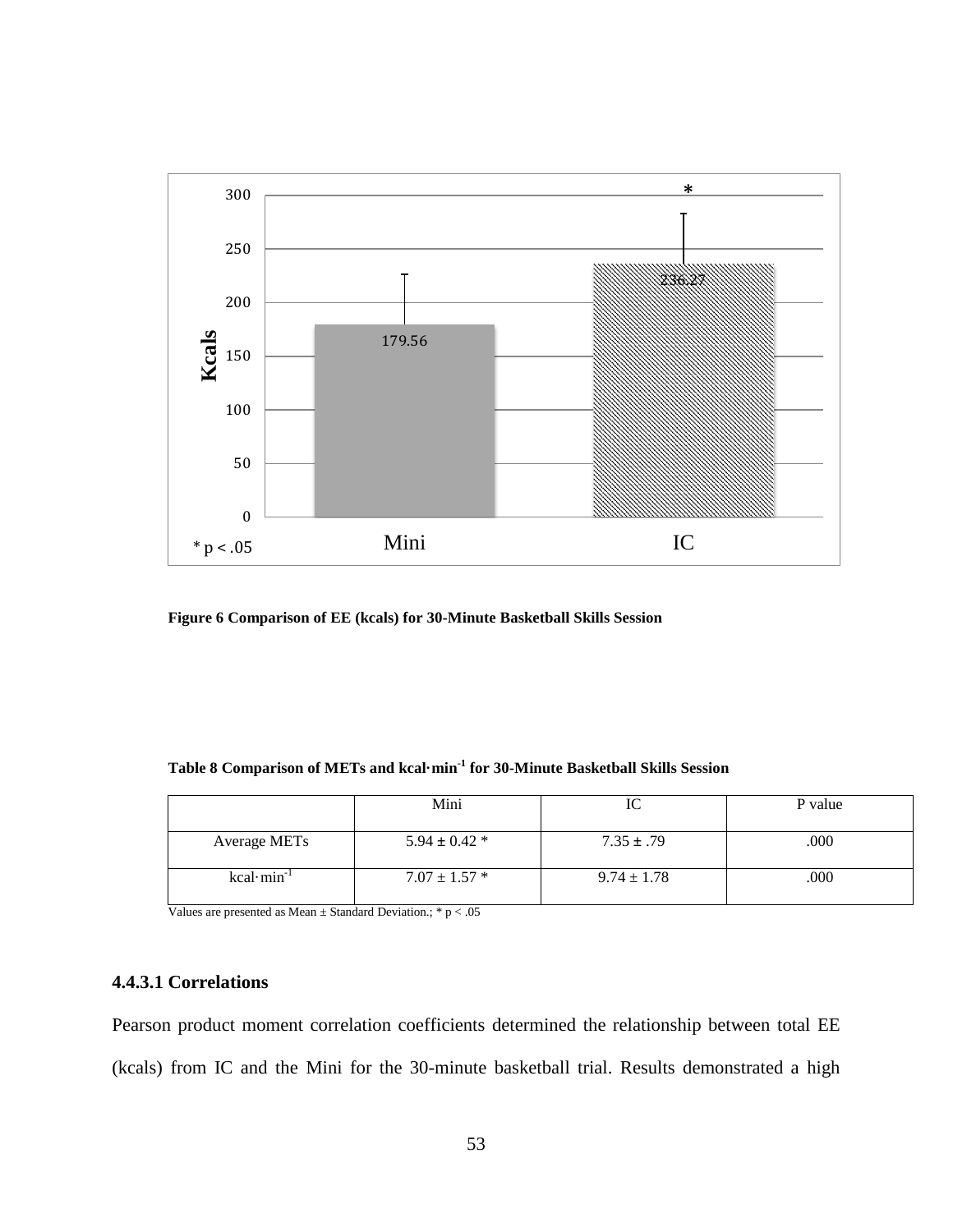**Figure 6 Comparison of EE (kcals) for 30-Minute Basketball Skills Session**

**Table 8 Comparison of METs and kcal·min$^{-1}$ for 30-Minute Basketball Skills Session**

| | Mini | IC | P value |
|---|---|---|---|
| Average METs | 5.94 ± 0.42 * | 7.35 ± .79 | .000 |
| kcal·min$^{-1}$ | 7.07 ± 1.57 * | 9.74 ± 1.78 | .000 |

Values are presented as Mean ± Standard Deviation.; * $p < .05$

#### 4.4.3.1 Correlations

Pearson product moment correlation coefficients determined the relationship between total EE (kcals) from IC and the Mini for the 30-minute basketball trial. Results demonstrated a high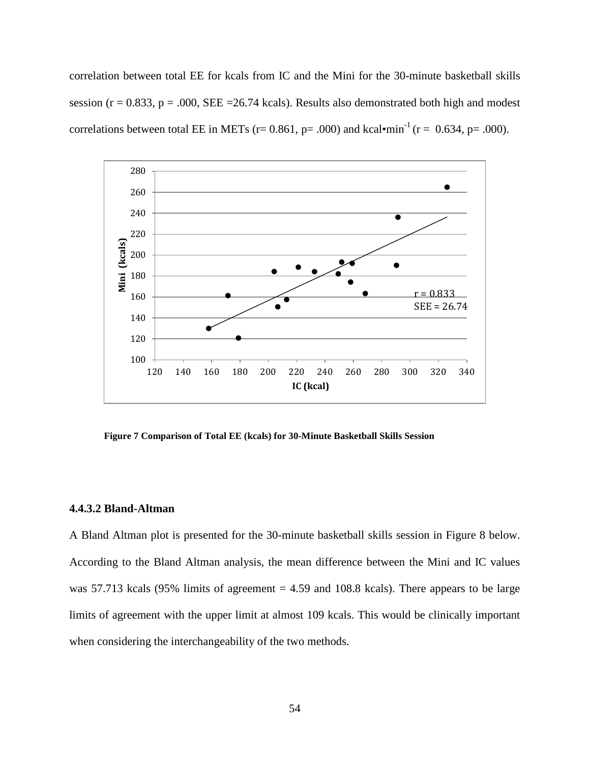correlation between total EE for kcals from IC and the Mini for the 30-minute basketball skills session (r = 0.833, p = .000, SEE =26.74 kcals). Results also demonstrated both high and modest correlations between total EE in METs (r= 0.861, p= .000) and kcal•min$^{-1}$ (r = 0.634, p= .000).

**Figure 7 Comparison of Total EE (kcals) for 30-Minute Basketball Skills Session**

### 4.4.3.2 Bland-Altman

A Bland Altman plot is presented for the 30-minute basketball skills session in Figure 8 below. According to the Bland Altman analysis, the mean difference between the Mini and IC values was 57.713 kcals (95% limits of agreement = 4.59 and 108.8 kcals). There appears to be large limits of agreement with the upper limit at almost 109 kcals. This would be clinically important when considering the interchangeability of the two methods.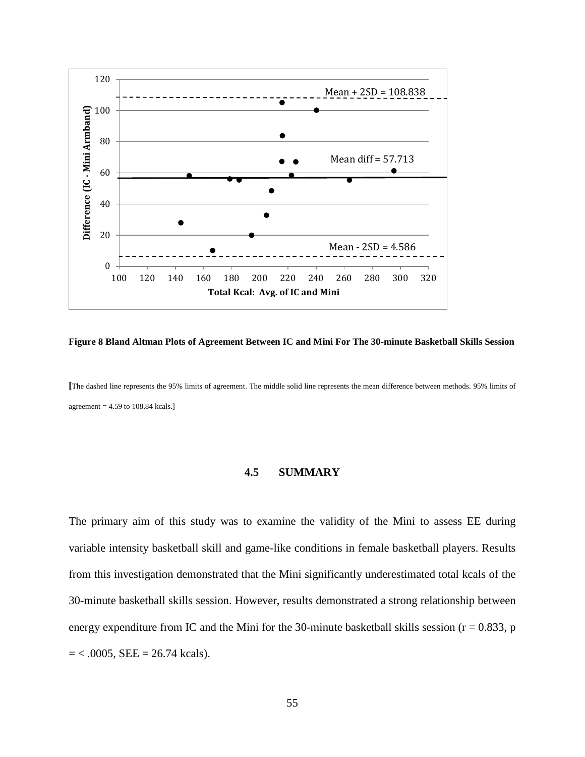**Figure 8 Bland Altman Plots of Agreement Between IC and Mini For The 30-minute Basketball Skills Session**

[The dashed line represents the 95% limits of agreement. The middle solid line represents the mean difference between methods. 95% limits of agreement = 4.59 to 108.84 kcals.]

### 4.5 SUMMARY

The primary aim of this study was to examine the validity of the Mini to assess EE during variable intensity basketball skill and game-like conditions in female basketball players. Results from this investigation demonstrated that the Mini significantly underestimated total kcals of the 30-minute basketball skills session. However, results demonstrated a strong relationship between energy expenditure from IC and the Mini for the 30-minute basketball skills session ($r = 0.833$, $p = < .0005$, SEE = 26.74 kcals).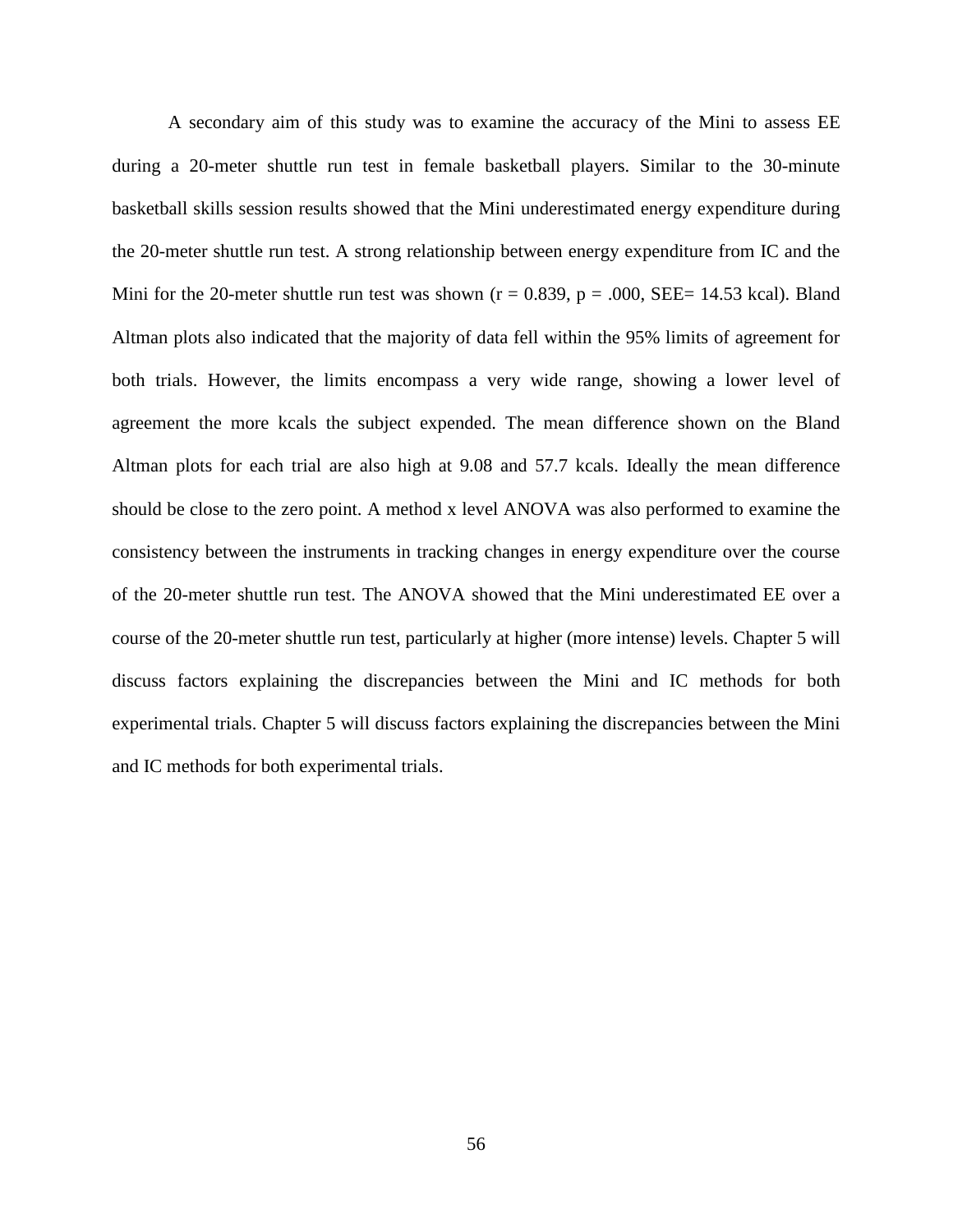A secondary aim of this study was to examine the accuracy of the Mini to assess EE during a 20-meter shuttle run test in female basketball players. Similar to the 30-minute basketball skills session results showed that the Mini underestimated energy expenditure during the 20-meter shuttle run test. A strong relationship between energy expenditure from IC and the Mini for the 20-meter shuttle run test was shown ($r = 0.839$, $p = .000$, SEE= 14.53 kcal). Bland Altman plots also indicated that the majority of data fell within the 95% limits of agreement for both trials. However, the limits encompass a very wide range, showing a lower level of agreement the more kcals the subject expended. The mean difference shown on the Bland Altman plots for each trial are also high at 9.08 and 57.7 kcals. Ideally the mean difference should be close to the zero point. A method x level ANOVA was also performed to examine the consistency between the instruments in tracking changes in energy expenditure over the course of the 20-meter shuttle run test. The ANOVA showed that the Mini underestimated EE over a course of the 20-meter shuttle run test, particularly at higher (more intense) levels. Chapter 5 will discuss factors explaining the discrepancies between the Mini and IC methods for both experimental trials. Chapter 5 will discuss factors explaining the discrepancies between the Mini and IC methods for both experimental trials.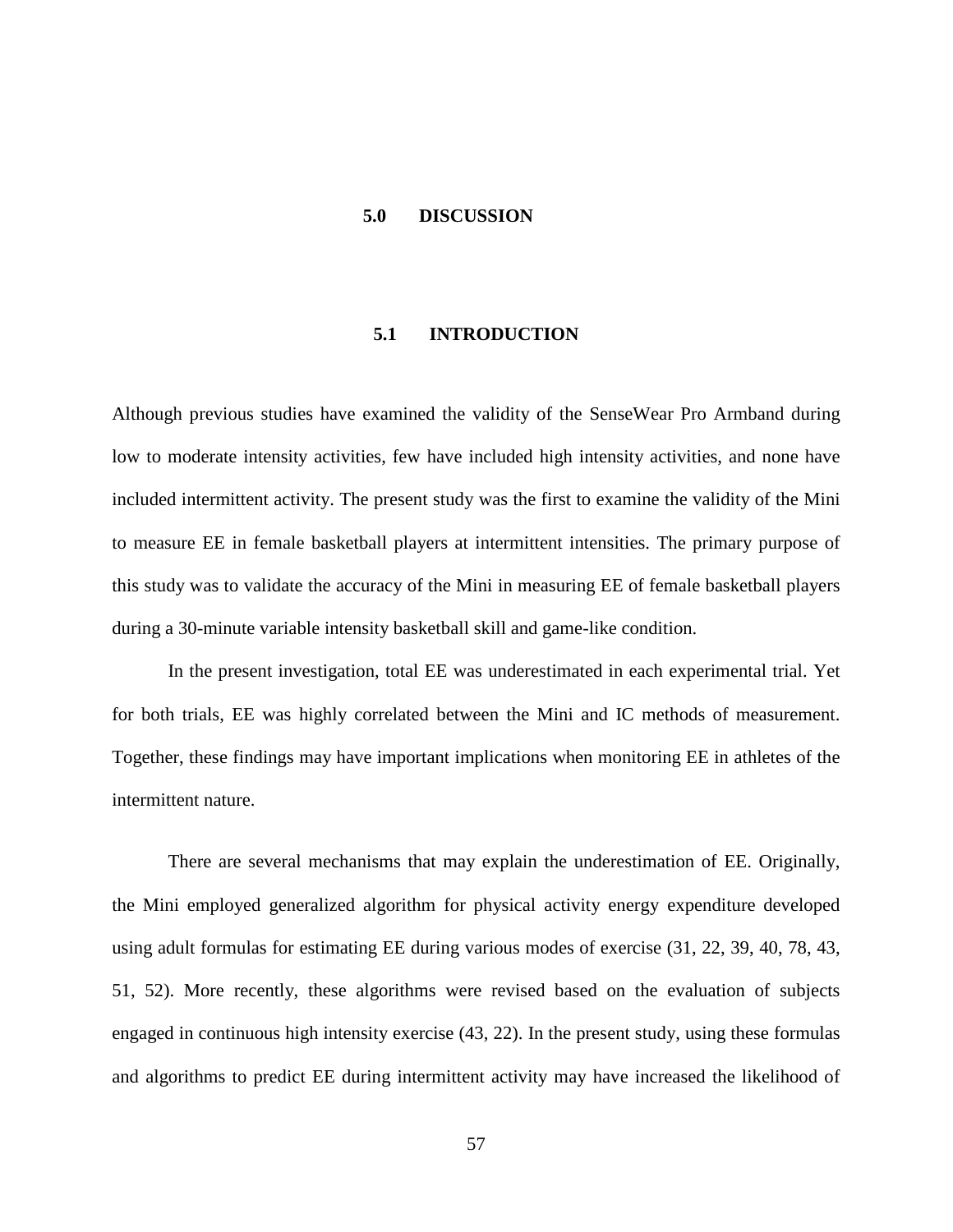# 5.0 DISCUSSION

## 5.1 INTRODUCTION

Although previous studies have examined the validity of the SenseWear Pro Armband during low to moderate intensity activities, few have included high intensity activities, and none have included intermittent activity. The present study was the first to examine the validity of the Mini to measure EE in female basketball players at intermittent intensities. The primary purpose of this study was to validate the accuracy of the Mini in measuring EE of female basketball players during a 30-minute variable intensity basketball skill and game-like condition.

In the present investigation, total EE was underestimated in each experimental trial. Yet for both trials, EE was highly correlated between the Mini and IC methods of measurement. Together, these findings may have important implications when monitoring EE in athletes of the intermittent nature.

There are several mechanisms that may explain the underestimation of EE. Originally, the Mini employed generalized algorithm for physical activity energy expenditure developed using adult formulas for estimating EE during various modes of exercise (31, 22, 39, 40, 78, 43, 51, 52). More recently, these algorithms were revised based on the evaluation of subjects engaged in continuous high intensity exercise (43, 22). In the present study, using these formulas and algorithms to predict EE during intermittent activity may have increased the likelihood of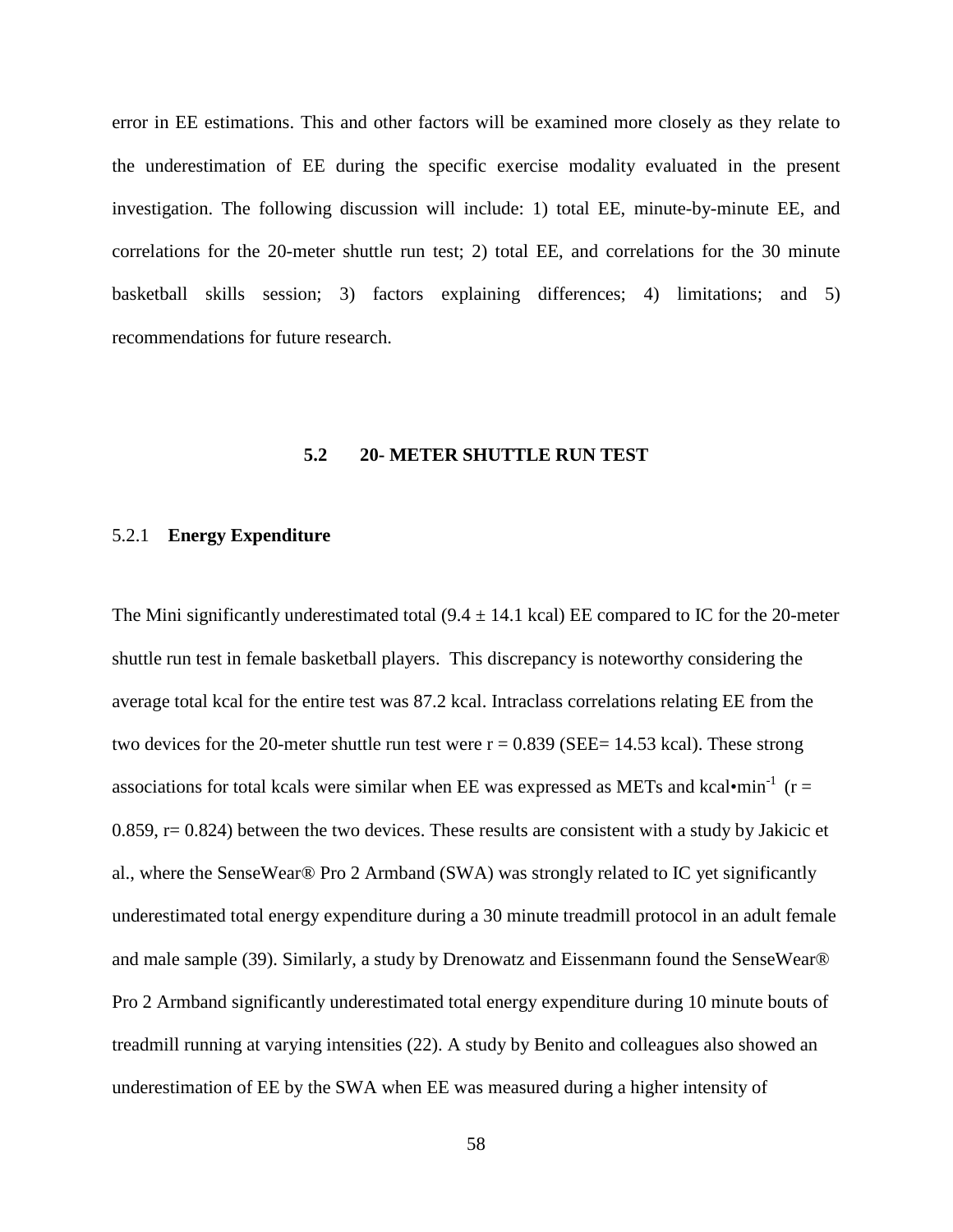error in EE estimations. This and other factors will be examined more closely as they relate to the underestimation of EE during the specific exercise modality evaluated in the present investigation. The following discussion will include: 1) total EE, minute-by-minute EE, and correlations for the 20-meter shuttle run test; 2) total EE, and correlations for the 30 minute basketball skills session; 3) factors explaining differences; 4) limitations; and 5) recommendations for future research.

## 5.2 20- METER SHUTTLE RUN TEST

### 5.2.1 **Energy Expenditure**

The Mini significantly underestimated total ($9.4 \pm 14.1$ kcal) EE compared to IC for the 20-meter shuttle run test in female basketball players. This discrepancy is noteworthy considering the average total kcal for the entire test was 87.2 kcal. Intraclass correlations relating EE from the two devices for the 20-meter shuttle run test were $r = 0.839$ (SEE= 14.53 kcal). These strong associations for total kcals were similar when EE was expressed as METs and kcal•min$^{-1}$ ($r = 0.859$, $r = 0.824$) between the two devices. These results are consistent with a study by Jakicic et al., where the SenseWear® Pro 2 Armband (SWA) was strongly related to IC yet significantly underestimated total energy expenditure during a 30 minute treadmill protocol in an adult female and male sample (39). Similarly, a study by Drenowatz and Eissenmann found the SenseWear® Pro 2 Armband significantly underestimated total energy expenditure during 10 minute bouts of treadmill running at varying intensities (22). A study by Benito and colleagues also showed an underestimation of EE by the SWA when EE was measured during a higher intensity of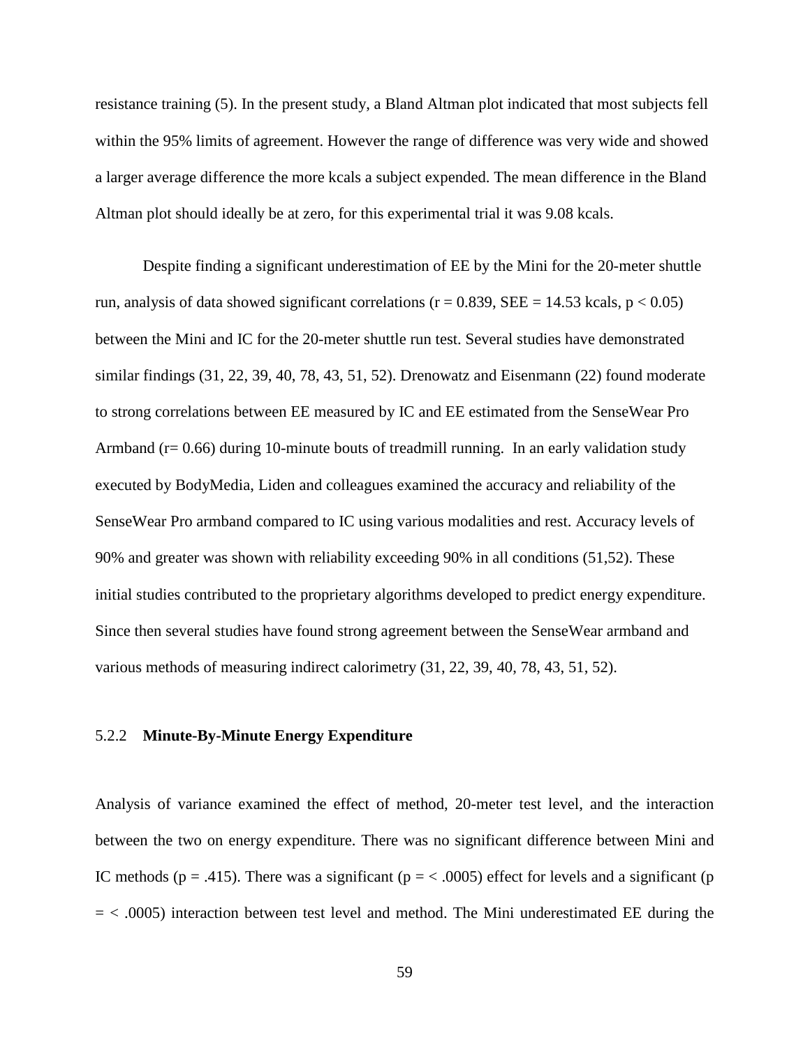resistance training (5). In the present study, a Bland Altman plot indicated that most subjects fell within the 95% limits of agreement. However the range of difference was very wide and showed a larger average difference the more kcals a subject expended. The mean difference in the Bland Altman plot should ideally be at zero, for this experimental trial it was 9.08 kcals.

Despite finding a significant underestimation of EE by the Mini for the 20-meter shuttle run, analysis of data showed significant correlations ($r = 0.839$, SEE = 14.53 kcals, $p < 0.05$) between the Mini and IC for the 20-meter shuttle run test. Several studies have demonstrated similar findings (31, 22, 39, 40, 78, 43, 51, 52). Drenowatz and Eisenmann (22) found moderate to strong correlations between EE measured by IC and EE estimated from the SenseWear Pro Armband ($r = 0.66$) during 10-minute bouts of treadmill running. In an early validation study executed by BodyMedia, Liden and colleagues examined the accuracy and reliability of the SenseWear Pro armband compared to IC using various modalities and rest. Accuracy levels of 90% and greater was shown with reliability exceeding 90% in all conditions (51,52). These initial studies contributed to the proprietary algorithms developed to predict energy expenditure. Since then several studies have found strong agreement between the SenseWear armband and various methods of measuring indirect calorimetry (31, 22, 39, 40, 78, 43, 51, 52).

### 5.2.2 **Minute-By-Minute Energy Expenditure**

Analysis of variance examined the effect of method, 20-meter test level, and the interaction between the two on energy expenditure. There was no significant difference between Mini and IC methods ($p = .415$). There was a significant ($p = < .0005$) effect for levels and a significant ($p = < .0005$) interaction between test level and method. The Mini underestimated EE during the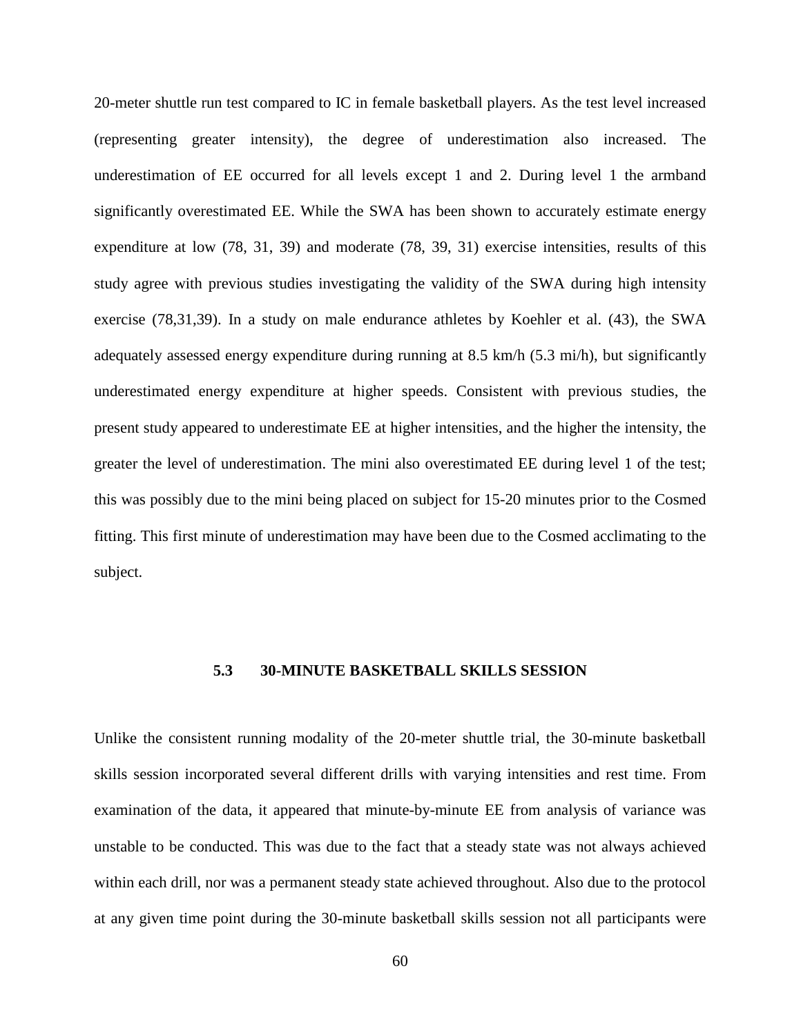20-meter shuttle run test compared to IC in female basketball players. As the test level increased (representing greater intensity), the degree of underestimation also increased. The underestimation of EE occurred for all levels except 1 and 2. During level 1 the armband significantly overestimated EE. While the SWA has been shown to accurately estimate energy expenditure at low (78, 31, 39) and moderate (78, 39, 31) exercise intensities, results of this study agree with previous studies investigating the validity of the SWA during high intensity exercise (78,31,39). In a study on male endurance athletes by Koehler et al. (43), the SWA adequately assessed energy expenditure during running at 8.5 km/h (5.3 mi/h), but significantly underestimated energy expenditure at higher speeds. Consistent with previous studies, the present study appeared to underestimate EE at higher intensities, and the higher the intensity, the greater the level of underestimation. The mini also overestimated EE during level 1 of the test; this was possibly due to the mini being placed on subject for 15-20 minutes prior to the Cosmed fitting. This first minute of underestimation may have been due to the Cosmed acclimating to the subject.

### 5.3 30-MINUTE BASKETBALL SKILLS SESSION

Unlike the consistent running modality of the 20-meter shuttle trial, the 30-minute basketball skills session incorporated several different drills with varying intensities and rest time. From examination of the data, it appeared that minute-by-minute EE from analysis of variance was unstable to be conducted. This was due to the fact that a steady state was not always achieved within each drill, nor was a permanent steady state achieved throughout. Also due to the protocol at any given time point during the 30-minute basketball skills session not all participants were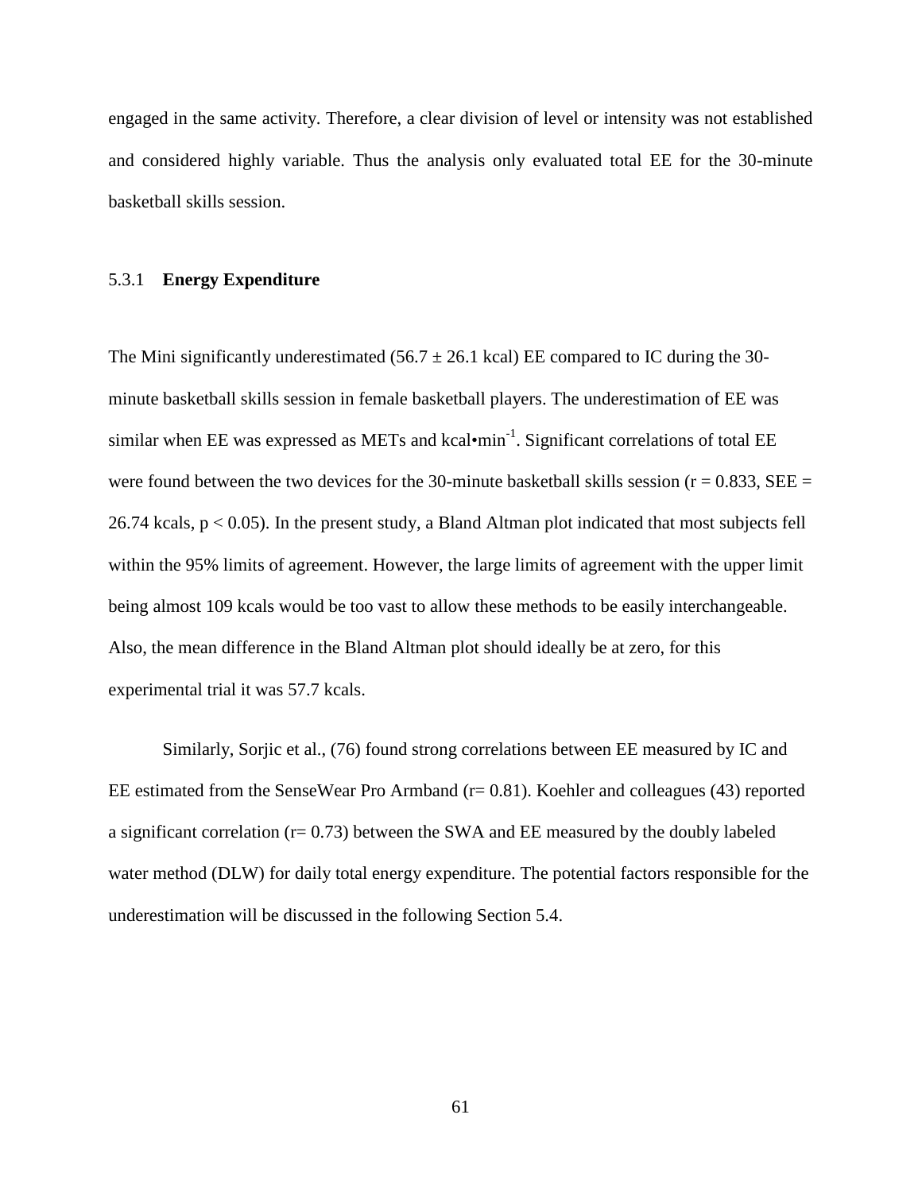engaged in the same activity. Therefore, a clear division of level or intensity was not established and considered highly variable. Thus the analysis only evaluated total EE for the 30-minute basketball skills session.

### 5.3.1 **Energy Expenditure**

The Mini significantly underestimated ($56.7 \pm 26.1$ kcal) EE compared to IC during the 30-minute basketball skills session in female basketball players. The underestimation of EE was similar when EE was expressed as METs and kcal•min$^{-1}$. Significant correlations of total EE were found between the two devices for the 30-minute basketball skills session ($r = 0.833$, SEE = 26.74 kcals, $p < 0.05$). In the present study, a Bland Altman plot indicated that most subjects fell within the 95% limits of agreement. However, the large limits of agreement with the upper limit being almost 109 kcals would be too vast to allow these methods to be easily interchangeable. Also, the mean difference in the Bland Altman plot should ideally be at zero, for this experimental trial it was 57.7 kcals.

Similarly, Sorjic et al., (76) found strong correlations between EE measured by IC and EE estimated from the SenseWear Pro Armband ($r = 0.81$). Koehler and colleagues (43) reported a significant correlation ($r = 0.73$) between the SWA and EE measured by the doubly labeled water method (DLW) for daily total energy expenditure. The potential factors responsible for the underestimation will be discussed in the following Section 5.4.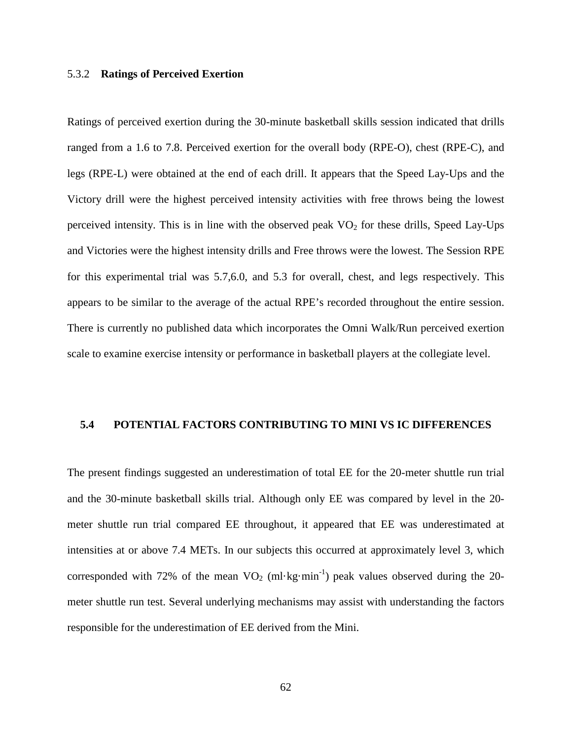### 5.3.2 **Ratings of Perceived Exertion**

Ratings of perceived exertion during the 30-minute basketball skills session indicated that drills ranged from a 1.6 to 7.8. Perceived exertion for the overall body (RPE-O), chest (RPE-C), and legs (RPE-L) were obtained at the end of each drill. It appears that the Speed Lay-Ups and the Victory drill were the highest perceived intensity activities with free throws being the lowest perceived intensity. This is in line with the observed peak $VO_2$ for these drills, Speed Lay-Ups and Victories were the highest intensity drills and Free throws were the lowest. The Session RPE for this experimental trial was 5.7,6.0, and 5.3 for overall, chest, and legs respectively. This appears to be similar to the average of the actual RPE's recorded throughout the entire session. There is currently no published data which incorporates the Omni Walk/Run perceived exertion scale to examine exercise intensity or performance in basketball players at the collegiate level.

## 5.4 POTENTIAL FACTORS CONTRIBUTING TO MINI VS IC DIFFERENCES

The present findings suggested an underestimation of total EE for the 20-meter shuttle run trial and the 30-minute basketball skills trial. Although only EE was compared by level in the 20-meter shuttle run trial compared EE throughout, it appeared that EE was underestimated at intensities at or above 7.4 METs. In our subjects this occurred at approximately level 3, which corresponded with 72% of the mean $VO_2$ ($ml \cdot kg \cdot min^{-1}$) peak values observed during the 20-meter shuttle run test. Several underlying mechanisms may assist with understanding the factors responsible for the underestimation of EE derived from the Mini.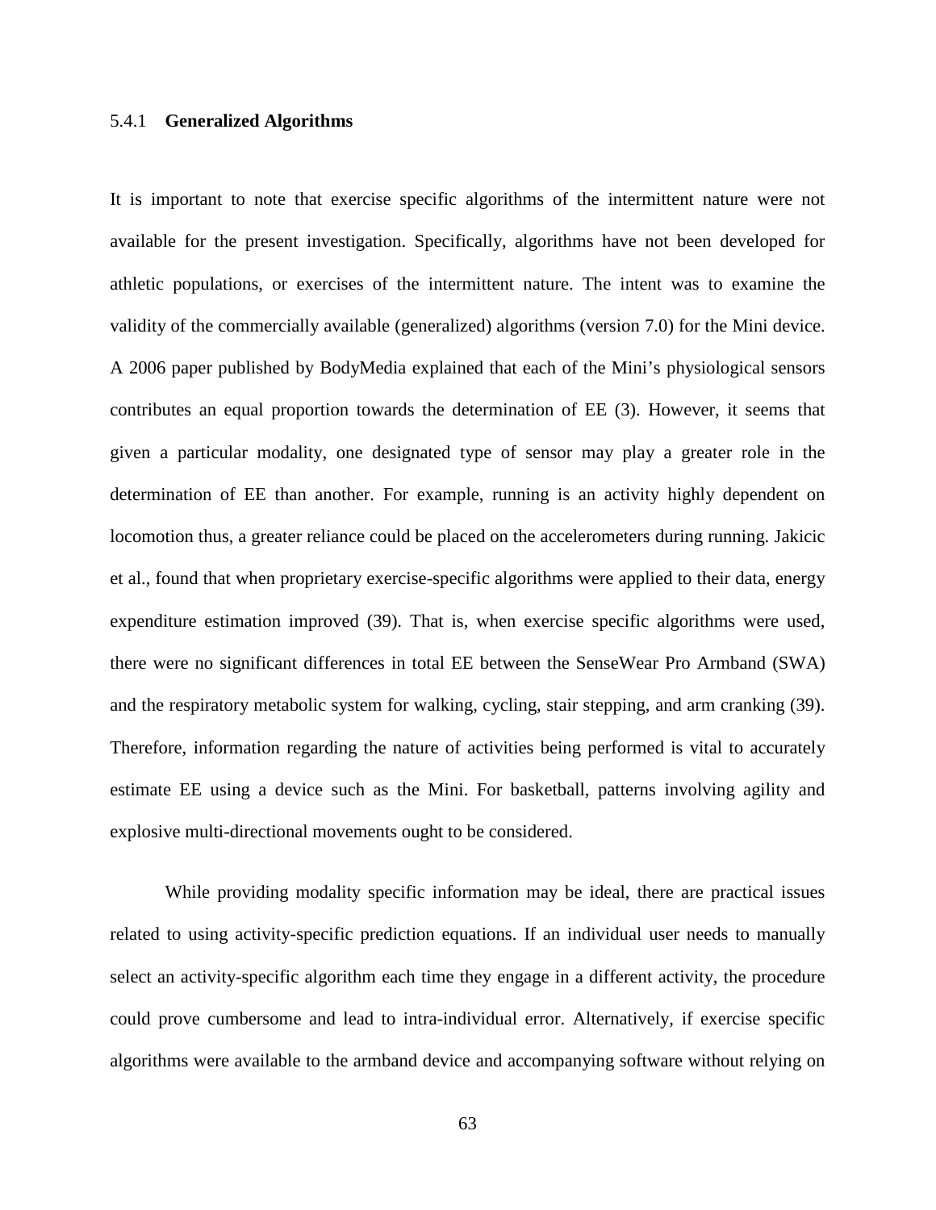### 5.4.1 **Generalized Algorithms**

It is important to note that exercise specific algorithms of the intermittent nature were not available for the present investigation. Specifically, algorithms have not been developed for athletic populations, or exercises of the intermittent nature. The intent was to examine the validity of the commercially available (generalized) algorithms (version 7.0) for the Mini device. A 2006 paper published by BodyMedia explained that each of the Mini's physiological sensors contributes an equal proportion towards the determination of EE (3). However, it seems that given a particular modality, one designated type of sensor may play a greater role in the determination of EE than another. For example, running is an activity highly dependent on locomotion thus, a greater reliance could be placed on the accelerometers during running. Jakicic et al., found that when proprietary exercise-specific algorithms were applied to their data, energy expenditure estimation improved (39). That is, when exercise specific algorithms were used, there were no significant differences in total EE between the SenseWear Pro Armband (SWA) and the respiratory metabolic system for walking, cycling, stair stepping, and arm cranking (39). Therefore, information regarding the nature of activities being performed is vital to accurately estimate EE using a device such as the Mini. For basketball, patterns involving agility and explosive multi-directional movements ought to be considered.

While providing modality specific information may be ideal, there are practical issues related to using activity-specific prediction equations. If an individual user needs to manually select an activity-specific algorithm each time they engage in a different activity, the procedure could prove cumbersome and lead to intra-individual error. Alternatively, if exercise specific algorithms were available to the armband device and accompanying software without relying on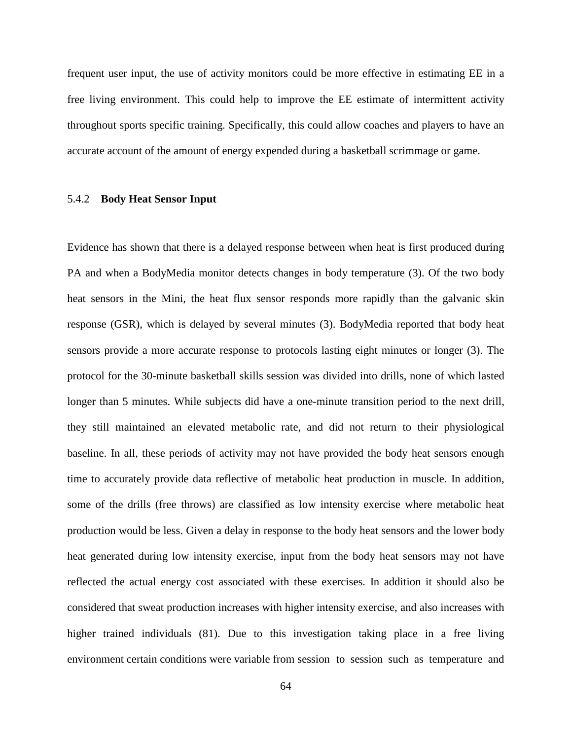frequent user input, the use of activity monitors could be more effective in estimating EE in a free living environment. This could help to improve the EE estimate of intermittent activity throughout sports specific training. Specifically, this could allow coaches and players to have an accurate account of the amount of energy expended during a basketball scrimmage or game.

### 5.4.2 **Body Heat Sensor Input**

Evidence has shown that there is a delayed response between when heat is first produced during PA and when a BodyMedia monitor detects changes in body temperature (3). Of the two body heat sensors in the Mini, the heat flux sensor responds more rapidly than the galvanic skin response (GSR), which is delayed by several minutes (3). BodyMedia reported that body heat sensors provide a more accurate response to protocols lasting eight minutes or longer (3). The protocol for the 30-minute basketball skills session was divided into drills, none of which lasted longer than 5 minutes. While subjects did have a one-minute transition period to the next drill, they still maintained an elevated metabolic rate, and did not return to their physiological baseline. In all, these periods of activity may not have provided the body heat sensors enough time to accurately provide data reflective of metabolic heat production in muscle. In addition, some of the drills (free throws) are classified as low intensity exercise where metabolic heat production would be less. Given a delay in response to the body heat sensors and the lower body heat generated during low intensity exercise, input from the body heat sensors may not have reflected the actual energy cost associated with these exercises. In addition it should also be considered that sweat production increases with higher intensity exercise, and also increases with higher trained individuals (81). Due to this investigation taking place in a free living environment certain conditions were variable from session to session such as temperature and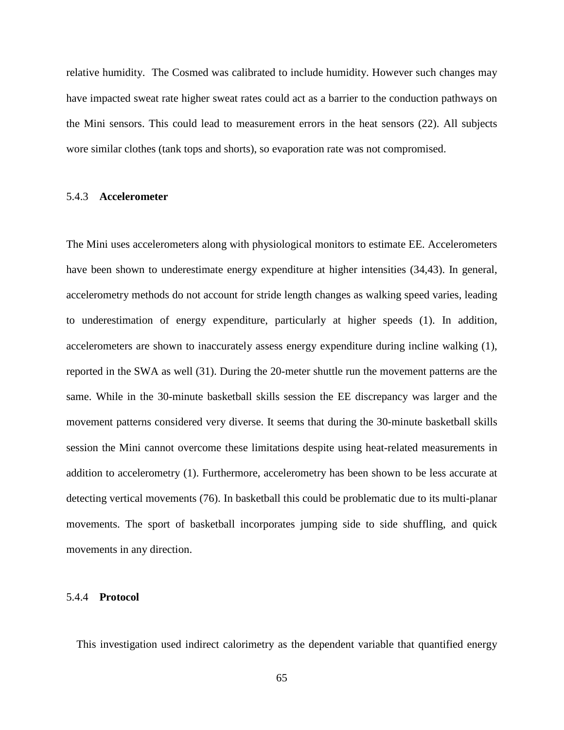relative humidity. The Cosmed was calibrated to include humidity. However such changes may have impacted sweat rate higher sweat rates could act as a barrier to the conduction pathways on the Mini sensors. This could lead to measurement errors in the heat sensors (22). All subjects wore similar clothes (tank tops and shorts), so evaporation rate was not compromised.

### 5.4.3 **Accelerometer**

The Mini uses accelerometers along with physiological monitors to estimate EE. Accelerometers have been shown to underestimate energy expenditure at higher intensities (34,43). In general, accelerometry methods do not account for stride length changes as walking speed varies, leading to underestimation of energy expenditure, particularly at higher speeds (1). In addition, accelerometers are shown to inaccurately assess energy expenditure during incline walking (1), reported in the SWA as well (31). During the 20-meter shuttle run the movement patterns are the same. While in the 30-minute basketball skills session the EE discrepancy was larger and the movement patterns considered very diverse. It seems that during the 30-minute basketball skills session the Mini cannot overcome these limitations despite using heat-related measurements in addition to accelerometry (1). Furthermore, accelerometry has been shown to be less accurate at detecting vertical movements (76). In basketball this could be problematic due to its multi-planar movements. The sport of basketball incorporates jumping side to side shuffling, and quick movements in any direction.

### 5.4.4 **Protocol**

This investigation used indirect calorimetry as the dependent variable that quantified energy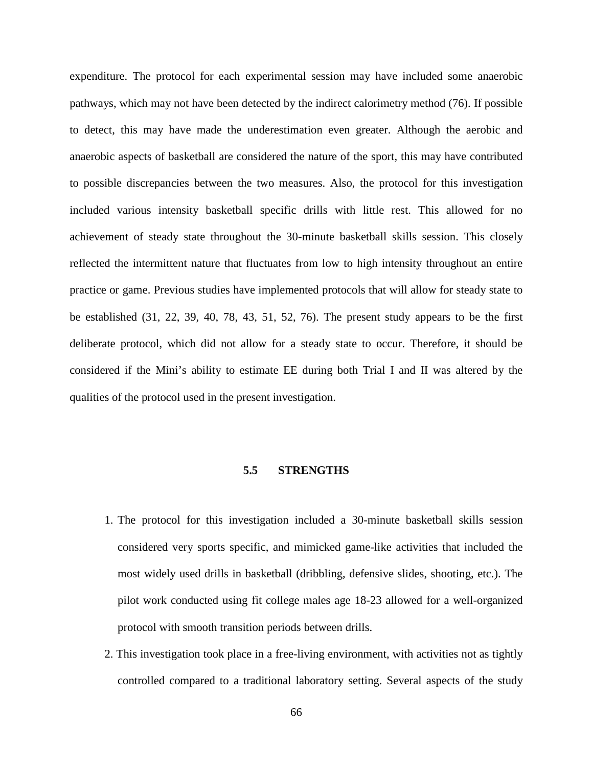expenditure. The protocol for each experimental session may have included some anaerobic pathways, which may not have been detected by the indirect calorimetry method (76). If possible to detect, this may have made the underestimation even greater. Although the aerobic and anaerobic aspects of basketball are considered the nature of the sport, this may have contributed to possible discrepancies between the two measures. Also, the protocol for this investigation included various intensity basketball specific drills with little rest. This allowed for no achievement of steady state throughout the 30-minute basketball skills session. This closely reflected the intermittent nature that fluctuates from low to high intensity throughout an entire practice or game. Previous studies have implemented protocols that will allow for steady state to be established (31, 22, 39, 40, 78, 43, 51, 52, 76). The present study appears to be the first deliberate protocol, which did not allow for a steady state to occur. Therefore, it should be considered if the Mini's ability to estimate EE during both Trial I and II was altered by the qualities of the protocol used in the present investigation.

## 5.5 STRENGTHS

1. The protocol for this investigation included a 30-minute basketball skills session considered very sports specific, and mimicked game-like activities that included the most widely used drills in basketball (dribbling, defensive slides, shooting, etc.). The pilot work conducted using fit college males age 18-23 allowed for a well-organized protocol with smooth transition periods between drills.
2. This investigation took place in a free-living environment, with activities not as tightly controlled compared to a traditional laboratory setting. Several aspects of the study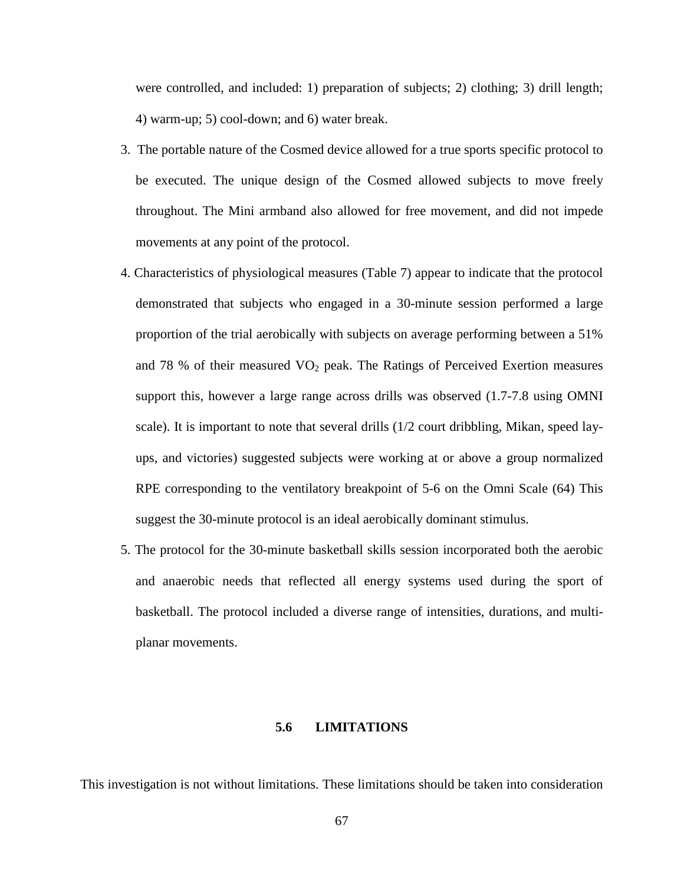were controlled, and included: 1) preparation of subjects; 2) clothing; 3) drill length; 4) warm-up; 5) cool-down; and 6) water break.

3. The portable nature of the Cosmed device allowed for a true sports specific protocol to be executed. The unique design of the Cosmed allowed subjects to move freely throughout. The Mini armband also allowed for free movement, and did not impede movements at any point of the protocol.

4. Characteristics of physiological measures (Table 7) appear to indicate that the protocol demonstrated that subjects who engaged in a 30-minute session performed a large proportion of the trial aerobically with subjects on average performing between a 51% and 78 % of their measured $VO_2$ peak. The Ratings of Perceived Exertion measures support this, however a large range across drills was observed (1.7-7.8 using OMNI scale). It is important to note that several drills (1/2 court dribbling, Mikan, speed lay-ups, and victories) suggested subjects were working at or above a group normalized RPE corresponding to the ventilatory breakpoint of 5-6 on the Omni Scale (64) This suggest the 30-minute protocol is an ideal aerobically dominant stimulus.

5. The protocol for the 30-minute basketball skills session incorporated both the aerobic and anaerobic needs that reflected all energy systems used during the sport of basketball. The protocol included a diverse range of intensities, durations, and multi-planar movements.

## 5.6 LIMITATIONS

This investigation is not without limitations. These limitations should be taken into consideration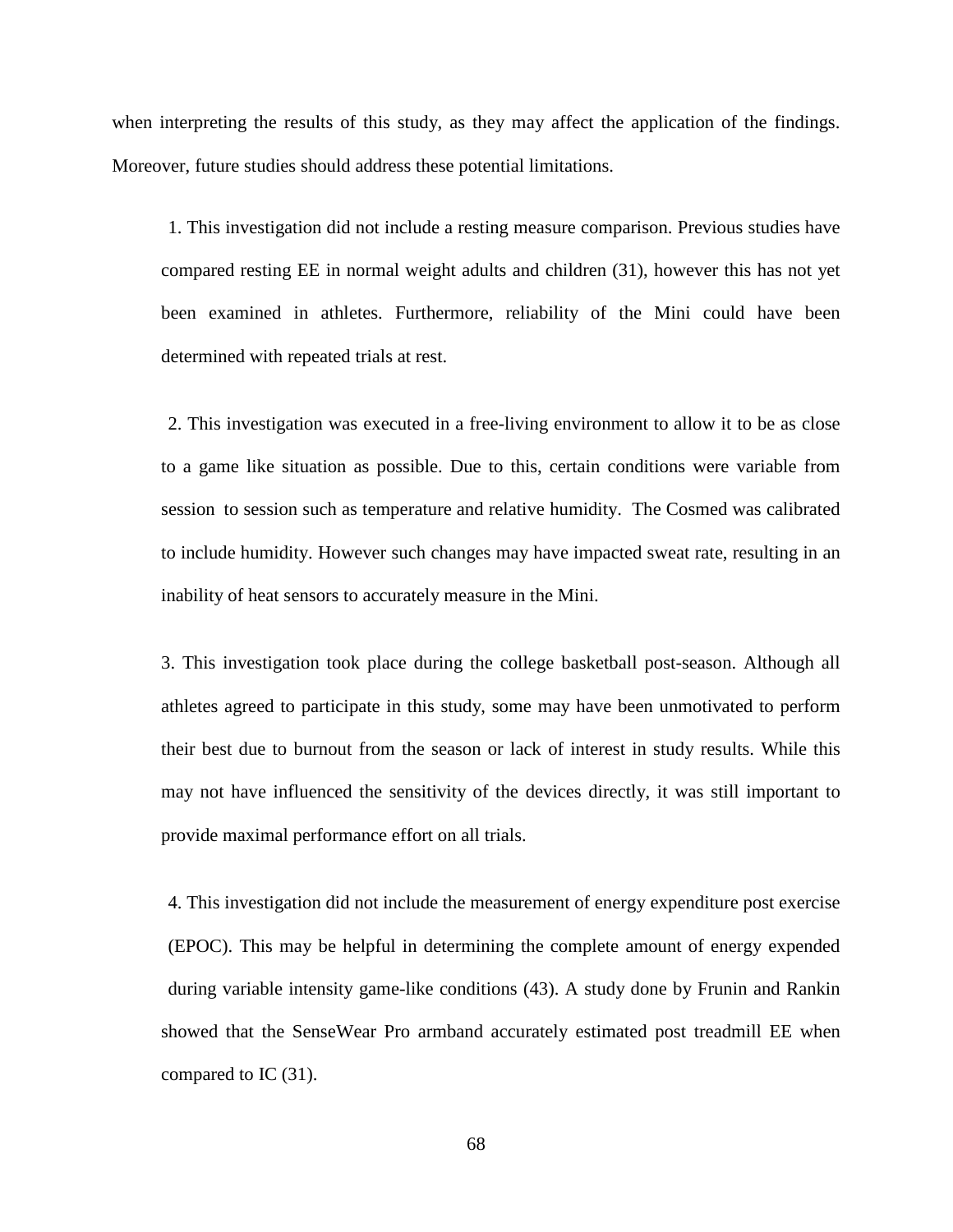when interpreting the results of this study, as they may affect the application of the findings. Moreover, future studies should address these potential limitations.

1. This investigation did not include a resting measure comparison. Previous studies have compared resting EE in normal weight adults and children (31), however this has not yet been examined in athletes. Furthermore, reliability of the Mini could have been determined with repeated trials at rest.

2. This investigation was executed in a free-living environment to allow it to be as close to a game like situation as possible. Due to this, certain conditions were variable from session to session such as temperature and relative humidity. The Cosmed was calibrated to include humidity. However such changes may have impacted sweat rate, resulting in an inability of heat sensors to accurately measure in the Mini.

3. This investigation took place during the college basketball post-season. Although all athletes agreed to participate in this study, some may have been unmotivated to perform their best due to burnout from the season or lack of interest in study results. While this may not have influenced the sensitivity of the devices directly, it was still important to provide maximal performance effort on all trials.

4. This investigation did not include the measurement of energy expenditure post exercise (EPOC). This may be helpful in determining the complete amount of energy expended during variable intensity game-like conditions (43). A study done by Frunin and Rankin showed that the SenseWear Pro armband accurately estimated post treadmill EE when compared to IC (31).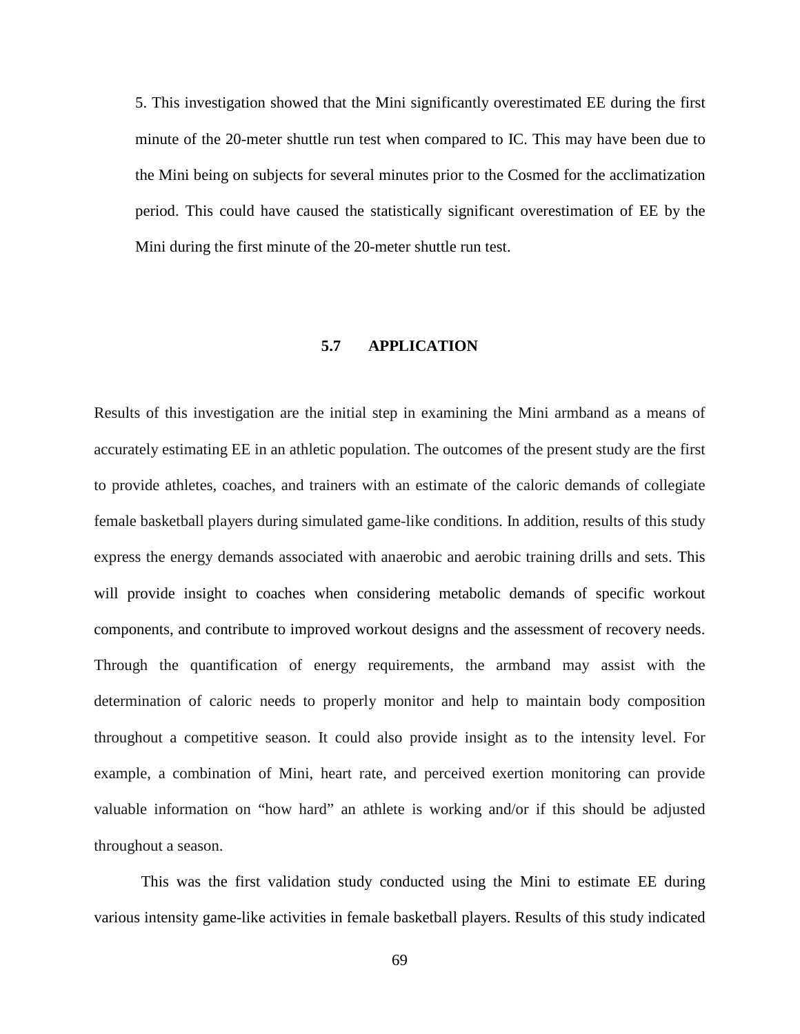5. This investigation showed that the Mini significantly overestimated EE during the first minute of the 20-meter shuttle run test when compared to IC. This may have been due to the Mini being on subjects for several minutes prior to the Cosmed for the acclimatization period. This could have caused the statistically significant overestimation of EE by the Mini during the first minute of the 20-meter shuttle run test.

## 5.7 APPLICATION

Results of this investigation are the initial step in examining the Mini armband as a means of accurately estimating EE in an athletic population. The outcomes of the present study are the first to provide athletes, coaches, and trainers with an estimate of the caloric demands of collegiate female basketball players during simulated game-like conditions. In addition, results of this study express the energy demands associated with anaerobic and aerobic training drills and sets. This will provide insight to coaches when considering metabolic demands of specific workout components, and contribute to improved workout designs and the assessment of recovery needs. Through the quantification of energy requirements, the armband may assist with the determination of caloric needs to properly monitor and help to maintain body composition throughout a competitive season. It could also provide insight as to the intensity level. For example, a combination of Mini, heart rate, and perceived exertion monitoring can provide valuable information on "how hard" an athlete is working and/or if this should be adjusted throughout a season.

This was the first validation study conducted using the Mini to estimate EE during various intensity game-like activities in female basketball players. Results of this study indicated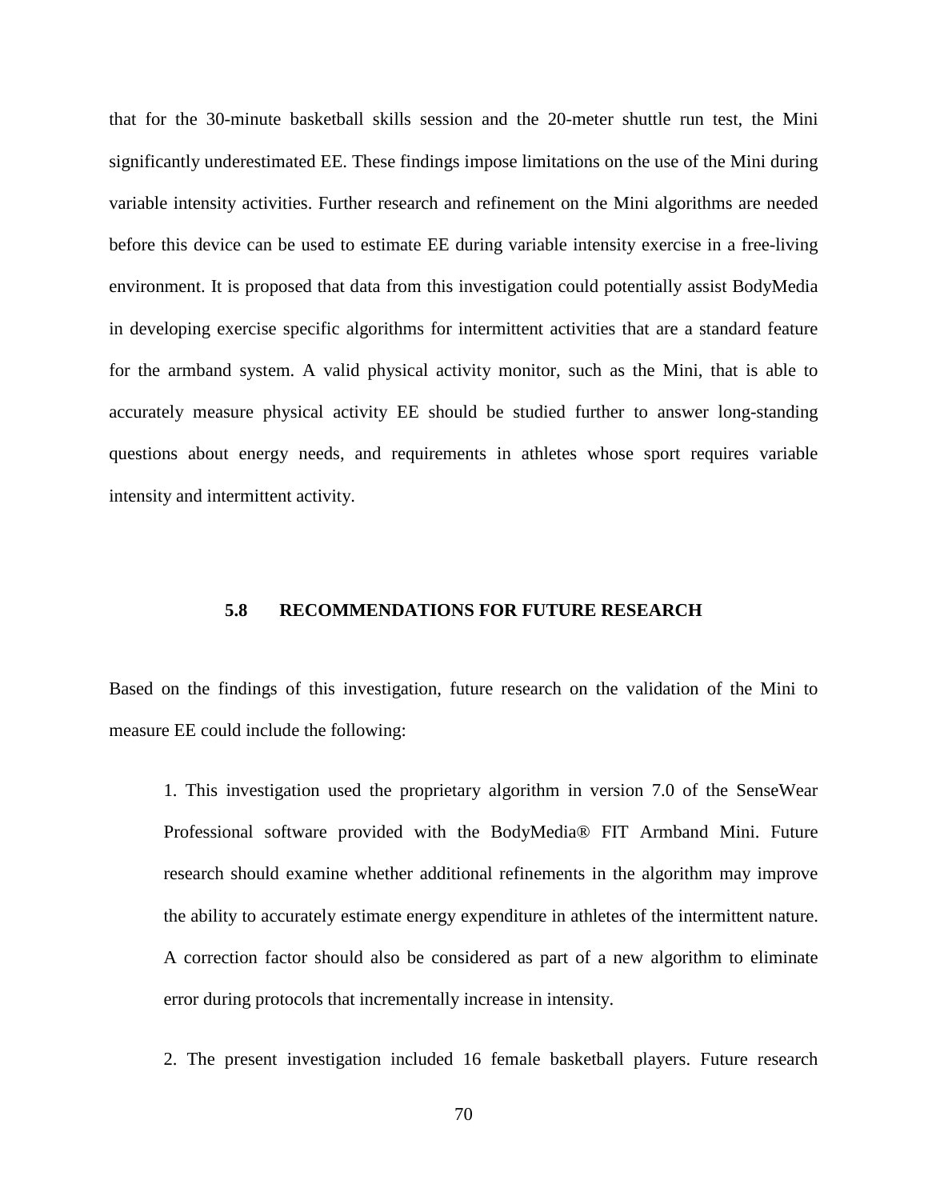that for the 30-minute basketball skills session and the 20-meter shuttle run test, the Mini significantly underestimated EE. These findings impose limitations on the use of the Mini during variable intensity activities. Further research and refinement on the Mini algorithms are needed before this device can be used to estimate EE during variable intensity exercise in a free-living environment. It is proposed that data from this investigation could potentially assist BodyMedia in developing exercise specific algorithms for intermittent activities that are a standard feature for the armband system. A valid physical activity monitor, such as the Mini, that is able to accurately measure physical activity EE should be studied further to answer long-standing questions about energy needs, and requirements in athletes whose sport requires variable intensity and intermittent activity.

### 5.8 RECOMMENDATIONS FOR FUTURE RESEARCH

Based on the findings of this investigation, future research on the validation of the Mini to measure EE could include the following:

1. This investigation used the proprietary algorithm in version 7.0 of the SenseWear Professional software provided with the BodyMedia® FIT Armband Mini. Future research should examine whether additional refinements in the algorithm may improve the ability to accurately estimate energy expenditure in athletes of the intermittent nature. A correction factor should also be considered as part of a new algorithm to eliminate error during protocols that incrementally increase in intensity.

2. The present investigation included 16 female basketball players. Future research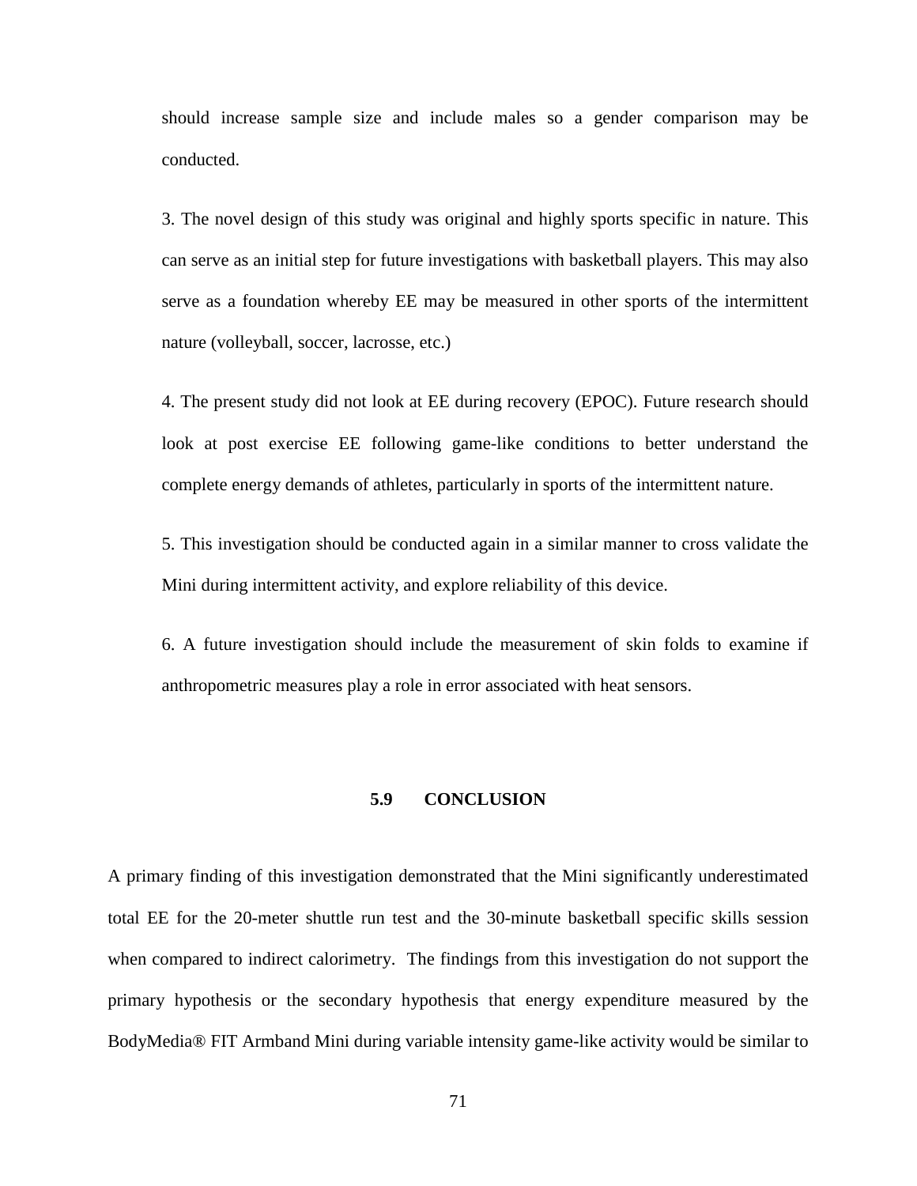should increase sample size and include males so a gender comparison may be conducted.

3. The novel design of this study was original and highly sports specific in nature. This can serve as an initial step for future investigations with basketball players. This may also serve as a foundation whereby EE may be measured in other sports of the intermittent nature (volleyball, soccer, lacrosse, etc.)

4. The present study did not look at EE during recovery (EPOC). Future research should look at post exercise EE following game-like conditions to better understand the complete energy demands of athletes, particularly in sports of the intermittent nature.

5. This investigation should be conducted again in a similar manner to cross validate the Mini during intermittent activity, and explore reliability of this device.

6. A future investigation should include the measurement of skin folds to examine if anthropometric measures play a role in error associated with heat sensors.

## 5.9 CONCLUSION

A primary finding of this investigation demonstrated that the Mini significantly underestimated total EE for the 20-meter shuttle run test and the 30-minute basketball specific skills session when compared to indirect calorimetry. The findings from this investigation do not support the primary hypothesis or the secondary hypothesis that energy expenditure measured by the BodyMedia® FIT Armband Mini during variable intensity game-like activity would be similar to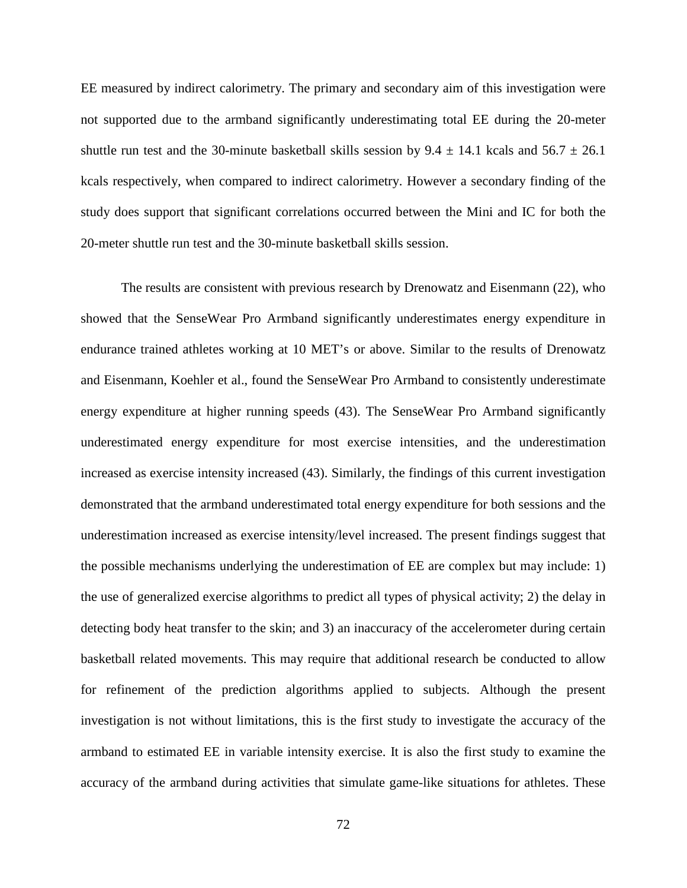EE measured by indirect calorimetry. The primary and secondary aim of this investigation were not supported due to the armband significantly underestimating total EE during the 20-meter shuttle run test and the 30-minute basketball skills session by $9.4 \pm 14.1$ kcals and $56.7 \pm 26.1$ kcals respectively, when compared to indirect calorimetry. However a secondary finding of the study does support that significant correlations occurred between the Mini and IC for both the 20-meter shuttle run test and the 30-minute basketball skills session.

The results are consistent with previous research by Drenowatz and Eisenmann (22), who showed that the SenseWear Pro Armband significantly underestimates energy expenditure in endurance trained athletes working at 10 MET's or above. Similar to the results of Drenowatz and Eisenmann, Koehler et al., found the SenseWear Pro Armband to consistently underestimate energy expenditure at higher running speeds (43). The SenseWear Pro Armband significantly underestimated energy expenditure for most exercise intensities, and the underestimation increased as exercise intensity increased (43). Similarly, the findings of this current investigation demonstrated that the armband underestimated total energy expenditure for both sessions and the underestimation increased as exercise intensity/level increased. The present findings suggest that the possible mechanisms underlying the underestimation of EE are complex but may include: 1) the use of generalized exercise algorithms to predict all types of physical activity; 2) the delay in detecting body heat transfer to the skin; and 3) an inaccuracy of the accelerometer during certain basketball related movements. This may require that additional research be conducted to allow for refinement of the prediction algorithms applied to subjects. Although the present investigation is not without limitations, this is the first study to investigate the accuracy of the armband to estimated EE in variable intensity exercise. It is also the first study to examine the accuracy of the armband during activities that simulate game-like situations for athletes. These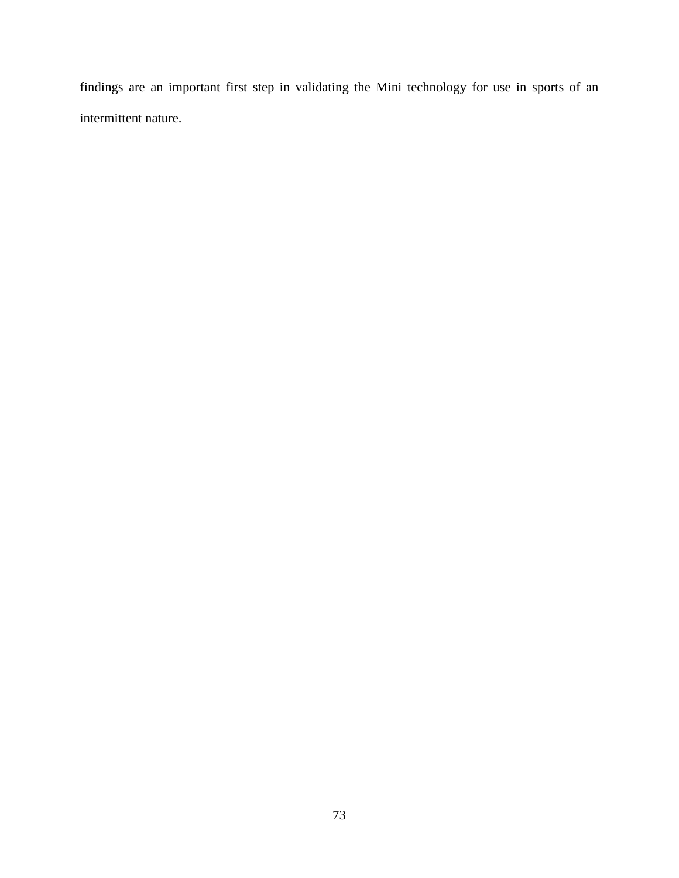findings are an important first step in validating the Mini technology for use in sports of an intermittent nature.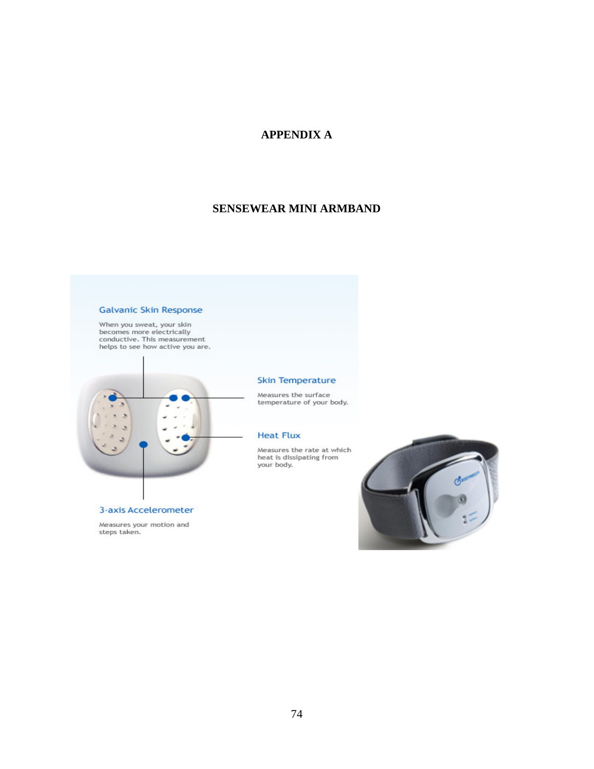# APPENDIX A

## SENSEWEAR MINI ARMBAND

**Galvanic Skin Response**

When you sweat, your skin becomes more electrically conductive. This measurement helps to see how active you are.

**Skin Temperature**

Measures the surface temperature of your body.

**Heat Flux**

Measures the rate at which heat is dissipating from your body.

**3-axis Accelerometer**

Measures your motion and steps taken.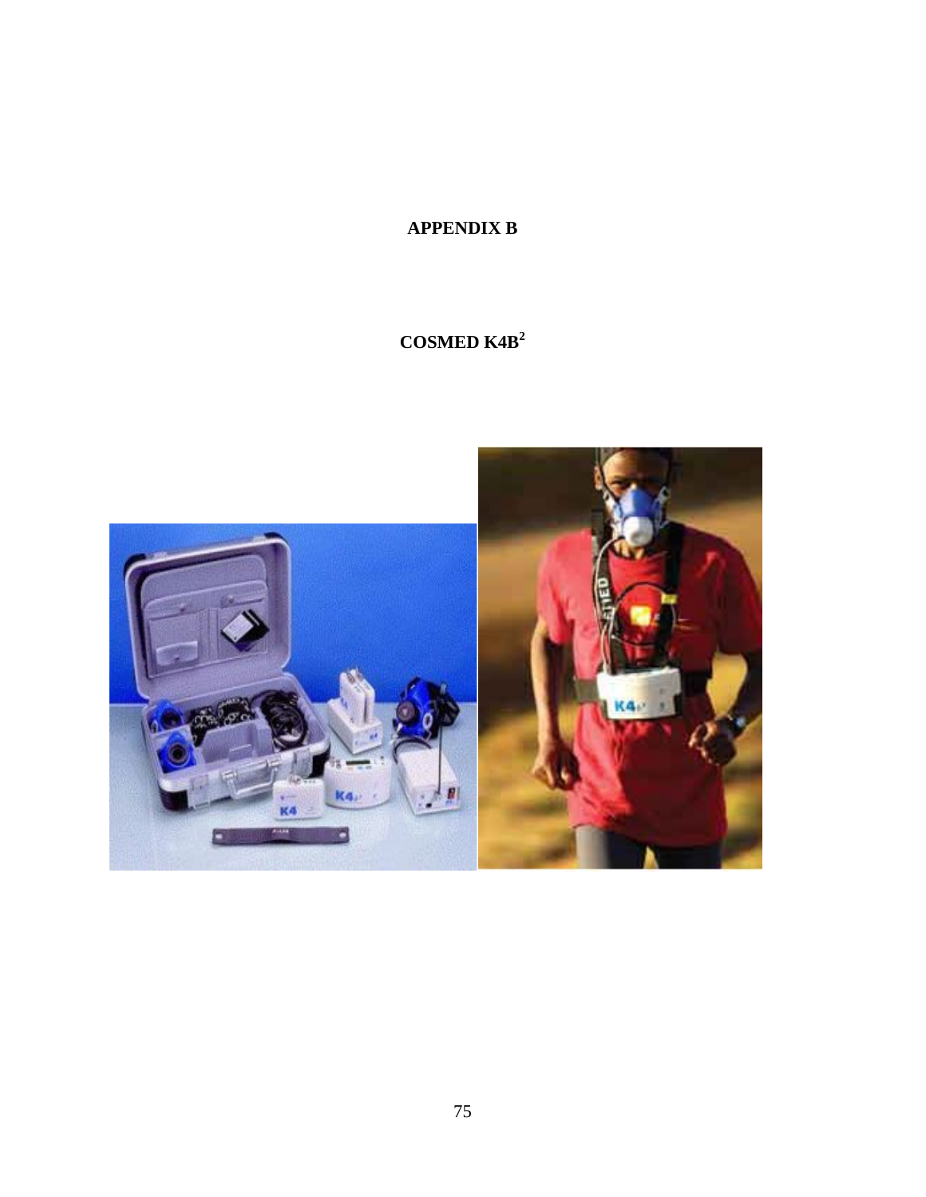# APPENDIX B

## COSMED K4B$^2$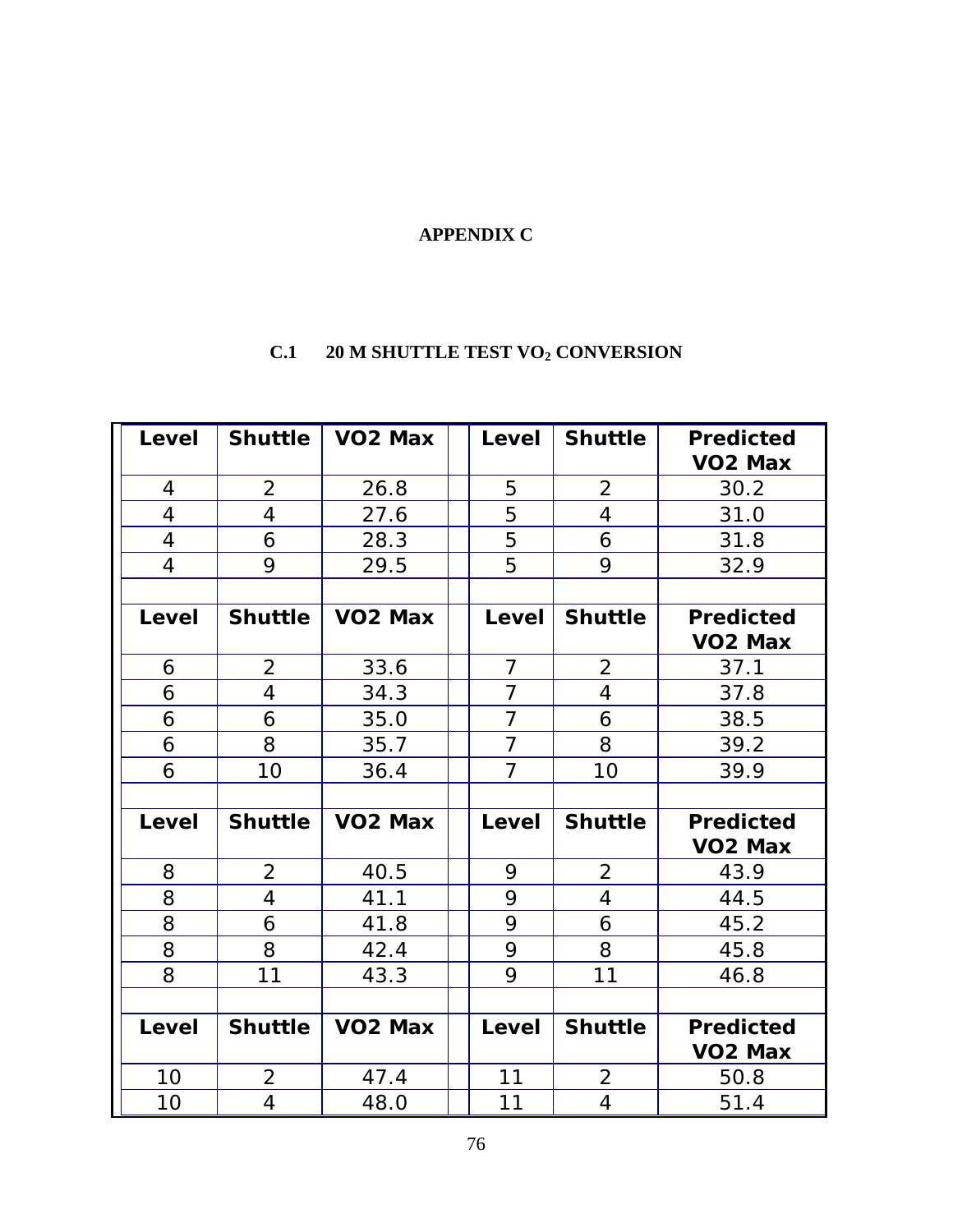# APPENDIX C

## C.1 20 M SHUTTLE TEST $VO_2$ CONVERSION

| Level | Shuttle | VO2 Max | | Level | Shuttle | Predicted VO2 Max |
|---|---|---|---|---|---|---|
| 4 | 2 | 26.8 | | 5 | 2 | 30.2 |
| 4 | 4 | 27.6 | | 5 | 4 | 31.0 |
| 4 | 6 | 28.3 | | 5 | 6 | 31.8 |
| 4 | 9 | 29.5 | | 5 | 9 | 32.9 |
| | | | | | | |
| **Level** | **Shuttle** | **VO2 Max** | | **Level** | **Shuttle** | **Predicted VO2 Max** |
| 6 | 2 | 33.6 | | 7 | 2 | 37.1 |
| 6 | 4 | 34.3 | | 7 | 4 | 37.8 |
| 6 | 6 | 35.0 | | 7 | 6 | 38.5 |
| 6 | 8 | 35.7 | | 7 | 8 | 39.2 |
| 6 | 10 | 36.4 | | 7 | 10 | 39.9 |
| | | | | | | |
| **Level** | **Shuttle** | **VO2 Max** | | **Level** | **Shuttle** | **Predicted VO2 Max** |
| 8 | 2 | 40.5 | | 9 | 2 | 43.9 |
| 8 | 4 | 41.1 | | 9 | 4 | 44.5 |
| 8 | 6 | 41.8 | | 9 | 6 | 45.2 |
| 8 | 8 | 42.4 | | 9 | 8 | 45.8 |
| 8 | 11 | 43.3 | | 9 | 11 | 46.8 |
| | | | | | | |
| **Level** | **Shuttle** | **VO2 Max** | | **Level** | **Shuttle** | **Predicted VO2 Max** |
| 10 | 2 | 47.4 | | 11 | 2 | 50.8 |
| 10 | 4 | 48.0 | | 11 | 4 | 51.4 |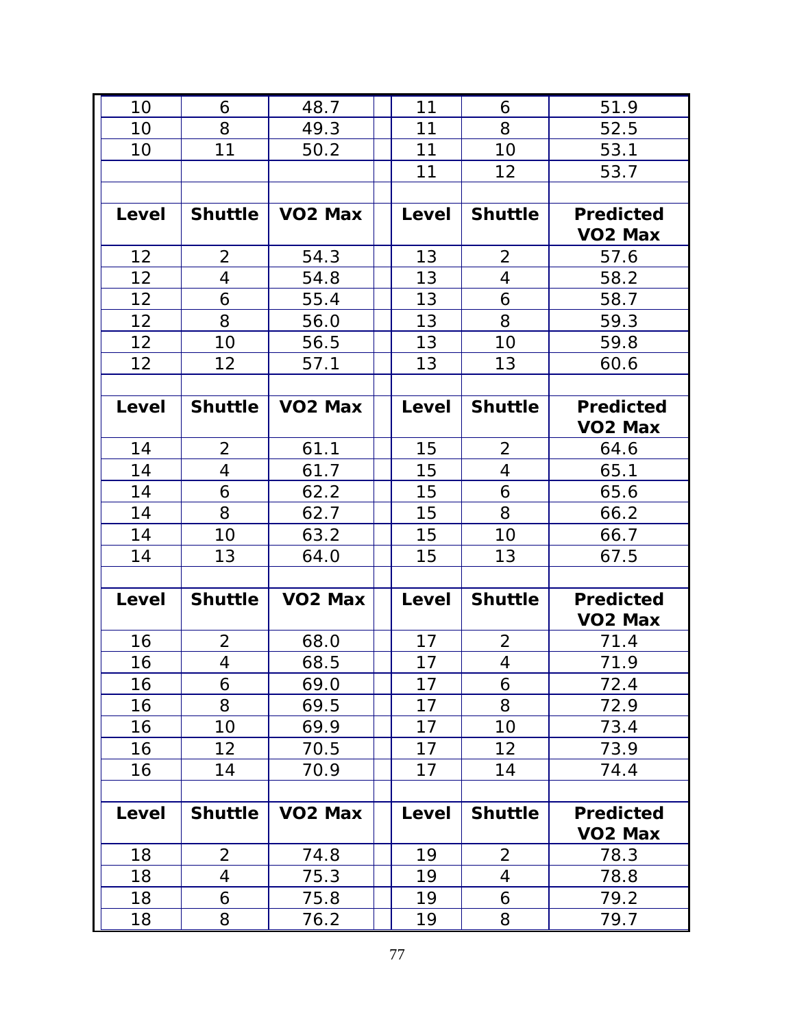| Level | Shuttle | VO2 Max | | Level | Shuttle | Predicted VO2 Max |
|---|---|---|---|---|---|---|
| 10 | 6 | 48.7 | | 11 | 6 | 51.9 |
| 10 | 8 | 49.3 | | 11 | 8 | 52.5 |
| 10 | 11 | 50.2 | | 11 | 10 | 53.1 |
| | | | | 11 | 12 | 53.7 |
| | | | | | | |
| **Level** | **Shuttle** | **VO2 Max** | | **Level** | **Shuttle** | **Predicted VO2 Max** |
| 12 | 2 | 54.3 | | 13 | 2 | 57.6 |
| 12 | 4 | 54.8 | | 13 | 4 | 58.2 |
| 12 | 6 | 55.4 | | 13 | 6 | 58.7 |
| 12 | 8 | 56.0 | | 13 | 8 | 59.3 |
| 12 | 10 | 56.5 | | 13 | 10 | 59.8 |
| 12 | 12 | 57.1 | | 13 | 13 | 60.6 |
| | | | | | | |
| **Level** | **Shuttle** | **VO2 Max** | | **Level** | **Shuttle** | **Predicted VO2 Max** |
| 14 | 2 | 61.1 | | 15 | 2 | 64.6 |
| 14 | 4 | 61.7 | | 15 | 4 | 65.1 |
| 14 | 6 | 62.2 | | 15 | 6 | 65.6 |
| 14 | 8 | 62.7 | | 15 | 8 | 66.2 |
| 14 | 10 | 63.2 | | 15 | 10 | 66.7 |
| 14 | 13 | 64.0 | | 15 | 13 | 67.5 |
| | | | | | | |
| **Level** | **Shuttle** | **VO2 Max** | | **Level** | **Shuttle** | **Predicted VO2 Max** |
| 16 | 2 | 68.0 | | 17 | 2 | 71.4 |
| 16 | 4 | 68.5 | | 17 | 4 | 71.9 |
| 16 | 6 | 69.0 | | 17 | 6 | 72.4 |
| 16 | 8 | 69.5 | | 17 | 8 | 72.9 |
| 16 | 10 | 69.9 | | 17 | 10 | 73.4 |
| 16 | 12 | 70.5 | | 17 | 12 | 73.9 |
| 16 | 14 | 70.9 | | 17 | 14 | 74.4 |
| | | | | | | |
| **Level** | **Shuttle** | **VO2 Max** | | **Level** | **Shuttle** | **Predicted VO2 Max** |
| 18 | 2 | 74.8 | | 19 | 2 | 78.3 |
| 18 | 4 | 75.3 | | 19 | 4 | 78.8 |
| 18 | 6 | 75.8 | | 19 | 6 | 79.2 |
| 18 | 8 | 76.2 | | 19 | 8 | 79.7 |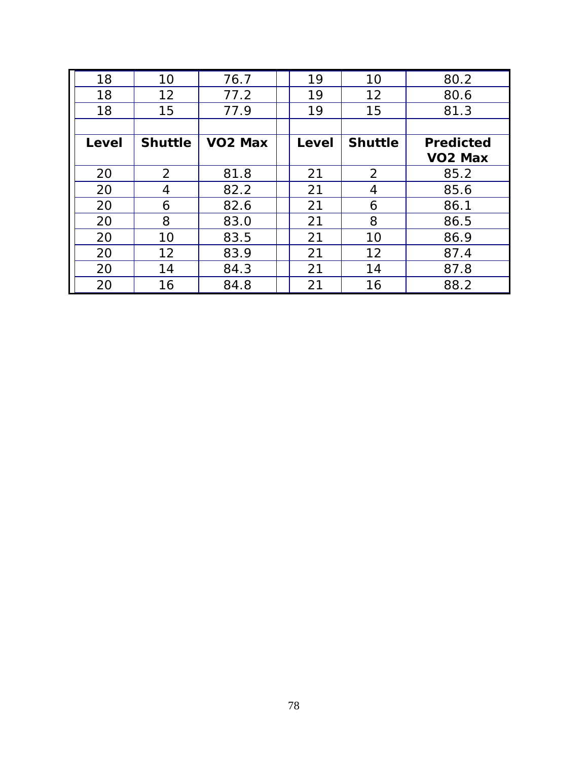| 18 | 10 | 76.7 | | 19 | 10 | 80.2 |
|---|---|---|---|---|---|---|
| 18 | 12 | 77.2 | | 19 | 12 | 80.6 |
| 18 | 15 | 77.9 | | 19 | 15 | 81.3 |
| | | | | | | |
| **Level** | **Shuttle** | **VO2 Max** | | **Level** | **Shuttle** | **Predicted VO2 Max** |
| 20 | 2 | 81.8 | | 21 | 2 | 85.2 |
| 20 | 4 | 82.2 | | 21 | 4 | 85.6 |
| 20 | 6 | 82.6 | | 21 | 6 | 86.1 |
| 20 | 8 | 83.0 | | 21 | 8 | 86.5 |
| 20 | 10 | 83.5 | | 21 | 10 | 86.9 |
| 20 | 12 | 83.9 | | 21 | 12 | 87.4 |
| 20 | 14 | 84.3 | | 21 | 14 | 87.8 |
| 20 | 16 | 84.8 | | 21 | 16 | 88.2 |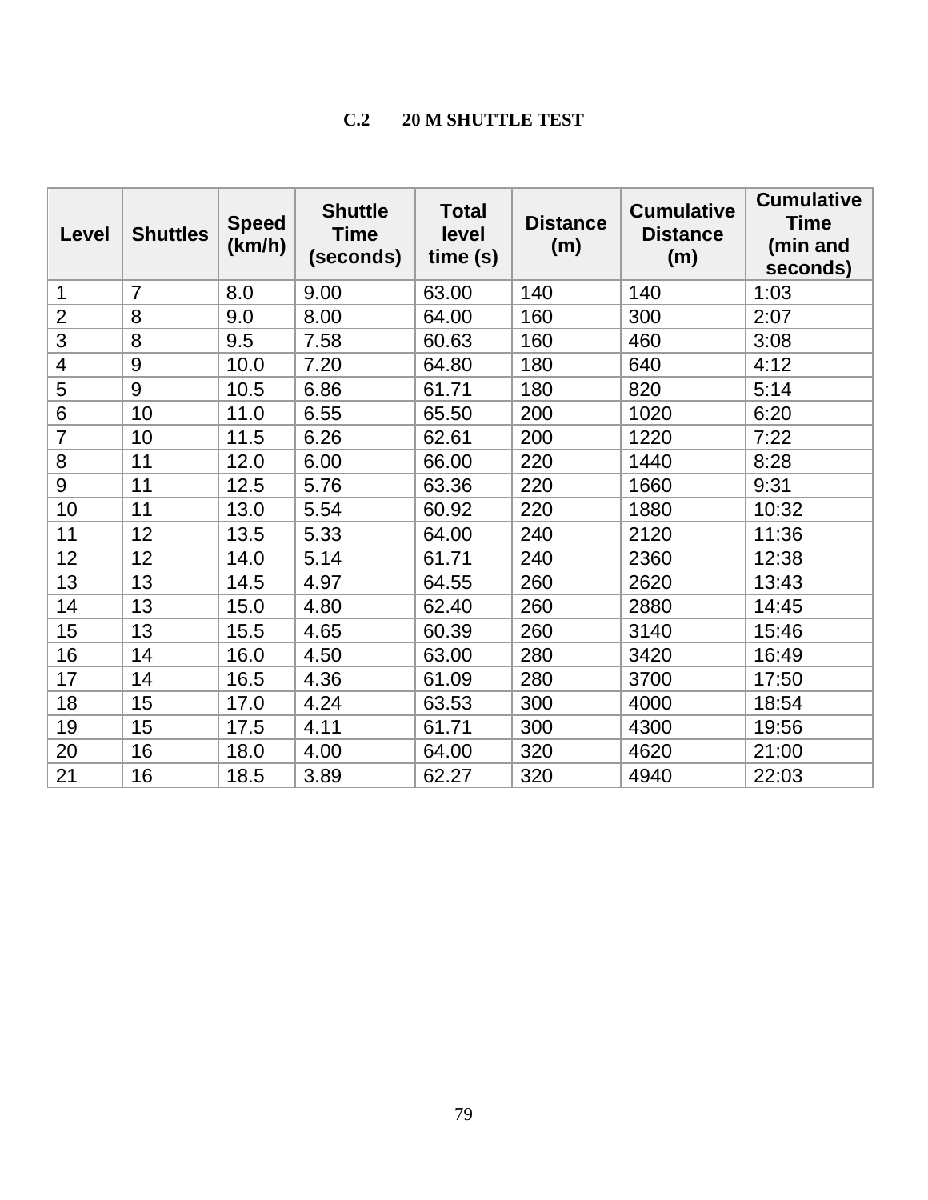## C.2 20 M SHUTTLE TEST

| Level | Shuttles | Speed (km/h) | Shuttle Time (seconds) | Total level time (s) | Distance (m) | Cumulative Distance (m) | Cumulative Time (min and seconds) |
|---|---|---|---|---|---|---|---|
| 1 | 7 | 8.0 | 9.00 | 63.00 | 140 | 140 | 1:03 |
| 2 | 8 | 9.0 | 8.00 | 64.00 | 160 | 300 | 2:07 |
| 3 | 8 | 9.5 | 7.58 | 60.63 | 160 | 460 | 3:08 |
| 4 | 9 | 10.0 | 7.20 | 64.80 | 180 | 640 | 4:12 |
| 5 | 9 | 10.5 | 6.86 | 61.71 | 180 | 820 | 5:14 |
| 6 | 10 | 11.0 | 6.55 | 65.50 | 200 | 1020 | 6:20 |
| 7 | 10 | 11.5 | 6.26 | 62.61 | 200 | 1220 | 7:22 |
| 8 | 11 | 12.0 | 6.00 | 66.00 | 220 | 1440 | 8:28 |
| 9 | 11 | 12.5 | 5.76 | 63.36 | 220 | 1660 | 9:31 |
| 10 | 11 | 13.0 | 5.54 | 60.92 | 220 | 1880 | 10:32 |
| 11 | 12 | 13.5 | 5.33 | 64.00 | 240 | 2120 | 11:36 |
| 12 | 12 | 14.0 | 5.14 | 61.71 | 240 | 2360 | 12:38 |
| 13 | 13 | 14.5 | 4.97 | 64.55 | 260 | 2620 | 13:43 |
| 14 | 13 | 15.0 | 4.80 | 62.40 | 260 | 2880 | 14:45 |
| 15 | 13 | 15.5 | 4.65 | 60.39 | 260 | 3140 | 15:46 |
| 16 | 14 | 16.0 | 4.50 | 63.00 | 280 | 3420 | 16:49 |
| 17 | 14 | 16.5 | 4.36 | 61.09 | 280 | 3700 | 17:50 |
| 18 | 15 | 17.0 | 4.24 | 63.53 | 300 | 4000 | 18:54 |
| 19 | 15 | 17.5 | 4.11 | 61.71 | 300 | 4300 | 19:56 |
| 20 | 16 | 18.0 | 4.00 | 64.00 | 320 | 4620 | 21:00 |
| 21 | 16 | 18.5 | 3.89 | 62.27 | 320 | 4940 | 22:03 |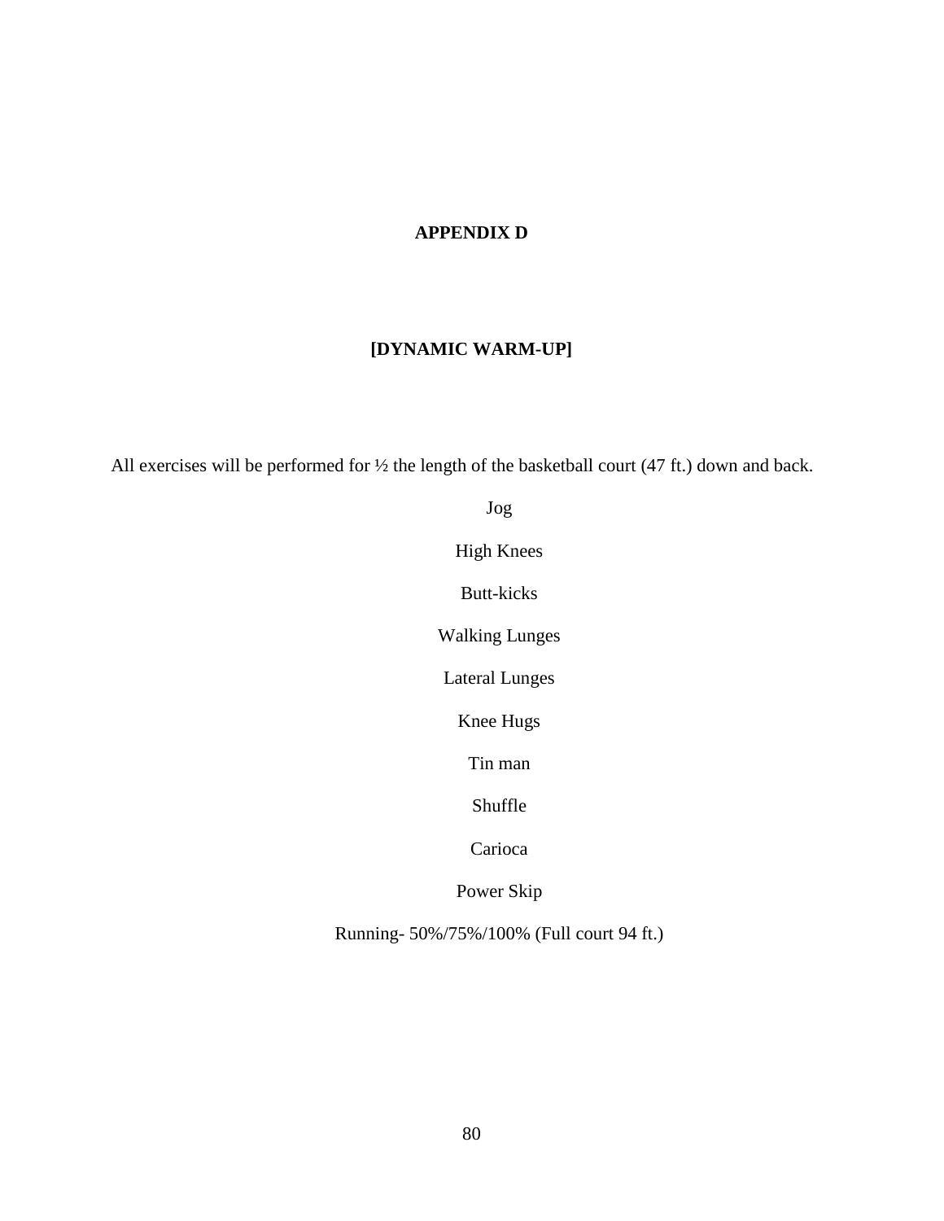# APPENDIX D

## [DYNAMIC WARM-UP]

All exercises will be performed for ½ the length of the basketball court (47 ft.) down and back.

Jog

High Knees

Butt-kicks

Walking Lunges

Lateral Lunges

Knee Hugs

Tin man

Shuffle

Carioca

Power Skip

Running- 50%/75%/100% (Full court 94 ft.)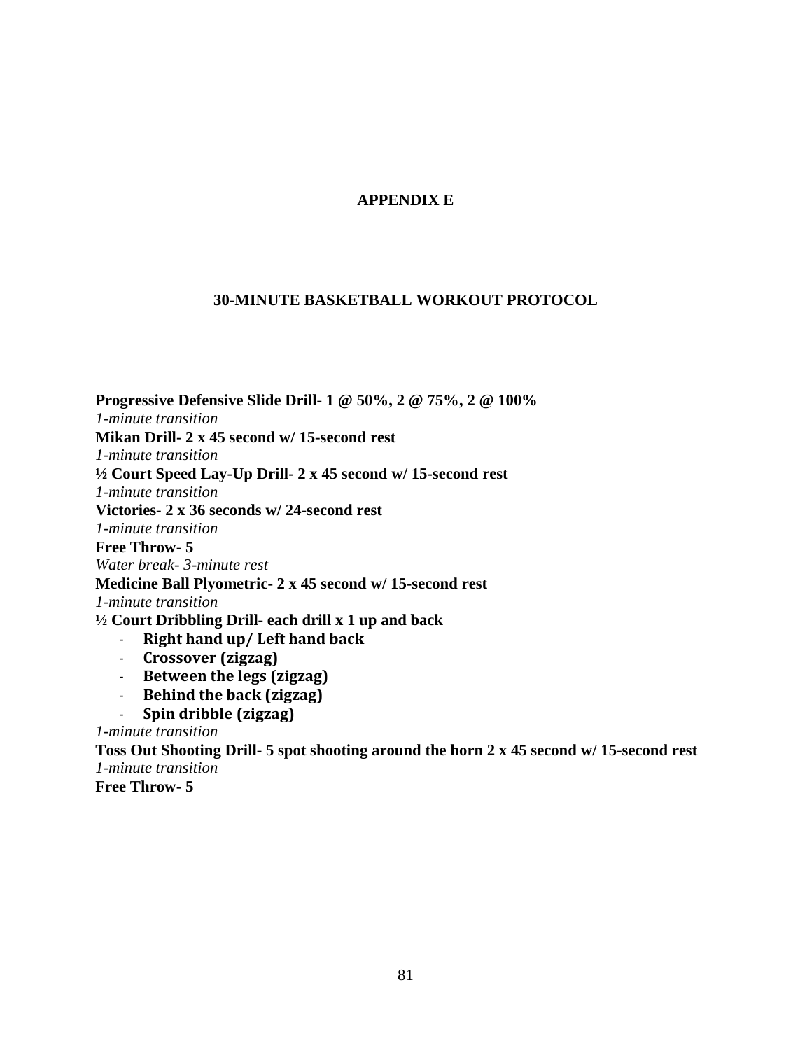# APPENDIX E

## 30-MINUTE BASKETBALL WORKOUT PROTOCOL

**Progressive Defensive Slide Drill- 1 @ 50%, 2 @ 75%, 2 @ 100%**
*1-minute transition*
**Mikan Drill- 2 x 45 second w/ 15-second rest**
*1-minute transition*
**½ Court Speed Lay-Up Drill- 2 x 45 second w/ 15-second rest**
*1-minute transition*
**Victories- 2 x 36 seconds w/ 24-second rest**
*1-minute transition*
**Free Throw- 5**
*Water break- 3-minute rest*
**Medicine Ball Plyometric- 2 x 45 second w/ 15-second rest**
*1-minute transition*
**½ Court Dribbling Drill- each drill x 1 up and back**

- **Right hand up/ Left hand back**
- **Crossover (zigzag)**
- **Between the legs (zigzag)**
- **Behind the back (zigzag)**
- **Spin dribble (zigzag)**

*1-minute transition*
**Toss Out Shooting Drill- 5 spot shooting around the horn 2 x 45 second w/ 15-second rest**
*1-minute transition*
**Free Throw- 5**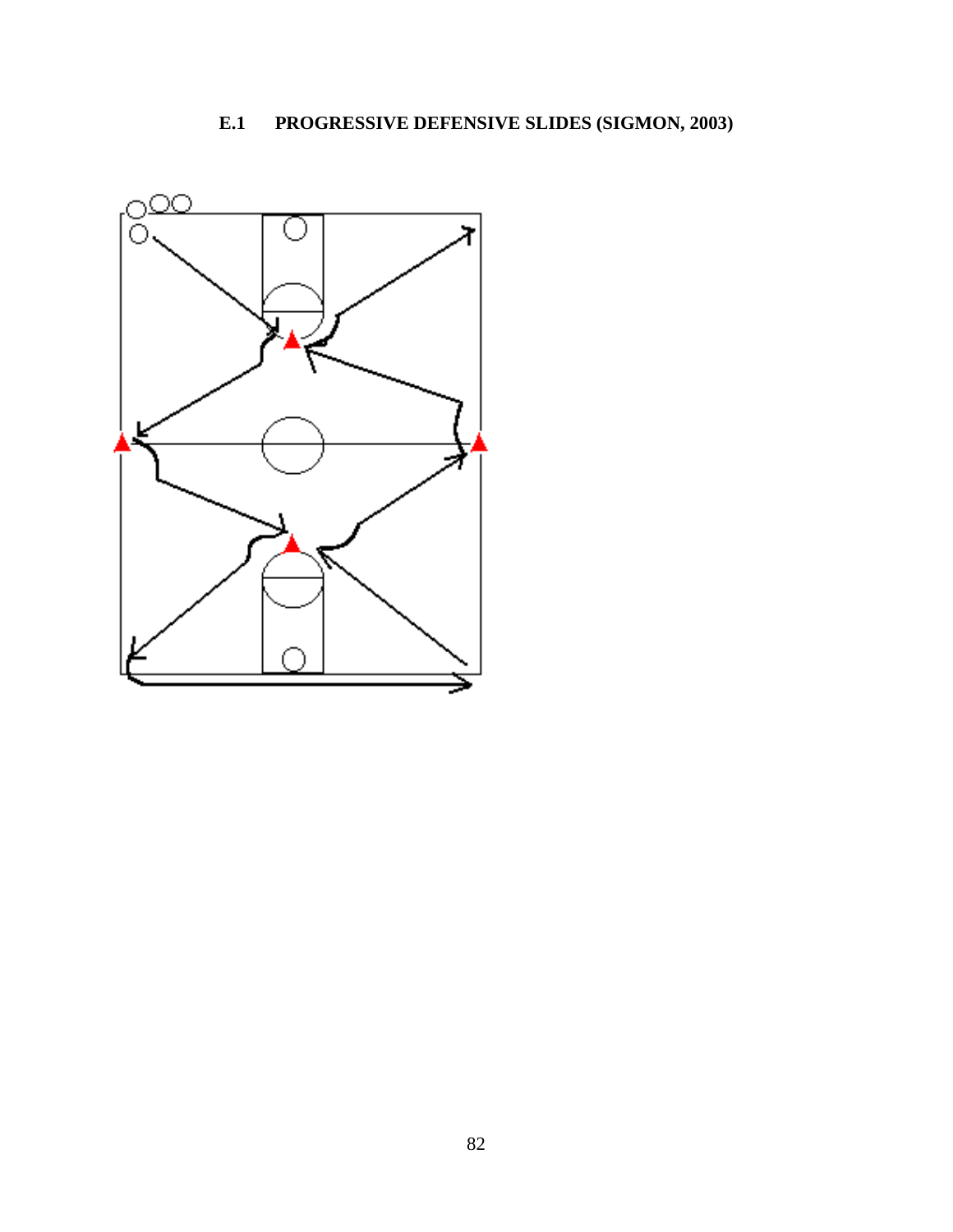### E.1 PROGRESSIVE DEFENSIVE SLIDES (SIGMON, 2003)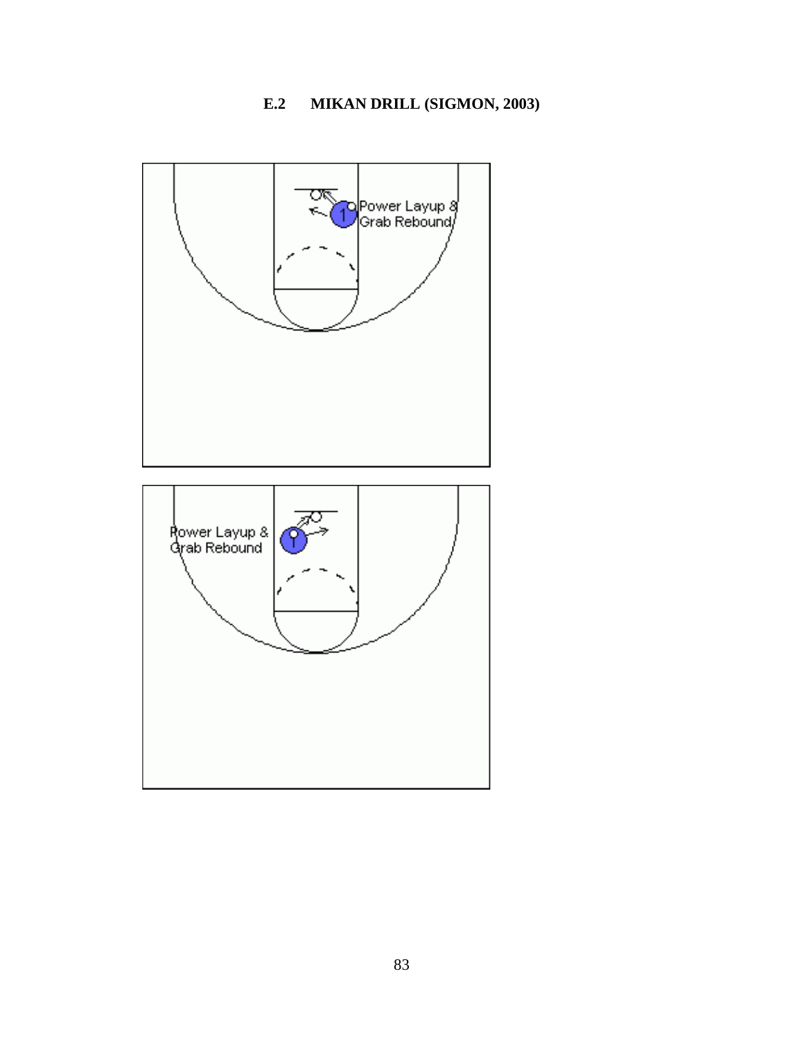## E.2 MIKAN DRILL (SIGMON, 2003)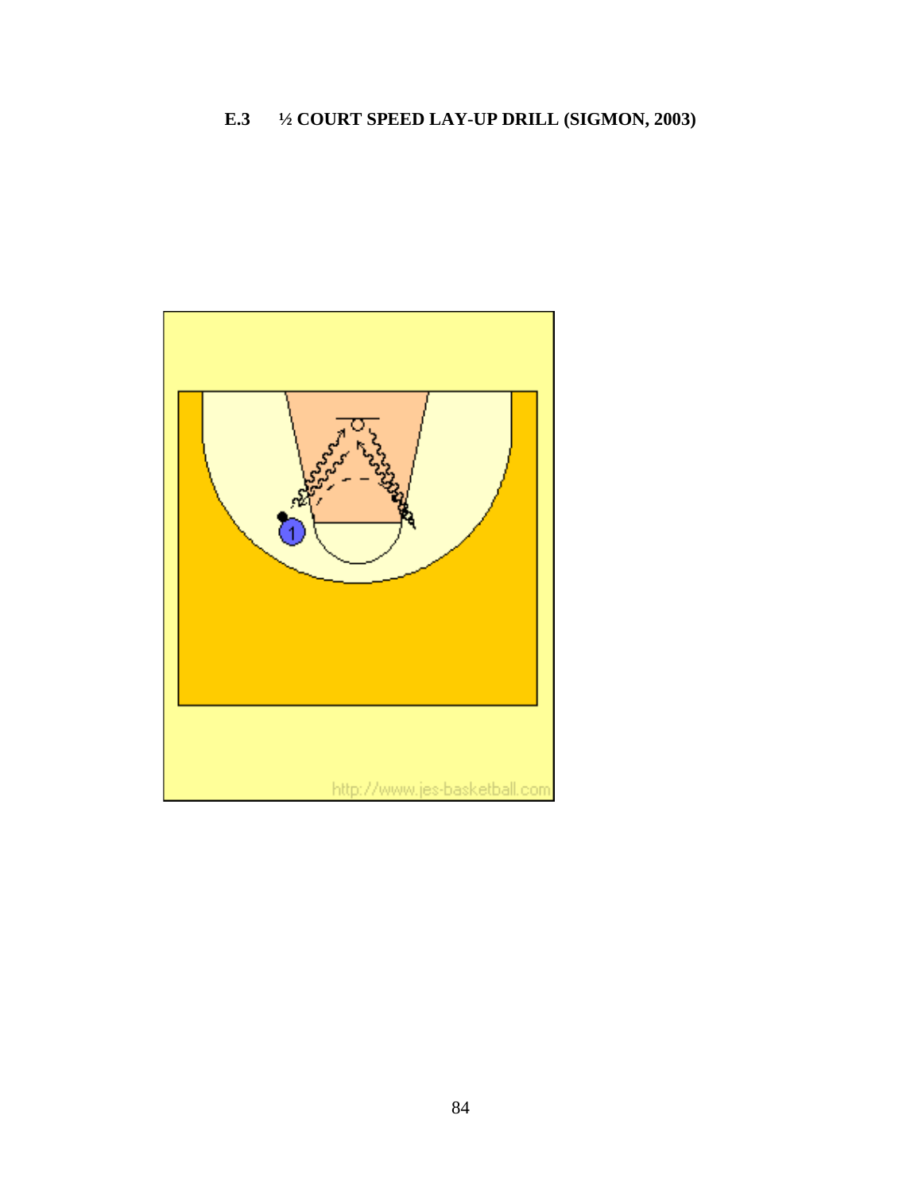### E.3 ½ COURT SPEED LAY-UP DRILL (SIGMON, 2003)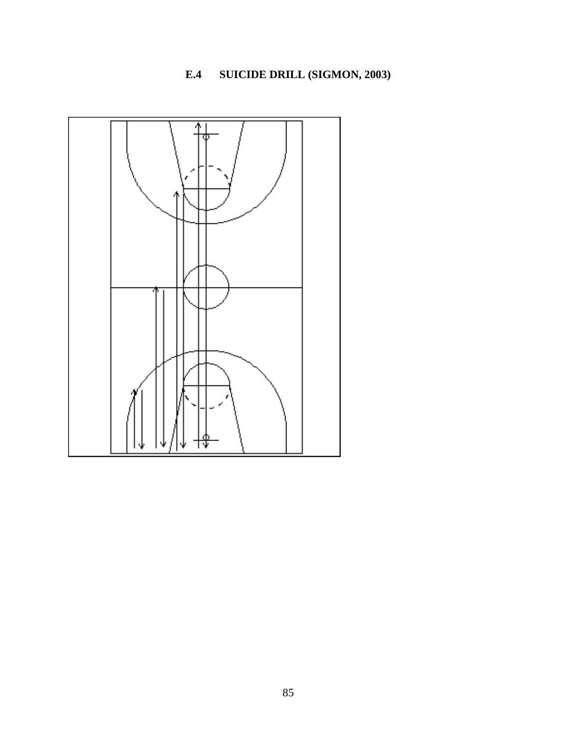### E.4 SUICIDE DRILL (SIGMON, 2003)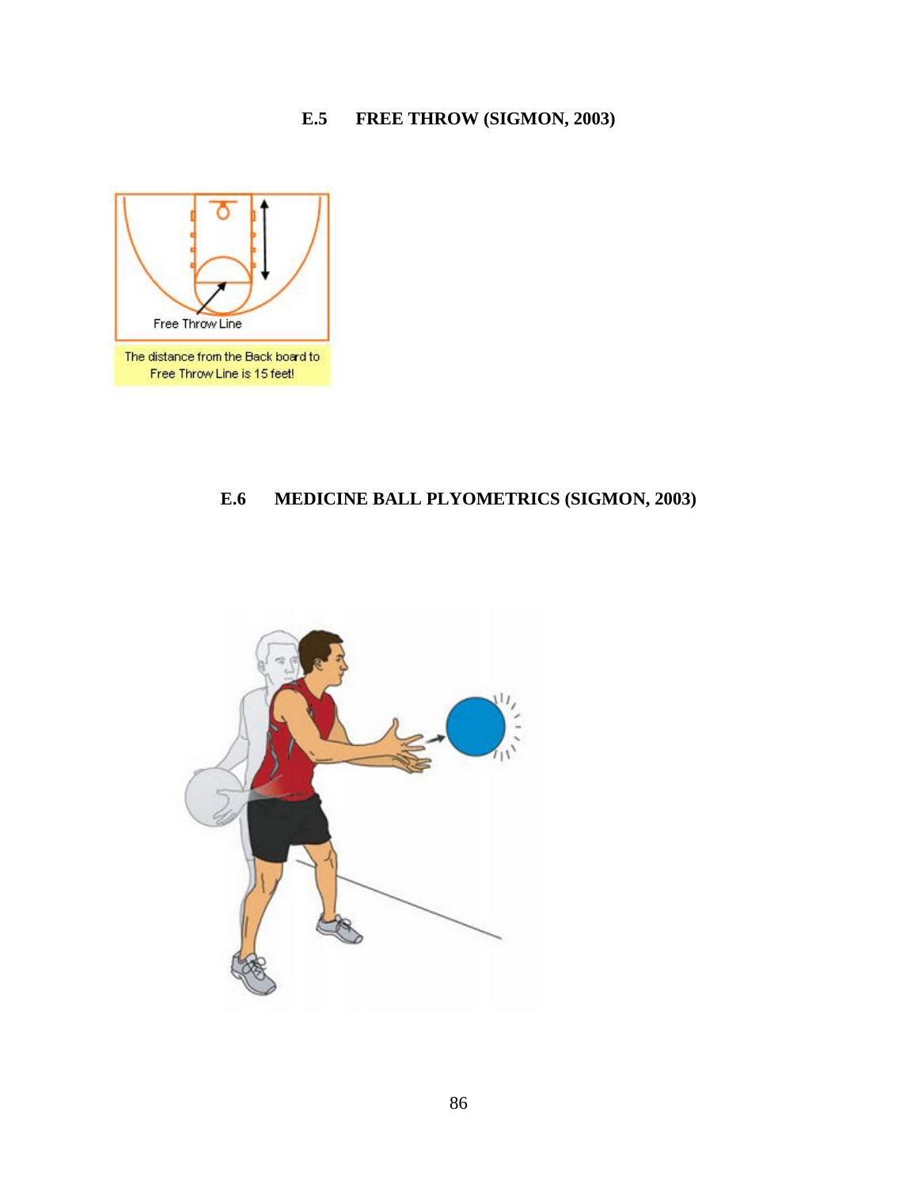## E.5 FREE THROW (SIGMON, 2003)

## E.6 MEDICINE BALL PLYOMETRICS (SIGMON, 2003)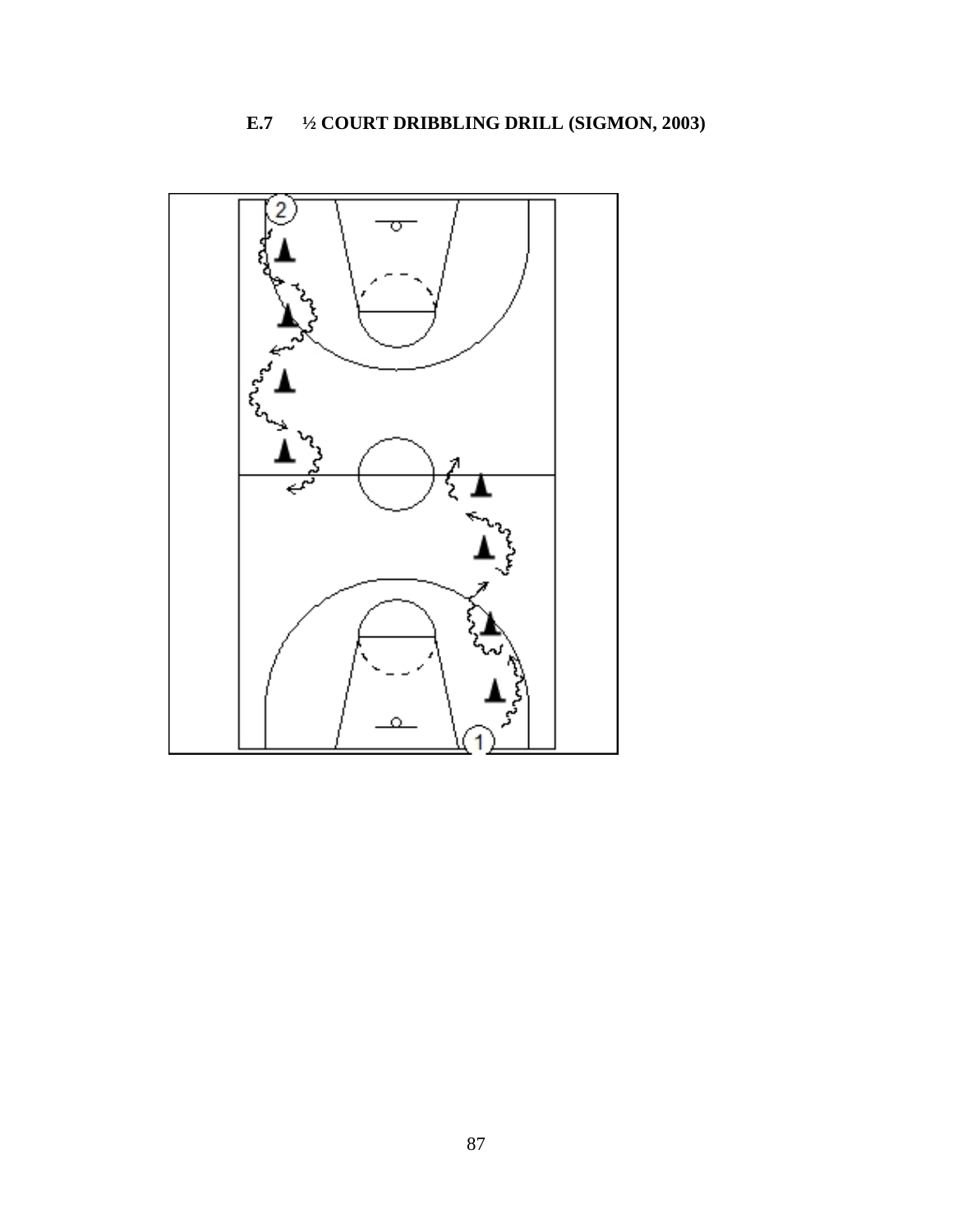### E.7 ½ COURT DRIBBLING DRILL (SIGMON, 2003)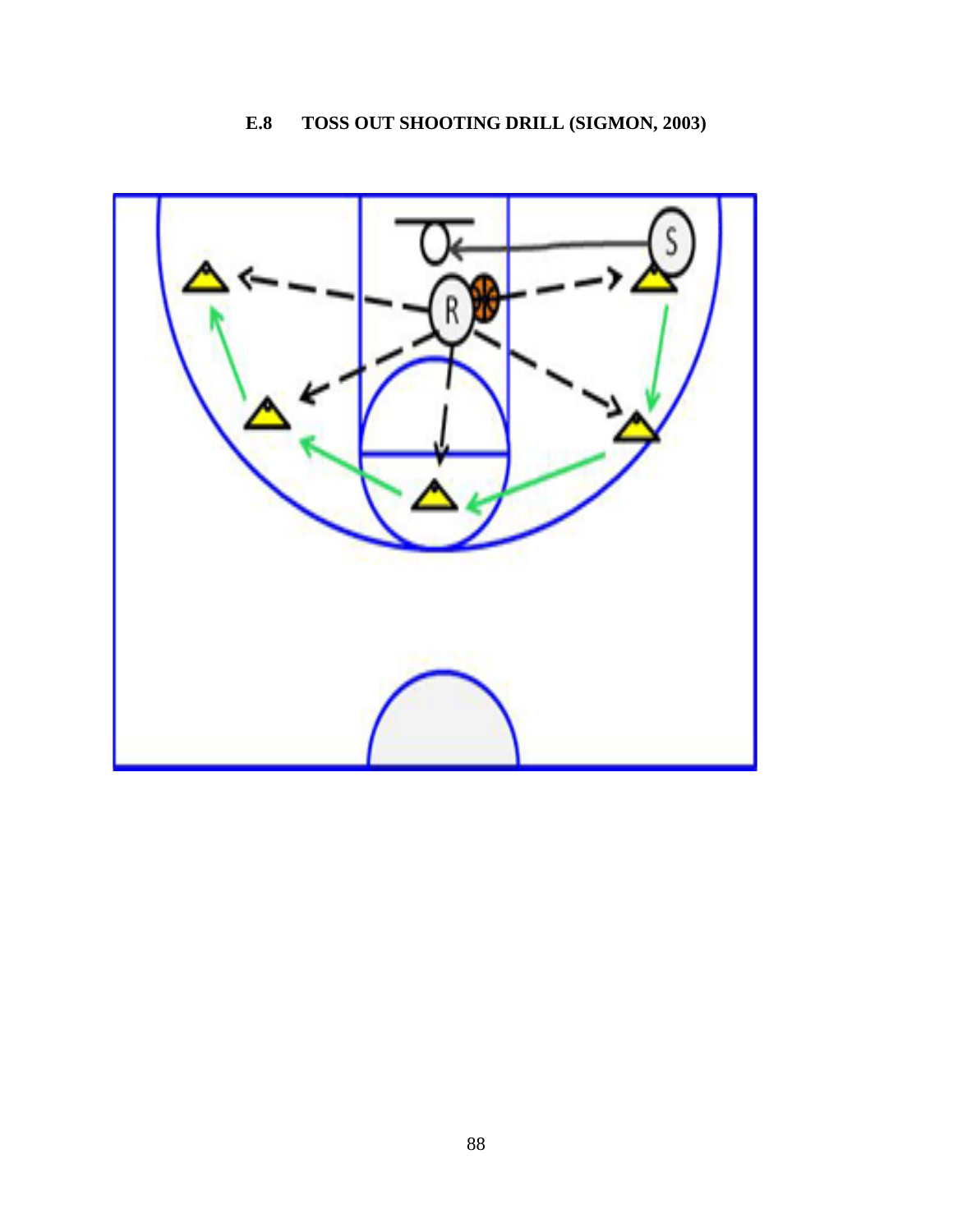## E.8 TOSS OUT SHOOTING DRILL (SIGMON, 2003)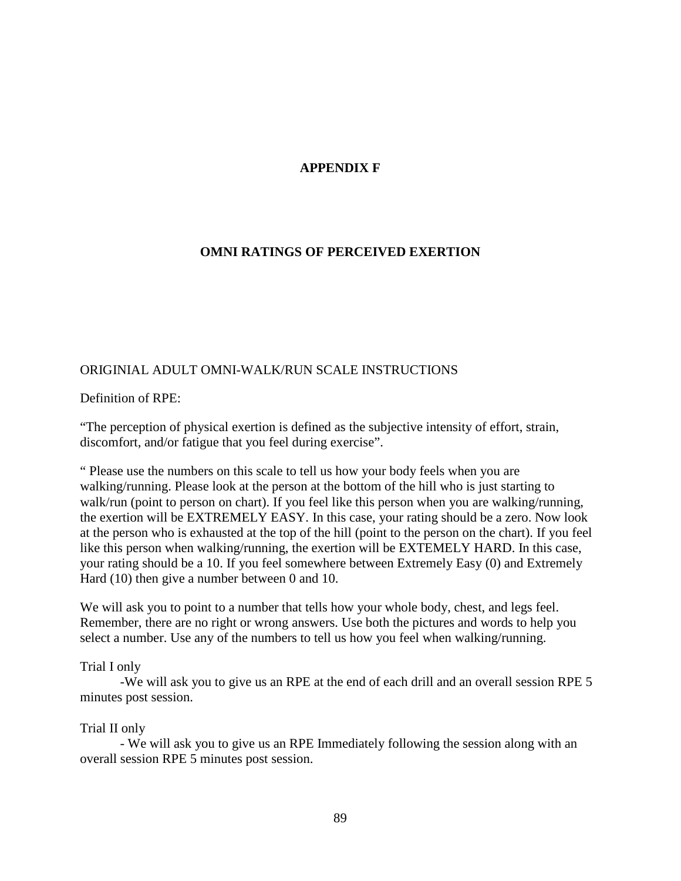# APPENDIX F

## OMNI RATINGS OF PERCEIVED EXERTION

ORIGINIAL ADULT OMNI-WALK/RUN SCALE INSTRUCTIONS

Definition of RPE:

“The perception of physical exertion is defined as the subjective intensity of effort, strain, discomfort, and/or fatigue that you feel during exercise”.

“ Please use the numbers on this scale to tell us how your body feels when you are walking/running. Please look at the person at the bottom of the hill who is just starting to walk/run (point to person on chart). If you feel like this person when you are walking/running, the exertion will be EXTREMELY EASY. In this case, your rating should be a zero. Now look at the person who is exhausted at the top of the hill (point to the person on the chart). If you feel like this person when walking/running, the exertion will be EXTEMELY HARD. In this case, your rating should be a 10. If you feel somewhere between Extremely Easy (0) and Extremely Hard (10) then give a number between 0 and 10.

We will ask you to point to a number that tells how your whole body, chest, and legs feel. Remember, there are no right or wrong answers. Use both the pictures and words to help you select a number. Use any of the numbers to tell us how you feel when walking/running.

Trial I only

-We will ask you to give us an RPE at the end of each drill and an overall session RPE 5 minutes post session.

Trial II only

- We will ask you to give us an RPE Immediately following the session along with an overall session RPE 5 minutes post session.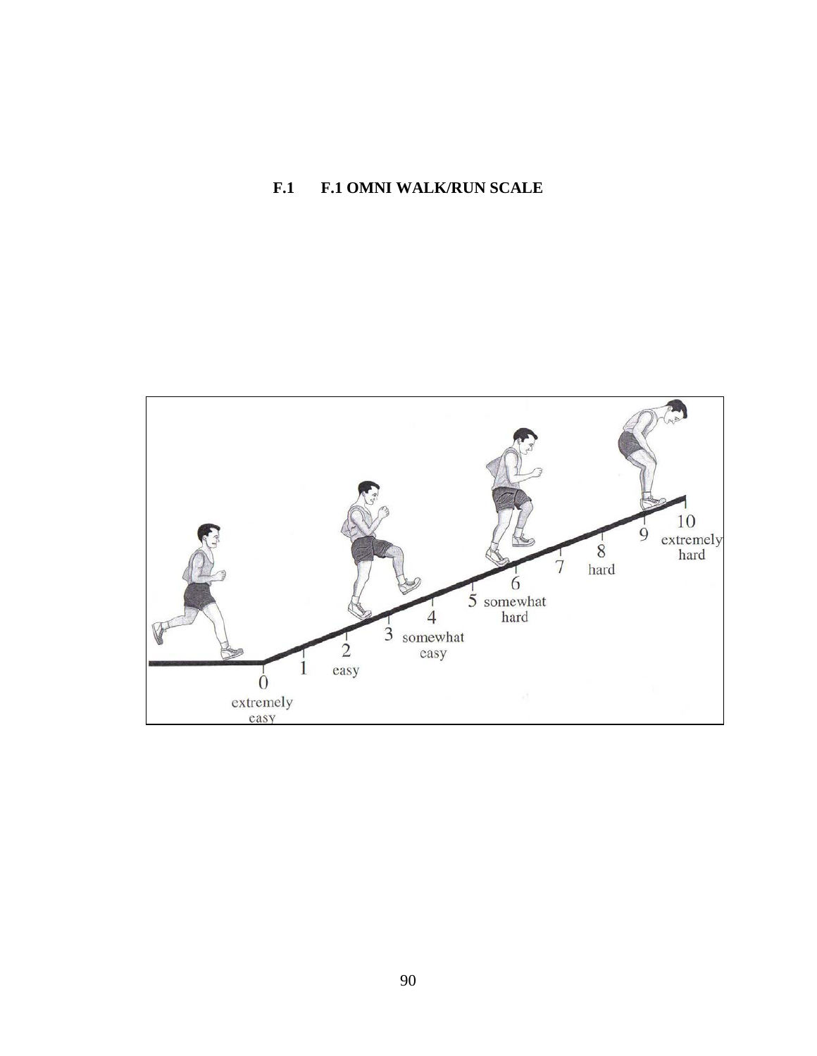# F.1 F.1 OMNI WALK/RUN SCALE

0 extremely easy

1

2 easy

3

4 somewhat easy

5

6 somewhat hard

7

8 hard

9

10 extremely hard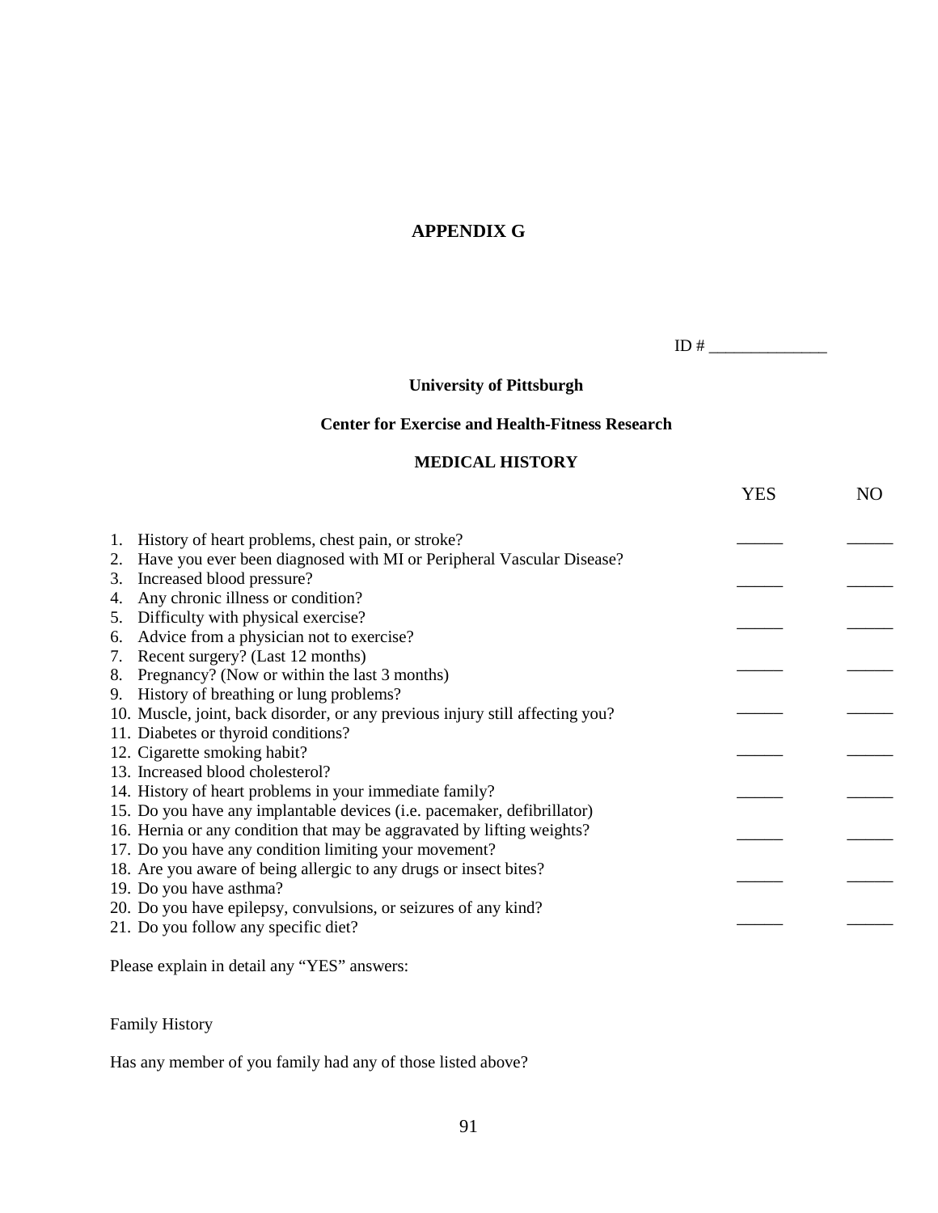## APPENDIX G

ID # ______________

**University of Pittsburgh**

**Center for Exercise and Health-Fitness Research**

**MEDICAL HISTORY**

| | YES | NO |
|---|---|---|
| 1. History of heart problems, chest pain, or stroke? | _____ | _____ |
| 2. Have you ever been diagnosed with MI or Peripheral Vascular Disease? | | |
| 3. Increased blood pressure? | _____ | _____ |
| 4. Any chronic illness or condition? | | |
| 5. Difficulty with physical exercise? | _____ | _____ |
| 6. Advice from a physician not to exercise? | | |
| 7. Recent surgery? (Last 12 months) | _____ | _____ |
| 8. Pregnancy? (Now or within the last 3 months) | | |
| 9. History of breathing or lung problems? | _____ | _____ |
| 10. Muscle, joint, back disorder, or any previous injury still affecting you? | | |
| 11. Diabetes or thyroid conditions? | _____ | _____ |
| 12. Cigarette smoking habit? | | |
| 13. Increased blood cholesterol? | _____ | _____ |
| 14. History of heart problems in your immediate family? | | |
| 15. Do you have any implantable devices (i.e. pacemaker, defibrillator) | _____ | _____ |
| 16. Hernia or any condition that may be aggravated by lifting weights? | | |
| 17. Do you have any condition limiting your movement? | _____ | _____ |
| 18. Are you aware of being allergic to any drugs or insect bites? | | |
| 19. Do you have asthma? | _____ | _____ |
| 20. Do you have epilepsy, convulsions, or seizures of any kind? | | |
| 21. Do you follow any specific diet? | _____ | _____ |

Please explain in detail any "YES" answers:

Family History

Has any member of you family had any of those listed above?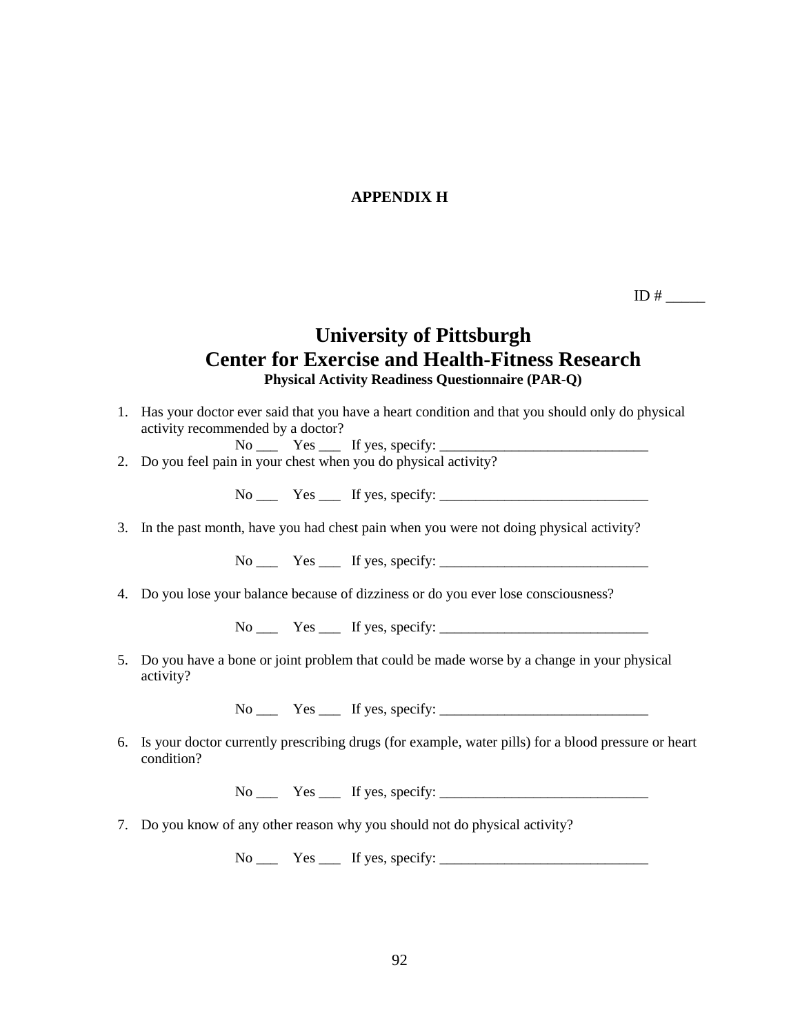**APPENDIX H**

ID # _____

# University of Pittsburgh
# Center for Exercise and Health-Fitness Research
### Physical Activity Readiness Questionnaire (PAR-Q)

1. Has your doctor ever said that you have a heart condition and that you should only do physical activity recommended by a doctor?

   No ___ Yes ___ If yes, specify: _____________________________

2. Do you feel pain in your chest when you do physical activity?

   No ___ Yes ___ If yes, specify: _____________________________

3. In the past month, have you had chest pain when you were not doing physical activity?

   No ___ Yes ___ If yes, specify: _____________________________

4. Do you lose your balance because of dizziness or do you ever lose consciousness?

   No ___ Yes ___ If yes, specify: _____________________________

5. Do you have a bone or joint problem that could be made worse by a change in your physical activity?

   No ___ Yes ___ If yes, specify: _____________________________

6. Is your doctor currently prescribing drugs (for example, water pills) for a blood pressure or heart condition?

   No ___ Yes ___ If yes, specify: _____________________________

7. Do you know of any other reason why you should not do physical activity?

   No ___ Yes ___ If yes, specify: _____________________________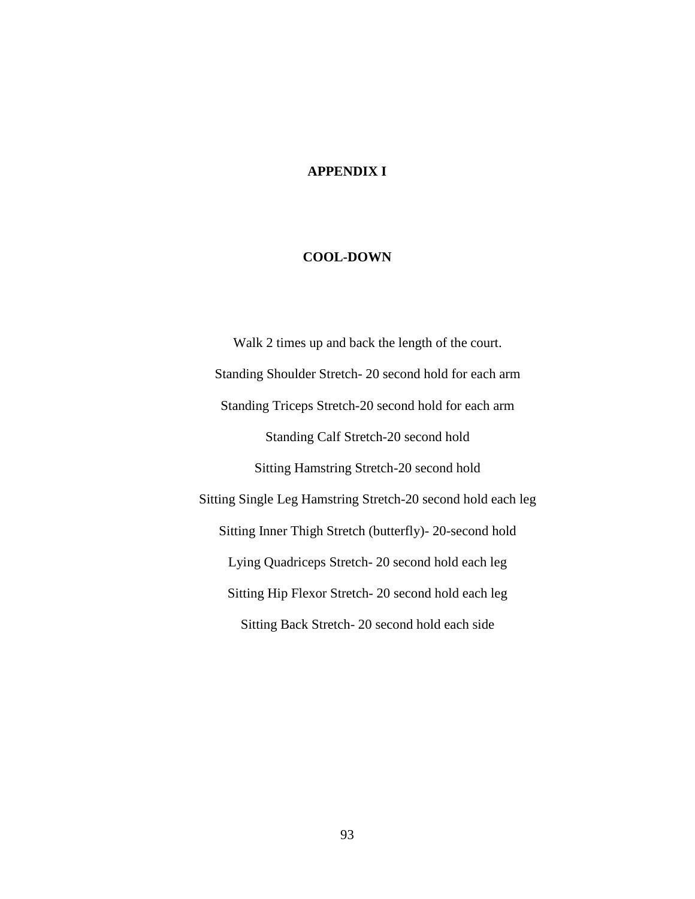# APPENDIX I

## COOL-DOWN

Walk 2 times up and back the length of the court.

Standing Shoulder Stretch- 20 second hold for each arm

Standing Triceps Stretch-20 second hold for each arm

Standing Calf Stretch-20 second hold

Sitting Hamstring Stretch-20 second hold

Sitting Single Leg Hamstring Stretch-20 second hold each leg

Sitting Inner Thigh Stretch (butterfly)- 20-second hold

Lying Quadriceps Stretch- 20 second hold each leg

Sitting Hip Flexor Stretch- 20 second hold each leg

Sitting Back Stretch- 20 second hold each side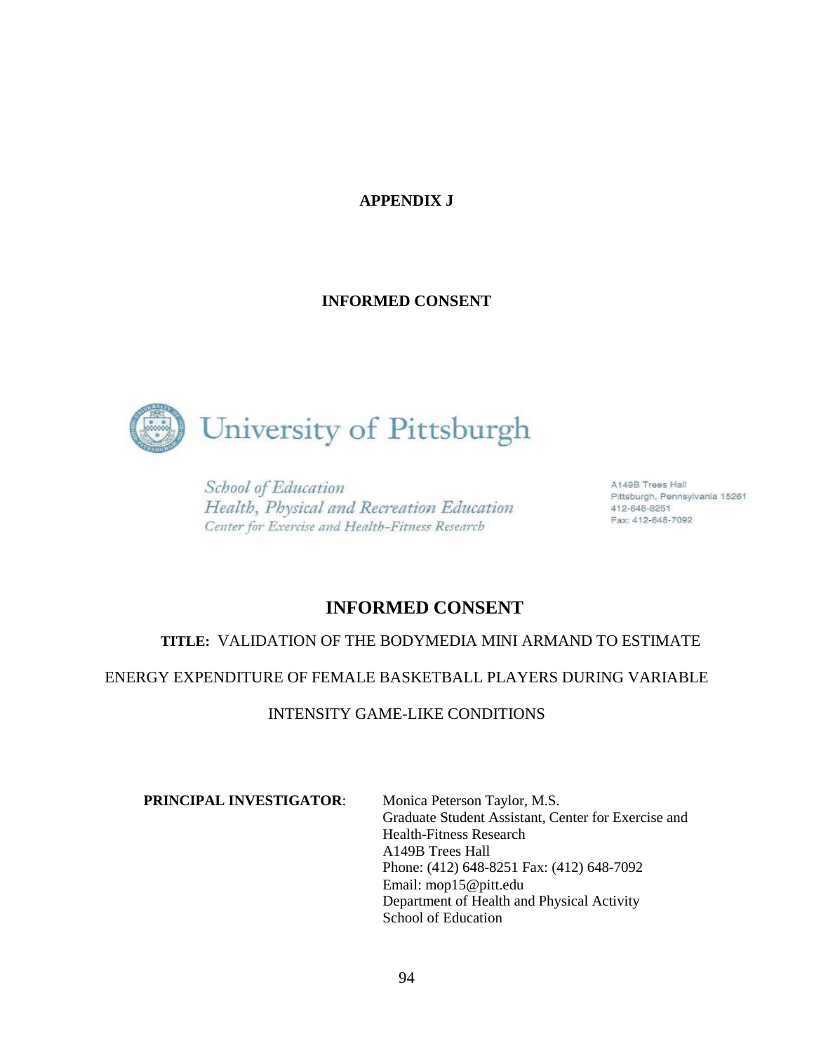# APPENDIX J

## INFORMED CONSENT

University of Pittsburgh

*School of Education*
*Health, Physical and Recreation Education*
*Center for Exercise and Health-Fitness Research*

A149B Trees Hall
Pittsburgh, Pennsylvania 15261
412-648-8251
Fax: 412-648-7092

## INFORMED CONSENT

**TITLE:** VALIDATION OF THE BODYMEDIA MINI ARMAND TO ESTIMATE ENERGY EXPENDITURE OF FEMALE BASKETBALL PLAYERS DURING VARIABLE INTENSITY GAME-LIKE CONDITIONS

**PRINCIPAL INVESTIGATOR**: Monica Peterson Taylor, M.S.
Graduate Student Assistant, Center for Exercise and Health-Fitness Research
A149B Trees Hall
Phone: (412) 648-8251 Fax: (412) 648-7092
Email: mop15@pitt.edu
Department of Health and Physical Activity
School of Education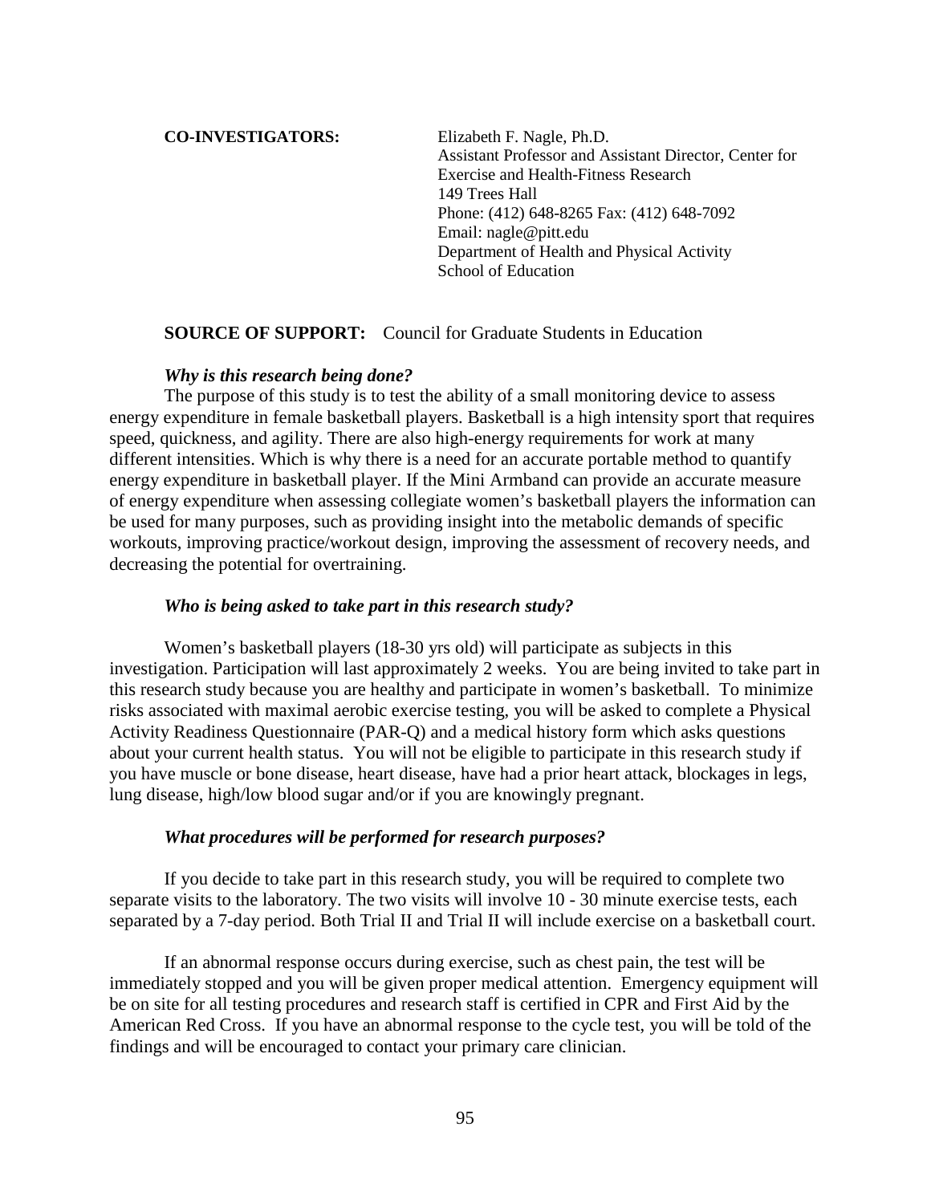**CO-INVESTIGATORS:** Elizabeth F. Nagle, Ph.D.
Assistant Professor and Assistant Director, Center for Exercise and Health-Fitness Research
149 Trees Hall
Phone: (412) 648-8265 Fax: (412) 648-7092
Email: nagle@pitt.edu
Department of Health and Physical Activity
School of Education

**SOURCE OF SUPPORT:** Council for Graduate Students in Education

***Why is this research being done?***

The purpose of this study is to test the ability of a small monitoring device to assess energy expenditure in female basketball players. Basketball is a high intensity sport that requires speed, quickness, and agility. There are also high-energy requirements for work at many different intensities. Which is why there is a need for an accurate portable method to quantify energy expenditure in basketball player. If the Mini Armband can provide an accurate measure of energy expenditure when assessing collegiate women's basketball players the information can be used for many purposes, such as providing insight into the metabolic demands of specific workouts, improving practice/workout design, improving the assessment of recovery needs, and decreasing the potential for overtraining.

***Who is being asked to take part in this research study?***

Women's basketball players (18-30 yrs old) will participate as subjects in this investigation. Participation will last approximately 2 weeks. You are being invited to take part in this research study because you are healthy and participate in women's basketball. To minimize risks associated with maximal aerobic exercise testing, you will be asked to complete a Physical Activity Readiness Questionnaire (PAR-Q) and a medical history form which asks questions about your current health status. You will not be eligible to participate in this research study if you have muscle or bone disease, heart disease, have had a prior heart attack, blockages in legs, lung disease, high/low blood sugar and/or if you are knowingly pregnant.

***What procedures will be performed for research purposes?***

If you decide to take part in this research study, you will be required to complete two separate visits to the laboratory. The two visits will involve 10 - 30 minute exercise tests, each separated by a 7-day period. Both Trial II and Trial II will include exercise on a basketball court.

If an abnormal response occurs during exercise, such as chest pain, the test will be immediately stopped and you will be given proper medical attention. Emergency equipment will be on site for all testing procedures and research staff is certified in CPR and First Aid by the American Red Cross. If you have an abnormal response to the cycle test, you will be told of the findings and will be encouraged to contact your primary care clinician.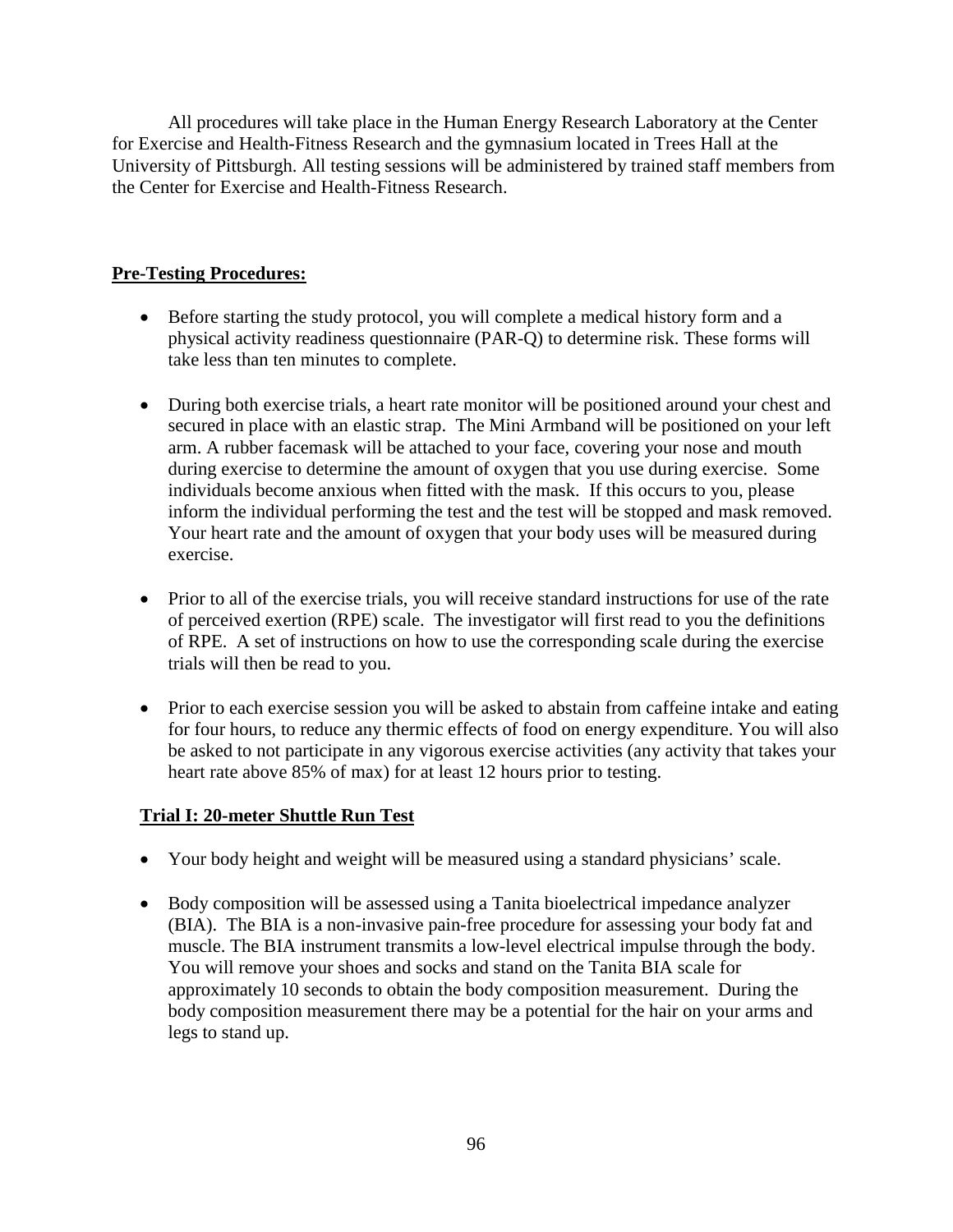All procedures will take place in the Human Energy Research Laboratory at the Center for Exercise and Health-Fitness Research and the gymnasium located in Trees Hall at the University of Pittsburgh. All testing sessions will be administered by trained staff members from the Center for Exercise and Health-Fitness Research.

**Pre-Testing Procedures:**

- Before starting the study protocol, you will complete a medical history form and a physical activity readiness questionnaire (PAR-Q) to determine risk. These forms will take less than ten minutes to complete.

- During both exercise trials, a heart rate monitor will be positioned around your chest and secured in place with an elastic strap. The Mini Armband will be positioned on your left arm. A rubber facemask will be attached to your face, covering your nose and mouth during exercise to determine the amount of oxygen that you use during exercise. Some individuals become anxious when fitted with the mask. If this occurs to you, please inform the individual performing the test and the test will be stopped and mask removed. Your heart rate and the amount of oxygen that your body uses will be measured during exercise.

- Prior to all of the exercise trials, you will receive standard instructions for use of the rate of perceived exertion (RPE) scale. The investigator will first read to you the definitions of RPE. A set of instructions on how to use the corresponding scale during the exercise trials will then be read to you.

- Prior to each exercise session you will be asked to abstain from caffeine intake and eating for four hours, to reduce any thermic effects of food on energy expenditure. You will also be asked to not participate in any vigorous exercise activities (any activity that takes your heart rate above 85% of max) for at least 12 hours prior to testing.

**Trial I: 20-meter Shuttle Run Test**

- Your body height and weight will be measured using a standard physicians' scale.

- Body composition will be assessed using a Tanita bioelectrical impedance analyzer (BIA). The BIA is a non-invasive pain-free procedure for assessing your body fat and muscle. The BIA instrument transmits a low-level electrical impulse through the body. You will remove your shoes and socks and stand on the Tanita BIA scale for approximately 10 seconds to obtain the body composition measurement. During the body composition measurement there may be a potential for the hair on your arms and legs to stand up.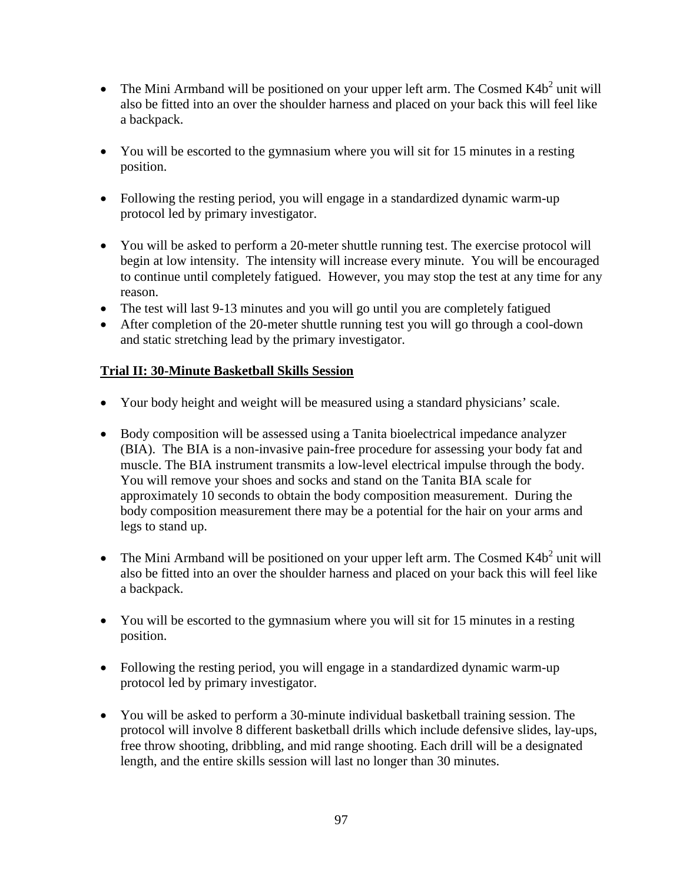- The Mini Armband will be positioned on your upper left arm. The Cosmed $K4b^2$ unit will also be fitted into an over the shoulder harness and placed on your back this will feel like a backpack.

- You will be escorted to the gymnasium where you will sit for 15 minutes in a resting position.

- Following the resting period, you will engage in a standardized dynamic warm-up protocol led by primary investigator.

- You will be asked to perform a 20-meter shuttle running test. The exercise protocol will begin at low intensity. The intensity will increase every minute. You will be encouraged to continue until completely fatigued. However, you may stop the test at any time for any reason.
- The test will last 9-13 minutes and you will go until you are completely fatigued
- After completion of the 20-meter shuttle running test you will go through a cool-down and static stretching lead by the primary investigator.

**<u>Trial II: 30-Minute Basketball Skills Session</u>**

- Your body height and weight will be measured using a standard physicians' scale.

- Body composition will be assessed using a Tanita bioelectrical impedance analyzer (BIA). The BIA is a non-invasive pain-free procedure for assessing your body fat and muscle. The BIA instrument transmits a low-level electrical impulse through the body. You will remove your shoes and socks and stand on the Tanita BIA scale for approximately 10 seconds to obtain the body composition measurement. During the body composition measurement there may be a potential for the hair on your arms and legs to stand up.

- The Mini Armband will be positioned on your upper left arm. The Cosmed $K4b^2$ unit will also be fitted into an over the shoulder harness and placed on your back this will feel like a backpack.

- You will be escorted to the gymnasium where you will sit for 15 minutes in a resting position.

- Following the resting period, you will engage in a standardized dynamic warm-up protocol led by primary investigator.

- You will be asked to perform a 30-minute individual basketball training session. The protocol will involve 8 different basketball drills which include defensive slides, lay-ups, free throw shooting, dribbling, and mid range shooting. Each drill will be a designated length, and the entire skills session will last no longer than 30 minutes.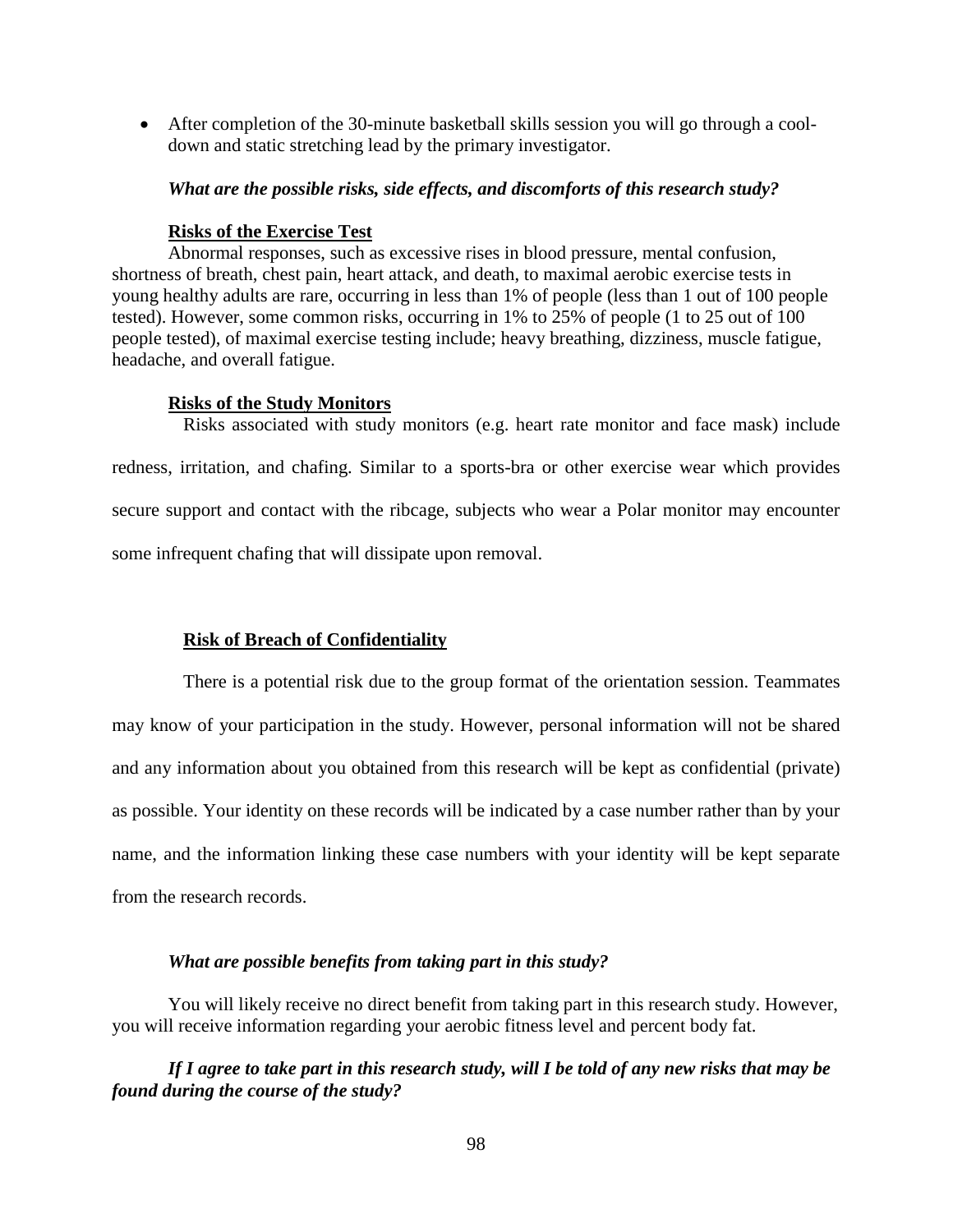- After completion of the 30-minute basketball skills session you will go through a cool-down and static stretching lead by the primary investigator.

***What are the possible risks, side effects, and discomforts of this research study?***

**Risks of the Exercise Test**

Abnormal responses, such as excessive rises in blood pressure, mental confusion, shortness of breath, chest pain, heart attack, and death, to maximal aerobic exercise tests in young healthy adults are rare, occurring in less than 1% of people (less than 1 out of 100 people tested). However, some common risks, occurring in 1% to 25% of people (1 to 25 out of 100 people tested), of maximal exercise testing include; heavy breathing, dizziness, muscle fatigue, headache, and overall fatigue.

**Risks of the Study Monitors**

Risks associated with study monitors (e.g. heart rate monitor and face mask) include redness, irritation, and chafing. Similar to a sports-bra or other exercise wear which provides secure support and contact with the ribcage, subjects who wear a Polar monitor may encounter some infrequent chafing that will dissipate upon removal.

**Risk of Breach of Confidentiality**

There is a potential risk due to the group format of the orientation session. Teammates may know of your participation in the study. However, personal information will not be shared and any information about you obtained from this research will be kept as confidential (private) as possible. Your identity on these records will be indicated by a case number rather than by your name, and the information linking these case numbers with your identity will be kept separate from the research records.

***What are possible benefits from taking part in this study?***

You will likely receive no direct benefit from taking part in this research study. However, you will receive information regarding your aerobic fitness level and percent body fat.

***If I agree to take part in this research study, will I be told of any new risks that may be found during the course of the study?***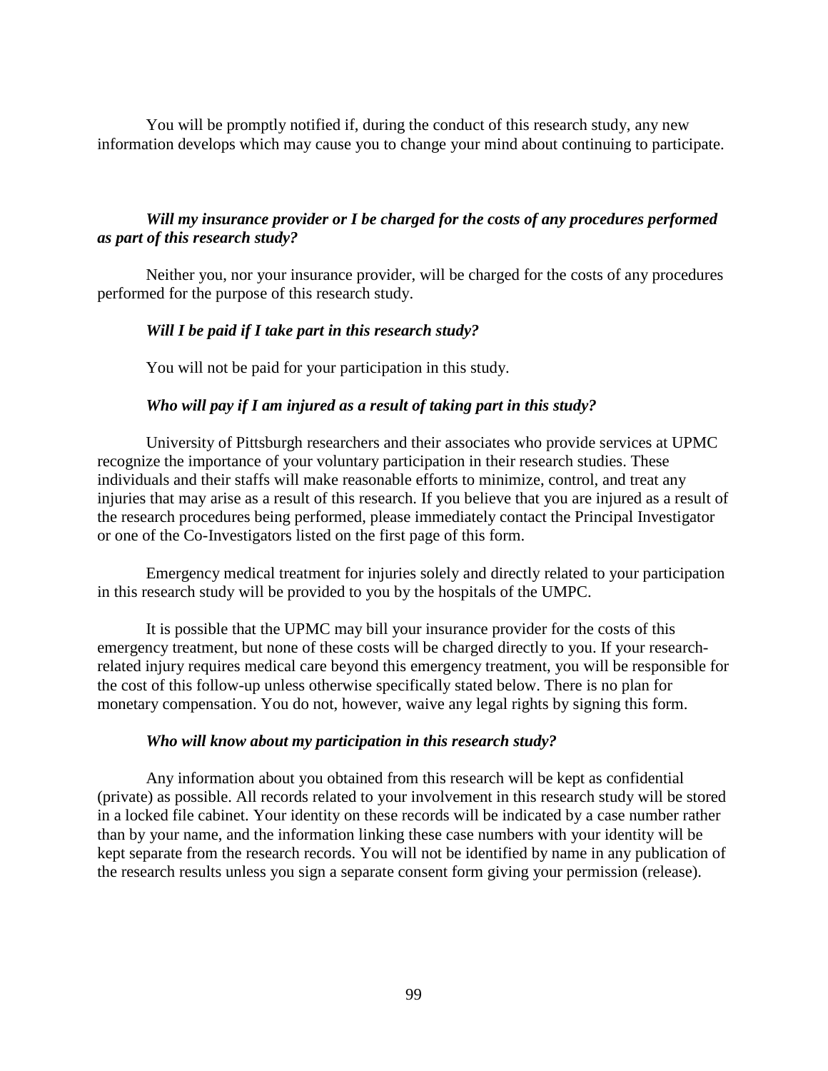You will be promptly notified if, during the conduct of this research study, any new information develops which may cause you to change your mind about continuing to participate.

***Will my insurance provider or I be charged for the costs of any procedures performed as part of this research study?***

Neither you, nor your insurance provider, will be charged for the costs of any procedures performed for the purpose of this research study.

***Will I be paid if I take part in this research study?***

You will not be paid for your participation in this study.

***Who will pay if I am injured as a result of taking part in this study?***

University of Pittsburgh researchers and their associates who provide services at UPMC recognize the importance of your voluntary participation in their research studies. These individuals and their staffs will make reasonable efforts to minimize, control, and treat any injuries that may arise as a result of this research. If you believe that you are injured as a result of the research procedures being performed, please immediately contact the Principal Investigator or one of the Co-Investigators listed on the first page of this form.

Emergency medical treatment for injuries solely and directly related to your participation in this research study will be provided to you by the hospitals of the UMPC.

It is possible that the UPMC may bill your insurance provider for the costs of this emergency treatment, but none of these costs will be charged directly to you. If your research-related injury requires medical care beyond this emergency treatment, you will be responsible for the cost of this follow-up unless otherwise specifically stated below. There is no plan for monetary compensation. You do not, however, waive any legal rights by signing this form.

***Who will know about my participation in this research study?***

Any information about you obtained from this research will be kept as confidential (private) as possible. All records related to your involvement in this research study will be stored in a locked file cabinet. Your identity on these records will be indicated by a case number rather than by your name, and the information linking these case numbers with your identity will be kept separate from the research records. You will not be identified by name in any publication of the research results unless you sign a separate consent form giving your permission (release).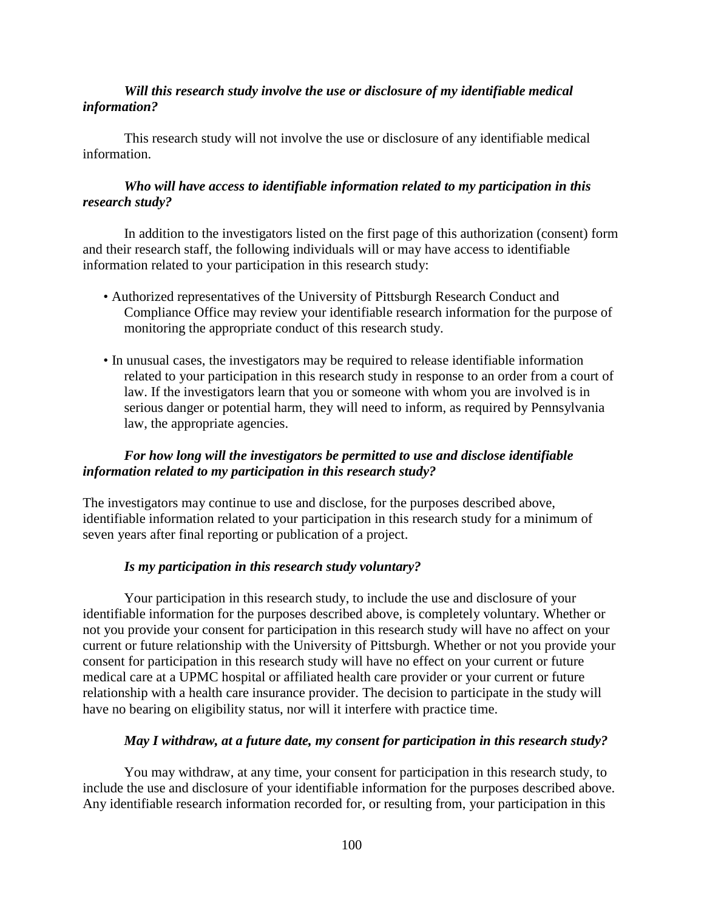***Will this research study involve the use or disclosure of my identifiable medical information?***

This research study will not involve the use or disclosure of any identifiable medical information.

***Who will have access to identifiable information related to my participation in this research study?***

In addition to the investigators listed on the first page of this authorization (consent) form and their research staff, the following individuals will or may have access to identifiable information related to your participation in this research study:

- Authorized representatives of the University of Pittsburgh Research Conduct and Compliance Office may review your identifiable research information for the purpose of monitoring the appropriate conduct of this research study.

- In unusual cases, the investigators may be required to release identifiable information related to your participation in this research study in response to an order from a court of law. If the investigators learn that you or someone with whom you are involved is in serious danger or potential harm, they will need to inform, as required by Pennsylvania law, the appropriate agencies.

***For how long will the investigators be permitted to use and disclose identifiable information related to my participation in this research study?***

The investigators may continue to use and disclose, for the purposes described above, identifiable information related to your participation in this research study for a minimum of seven years after final reporting or publication of a project.

***Is my participation in this research study voluntary?***

Your participation in this research study, to include the use and disclosure of your identifiable information for the purposes described above, is completely voluntary. Whether or not you provide your consent for participation in this research study will have no affect on your current or future relationship with the University of Pittsburgh. Whether or not you provide your consent for participation in this research study will have no effect on your current or future medical care at a UPMC hospital or affiliated health care provider or your current or future relationship with a health care insurance provider. The decision to participate in the study will have no bearing on eligibility status, nor will it interfere with practice time.

***May I withdraw, at a future date, my consent for participation in this research study?***

You may withdraw, at any time, your consent for participation in this research study, to include the use and disclosure of your identifiable information for the purposes described above. Any identifiable research information recorded for, or resulting from, your participation in this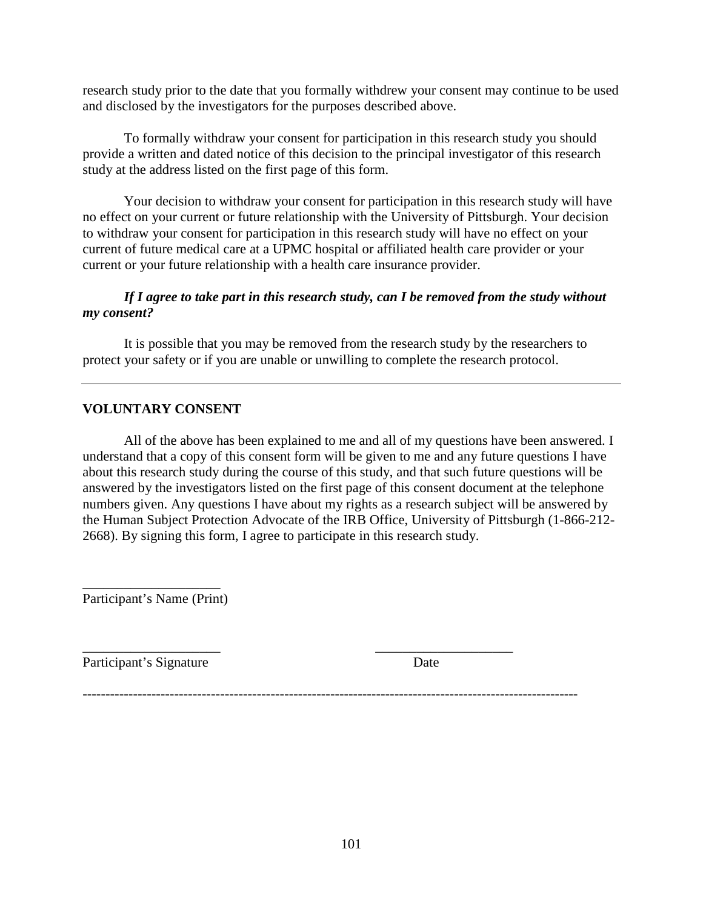research study prior to the date that you formally withdrew your consent may continue to be used and disclosed by the investigators for the purposes described above.

To formally withdraw your consent for participation in this research study you should provide a written and dated notice of this decision to the principal investigator of this research study at the address listed on the first page of this form.

Your decision to withdraw your consent for participation in this research study will have no effect on your current or future relationship with the University of Pittsburgh. Your decision to withdraw your consent for participation in this research study will have no effect on your current of future medical care at a UPMC hospital or affiliated health care provider or your current or your future relationship with a health care insurance provider.

***If I agree to take part in this research study, can I be removed from the study without my consent?***

It is possible that you may be removed from the research study by the researchers to protect your safety or if you are unable or unwilling to complete the research protocol.

---

**VOLUNTARY CONSENT**

All of the above has been explained to me and all of my questions have been answered. I understand that a copy of this consent form will be given to me and any future questions I have about this research study during the course of this study, and that such future questions will be answered by the investigators listed on the first page of this consent document at the telephone numbers given. Any questions I have about my rights as a research subject will be answered by the Human Subject Protection Advocate of the IRB Office, University of Pittsburgh (1-866-212-2668). By signing this form, I agree to participate in this research study.

____________________
Participant's Name (Print)

____________________ ____________________
Participant's Signature Date

------------------------------------------------------------------------------------------------------------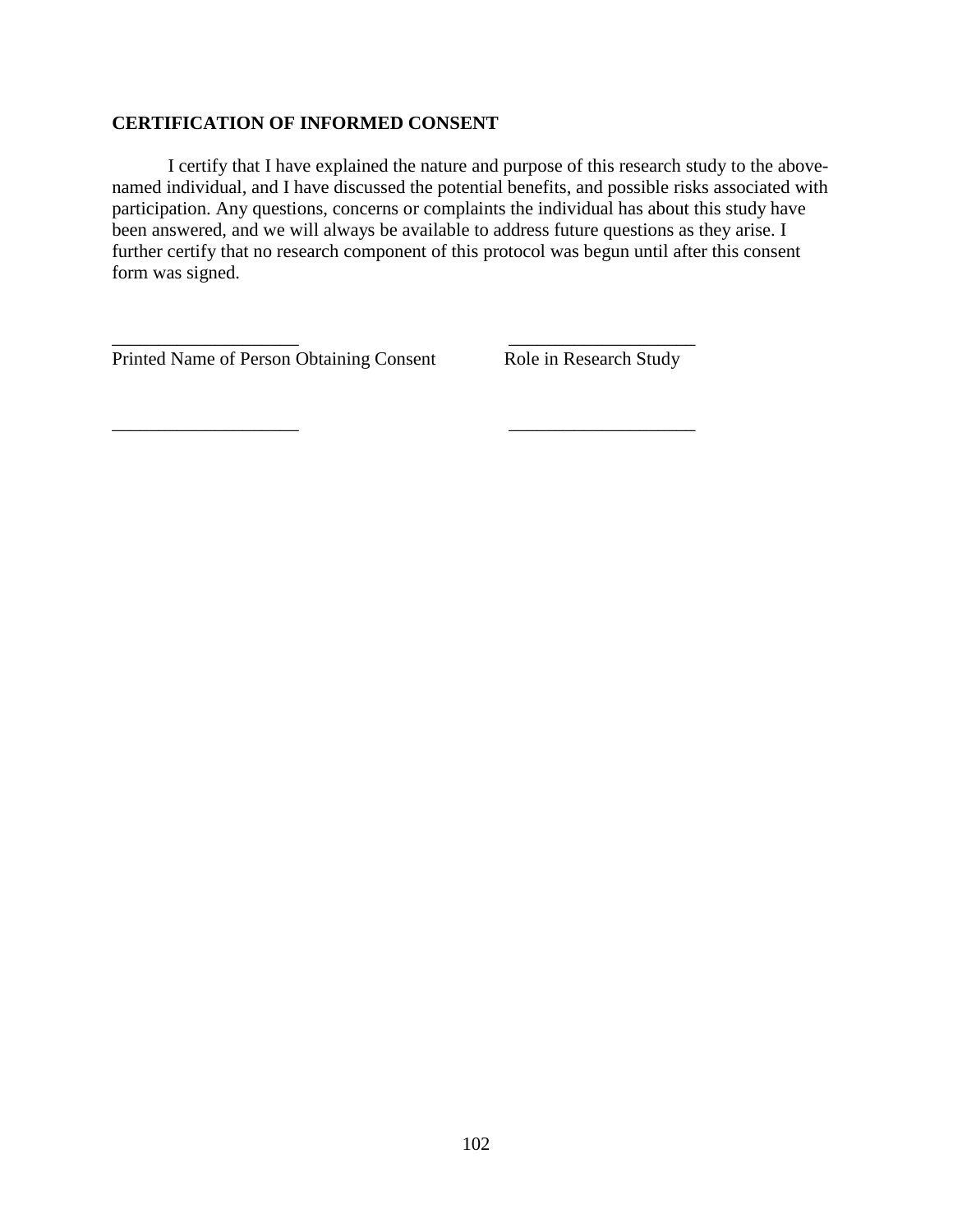**CERTIFICATION OF INFORMED CONSENT**

I certify that I have explained the nature and purpose of this research study to the above-named individual, and I have discussed the potential benefits, and possible risks associated with participation. Any questions, concerns or complaints the individual has about this study have been answered, and we will always be available to address future questions as they arise. I further certify that no research component of this protocol was begun until after this consent form was signed.

____________________ ____________________
Printed Name of Person Obtaining Consent Role in Research Study

____________________ ____________________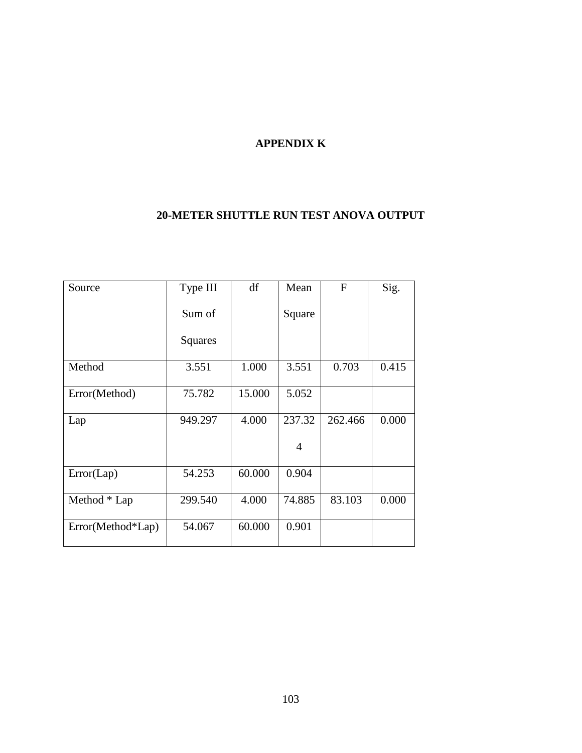# APPENDIX K

## 20-METER SHUTTLE RUN TEST ANOVA OUTPUT

| Source | Type III Sum of Squares | df | Mean Square | F | Sig. |
|---|---|---|---|---|---|
| Method | 3.551 | 1.000 | 3.551 | 0.703 | 0.415 |
| Error(Method) | 75.782 | 15.000 | 5.052 | | |
| Lap | 949.297 | 4.000 | 237.324 | 262.466 | 0.000 |
| Error(Lap) | 54.253 | 60.000 | 0.904 | | |
| Method * Lap | 299.540 | 4.000 | 74.885 | 83.103 | 0.000 |
| Error(Method*Lap) | 54.067 | 60.000 | 0.901 | | |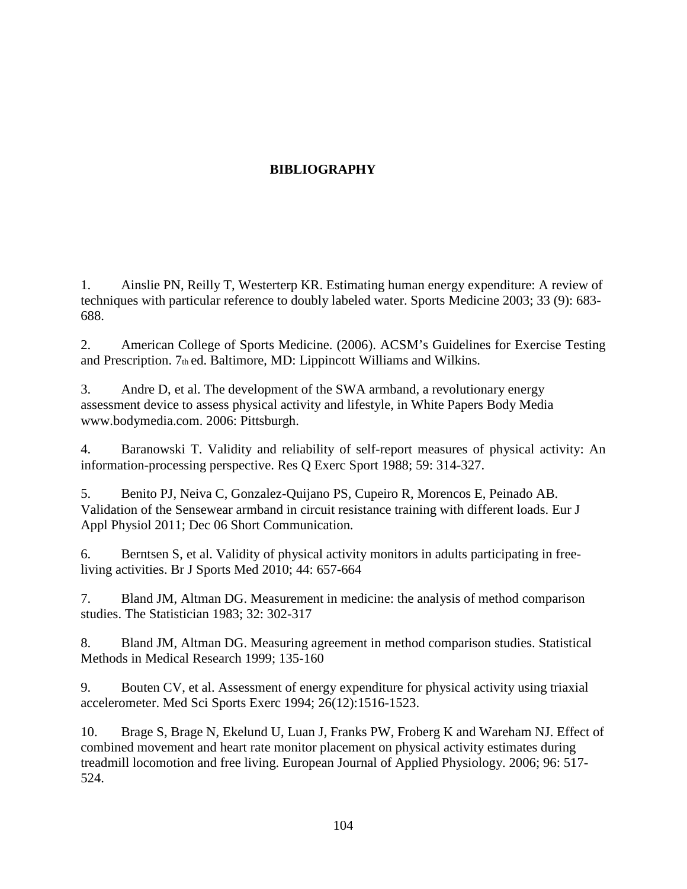# BIBLIOGRAPHY

1. Ainslie PN, Reilly T, Westerterp KR. Estimating human energy expenditure: A review of techniques with particular reference to doubly labeled water. Sports Medicine 2003; 33 (9): 683-688.

2. American College of Sports Medicine. (2006). ACSM's Guidelines for Exercise Testing and Prescription. 7th ed. Baltimore, MD: Lippincott Williams and Wilkins.

3. Andre D, et al. The development of the SWA armband, a revolutionary energy assessment device to assess physical activity and lifestyle, in White Papers Body Media www.bodymedia.com. 2006: Pittsburgh.

4. Baranowski T. Validity and reliability of self-report measures of physical activity: An information-processing perspective. Res Q Exerc Sport 1988; 59: 314-327.

5. Benito PJ, Neiva C, Gonzalez-Quijano PS, Cupeiro R, Morencos E, Peinado AB. Validation of the Sensewear armband in circuit resistance training with different loads. Eur J Appl Physiol 2011; Dec 06 Short Communication.

6. Berntsen S, et al. Validity of physical activity monitors in adults participating in free-living activities. Br J Sports Med 2010; 44: 657-664

7. Bland JM, Altman DG. Measurement in medicine: the analysis of method comparison studies. The Statistician 1983; 32: 302-317

8. Bland JM, Altman DG. Measuring agreement in method comparison studies. Statistical Methods in Medical Research 1999; 135-160

9. Bouten CV, et al. Assessment of energy expenditure for physical activity using triaxial accelerometer. Med Sci Sports Exerc 1994; 26(12):1516-1523.

10. Brage S, Brage N, Ekelund U, Luan J, Franks PW, Froberg K and Wareham NJ. Effect of combined movement and heart rate monitor placement on physical activity estimates during treadmill locomotion and free living. European Journal of Applied Physiology. 2006; 96: 517-524.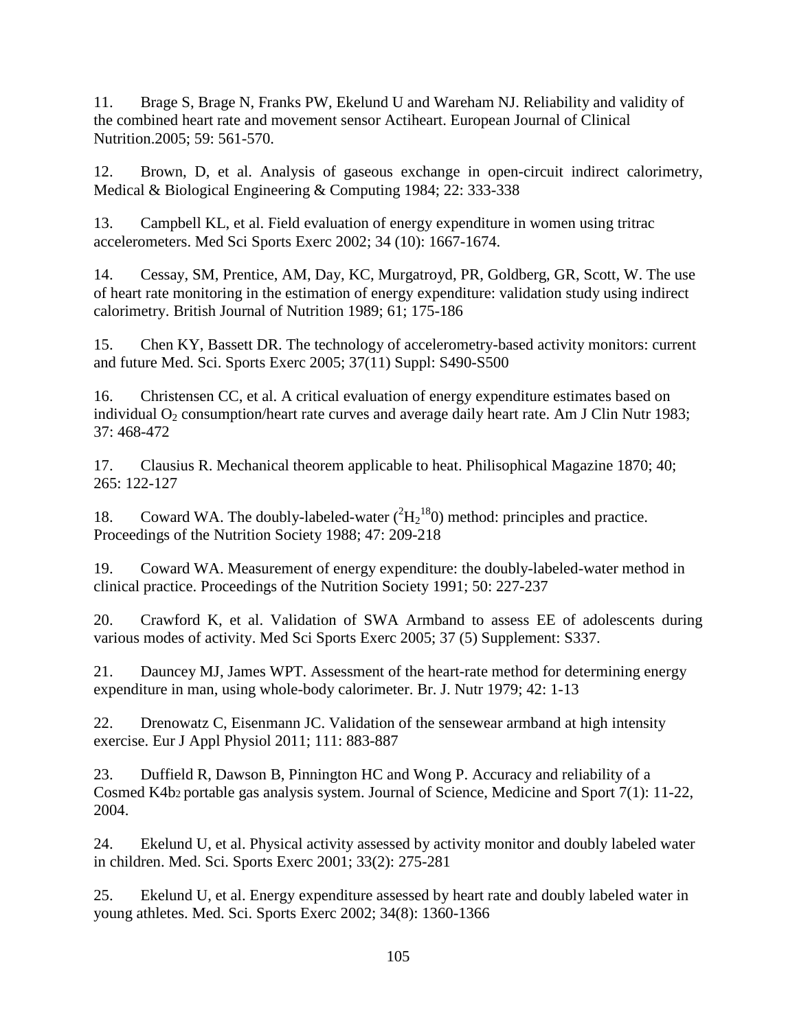11. Brage S, Brage N, Franks PW, Ekelund U and Wareham NJ. Reliability and validity of the combined heart rate and movement sensor Actiheart. European Journal of Clinical Nutrition.2005; 59: 561-570.

12. Brown, D, et al. Analysis of gaseous exchange in open-circuit indirect calorimetry, Medical & Biological Engineering & Computing 1984; 22: 333-338

13. Campbell KL, et al. Field evaluation of energy expenditure in women using tritrac accelerometers. Med Sci Sports Exerc 2002; 34 (10): 1667-1674.

14. Cessay, SM, Prentice, AM, Day, KC, Murgatroyd, PR, Goldberg, GR, Scott, W. The use of heart rate monitoring in the estimation of energy expenditure: validation study using indirect calorimetry. British Journal of Nutrition 1989; 61; 175-186

15. Chen KY, Bassett DR. The technology of accelerometry-based activity monitors: current and future Med. Sci. Sports Exerc 2005; 37(11) Suppl: S490-S500

16. Christensen CC, et al. A critical evaluation of energy expenditure estimates based on individual $O_2$ consumption/heart rate curves and average daily heart rate. Am J Clin Nutr 1983; 37: 468-472

17. Clausius R. Mechanical theorem applicable to heat. Philisophical Magazine 1870; 40; 265: 122-127

18. Coward WA. The doubly-labeled-water ($^2H_2{}^{18}0$) method: principles and practice. Proceedings of the Nutrition Society 1988; 47: 209-218

19. Coward WA. Measurement of energy expenditure: the doubly-labeled-water method in clinical practice. Proceedings of the Nutrition Society 1991; 50: 227-237

20. Crawford K, et al. Validation of SWA Armband to assess EE of adolescents during various modes of activity. Med Sci Sports Exerc 2005; 37 (5) Supplement: S337.

21. Dauncey MJ, James WPT. Assessment of the heart-rate method for determining energy expenditure in man, using whole-body calorimeter. Br. J. Nutr 1979; 42: 1-13

22. Drenowatz C, Eisenmann JC. Validation of the sensewear armband at high intensity exercise. Eur J Appl Physiol 2011; 111: 883-887

23. Duffield R, Dawson B, Pinnington HC and Wong P. Accuracy and reliability of a Cosmed K4b$_2$ portable gas analysis system. Journal of Science, Medicine and Sport 7(1): 11-22, 2004.

24. Ekelund U, et al. Physical activity assessed by activity monitor and doubly labeled water in children. Med. Sci. Sports Exerc 2001; 33(2): 275-281

25. Ekelund U, et al. Energy expenditure assessed by heart rate and doubly labeled water in young athletes. Med. Sci. Sports Exerc 2002; 34(8): 1360-1366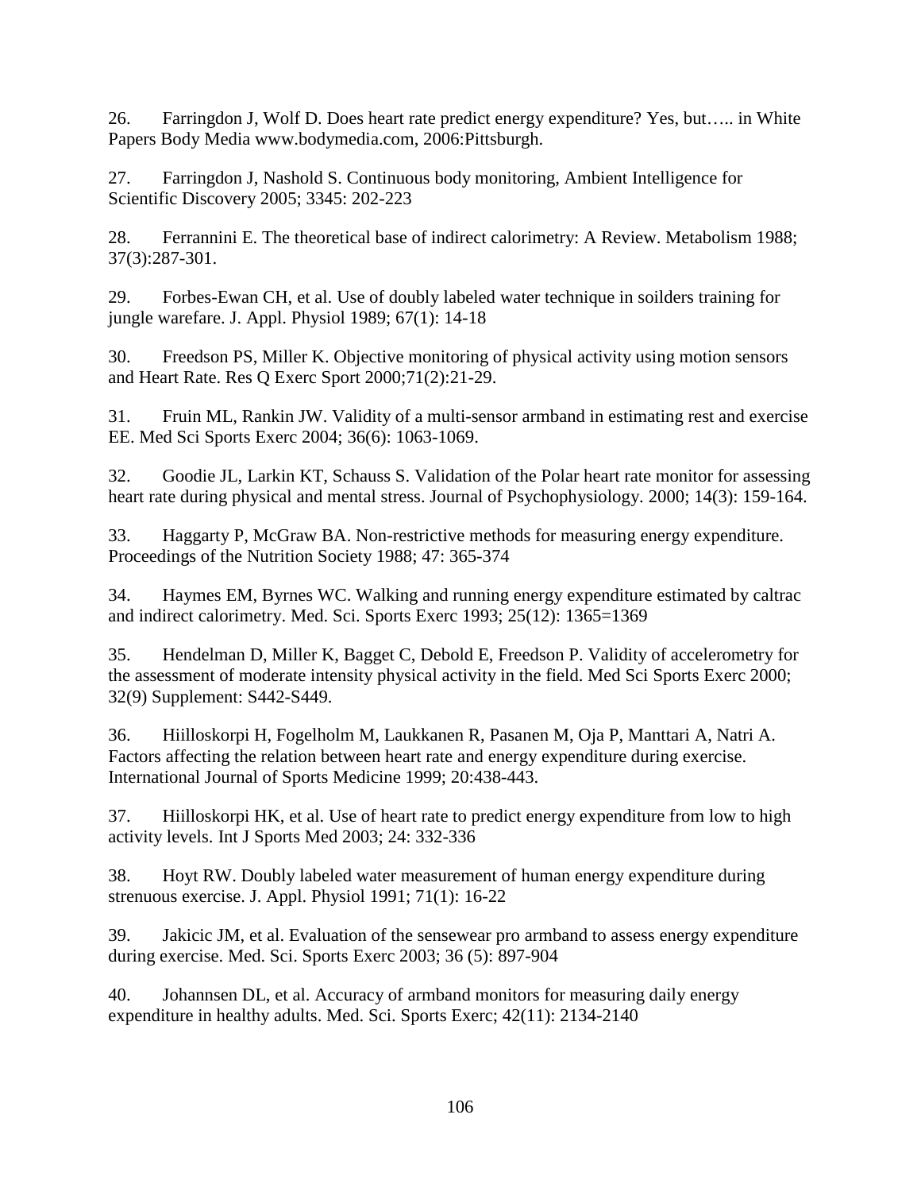26. Farringdon J, Wolf D. Does heart rate predict energy expenditure? Yes, but….. in White Papers Body Media www.bodymedia.com, 2006:Pittsburgh.

27. Farringdon J, Nashold S. Continuous body monitoring, Ambient Intelligence for Scientific Discovery 2005; 3345: 202-223

28. Ferrannini E. The theoretical base of indirect calorimetry: A Review. Metabolism 1988; 37(3):287-301.

29. Forbes-Ewan CH, et al. Use of doubly labeled water technique in soilders training for jungle warefare. J. Appl. Physiol 1989; 67(1): 14-18

30. Freedson PS, Miller K. Objective monitoring of physical activity using motion sensors and Heart Rate. Res Q Exerc Sport 2000;71(2):21-29.

31. Fruin ML, Rankin JW. Validity of a multi-sensor armband in estimating rest and exercise EE. Med Sci Sports Exerc 2004; 36(6): 1063-1069.

32. Goodie JL, Larkin KT, Schauss S. Validation of the Polar heart rate monitor for assessing heart rate during physical and mental stress. Journal of Psychophysiology. 2000; 14(3): 159-164.

33. Haggarty P, McGraw BA. Non-restrictive methods for measuring energy expenditure. Proceedings of the Nutrition Society 1988; 47: 365-374

34. Haymes EM, Byrnes WC. Walking and running energy expenditure estimated by caltrac and indirect calorimetry. Med. Sci. Sports Exerc 1993; 25(12): 1365=1369

35. Hendelman D, Miller K, Bagget C, Debold E, Freedson P. Validity of accelerometry for the assessment of moderate intensity physical activity in the field. Med Sci Sports Exerc 2000; 32(9) Supplement: S442-S449.

36. Hiilloskorpi H, Fogelholm M, Laukkanen R, Pasanen M, Oja P, Manttari A, Natri A. Factors affecting the relation between heart rate and energy expenditure during exercise. International Journal of Sports Medicine 1999; 20:438-443.

37. Hiilloskorpi HK, et al. Use of heart rate to predict energy expenditure from low to high activity levels. Int J Sports Med 2003; 24: 332-336

38. Hoyt RW. Doubly labeled water measurement of human energy expenditure during strenuous exercise. J. Appl. Physiol 1991; 71(1): 16-22

39. Jakicic JM, et al. Evaluation of the sensewear pro armband to assess energy expenditure during exercise. Med. Sci. Sports Exerc 2003; 36 (5): 897-904

40. Johannsen DL, et al. Accuracy of armband monitors for measuring daily energy expenditure in healthy adults. Med. Sci. Sports Exerc; 42(11): 2134-2140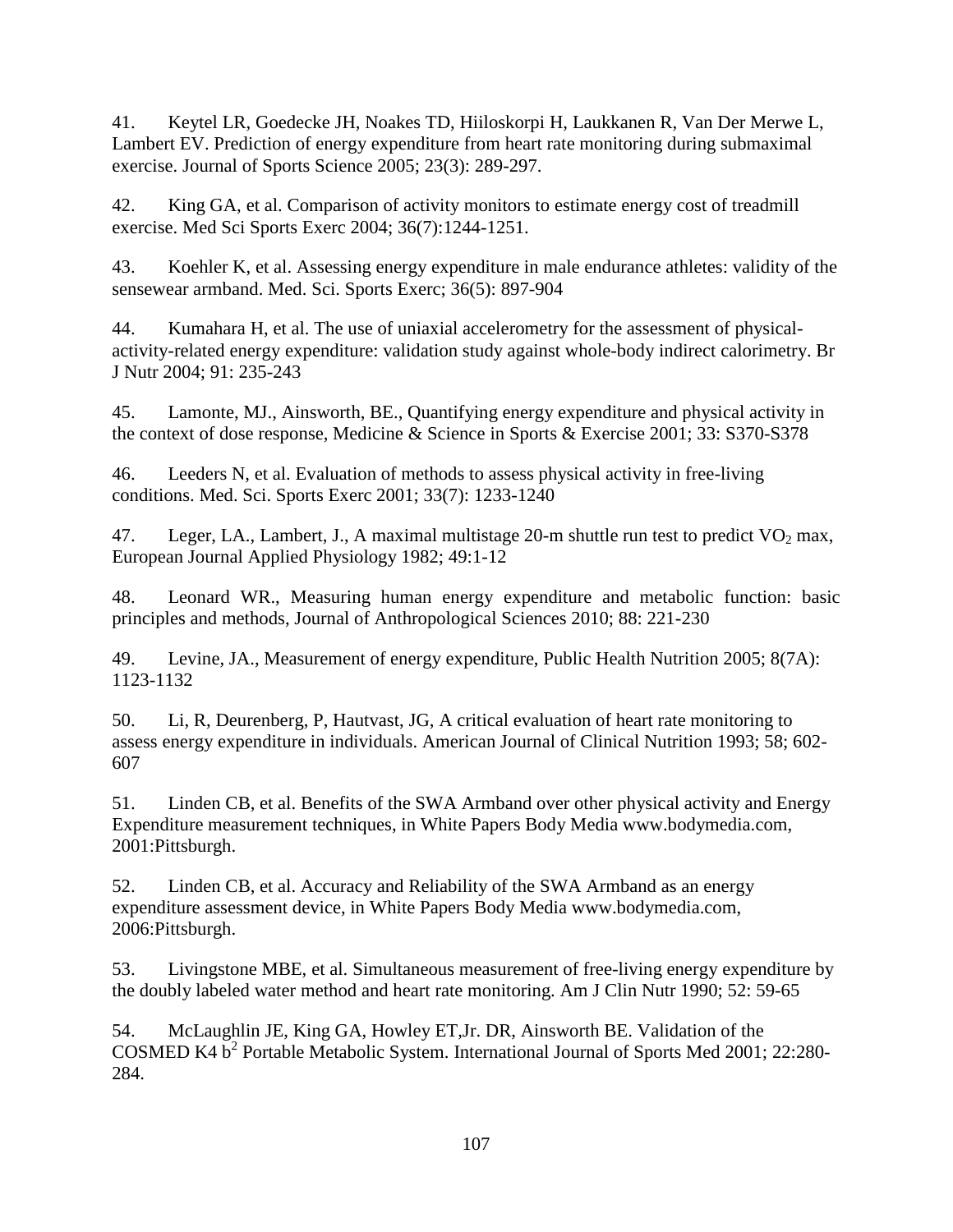41. Keytel LR, Goedecke JH, Noakes TD, Hiiloskorpi H, Laukkanen R, Van Der Merwe L, Lambert EV. Prediction of energy expenditure from heart rate monitoring during submaximal exercise. Journal of Sports Science 2005; 23(3): 289-297.

42. King GA, et al. Comparison of activity monitors to estimate energy cost of treadmill exercise. Med Sci Sports Exerc 2004; 36(7):1244-1251.

43. Koehler K, et al. Assessing energy expenditure in male endurance athletes: validity of the sensewear armband. Med. Sci. Sports Exerc; 36(5): 897-904

44. Kumahara H, et al. The use of uniaxial accelerometry for the assessment of physical-activity-related energy expenditure: validation study against whole-body indirect calorimetry. Br J Nutr 2004; 91: 235-243

45. Lamonte, MJ., Ainsworth, BE., Quantifying energy expenditure and physical activity in the context of dose response, Medicine & Science in Sports & Exercise 2001; 33: S370-S378

46. Leeders N, et al. Evaluation of methods to assess physical activity in free-living conditions. Med. Sci. Sports Exerc 2001; 33(7): 1233-1240

47. Leger, LA., Lambert, J., A maximal multistage 20-m shuttle run test to predict $VO_2$ max, European Journal Applied Physiology 1982; 49:1-12

48. Leonard WR., Measuring human energy expenditure and metabolic function: basic principles and methods, Journal of Anthropological Sciences 2010; 88: 221-230

49. Levine, JA., Measurement of energy expenditure, Public Health Nutrition 2005; 8(7A): 1123-1132

50. Li, R, Deurenberg, P, Hautvast, JG, A critical evaluation of heart rate monitoring to assess energy expenditure in individuals. American Journal of Clinical Nutrition 1993; 58; 602-607

51. Linden CB, et al. Benefits of the SWA Armband over other physical activity and Energy Expenditure measurement techniques, in White Papers Body Media www.bodymedia.com, 2001:Pittsburgh.

52. Linden CB, et al. Accuracy and Reliability of the SWA Armband as an energy expenditure assessment device, in White Papers Body Media www.bodymedia.com, 2006:Pittsburgh.

53. Livingstone MBE, et al. Simultaneous measurement of free-living energy expenditure by the doubly labeled water method and heart rate monitoring. Am J Clin Nutr 1990; 52: 59-65

54. McLaughlin JE, King GA, Howley ET,Jr. DR, Ainsworth BE. Validation of the COSMED K4 $b^2$ Portable Metabolic System. International Journal of Sports Med 2001; 22:280-284.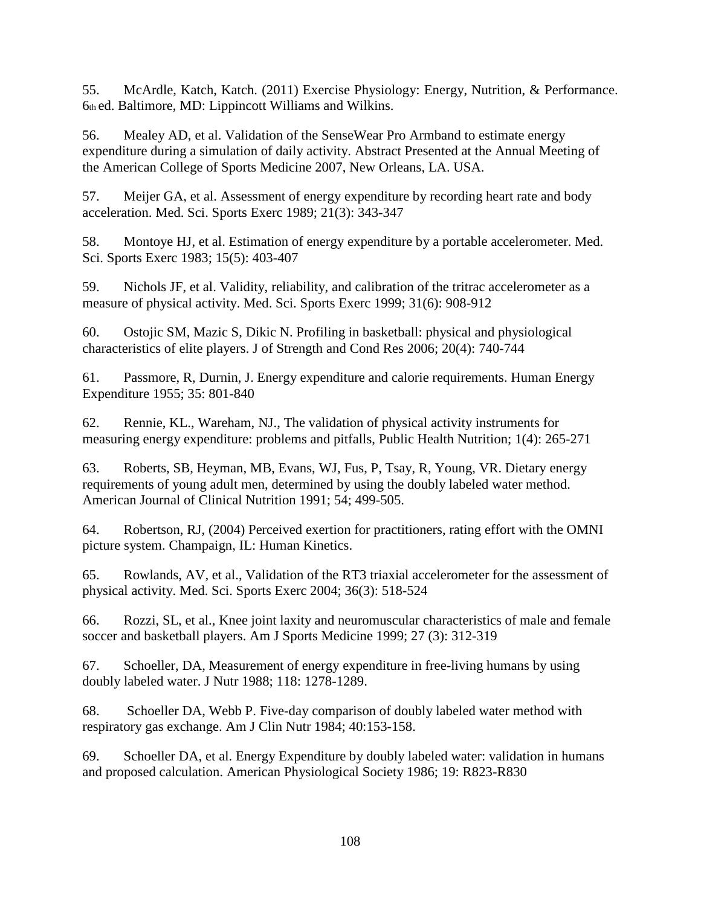55. McArdle, Katch, Katch. (2011) Exercise Physiology: Energy, Nutrition, & Performance. 6th ed. Baltimore, MD: Lippincott Williams and Wilkins.

56. Mealey AD, et al. Validation of the SenseWear Pro Armband to estimate energy expenditure during a simulation of daily activity. Abstract Presented at the Annual Meeting of the American College of Sports Medicine 2007, New Orleans, LA. USA.

57. Meijer GA, et al. Assessment of energy expenditure by recording heart rate and body acceleration. Med. Sci. Sports Exerc 1989; 21(3): 343-347

58. Montoye HJ, et al. Estimation of energy expenditure by a portable accelerometer. Med. Sci. Sports Exerc 1983; 15(5): 403-407

59. Nichols JF, et al. Validity, reliability, and calibration of the tritrac accelerometer as a measure of physical activity. Med. Sci. Sports Exerc 1999; 31(6): 908-912

60. Ostojic SM, Mazic S, Dikic N. Profiling in basketball: physical and physiological characteristics of elite players. J of Strength and Cond Res 2006; 20(4): 740-744

61. Passmore, R, Durnin, J. Energy expenditure and calorie requirements. Human Energy Expenditure 1955; 35: 801-840

62. Rennie, KL., Wareham, NJ., The validation of physical activity instruments for measuring energy expenditure: problems and pitfalls, Public Health Nutrition; 1(4): 265-271

63. Roberts, SB, Heyman, MB, Evans, WJ, Fus, P, Tsay, R, Young, VR. Dietary energy requirements of young adult men, determined by using the doubly labeled water method. American Journal of Clinical Nutrition 1991; 54; 499-505.

64. Robertson, RJ, (2004) Perceived exertion for practitioners, rating effort with the OMNI picture system. Champaign, IL: Human Kinetics.

65. Rowlands, AV, et al., Validation of the RT3 triaxial accelerometer for the assessment of physical activity. Med. Sci. Sports Exerc 2004; 36(3): 518-524

66. Rozzi, SL, et al., Knee joint laxity and neuromuscular characteristics of male and female soccer and basketball players. Am J Sports Medicine 1999; 27 (3): 312-319

67. Schoeller, DA, Measurement of energy expenditure in free-living humans by using doubly labeled water. J Nutr 1988; 118: 1278-1289.

68. Schoeller DA, Webb P. Five-day comparison of doubly labeled water method with respiratory gas exchange. Am J Clin Nutr 1984; 40:153-158.

69. Schoeller DA, et al. Energy Expenditure by doubly labeled water: validation in humans and proposed calculation. American Physiological Society 1986; 19: R823-R830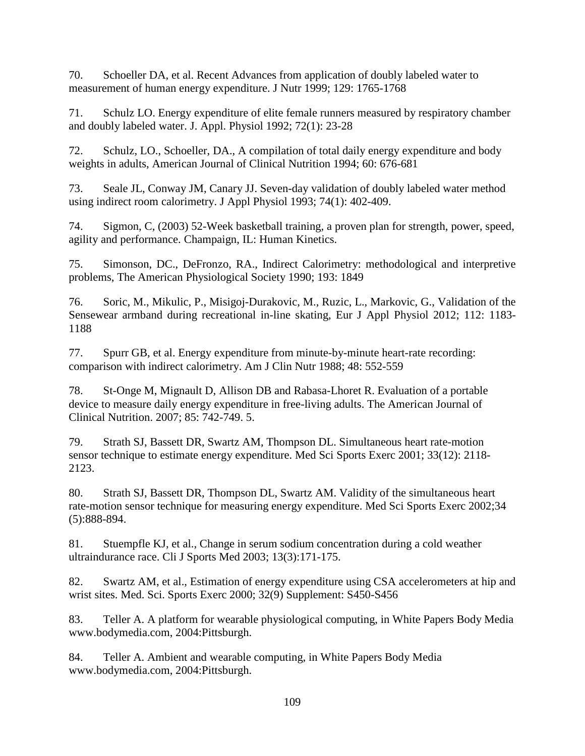70. Schoeller DA, et al. Recent Advances from application of doubly labeled water to measurement of human energy expenditure. J Nutr 1999; 129: 1765-1768

71. Schulz LO. Energy expenditure of elite female runners measured by respiratory chamber and doubly labeled water. J. Appl. Physiol 1992; 72(1): 23-28

72. Schulz, LO., Schoeller, DA., A compilation of total daily energy expenditure and body weights in adults, American Journal of Clinical Nutrition 1994; 60: 676-681

73. Seale JL, Conway JM, Canary JJ. Seven-day validation of doubly labeled water method using indirect room calorimetry. J Appl Physiol 1993; 74(1): 402-409.

74. Sigmon, C, (2003) 52-Week basketball training, a proven plan for strength, power, speed, agility and performance. Champaign, IL: Human Kinetics.

75. Simonson, DC., DeFronzo, RA., Indirect Calorimetry: methodological and interpretive problems, The American Physiological Society 1990; 193: 1849

76. Soric, M., Mikulic, P., Misigoj-Durakovic, M., Ruzic, L., Markovic, G., Validation of the Sensewear armband during recreational in-line skating, Eur J Appl Physiol 2012; 112: 1183-1188

77. Spurr GB, et al. Energy expenditure from minute-by-minute heart-rate recording: comparison with indirect calorimetry. Am J Clin Nutr 1988; 48: 552-559

78. St-Onge M, Mignault D, Allison DB and Rabasa-Lhoret R. Evaluation of a portable device to measure daily energy expenditure in free-living adults. The American Journal of Clinical Nutrition. 2007; 85: 742-749. 5.

79. Strath SJ, Bassett DR, Swartz AM, Thompson DL. Simultaneous heart rate-motion sensor technique to estimate energy expenditure. Med Sci Sports Exerc 2001; 33(12): 2118-2123.

80. Strath SJ, Bassett DR, Thompson DL, Swartz AM. Validity of the simultaneous heart rate-motion sensor technique for measuring energy expenditure. Med Sci Sports Exerc 2002;34 (5):888-894.

81. Stuempfle KJ, et al., Change in serum sodium concentration during a cold weather ultraindurance race. Cli J Sports Med 2003; 13(3):171-175.

82. Swartz AM, et al., Estimation of energy expenditure using CSA accelerometers at hip and wrist sites. Med. Sci. Sports Exerc 2000; 32(9) Supplement: S450-S456

83. Teller A. A platform for wearable physiological computing, in White Papers Body Media www.bodymedia.com, 2004:Pittsburgh.

84. Teller A. Ambient and wearable computing, in White Papers Body Media www.bodymedia.com, 2004:Pittsburgh.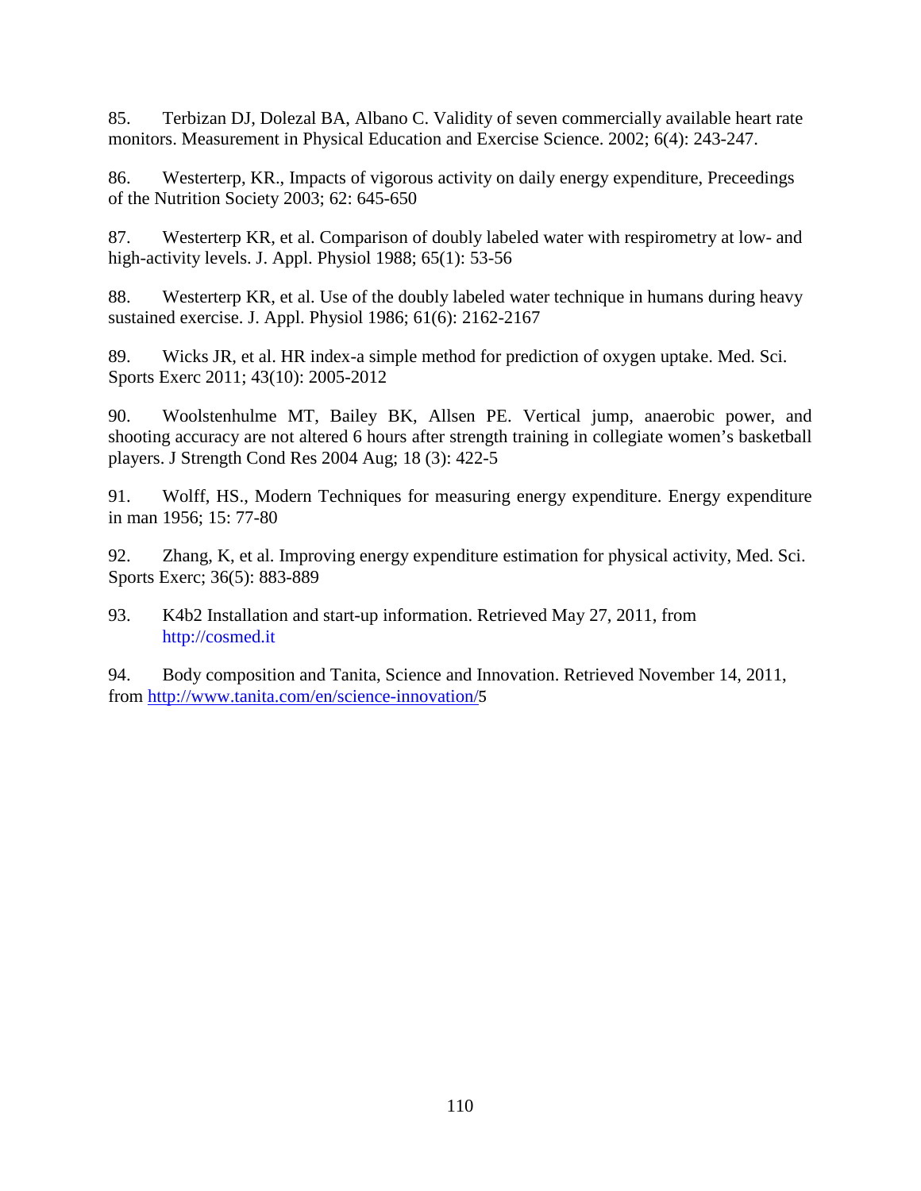85. Terbizan DJ, Dolezal BA, Albano C. Validity of seven commercially available heart rate monitors. Measurement in Physical Education and Exercise Science. 2002; 6(4): 243-247.

86. Westerterp, KR., Impacts of vigorous activity on daily energy expenditure, Preceedings of the Nutrition Society 2003; 62: 645-650

87. Westerterp KR, et al. Comparison of doubly labeled water with respirometry at low- and high-activity levels. J. Appl. Physiol 1988; 65(1): 53-56

88. Westerterp KR, et al. Use of the doubly labeled water technique in humans during heavy sustained exercise. J. Appl. Physiol 1986; 61(6): 2162-2167

89. Wicks JR, et al. HR index-a simple method for prediction of oxygen uptake. Med. Sci. Sports Exerc 2011; 43(10): 2005-2012

90. Woolstenhulme MT, Bailey BK, Allsen PE. Vertical jump, anaerobic power, and shooting accuracy are not altered 6 hours after strength training in collegiate women's basketball players. J Strength Cond Res 2004 Aug; 18 (3): 422-5

91. Wolff, HS., Modern Techniques for measuring energy expenditure. Energy expenditure in man 1956; 15: 77-80

92. Zhang, K, et al. Improving energy expenditure estimation for physical activity, Med. Sci. Sports Exerc; 36(5): 883-889

93. K4b2 Installation and start-up information. Retrieved May 27, 2011, from http://cosmed.it

94. Body composition and Tanita, Science and Innovation. Retrieved November 14, 2011, from http://www.tanita.com/en/science-innovation/5